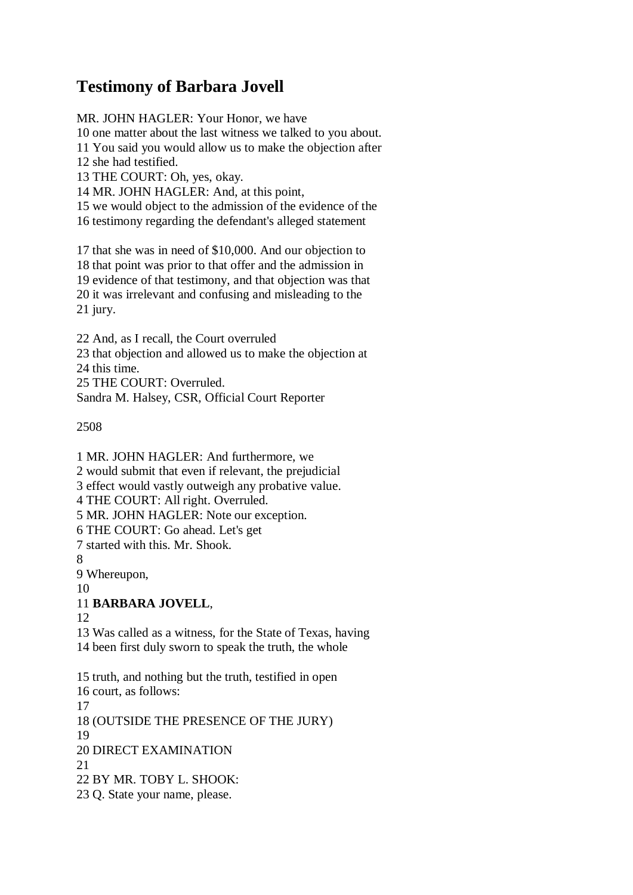# Testimony of Barbara Jovell

MR. JOHN HAGLER: Your Honor, we have
10 one matter about the last witness we talked to you about.
11 You said you would allow us to make the objection after
12 she had testified.
13 THE COURT: Oh, yes, okay.
14 MR. JOHN HAGLER: And, at this point,
15 we would object to the admission of the evidence of the
16 testimony regarding the defendant's alleged statement

17 that she was in need of $10,000. And our objection to
18 that point was prior to that offer and the admission in
19 evidence of that testimony, and that objection was that
20 it was irrelevant and confusing and misleading to the
21 jury.

22 And, as I recall, the Court overruled
23 that objection and allowed us to make the objection at
24 this time.
25 THE COURT: Overruled.
Sandra M. Halsey, CSR, Official Court Reporter

2508

1 MR. JOHN HAGLER: And furthermore, we
2 would submit that even if relevant, the prejudicial
3 effect would vastly outweigh any probative value.
4 THE COURT: All right. Overruled.
5 MR. JOHN HAGLER: Note our exception.
6 THE COURT: Go ahead. Let's get
7 started with this. Mr. Shook.
8
9 Whereupon,
10
11 **BARBARA JOVELL**,
12
13 Was called as a witness, for the State of Texas, having
14 been first duly sworn to speak the truth, the whole

15 truth, and nothing but the truth, testified in open
16 court, as follows:
17
18 (OUTSIDE THE PRESENCE OF THE JURY)
19
20 DIRECT EXAMINATION
21
22 BY MR. TOBY L. SHOOK:
23 Q. State your name, please.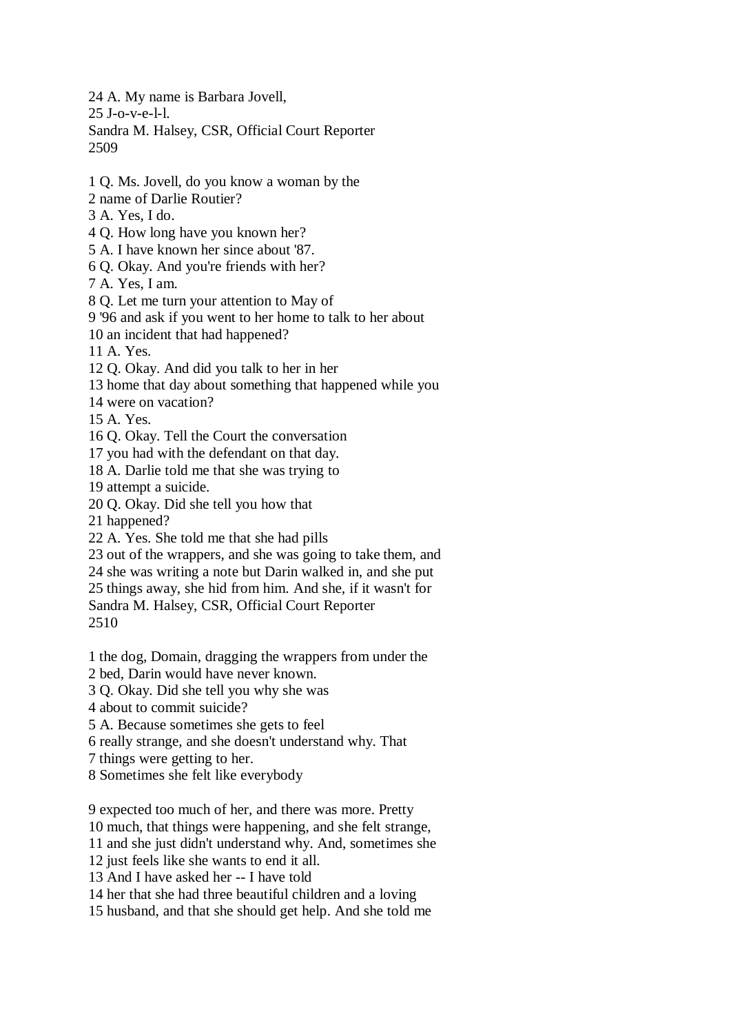24 A. My name is Barbara Jovell,
25 J-o-v-e-l-l.

1 Q. Ms. Jovell, do you know a woman by the
2 name of Darlie Routier?
3 A. Yes, I do.
4 Q. How long have you known her?
5 A. I have known her since about '87.
6 Q. Okay. And you're friends with her?
7 A. Yes, I am.
8 Q. Let me turn your attention to May of
9 '96 and ask if you went to her home to talk to her about
10 an incident that had happened?
11 A. Yes.
12 Q. Okay. And did you talk to her in her
13 home that day about something that happened while you
14 were on vacation?
15 A. Yes.
16 Q. Okay. Tell the Court the conversation
17 you had with the defendant on that day.
18 A. Darlie told me that she was trying to
19 attempt a suicide.
20 Q. Okay. Did she tell you how that
21 happened?
22 A. Yes. She told me that she had pills
23 out of the wrappers, and she was going to take them, and
24 she was writing a note but Darin walked in, and she put
25 things away, she hid from him. And she, if it wasn't for

1 the dog, Domain, dragging the wrappers from under the
2 bed, Darin would have never known.
3 Q. Okay. Did she tell you why she was
4 about to commit suicide?
5 A. Because sometimes she gets to feel
6 really strange, and she doesn't understand why. That
7 things were getting to her.
8 Sometimes she felt like everybody
9 expected too much of her, and there was more. Pretty
10 much, that things were happening, and she felt strange,
11 and she just didn't understand why. And, sometimes she
12 just feels like she wants to end it all.
13 And I have asked her -- I have told
14 her that she had three beautiful children and a loving
15 husband, and that she should get help. And she told me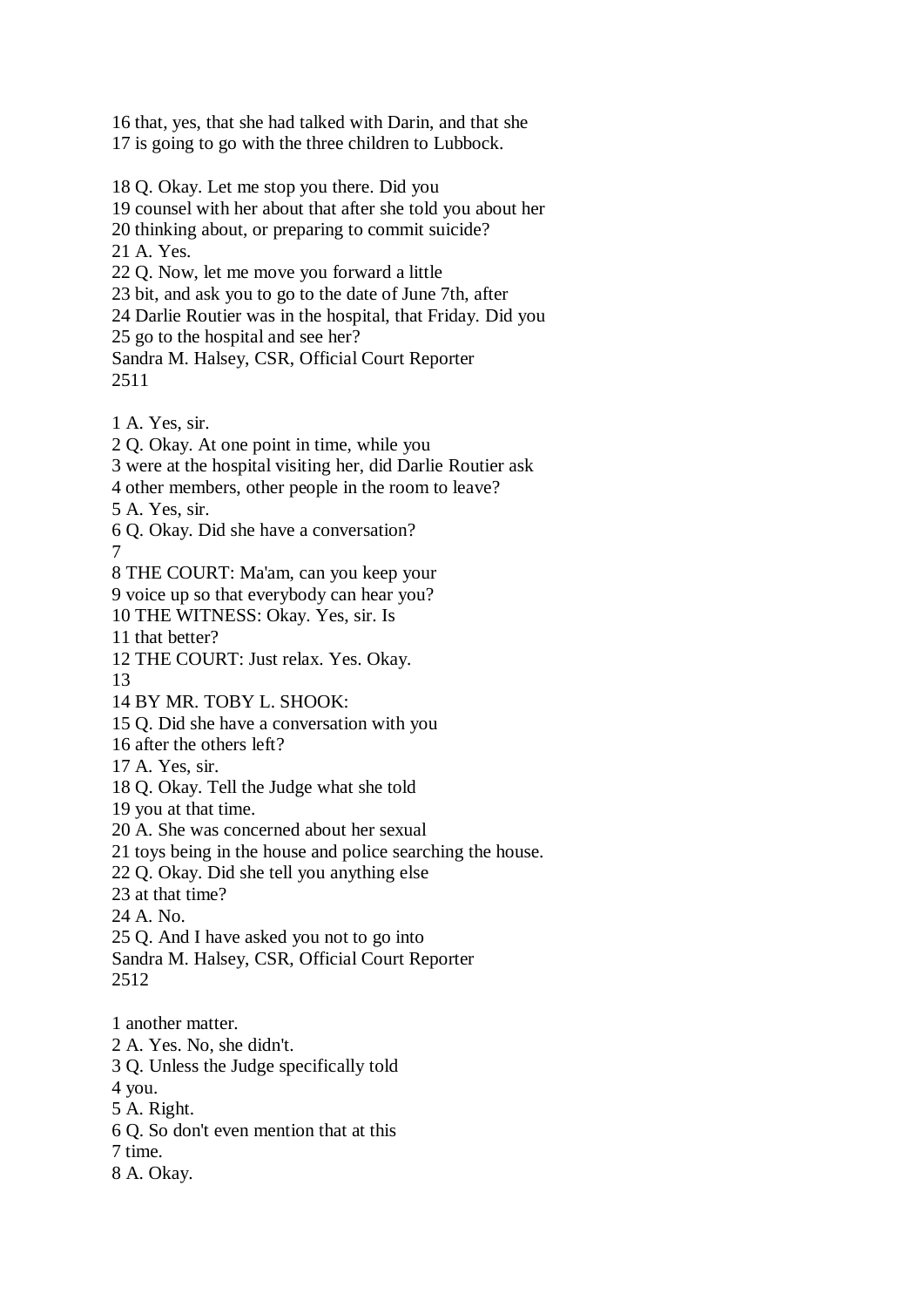16 that, yes, that she had talked with Darin, and that she
17 is going to go with the three children to Lubbock.

18 Q. Okay. Let me stop you there. Did you
19 counsel with her about that after she told you about her
20 thinking about, or preparing to commit suicide?
21 A. Yes.
22 Q. Now, let me move you forward a little
23 bit, and ask you to go to the date of June 7th, after
24 Darlie Routier was in the hospital, that Friday. Did you
25 go to the hospital and see her?
Sandra M. Halsey, CSR, Official Court Reporter
2511

1 A. Yes, sir.
2 Q. Okay. At one point in time, while you
3 were at the hospital visiting her, did Darlie Routier ask
4 other members, other people in the room to leave?
5 A. Yes, sir.
6 Q. Okay. Did she have a conversation?
7
8 THE COURT: Ma'am, can you keep your
9 voice up so that everybody can hear you?
10 THE WITNESS: Okay. Yes, sir. Is
11 that better?
12 THE COURT: Just relax. Yes. Okay.
13
14 BY MR. TOBY L. SHOOK:
15 Q. Did she have a conversation with you
16 after the others left?
17 A. Yes, sir.
18 Q. Okay. Tell the Judge what she told
19 you at that time.
20 A. She was concerned about her sexual
21 toys being in the house and police searching the house.
22 Q. Okay. Did she tell you anything else
23 at that time?
24 A. No.
25 Q. And I have asked you not to go into
Sandra M. Halsey, CSR, Official Court Reporter
2512

1 another matter.
2 A. Yes. No, she didn't.
3 Q. Unless the Judge specifically told
4 you.
5 A. Right.
6 Q. So don't even mention that at this
7 time.
8 A. Okay.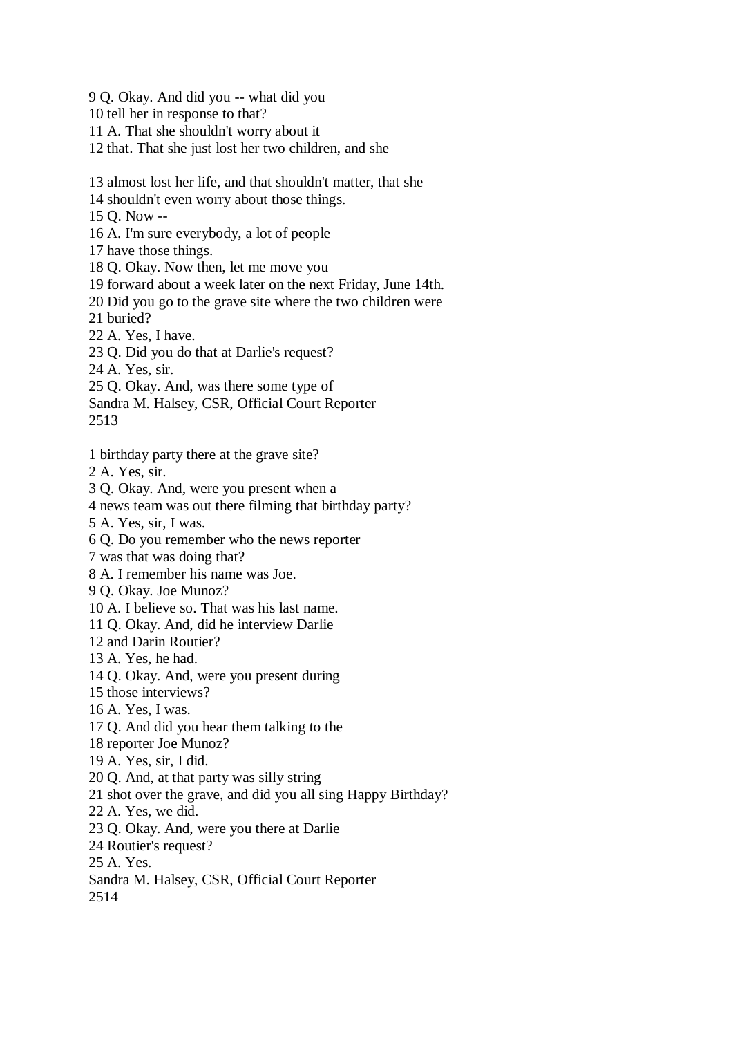9 Q. Okay. And did you -- what did you
10 tell her in response to that?
11 A. That she shouldn't worry about it
12 that. That she just lost her two children, and she

13 almost lost her life, and that shouldn't matter, that she
14 shouldn't even worry about those things.
15 Q. Now --
16 A. I'm sure everybody, a lot of people
17 have those things.
18 Q. Okay. Now then, let me move you
19 forward about a week later on the next Friday, June 14th.
20 Did you go to the grave site where the two children were
21 buried?
22 A. Yes, I have.
23 Q. Did you do that at Darlie's request?
24 A. Yes, sir.
25 Q. Okay. And, was there some type of
Sandra M. Halsey, CSR, Official Court Reporter
2513

1 birthday party there at the grave site?
2 A. Yes, sir.
3 Q. Okay. And, were you present when a
4 news team was out there filming that birthday party?
5 A. Yes, sir, I was.
6 Q. Do you remember who the news reporter
7 was that was doing that?
8 A. I remember his name was Joe.
9 Q. Okay. Joe Munoz?
10 A. I believe so. That was his last name.
11 Q. Okay. And, did he interview Darlie
12 and Darin Routier?
13 A. Yes, he had.
14 Q. Okay. And, were you present during
15 those interviews?
16 A. Yes, I was.
17 Q. And did you hear them talking to the
18 reporter Joe Munoz?
19 A. Yes, sir, I did.
20 Q. And, at that party was silly string
21 shot over the grave, and did you all sing Happy Birthday?
22 A. Yes, we did.
23 Q. Okay. And, were you there at Darlie
24 Routier's request?
25 A. Yes.
Sandra M. Halsey, CSR, Official Court Reporter
2514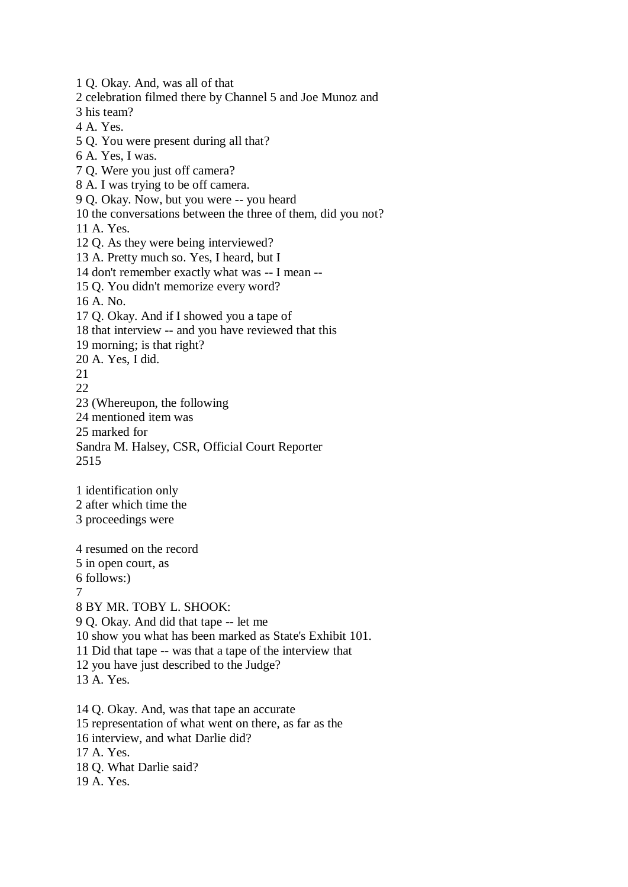1 Q. Okay. And, was all of that
2 celebration filmed there by Channel 5 and Joe Munoz and
3 his team?
4 A. Yes.
5 Q. You were present during all that?
6 A. Yes, I was.
7 Q. Were you just off camera?
8 A. I was trying to be off camera.
9 Q. Okay. Now, but you were -- you heard
10 the conversations between the three of them, did you not?
11 A. Yes.
12 Q. As they were being interviewed?
13 A. Pretty much so. Yes, I heard, but I
14 don't remember exactly what was -- I mean --
15 Q. You didn't memorize every word?
16 A. No.
17 Q. Okay. And if I showed you a tape of
18 that interview -- and you have reviewed that this
19 morning; is that right?
20 A. Yes, I did.
21
22
23 (Whereupon, the following
24 mentioned item was
25 marked for
Sandra M. Halsey, CSR, Official Court Reporter

1 identification only
2 after which time the
3 proceedings were

4 resumed on the record
5 in open court, as
6 follows:)
7
8 BY MR. TOBY L. SHOOK:
9 Q. Okay. And did that tape -- let me
10 show you what has been marked as State's Exhibit 101.
11 Did that tape -- was that a tape of the interview that
12 you have just described to the Judge?
13 A. Yes.

14 Q. Okay. And, was that tape an accurate
15 representation of what went on there, as far as the
16 interview, and what Darlie did?
17 A. Yes.
18 Q. What Darlie said?
19 A. Yes.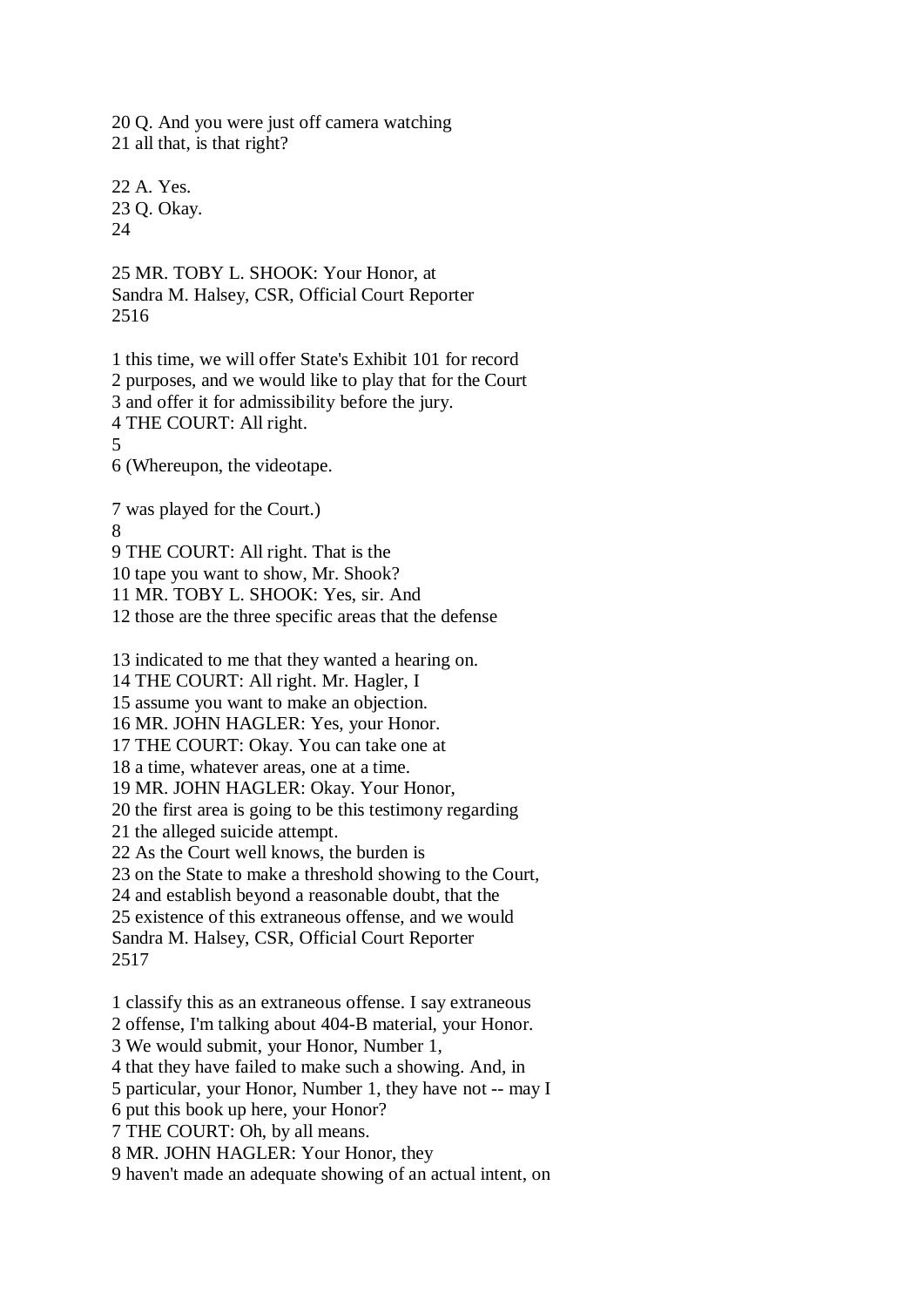20 Q. And you were just off camera watching
21 all that, is that right?

22 A. Yes.
23 Q. Okay.
24

25 MR. TOBY L. SHOOK: Your Honor, at

1 this time, we will offer State's Exhibit 101 for record
2 purposes, and we would like to play that for the Court
3 and offer it for admissibility before the jury.
4 THE COURT: All right.
5
6 (Whereupon, the videotape.

7 was played for the Court.)
8
9 THE COURT: All right. That is the
10 tape you want to show, Mr. Shook?
11 MR. TOBY L. SHOOK: Yes, sir. And
12 those are the three specific areas that the defense

13 indicated to me that they wanted a hearing on.
14 THE COURT: All right. Mr. Hagler, I
15 assume you want to make an objection.
16 MR. JOHN HAGLER: Yes, your Honor.
17 THE COURT: Okay. You can take one at
18 a time, whatever areas, one at a time.
19 MR. JOHN HAGLER: Okay. Your Honor,
20 the first area is going to be this testimony regarding
21 the alleged suicide attempt.
22 As the Court well knows, the burden is
23 on the State to make a threshold showing to the Court,
24 and establish beyond a reasonable doubt, that the
25 existence of this extraneous offense, and we would

1 classify this as an extraneous offense. I say extraneous
2 offense, I'm talking about 404-B material, your Honor.
3 We would submit, your Honor, Number 1,
4 that they have failed to make such a showing. And, in
5 particular, your Honor, Number 1, they have not -- may I
6 put this book up here, your Honor?
7 THE COURT: Oh, by all means.
8 MR. JOHN HAGLER: Your Honor, they
9 haven't made an adequate showing of an actual intent, on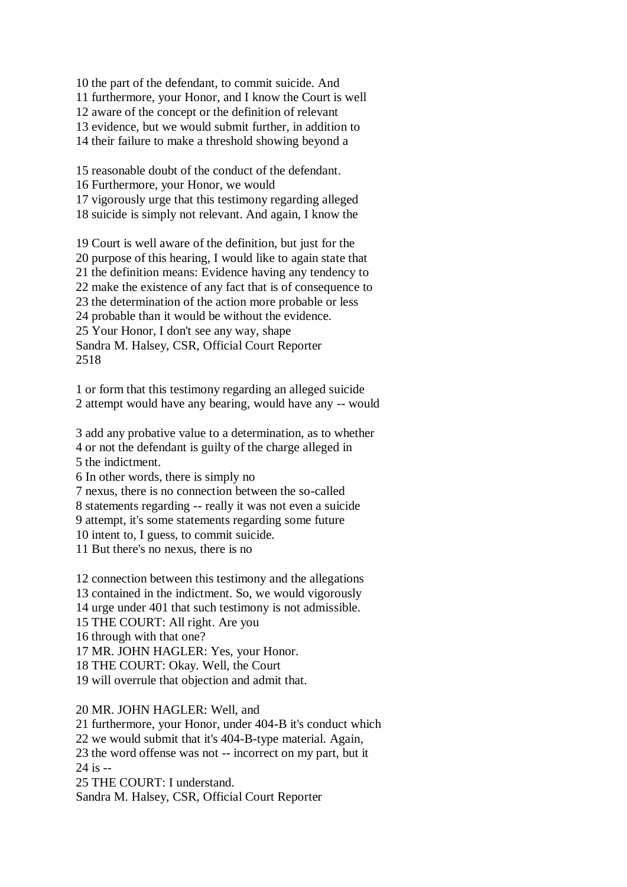10 the part of the defendant, to commit suicide. And
11 furthermore, your Honor, and I know the Court is well
12 aware of the concept or the definition of relevant
13 evidence, but we would submit further, in addition to
14 their failure to make a threshold showing beyond a

15 reasonable doubt of the conduct of the defendant.
16 Furthermore, your Honor, we would
17 vigorously urge that this testimony regarding alleged
18 suicide is simply not relevant. And again, I know the

19 Court is well aware of the definition, but just for the
20 purpose of this hearing, I would like to again state that
21 the definition means: Evidence having any tendency to
22 make the existence of any fact that is of consequence to
23 the determination of the action more probable or less
24 probable than it would be without the evidence.
25 Your Honor, I don't see any way, shape
Sandra M. Halsey, CSR, Official Court Reporter
2518

1 or form that this testimony regarding an alleged suicide
2 attempt would have any bearing, would have any -- would

3 add any probative value to a determination, as to whether
4 or not the defendant is guilty of the charge alleged in
5 the indictment.
6 In other words, there is simply no
7 nexus, there is no connection between the so-called
8 statements regarding -- really it was not even a suicide
9 attempt, it's some statements regarding some future
10 intent to, I guess, to commit suicide.
11 But there's no nexus, there is no

12 connection between this testimony and the allegations
13 contained in the indictment. So, we would vigorously
14 urge under 401 that such testimony is not admissible.
15 THE COURT: All right. Are you
16 through with that one?
17 MR. JOHN HAGLER: Yes, your Honor.
18 THE COURT: Okay. Well, the Court
19 will overrule that objection and admit that.

20 MR. JOHN HAGLER: Well, and
21 furthermore, your Honor, under 404-B it's conduct which
22 we would submit that it's 404-B-type material. Again,
23 the word offense was not -- incorrect on my part, but it
24 is --
25 THE COURT: I understand.
Sandra M. Halsey, CSR, Official Court Reporter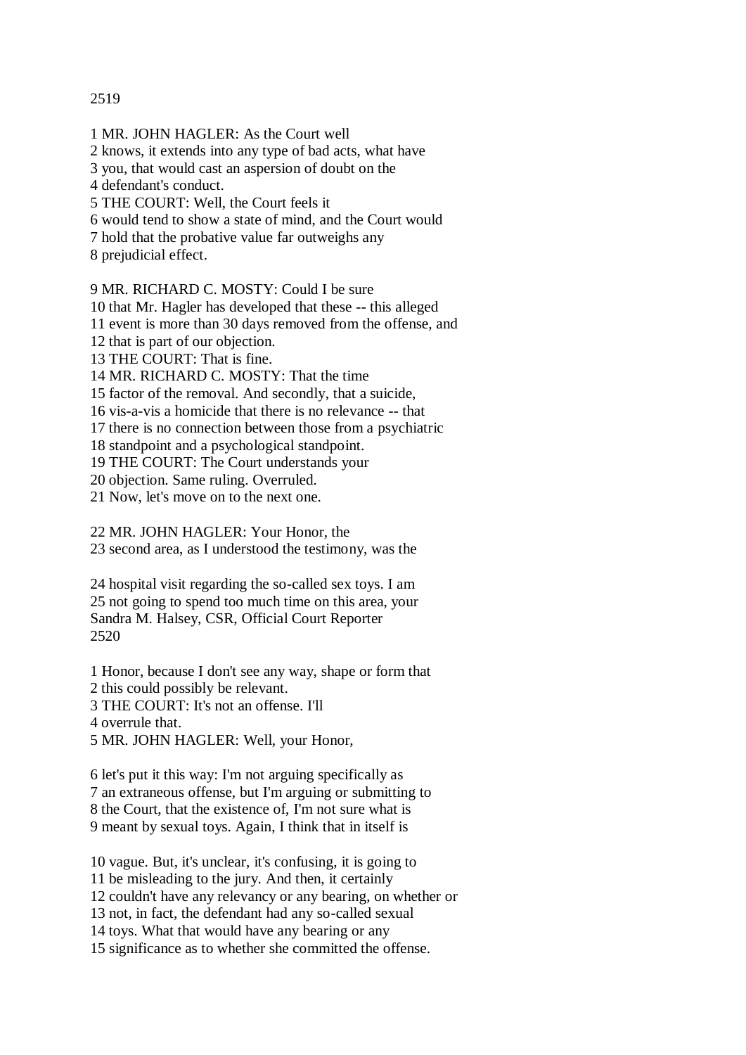1 MR. JOHN HAGLER: As the Court well
2 knows, it extends into any type of bad acts, what have
3 you, that would cast an aspersion of doubt on the
4 defendant's conduct.
5 THE COURT: Well, the Court feels it
6 would tend to show a state of mind, and the Court would
7 hold that the probative value far outweighs any
8 prejudicial effect.

9 MR. RICHARD C. MOSTY: Could I be sure
10 that Mr. Hagler has developed that these -- this alleged
11 event is more than 30 days removed from the offense, and
12 that is part of our objection.
13 THE COURT: That is fine.
14 MR. RICHARD C. MOSTY: That the time
15 factor of the removal. And secondly, that a suicide,
16 vis-a-vis a homicide that there is no relevance -- that
17 there is no connection between those from a psychiatric
18 standpoint and a psychological standpoint.
19 THE COURT: The Court understands your
20 objection. Same ruling. Overruled.
21 Now, let's move on to the next one.

22 MR. JOHN HAGLER: Your Honor, the
23 second area, as I understood the testimony, was the

24 hospital visit regarding the so-called sex toys. I am
25 not going to spend too much time on this area, your

Sandra M. Halsey, CSR, Official Court Reporter

1 Honor, because I don't see any way, shape or form that
2 this could possibly be relevant.
3 THE COURT: It's not an offense. I'll
4 overrule that.
5 MR. JOHN HAGLER: Well, your Honor,

6 let's put it this way: I'm not arguing specifically as
7 an extraneous offense, but I'm arguing or submitting to
8 the Court, that the existence of, I'm not sure what is
9 meant by sexual toys. Again, I think that in itself is

10 vague. But, it's unclear, it's confusing, it is going to
11 be misleading to the jury. And then, it certainly
12 couldn't have any relevancy or any bearing, on whether or
13 not, in fact, the defendant had any so-called sexual
14 toys. What that would have any bearing or any
15 significance as to whether she committed the offense.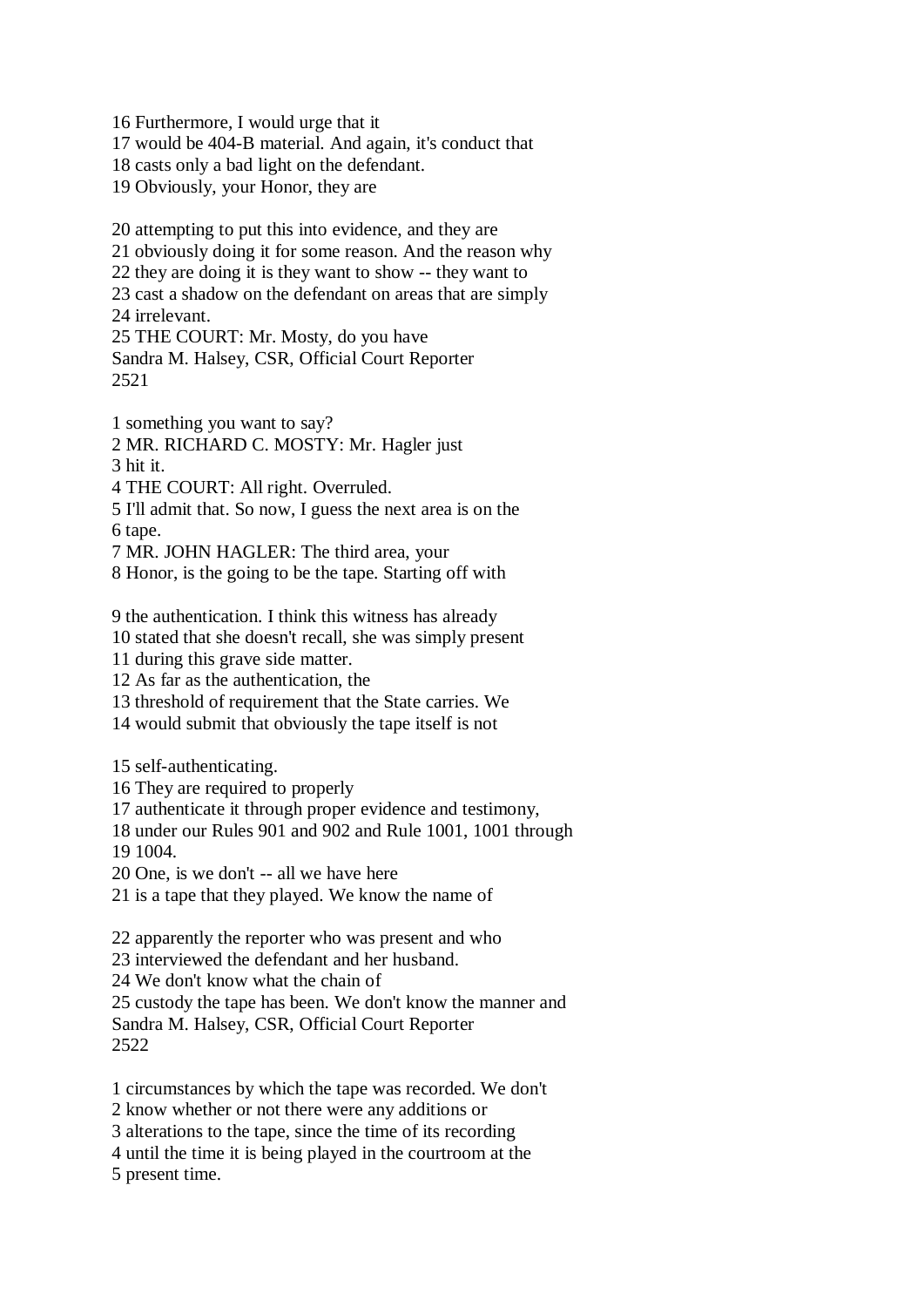16 Furthermore, I would urge that it
17 would be 404-B material. And again, it's conduct that
18 casts only a bad light on the defendant.
19 Obviously, your Honor, they are

20 attempting to put this into evidence, and they are
21 obviously doing it for some reason. And the reason why
22 they are doing it is they want to show -- they want to
23 cast a shadow on the defendant on areas that are simply
24 irrelevant.
25 THE COURT: Mr. Mosty, do you have
Sandra M. Halsey, CSR, Official Court Reporter
2521

1 something you want to say?
2 MR. RICHARD C. MOSTY: Mr. Hagler just
3 hit it.
4 THE COURT: All right. Overruled.
5 I'll admit that. So now, I guess the next area is on the
6 tape.
7 MR. JOHN HAGLER: The third area, your
8 Honor, is the going to be the tape. Starting off with

9 the authentication. I think this witness has already
10 stated that she doesn't recall, she was simply present
11 during this grave side matter.
12 As far as the authentication, the
13 threshold of requirement that the State carries. We
14 would submit that obviously the tape itself is not

15 self-authenticating.
16 They are required to properly
17 authenticate it through proper evidence and testimony,
18 under our Rules 901 and 902 and Rule 1001, 1001 through
19 1004.
20 One, is we don't -- all we have here
21 is a tape that they played. We know the name of

22 apparently the reporter who was present and who
23 interviewed the defendant and her husband.
24 We don't know what the chain of
25 custody the tape has been. We don't know the manner and
Sandra M. Halsey, CSR, Official Court Reporter
2522

1 circumstances by which the tape was recorded. We don't
2 know whether or not there were any additions or
3 alterations to the tape, since the time of its recording
4 until the time it is being played in the courtroom at the
5 present time.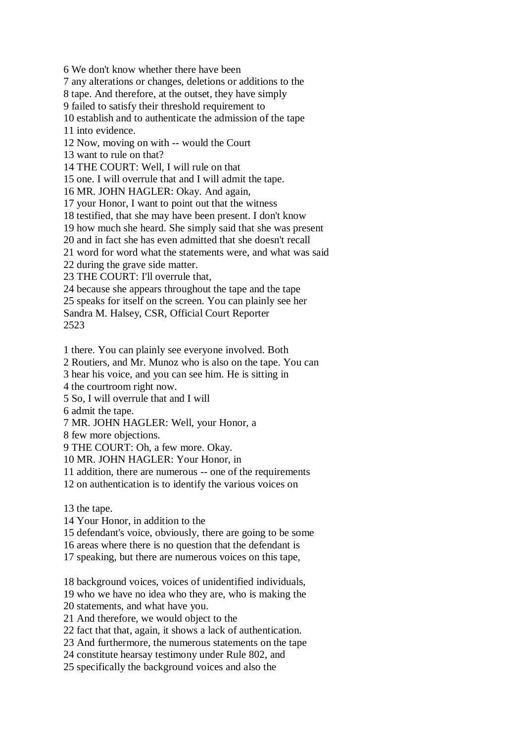6 We don't know whether there have been
7 any alterations or changes, deletions or additions to the
8 tape. And therefore, at the outset, they have simply
9 failed to satisfy their threshold requirement to
10 establish and to authenticate the admission of the tape
11 into evidence.
12 Now, moving on with -- would the Court
13 want to rule on that?
14 THE COURT: Well, I will rule on that
15 one. I will overrule that and I will admit the tape.
16 MR. JOHN HAGLER: Okay. And again,
17 your Honor, I want to point out that the witness
18 testified, that she may have been present. I don't know
19 how much she heard. She simply said that she was present
20 and in fact she has even admitted that she doesn't recall
21 word for word what the statements were, and what was said
22 during the grave side matter.
23 THE COURT: I'll overrule that,
24 because she appears throughout the tape and the tape
25 speaks for itself on the screen. You can plainly see her
Sandra M. Halsey, CSR, Official Court Reporter
2523

1 there. You can plainly see everyone involved. Both
2 Routiers, and Mr. Munoz who is also on the tape. You can
3 hear his voice, and you can see him. He is sitting in
4 the courtroom right now.
5 So, I will overrule that and I will
6 admit the tape.
7 MR. JOHN HAGLER: Well, your Honor, a
8 few more objections.
9 THE COURT: Oh, a few more. Okay.
10 MR. JOHN HAGLER: Your Honor, in
11 addition, there are numerous -- one of the requirements
12 on authentication is to identify the various voices on

13 the tape.
14 Your Honor, in addition to the
15 defendant's voice, obviously, there are going to be some
16 areas where there is no question that the defendant is
17 speaking, but there are numerous voices on this tape,

18 background voices, voices of unidentified individuals,
19 who we have no idea who they are, who is making the
20 statements, and what have you.
21 And therefore, we would object to the
22 fact that that, again, it shows a lack of authentication.
23 And furthermore, the numerous statements on the tape
24 constitute hearsay testimony under Rule 802, and
25 specifically the background voices and also the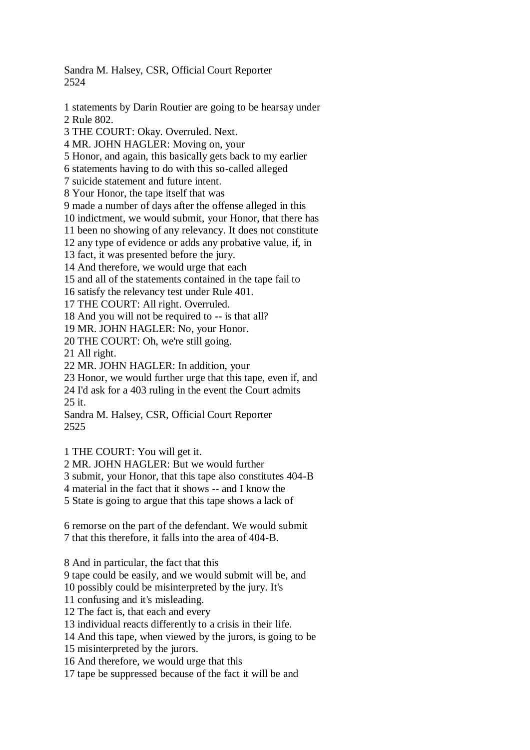1 statements by Darin Routier are going to be hearsay under
2 Rule 802.
3 THE COURT: Okay. Overruled. Next.
4 MR. JOHN HAGLER: Moving on, your
5 Honor, and again, this basically gets back to my earlier
6 statements having to do with this so-called alleged
7 suicide statement and future intent.
8 Your Honor, the tape itself that was
9 made a number of days after the offense alleged in this
10 indictment, we would submit, your Honor, that there has
11 been no showing of any relevancy. It does not constitute
12 any type of evidence or adds any probative value, if, in
13 fact, it was presented before the jury.
14 And therefore, we would urge that each
15 and all of the statements contained in the tape fail to
16 satisfy the relevancy test under Rule 401.
17 THE COURT: All right. Overruled.
18 And you will not be required to -- is that all?
19 MR. JOHN HAGLER: No, your Honor.
20 THE COURT: Oh, we're still going.
21 All right.
22 MR. JOHN HAGLER: In addition, your
23 Honor, we would further urge that this tape, even if, and
24 I'd ask for a 403 ruling in the event the Court admits
25 it.

1 THE COURT: You will get it.
2 MR. JOHN HAGLER: But we would further
3 submit, your Honor, that this tape also constitutes 404-B
4 material in the fact that it shows -- and I know the
5 State is going to argue that this tape shows a lack of
6 remorse on the part of the defendant. We would submit
7 that this therefore, it falls into the area of 404-B.
8 And in particular, the fact that this
9 tape could be easily, and we would submit will be, and
10 possibly could be misinterpreted by the jury. It's
11 confusing and it's misleading.
12 The fact is, that each and every
13 individual reacts differently to a crisis in their life.
14 And this tape, when viewed by the jurors, is going to be
15 misinterpreted by the jurors.
16 And therefore, we would urge that this
17 tape be suppressed because of the fact it will be and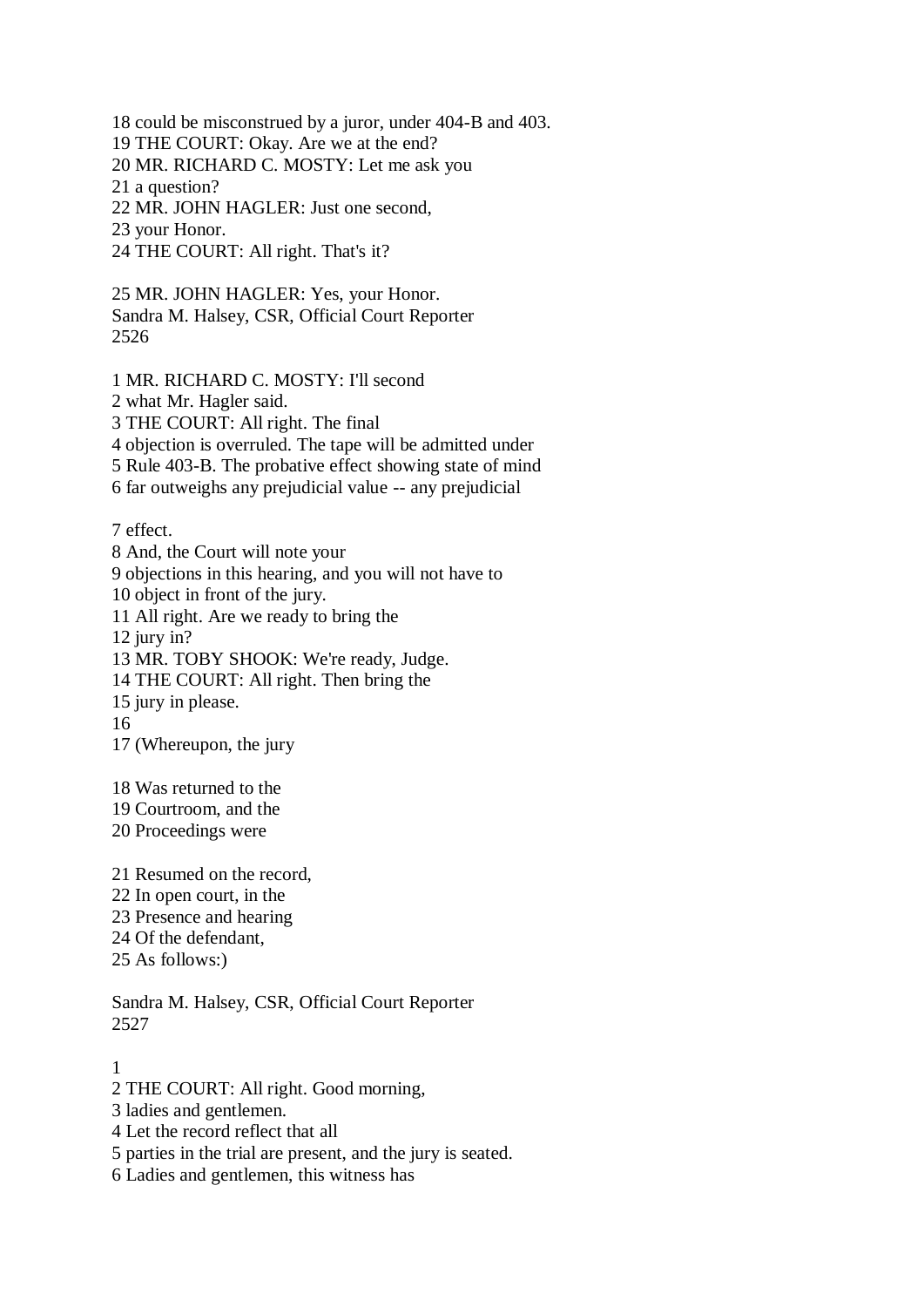18 could be misconstrued by a juror, under 404-B and 403.
19 THE COURT: Okay. Are we at the end?
20 MR. RICHARD C. MOSTY: Let me ask you
21 a question?
22 MR. JOHN HAGLER: Just one second,
23 your Honor.
24 THE COURT: All right. That's it?

25 MR. JOHN HAGLER: Yes, your Honor.
Sandra M. Halsey, CSR, Official Court Reporter
2526

1 MR. RICHARD C. MOSTY: I'll second
2 what Mr. Hagler said.
3 THE COURT: All right. The final
4 objection is overruled. The tape will be admitted under
5 Rule 403-B. The probative effect showing state of mind
6 far outweighs any prejudicial value -- any prejudicial

7 effect.
8 And, the Court will note your
9 objections in this hearing, and you will not have to
10 object in front of the jury.
11 All right. Are we ready to bring the
12 jury in?
13 MR. TOBY SHOOK: We're ready, Judge.
14 THE COURT: All right. Then bring the
15 jury in please.
16
17 (Whereupon, the jury

18 Was returned to the
19 Courtroom, and the
20 Proceedings were

21 Resumed on the record,
22 In open court, in the
23 Presence and hearing
24 Of the defendant,
25 As follows:)

Sandra M. Halsey, CSR, Official Court Reporter
2527

1
2 THE COURT: All right. Good morning,
3 ladies and gentlemen.
4 Let the record reflect that all
5 parties in the trial are present, and the jury is seated.
6 Ladies and gentlemen, this witness has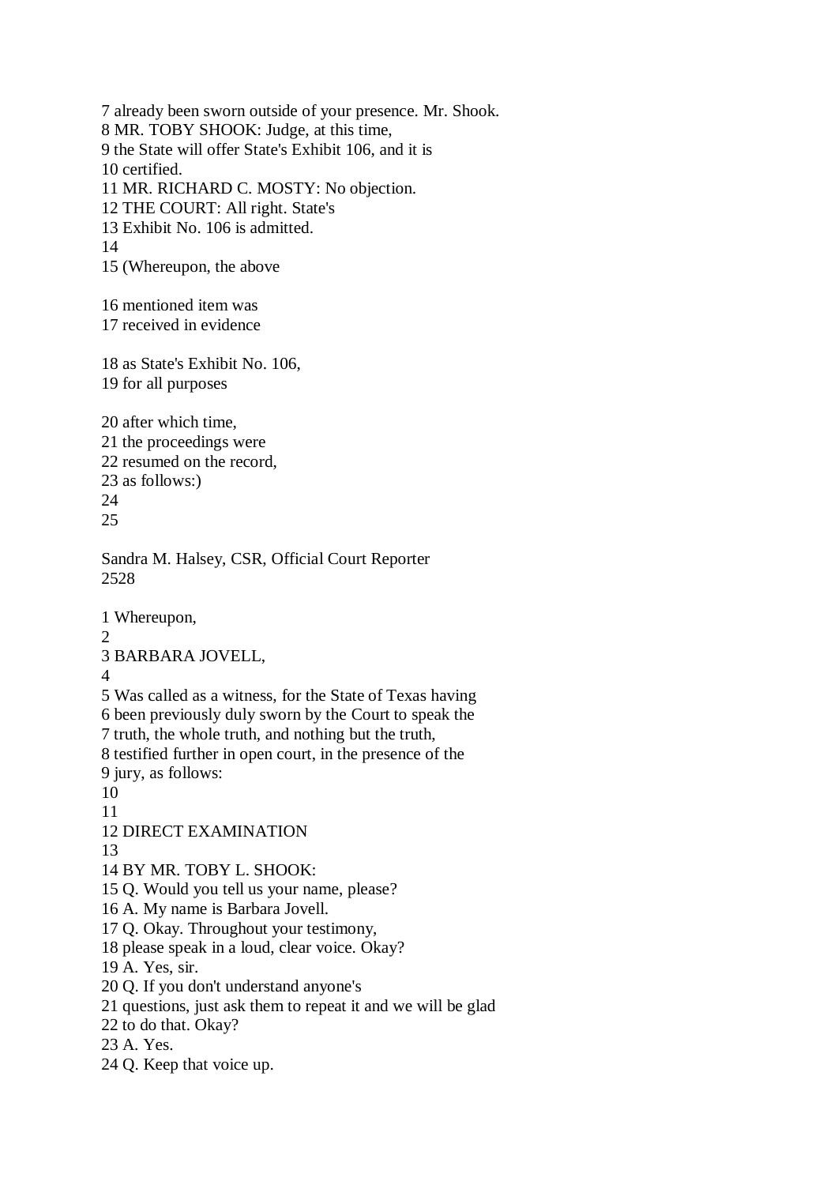7 already been sworn outside of your presence. Mr. Shook.
8 MR. TOBY SHOOK: Judge, at this time,
9 the State will offer State's Exhibit 106, and it is
10 certified.
11 MR. RICHARD C. MOSTY: No objection.
12 THE COURT: All right. State's
13 Exhibit No. 106 is admitted.
14
15 (Whereupon, the above

16 mentioned item was
17 received in evidence

18 as State's Exhibit No. 106,
19 for all purposes

20 after which time,
21 the proceedings were
22 resumed on the record,
23 as follows:)
24
25

Sandra M. Halsey, CSR, Official Court Reporter
2528

1 Whereupon,
2
3 BARBARA JOVELL,
4
5 Was called as a witness, for the State of Texas having
6 been previously duly sworn by the Court to speak the
7 truth, the whole truth, and nothing but the truth,
8 testified further in open court, in the presence of the
9 jury, as follows:
10
11
12 DIRECT EXAMINATION
13
14 BY MR. TOBY L. SHOOK:
15 Q. Would you tell us your name, please?
16 A. My name is Barbara Jovell.
17 Q. Okay. Throughout your testimony,
18 please speak in a loud, clear voice. Okay?
19 A. Yes, sir.
20 Q. If you don't understand anyone's
21 questions, just ask them to repeat it and we will be glad
22 to do that. Okay?
23 A. Yes.
24 Q. Keep that voice up.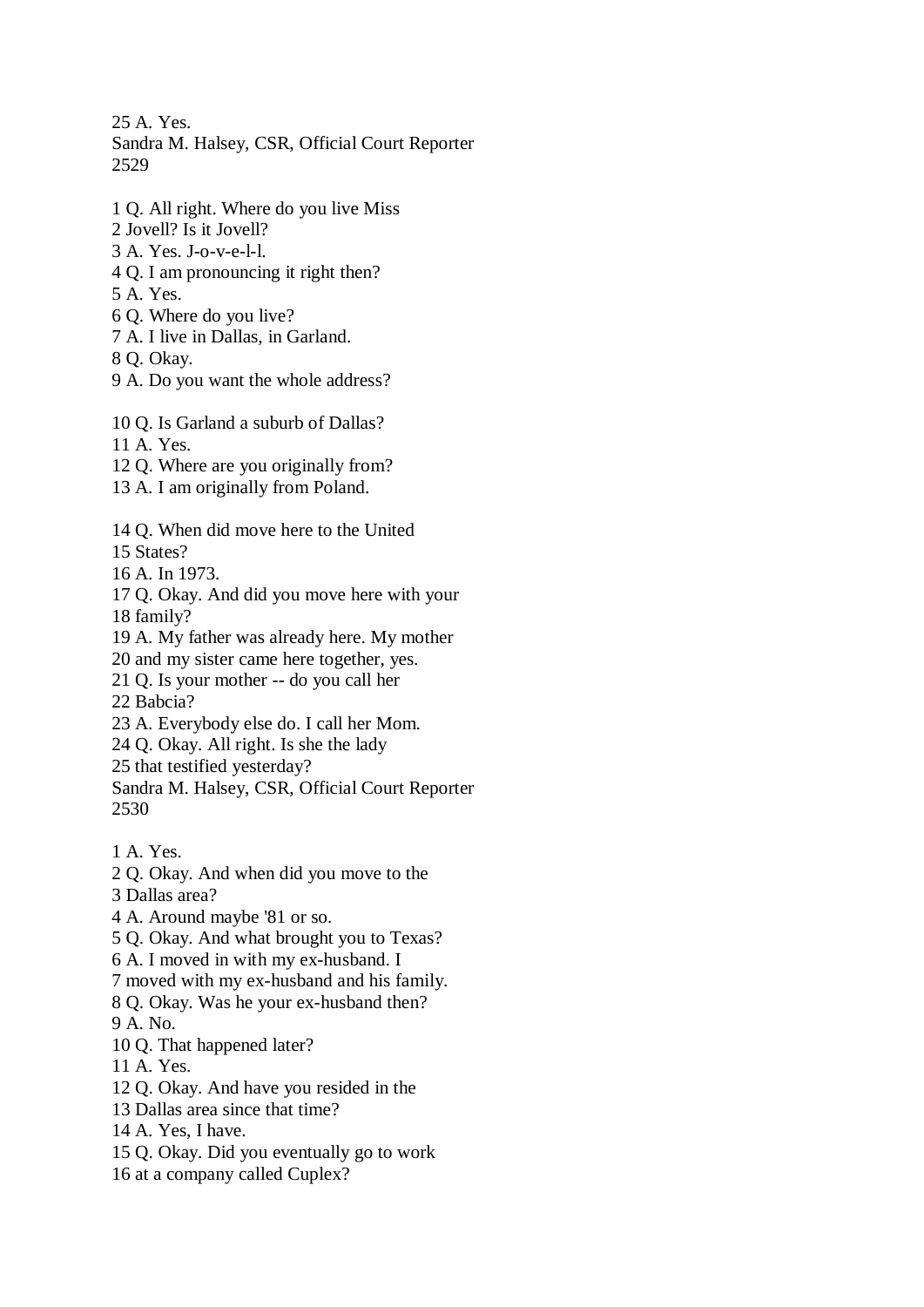25 A. Yes.

1 Q. All right. Where do you live Miss
2 Jovell? Is it Jovell?
3 A. Yes. J-o-v-e-l-l.
4 Q. I am pronouncing it right then?
5 A. Yes.
6 Q. Where do you live?
7 A. I live in Dallas, in Garland.
8 Q. Okay.
9 A. Do you want the whole address?

10 Q. Is Garland a suburb of Dallas?
11 A. Yes.
12 Q. Where are you originally from?
13 A. I am originally from Poland.

14 Q. When did move here to the United
15 States?
16 A. In 1973.
17 Q. Okay. And did you move here with your
18 family?
19 A. My father was already here. My mother
20 and my sister came here together, yes.
21 Q. Is your mother -- do you call her
22 Babcia?
23 A. Everybody else do. I call her Mom.
24 Q. Okay. All right. Is she the lady
25 that testified yesterday?

1 A. Yes.
2 Q. Okay. And when did you move to the
3 Dallas area?
4 A. Around maybe '81 or so.
5 Q. Okay. And what brought you to Texas?
6 A. I moved in with my ex-husband. I
7 moved with my ex-husband and his family.
8 Q. Okay. Was he your ex-husband then?
9 A. No.
10 Q. That happened later?
11 A. Yes.
12 Q. Okay. And have you resided in the
13 Dallas area since that time?
14 A. Yes, I have.
15 Q. Okay. Did you eventually go to work
16 at a company called Cuplex?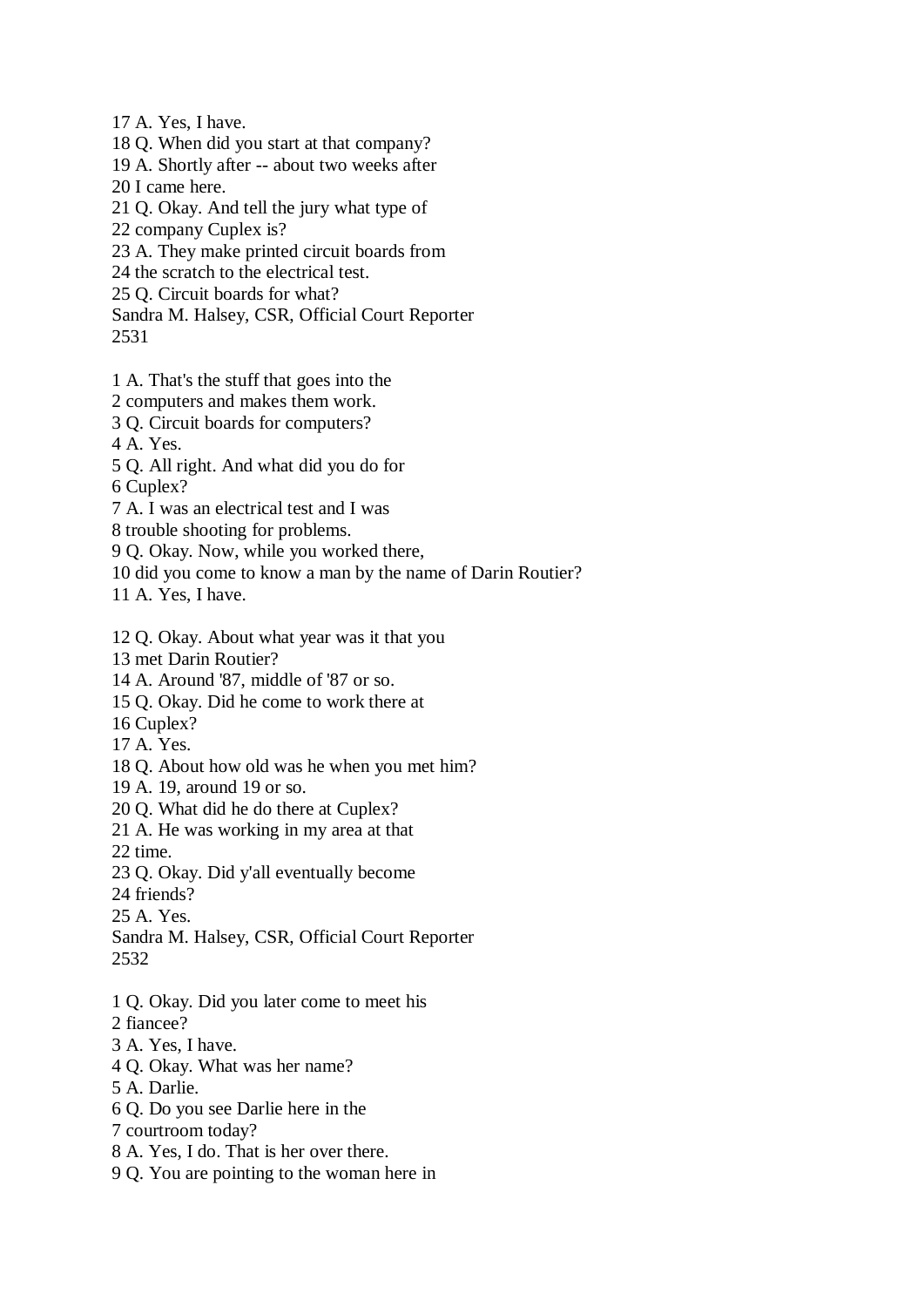17 A. Yes, I have.
18 Q. When did you start at that company?
19 A. Shortly after -- about two weeks after
20 I came here.
21 Q. Okay. And tell the jury what type of
22 company Cuplex is?
23 A. They make printed circuit boards from
24 the scratch to the electrical test.
25 Q. Circuit boards for what?
Sandra M. Halsey, CSR, Official Court Reporter

1 A. That's the stuff that goes into the
2 computers and makes them work.
3 Q. Circuit boards for computers?
4 A. Yes.
5 Q. All right. And what did you do for
6 Cuplex?
7 A. I was an electrical test and I was
8 trouble shooting for problems.
9 Q. Okay. Now, while you worked there,
10 did you come to know a man by the name of Darin Routier?
11 A. Yes, I have.

12 Q. Okay. About what year was it that you
13 met Darin Routier?
14 A. Around '87, middle of '87 or so.
15 Q. Okay. Did he come to work there at
16 Cuplex?
17 A. Yes.
18 Q. About how old was he when you met him?
19 A. 19, around 19 or so.
20 Q. What did he do there at Cuplex?
21 A. He was working in my area at that
22 time.
23 Q. Okay. Did y'all eventually become
24 friends?
25 A. Yes.
Sandra M. Halsey, CSR, Official Court Reporter

1 Q. Okay. Did you later come to meet his
2 fiancee?
3 A. Yes, I have.
4 Q. Okay. What was her name?
5 A. Darlie.
6 Q. Do you see Darlie here in the
7 courtroom today?
8 A. Yes, I do. That is her over there.
9 Q. You are pointing to the woman here in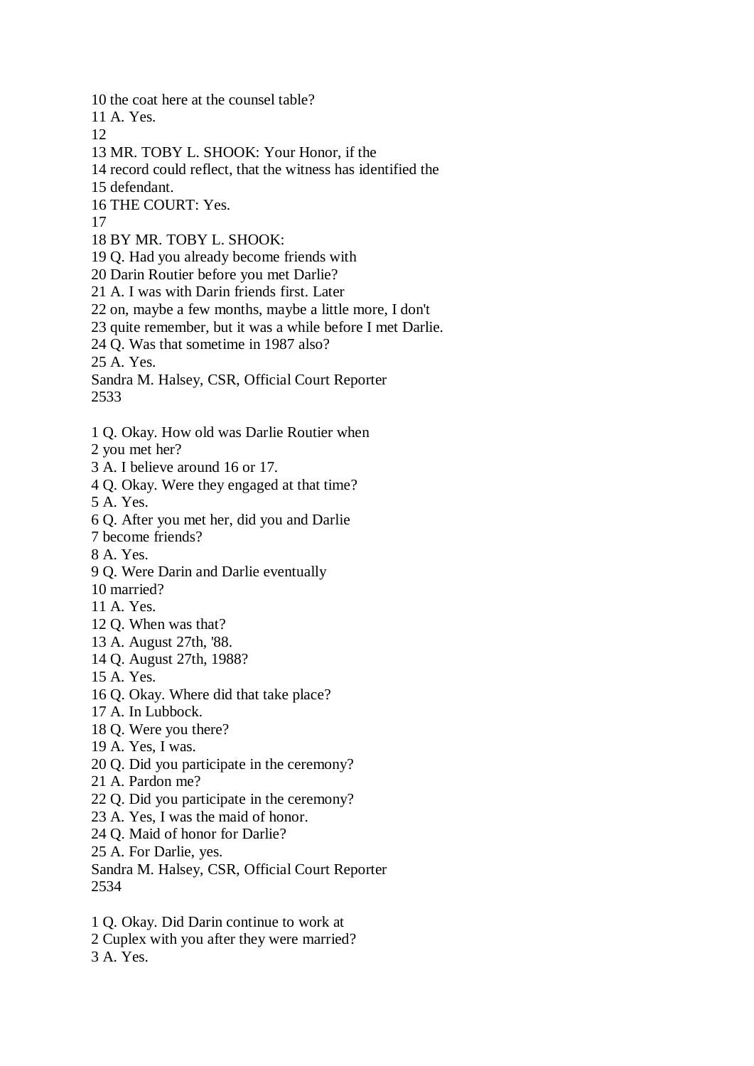10 the coat here at the counsel table?
11 A. Yes.
12
13 MR. TOBY L. SHOOK: Your Honor, if the
14 record could reflect, that the witness has identified the
15 defendant.
16 THE COURT: Yes.
17
18 BY MR. TOBY L. SHOOK:
19 Q. Had you already become friends with
20 Darin Routier before you met Darlie?
21 A. I was with Darin friends first. Later
22 on, maybe a few months, maybe a little more, I don't
23 quite remember, but it was a while before I met Darlie.
24 Q. Was that sometime in 1987 also?
25 A. Yes.

1 Q. Okay. How old was Darlie Routier when
2 you met her?
3 A. I believe around 16 or 17.
4 Q. Okay. Were they engaged at that time?
5 A. Yes.
6 Q. After you met her, did you and Darlie
7 become friends?
8 A. Yes.
9 Q. Were Darin and Darlie eventually
10 married?
11 A. Yes.
12 Q. When was that?
13 A. August 27th, '88.
14 Q. August 27th, 1988?
15 A. Yes.
16 Q. Okay. Where did that take place?
17 A. In Lubbock.
18 Q. Were you there?
19 A. Yes, I was.
20 Q. Did you participate in the ceremony?
21 A. Pardon me?
22 Q. Did you participate in the ceremony?
23 A. Yes, I was the maid of honor.
24 Q. Maid of honor for Darlie?
25 A. For Darlie, yes.

1 Q. Okay. Did Darin continue to work at
2 Cuplex with you after they were married?
3 A. Yes.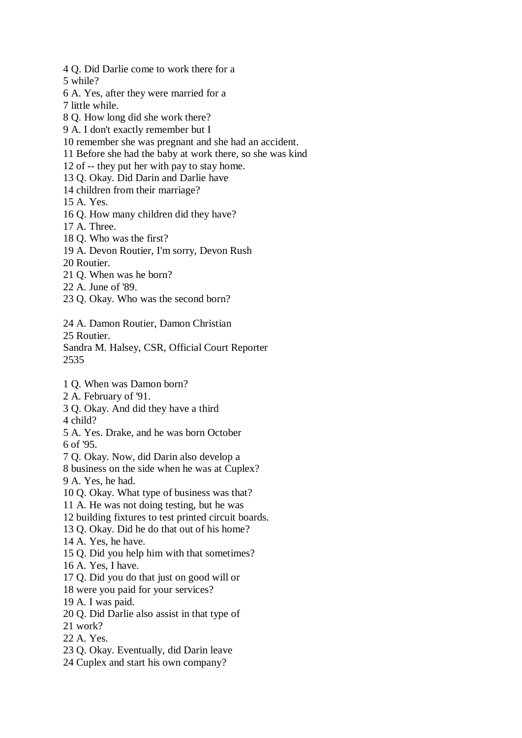4 Q. Did Darlie come to work there for a
5 while?
6 A. Yes, after they were married for a
7 little while.
8 Q. How long did she work there?
9 A. I don't exactly remember but I
10 remember she was pregnant and she had an accident.
11 Before she had the baby at work there, so she was kind
12 of -- they put her with pay to stay home.
13 Q. Okay. Did Darin and Darlie have
14 children from their marriage?
15 A. Yes.
16 Q. How many children did they have?
17 A. Three.
18 Q. Who was the first?
19 A. Devon Routier, I'm sorry, Devon Rush
20 Routier.
21 Q. When was he born?
22 A. June of '89.
23 Q. Okay. Who was the second born?

24 A. Damon Routier, Damon Christian
25 Routier.
Sandra M. Halsey, CSR, Official Court Reporter

1 Q. When was Damon born?
2 A. February of '91.
3 Q. Okay. And did they have a third
4 child?
5 A. Yes. Drake, and he was born October
6 of '95.
7 Q. Okay. Now, did Darin also develop a
8 business on the side when he was at Cuplex?
9 A. Yes, he had.
10 Q. Okay. What type of business was that?
11 A. He was not doing testing, but he was
12 building fixtures to test printed circuit boards.
13 Q. Okay. Did he do that out of his home?
14 A. Yes, he have.
15 Q. Did you help him with that sometimes?
16 A. Yes, I have.
17 Q. Did you do that just on good will or
18 were you paid for your services?
19 A. I was paid.
20 Q. Did Darlie also assist in that type of
21 work?
22 A. Yes.
23 Q. Okay. Eventually, did Darin leave
24 Cuplex and start his own company?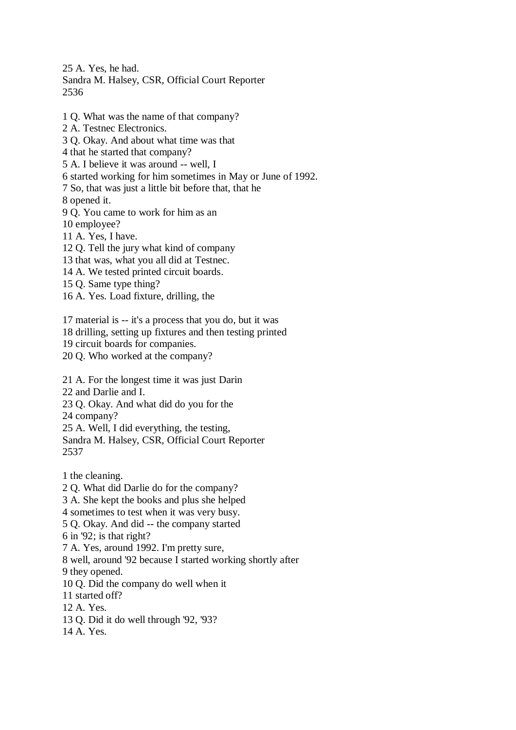25 A. Yes, he had.

1 Q. What was the name of that company?
2 A. Testnec Electronics.
3 Q. Okay. And about what time was that
4 that he started that company?
5 A. I believe it was around -- well, I
6 started working for him sometimes in May or June of 1992.
7 So, that was just a little bit before that, that he
8 opened it.
9 Q. You came to work for him as an
10 employee?
11 A. Yes, I have.
12 Q. Tell the jury what kind of company
13 that was, what you all did at Testnec.
14 A. We tested printed circuit boards.
15 Q. Same type thing?
16 A. Yes. Load fixture, drilling, the

17 material is -- it's a process that you do, but it was
18 drilling, setting up fixtures and then testing printed
19 circuit boards for companies.
20 Q. Who worked at the company?

21 A. For the longest time it was just Darin
22 and Darlie and I.
23 Q. Okay. And what did do you for the
24 company?
25 A. Well, I did everything, the testing,

1 the cleaning.
2 Q. What did Darlie do for the company?
3 A. She kept the books and plus she helped
4 sometimes to test when it was very busy.
5 Q. Okay. And did -- the company started
6 in '92; is that right?
7 A. Yes, around 1992. I'm pretty sure,
8 well, around '92 because I started working shortly after
9 they opened.
10 Q. Did the company do well when it
11 started off?
12 A. Yes.
13 Q. Did it do well through '92, '93?
14 A. Yes.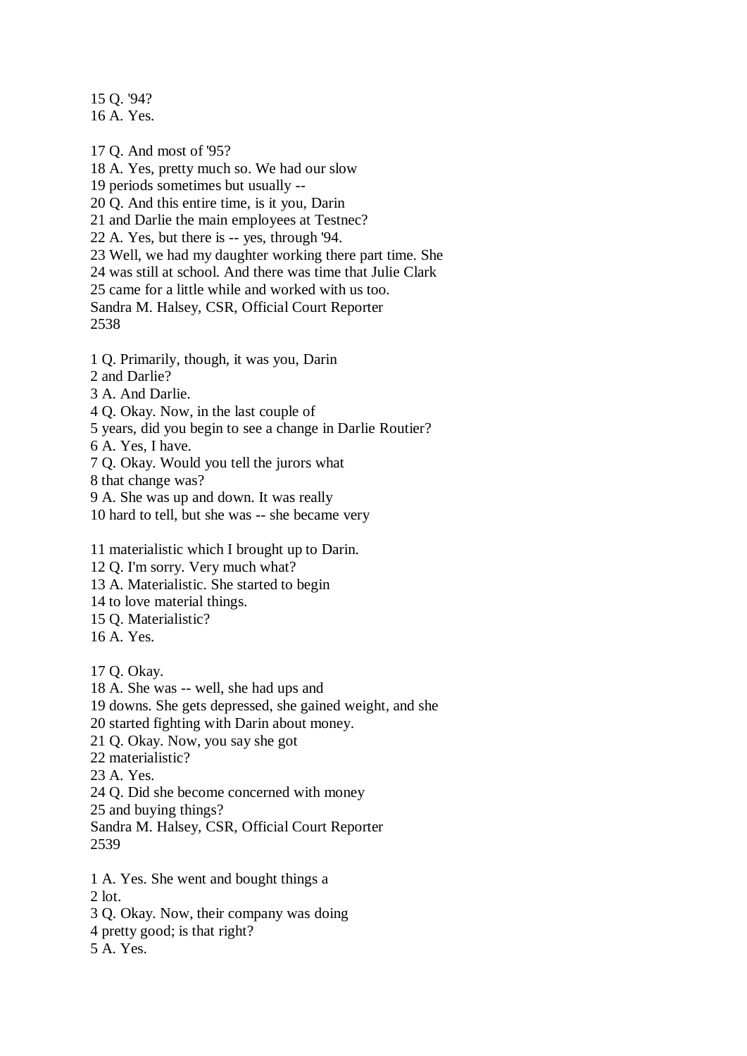15 Q. '94?
16 A. Yes.

17 Q. And most of '95?
18 A. Yes, pretty much so. We had our slow
19 periods sometimes but usually --
20 Q. And this entire time, is it you, Darin
21 and Darlie the main employees at Testnec?
22 A. Yes, but there is -- yes, through '94.
23 Well, we had my daughter working there part time. She
24 was still at school. And there was time that Julie Clark
25 came for a little while and worked with us too.

1 Q. Primarily, though, it was you, Darin
2 and Darlie?
3 A. And Darlie.
4 Q. Okay. Now, in the last couple of
5 years, did you begin to see a change in Darlie Routier?
6 A. Yes, I have.
7 Q. Okay. Would you tell the jurors what
8 that change was?
9 A. She was up and down. It was really
10 hard to tell, but she was -- she became very

11 materialistic which I brought up to Darin.
12 Q. I'm sorry. Very much what?
13 A. Materialistic. She started to begin
14 to love material things.
15 Q. Materialistic?
16 A. Yes.

17 Q. Okay.
18 A. She was -- well, she had ups and
19 downs. She gets depressed, she gained weight, and she
20 started fighting with Darin about money.
21 Q. Okay. Now, you say she got
22 materialistic?
23 A. Yes.
24 Q. Did she become concerned with money
25 and buying things?

1 A. Yes. She went and bought things a
2 lot.
3 Q. Okay. Now, their company was doing
4 pretty good; is that right?
5 A. Yes.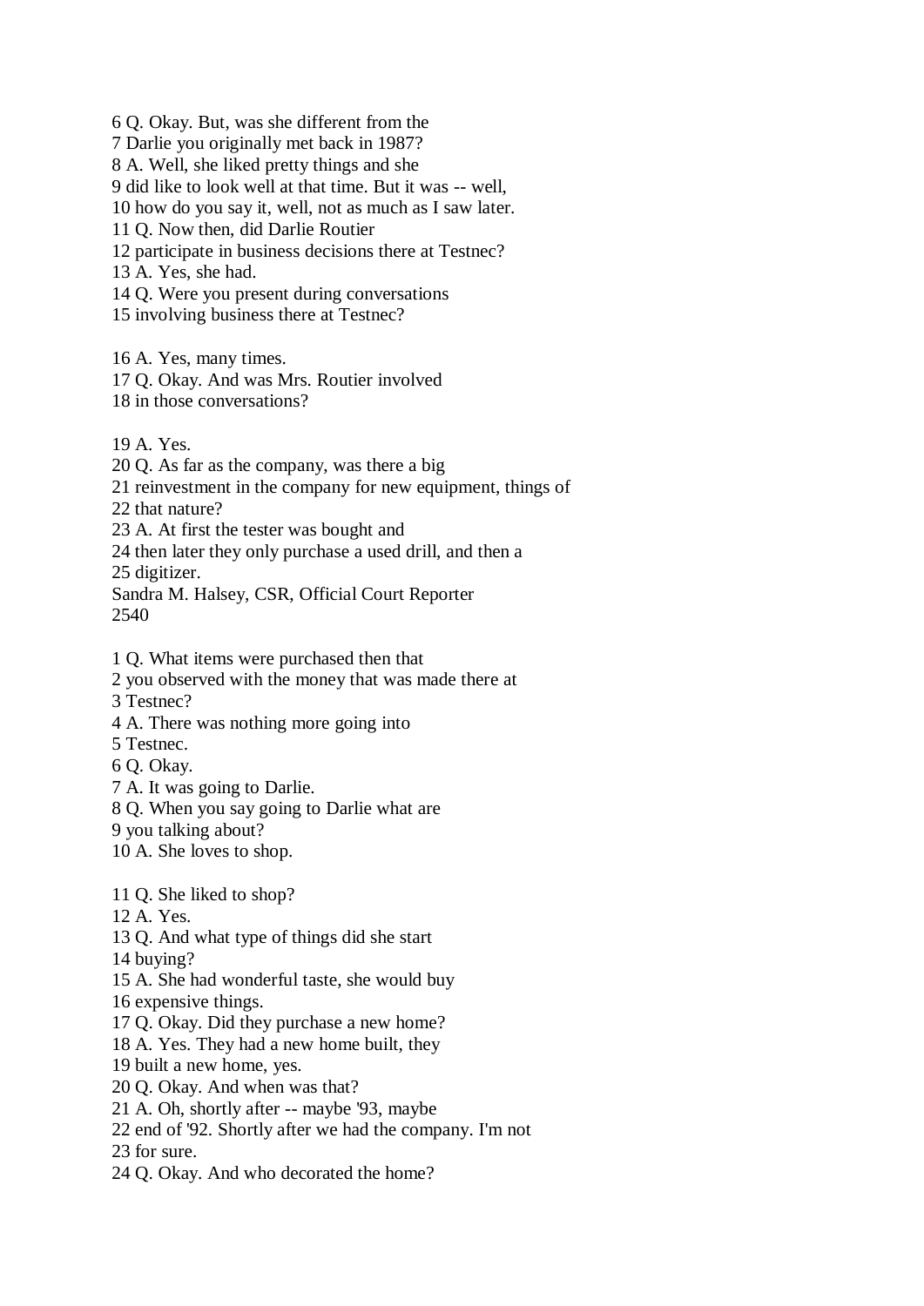6 Q. Okay. But, was she different from the
7 Darlie you originally met back in 1987?
8 A. Well, she liked pretty things and she
9 did like to look well at that time. But it was -- well,
10 how do you say it, well, not as much as I saw later.
11 Q. Now then, did Darlie Routier
12 participate in business decisions there at Testnec?
13 A. Yes, she had.
14 Q. Were you present during conversations
15 involving business there at Testnec?

16 A. Yes, many times.
17 Q. Okay. And was Mrs. Routier involved
18 in those conversations?

19 A. Yes.
20 Q. As far as the company, was there a big
21 reinvestment in the company for new equipment, things of
22 that nature?
23 A. At first the tester was bought and
24 then later they only purchase a used drill, and then a
25 digitizer.
Sandra M. Halsey, CSR, Official Court Reporter
2540

1 Q. What items were purchased then that
2 you observed with the money that was made there at
3 Testnec?
4 A. There was nothing more going into
5 Testnec.
6 Q. Okay.
7 A. It was going to Darlie.
8 Q. When you say going to Darlie what are
9 you talking about?
10 A. She loves to shop.

11 Q. She liked to shop?
12 A. Yes.
13 Q. And what type of things did she start
14 buying?
15 A. She had wonderful taste, she would buy
16 expensive things.
17 Q. Okay. Did they purchase a new home?
18 A. Yes. They had a new home built, they
19 built a new home, yes.
20 Q. Okay. And when was that?
21 A. Oh, shortly after -- maybe '93, maybe
22 end of '92. Shortly after we had the company. I'm not
23 for sure.
24 Q. Okay. And who decorated the home?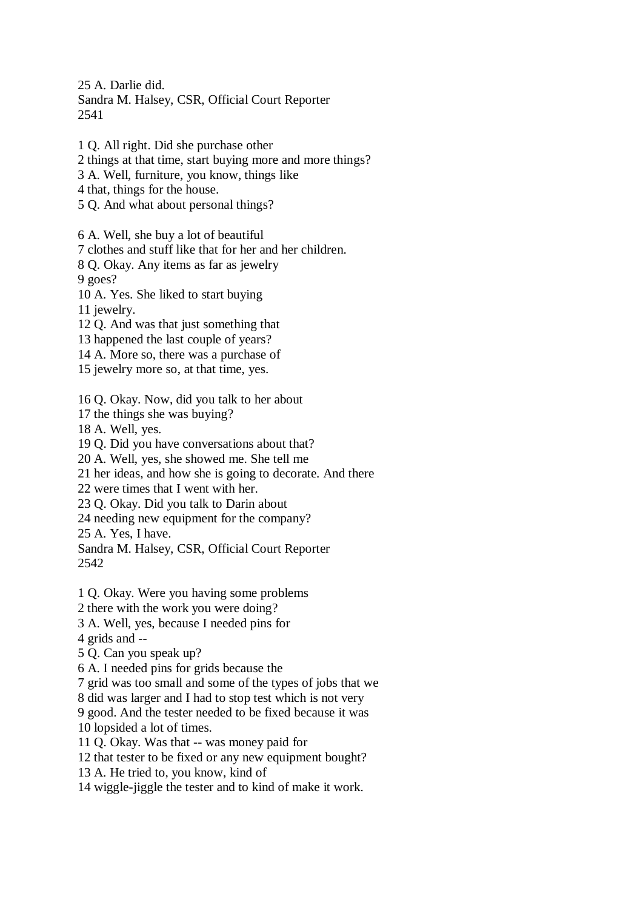25 A. Darlie did.

1 Q. All right. Did she purchase other
2 things at that time, start buying more and more things?
3 A. Well, furniture, you know, things like
4 that, things for the house.
5 Q. And what about personal things?

6 A. Well, she buy a lot of beautiful
7 clothes and stuff like that for her and her children.
8 Q. Okay. Any items as far as jewelry
9 goes?
10 A. Yes. She liked to start buying
11 jewelry.
12 Q. And was that just something that
13 happened the last couple of years?
14 A. More so, there was a purchase of
15 jewelry more so, at that time, yes.

16 Q. Okay. Now, did you talk to her about
17 the things she was buying?
18 A. Well, yes.
19 Q. Did you have conversations about that?
20 A. Well, yes, she showed me. She tell me
21 her ideas, and how she is going to decorate. And there
22 were times that I went with her.
23 Q. Okay. Did you talk to Darin about
24 needing new equipment for the company?
25 A. Yes, I have.

1 Q. Okay. Were you having some problems
2 there with the work you were doing?
3 A. Well, yes, because I needed pins for
4 grids and --
5 Q. Can you speak up?
6 A. I needed pins for grids because the
7 grid was too small and some of the types of jobs that we
8 did was larger and I had to stop test which is not very
9 good. And the tester needed to be fixed because it was
10 lopsided a lot of times.
11 Q. Okay. Was that -- was money paid for
12 that tester to be fixed or any new equipment bought?
13 A. He tried to, you know, kind of
14 wiggle-jiggle the tester and to kind of make it work.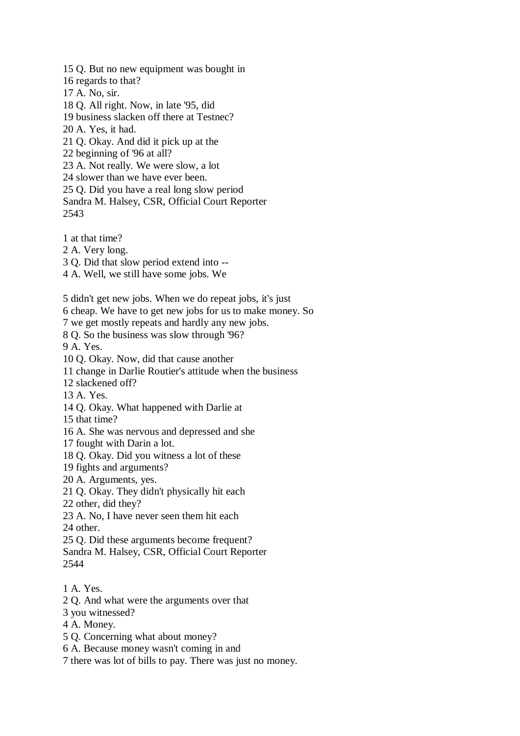15 Q. But no new equipment was bought in
16 regards to that?
17 A. No, sir.
18 Q. All right. Now, in late '95, did
19 business slacken off there at Testnec?
20 A. Yes, it had.
21 Q. Okay. And did it pick up at the
22 beginning of '96 at all?
23 A. Not really. We were slow, a lot
24 slower than we have ever been.
25 Q. Did you have a real long slow period
Sandra M. Halsey, CSR, Official Court Reporter
2543

1 at that time?
2 A. Very long.
3 Q. Did that slow period extend into --
4 A. Well, we still have some jobs. We

5 didn't get new jobs. When we do repeat jobs, it's just
6 cheap. We have to get new jobs for us to make money. So
7 we get mostly repeats and hardly any new jobs.
8 Q. So the business was slow through '96?
9 A. Yes.
10 Q. Okay. Now, did that cause another
11 change in Darlie Routier's attitude when the business
12 slackened off?
13 A. Yes.
14 Q. Okay. What happened with Darlie at
15 that time?
16 A. She was nervous and depressed and she
17 fought with Darin a lot.
18 Q. Okay. Did you witness a lot of these
19 fights and arguments?
20 A. Arguments, yes.
21 Q. Okay. They didn't physically hit each
22 other, did they?
23 A. No, I have never seen them hit each
24 other.
25 Q. Did these arguments become frequent?
Sandra M. Halsey, CSR, Official Court Reporter
2544

1 A. Yes.
2 Q. And what were the arguments over that
3 you witnessed?
4 A. Money.
5 Q. Concerning what about money?
6 A. Because money wasn't coming in and
7 there was lot of bills to pay. There was just no money.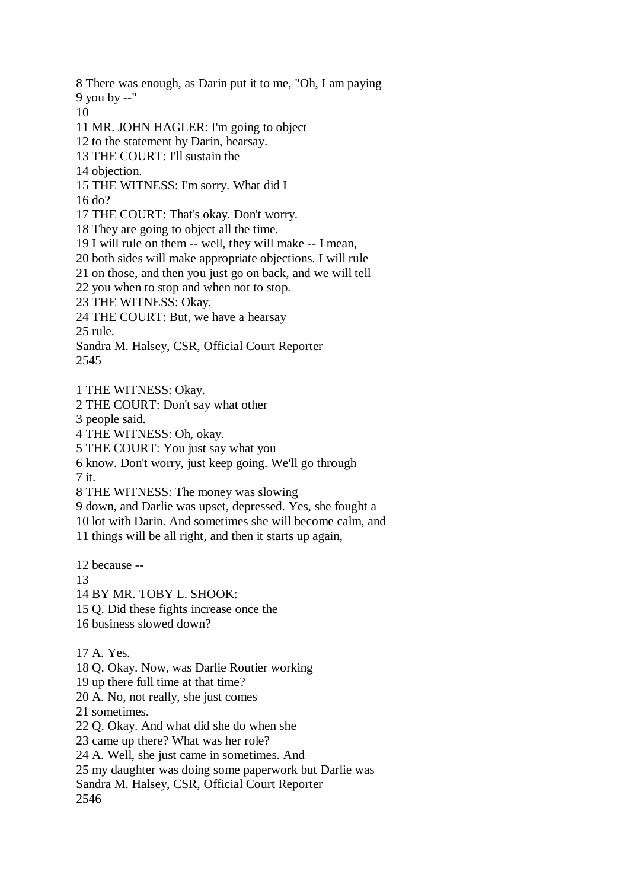8 There was enough, as Darin put it to me, "Oh, I am paying
9 you by --"
10
11 MR. JOHN HAGLER: I'm going to object
12 to the statement by Darin, hearsay.
13 THE COURT: I'll sustain the
14 objection.
15 THE WITNESS: I'm sorry. What did I
16 do?
17 THE COURT: That's okay. Don't worry.
18 They are going to object all the time.
19 I will rule on them -- well, they will make -- I mean,
20 both sides will make appropriate objections. I will rule
21 on those, and then you just go on back, and we will tell
22 you when to stop and when not to stop.
23 THE WITNESS: Okay.
24 THE COURT: But, we have a hearsay
25 rule.
Sandra M. Halsey, CSR, Official Court Reporter
2545

1 THE WITNESS: Okay.
2 THE COURT: Don't say what other
3 people said.
4 THE WITNESS: Oh, okay.
5 THE COURT: You just say what you
6 know. Don't worry, just keep going. We'll go through
7 it.
8 THE WITNESS: The money was slowing
9 down, and Darlie was upset, depressed. Yes, she fought a
10 lot with Darin. And sometimes she will become calm, and
11 things will be all right, and then it starts up again,

12 because --
13
14 BY MR. TOBY L. SHOOK:
15 Q. Did these fights increase once the
16 business slowed down?

17 A. Yes.
18 Q. Okay. Now, was Darlie Routier working
19 up there full time at that time?
20 A. No, not really, she just comes
21 sometimes.
22 Q. Okay. And what did she do when she
23 came up there? What was her role?
24 A. Well, she just came in sometimes. And
25 my daughter was doing some paperwork but Darlie was
Sandra M. Halsey, CSR, Official Court Reporter
2546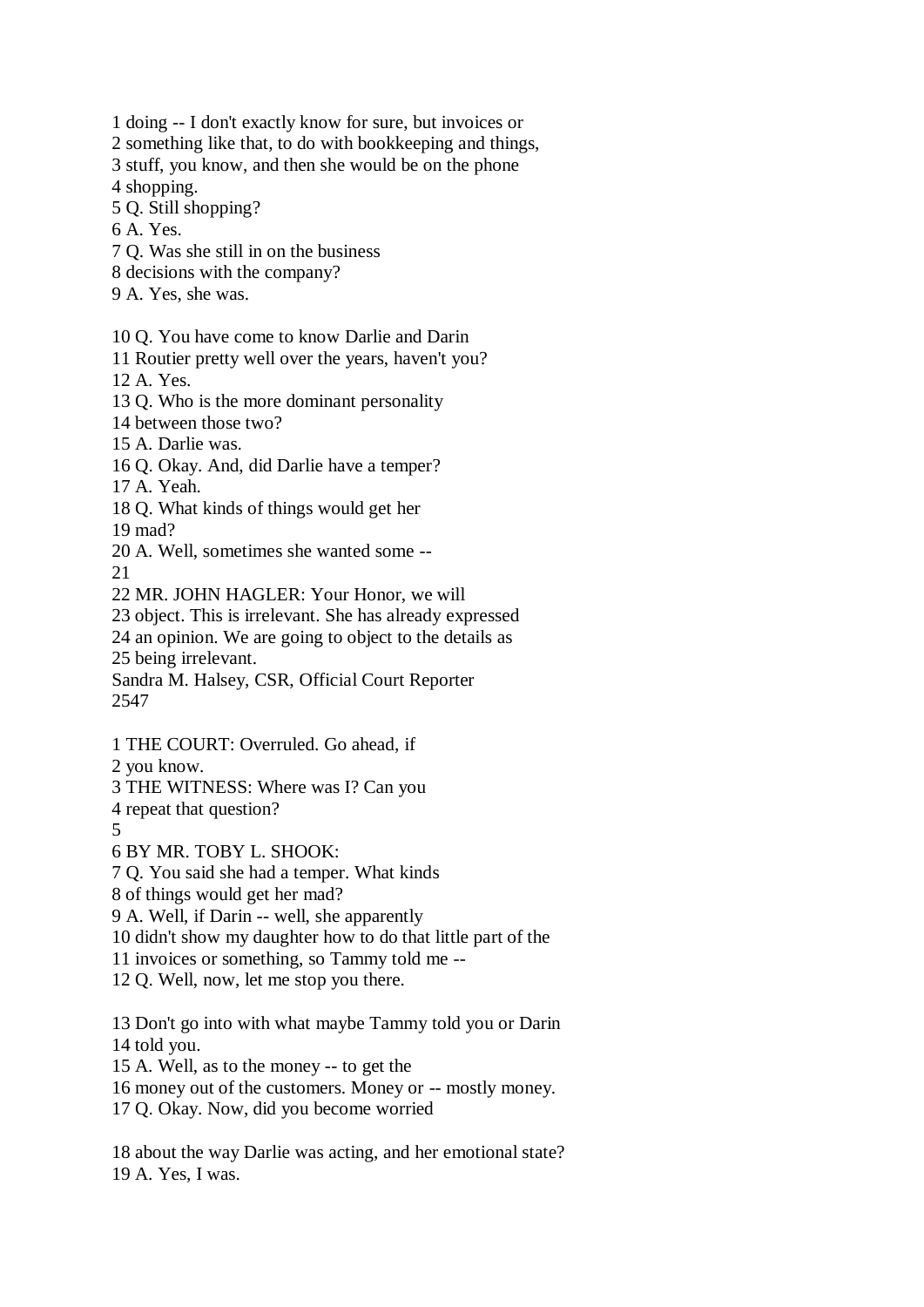1 doing -- I don't exactly know for sure, but invoices or
2 something like that, to do with bookkeeping and things,
3 stuff, you know, and then she would be on the phone
4 shopping.
5 Q. Still shopping?
6 A. Yes.
7 Q. Was she still in on the business
8 decisions with the company?
9 A. Yes, she was.

10 Q. You have come to know Darlie and Darin
11 Routier pretty well over the years, haven't you?
12 A. Yes.
13 Q. Who is the more dominant personality
14 between those two?
15 A. Darlie was.
16 Q. Okay. And, did Darlie have a temper?
17 A. Yeah.
18 Q. What kinds of things would get her
19 mad?
20 A. Well, sometimes she wanted some --
21
22 MR. JOHN HAGLER: Your Honor, we will
23 object. This is irrelevant. She has already expressed
24 an opinion. We are going to object to the details as
25 being irrelevant.
Sandra M. Halsey, CSR, Official Court Reporter

1 THE COURT: Overruled. Go ahead, if
2 you know.
3 THE WITNESS: Where was I? Can you
4 repeat that question?
5
6 BY MR. TOBY L. SHOOK:
7 Q. You said she had a temper. What kinds
8 of things would get her mad?
9 A. Well, if Darin -- well, she apparently
10 didn't show my daughter how to do that little part of the
11 invoices or something, so Tammy told me --
12 Q. Well, now, let me stop you there.

13 Don't go into with what maybe Tammy told you or Darin
14 told you.
15 A. Well, as to the money -- to get the
16 money out of the customers. Money or -- mostly money.
17 Q. Okay. Now, did you become worried

18 about the way Darlie was acting, and her emotional state?
19 A. Yes, I was.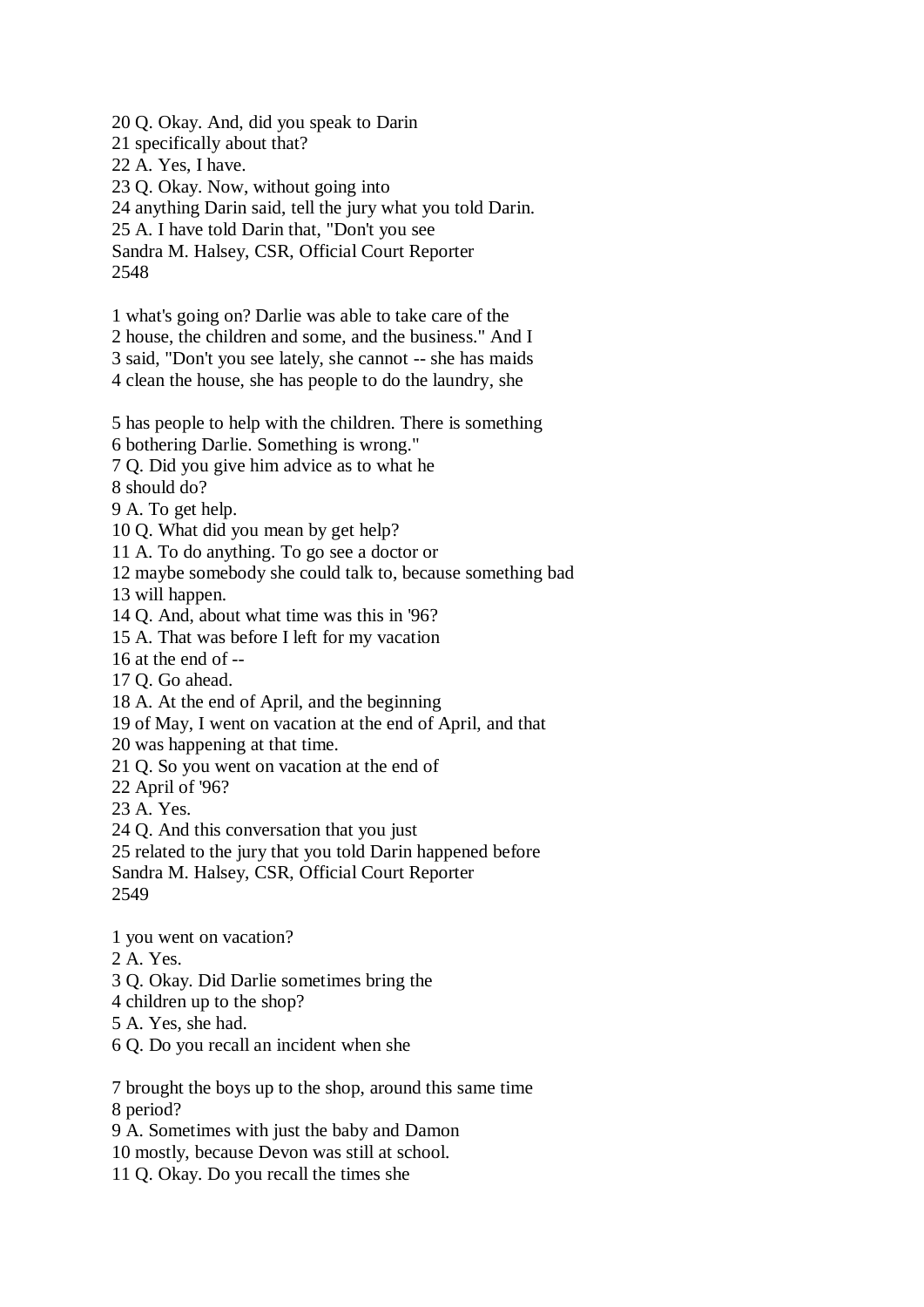20 Q. Okay. And, did you speak to Darin
21 specifically about that?
22 A. Yes, I have.
23 Q. Okay. Now, without going into
24 anything Darin said, tell the jury what you told Darin.
25 A. I have told Darin that, "Don't you see

1 what's going on? Darlie was able to take care of the
2 house, the children and some, and the business." And I
3 said, "Don't you see lately, she cannot -- she has maids
4 clean the house, she has people to do the laundry, she

5 has people to help with the children. There is something
6 bothering Darlie. Something is wrong."
7 Q. Did you give him advice as to what he
8 should do?
9 A. To get help.
10 Q. What did you mean by get help?
11 A. To do anything. To go see a doctor or
12 maybe somebody she could talk to, because something bad
13 will happen.
14 Q. And, about what time was this in '96?
15 A. That was before I left for my vacation
16 at the end of --
17 Q. Go ahead.
18 A. At the end of April, and the beginning
19 of May, I went on vacation at the end of April, and that
20 was happening at that time.
21 Q. So you went on vacation at the end of
22 April of '96?
23 A. Yes.
24 Q. And this conversation that you just
25 related to the jury that you told Darin happened before

1 you went on vacation?
2 A. Yes.
3 Q. Okay. Did Darlie sometimes bring the
4 children up to the shop?
5 A. Yes, she had.
6 Q. Do you recall an incident when she

7 brought the boys up to the shop, around this same time
8 period?
9 A. Sometimes with just the baby and Damon
10 mostly, because Devon was still at school.
11 Q. Okay. Do you recall the times she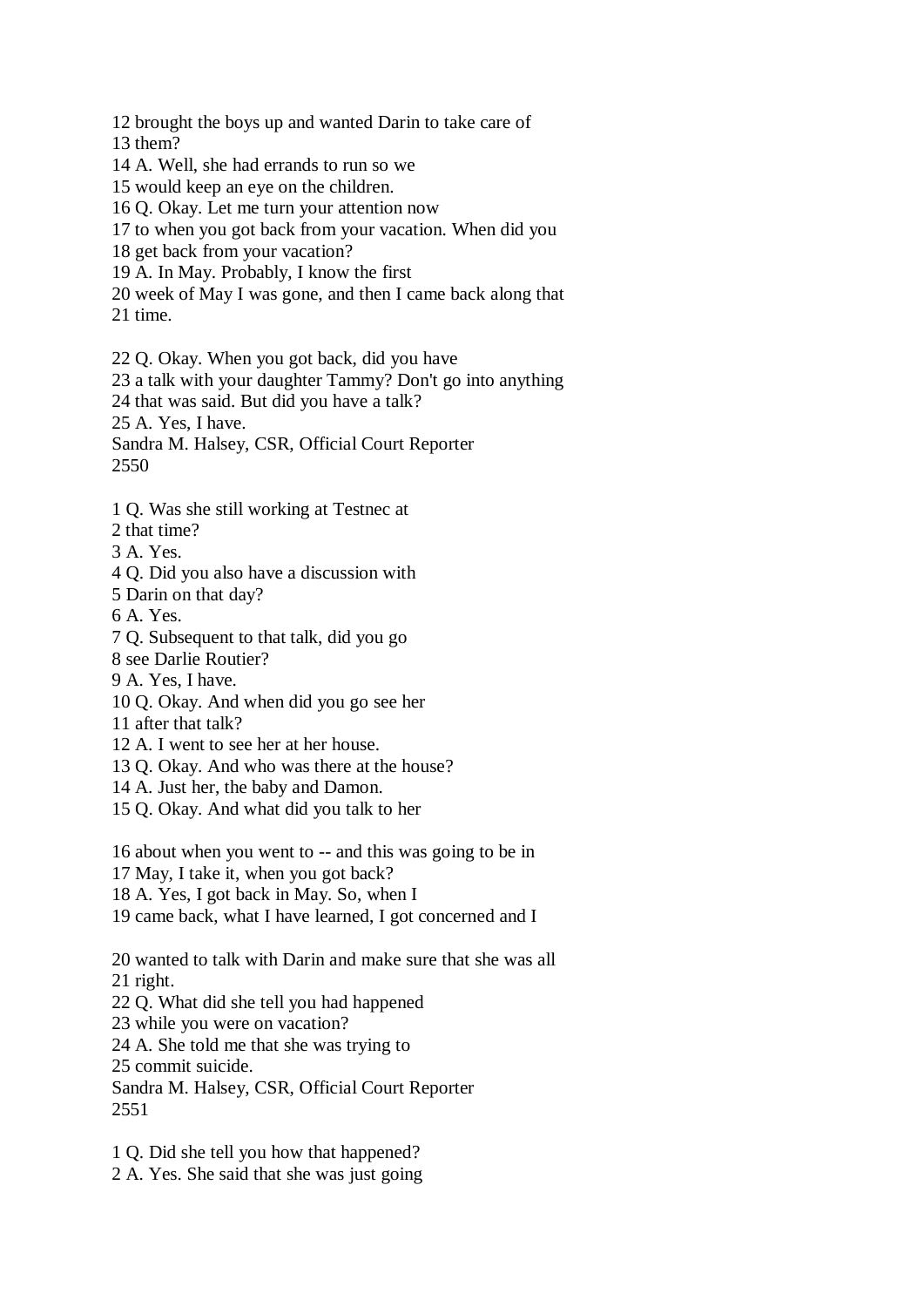12 brought the boys up and wanted Darin to take care of
13 them?
14 A. Well, she had errands to run so we
15 would keep an eye on the children.
16 Q. Okay. Let me turn your attention now
17 to when you got back from your vacation. When did you
18 get back from your vacation?
19 A. In May. Probably, I know the first
20 week of May I was gone, and then I came back along that
21 time.

22 Q. Okay. When you got back, did you have
23 a talk with your daughter Tammy? Don't go into anything
24 that was said. But did you have a talk?
25 A. Yes, I have.

1 Q. Was she still working at Testnec at
2 that time?
3 A. Yes.
4 Q. Did you also have a discussion with
5 Darin on that day?
6 A. Yes.
7 Q. Subsequent to that talk, did you go
8 see Darlie Routier?
9 A. Yes, I have.
10 Q. Okay. And when did you go see her
11 after that talk?
12 A. I went to see her at her house.
13 Q. Okay. And who was there at the house?
14 A. Just her, the baby and Damon.
15 Q. Okay. And what did you talk to her

16 about when you went to -- and this was going to be in
17 May, I take it, when you got back?
18 A. Yes, I got back in May. So, when I
19 came back, what I have learned, I got concerned and I

20 wanted to talk with Darin and make sure that she was all
21 right.
22 Q. What did she tell you had happened
23 while you were on vacation?
24 A. She told me that she was trying to
25 commit suicide.

1 Q. Did she tell you how that happened?
2 A. Yes. She said that she was just going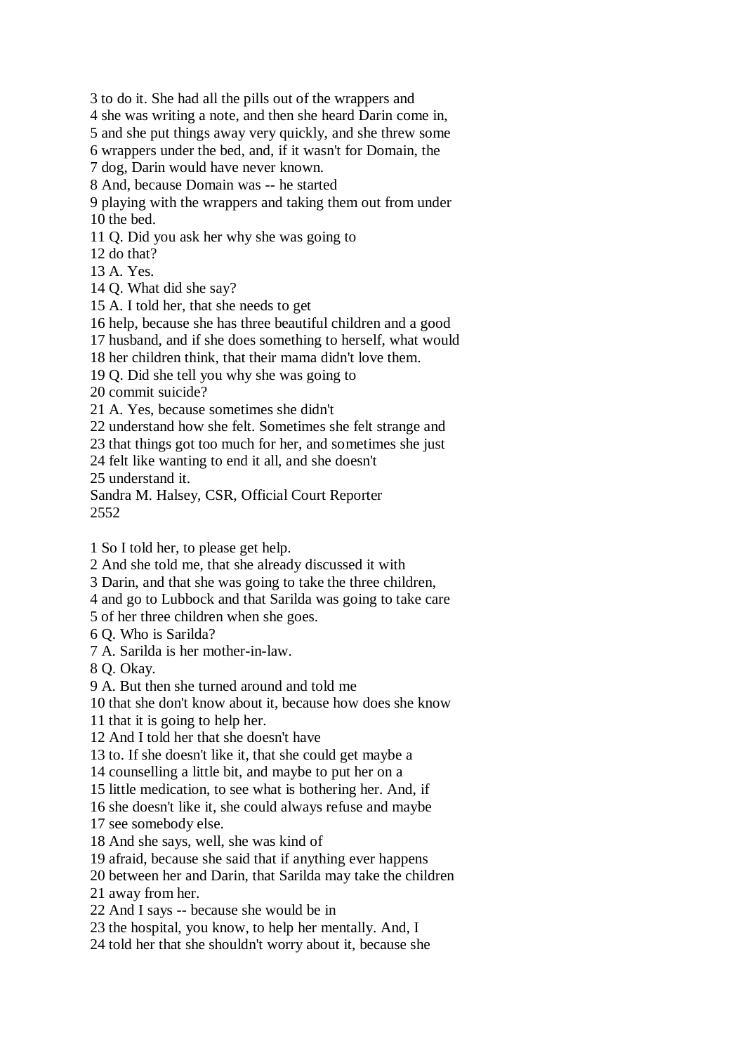3 to do it. She had all the pills out of the wrappers and
4 she was writing a note, and then she heard Darin come in,
5 and she put things away very quickly, and she threw some
6 wrappers under the bed, and, if it wasn't for Domain, the
7 dog, Darin would have never known.
8 And, because Domain was -- he started
9 playing with the wrappers and taking them out from under
10 the bed.
11 Q. Did you ask her why she was going to
12 do that?
13 A. Yes.
14 Q. What did she say?
15 A. I told her, that she needs to get
16 help, because she has three beautiful children and a good
17 husband, and if she does something to herself, what would
18 her children think, that their mama didn't love them.
19 Q. Did she tell you why she was going to
20 commit suicide?
21 A. Yes, because sometimes she didn't
22 understand how she felt. Sometimes she felt strange and
23 that things got too much for her, and sometimes she just
24 felt like wanting to end it all, and she doesn't
25 understand it.
Sandra M. Halsey, CSR, Official Court Reporter
2552

1 So I told her, to please get help.
2 And she told me, that she already discussed it with
3 Darin, and that she was going to take the three children,
4 and go to Lubbock and that Sarilda was going to take care
5 of her three children when she goes.
6 Q. Who is Sarilda?
7 A. Sarilda is her mother-in-law.
8 Q. Okay.
9 A. But then she turned around and told me
10 that she don't know about it, because how does she know
11 that it is going to help her.
12 And I told her that she doesn't have
13 to. If she doesn't like it, that she could get maybe a
14 counselling a little bit, and maybe to put her on a
15 little medication, to see what is bothering her. And, if
16 she doesn't like it, she could always refuse and maybe
17 see somebody else.
18 And she says, well, she was kind of
19 afraid, because she said that if anything ever happens
20 between her and Darin, that Sarilda may take the children
21 away from her.
22 And I says -- because she would be in
23 the hospital, you know, to help her mentally. And, I
24 told her that she shouldn't worry about it, because she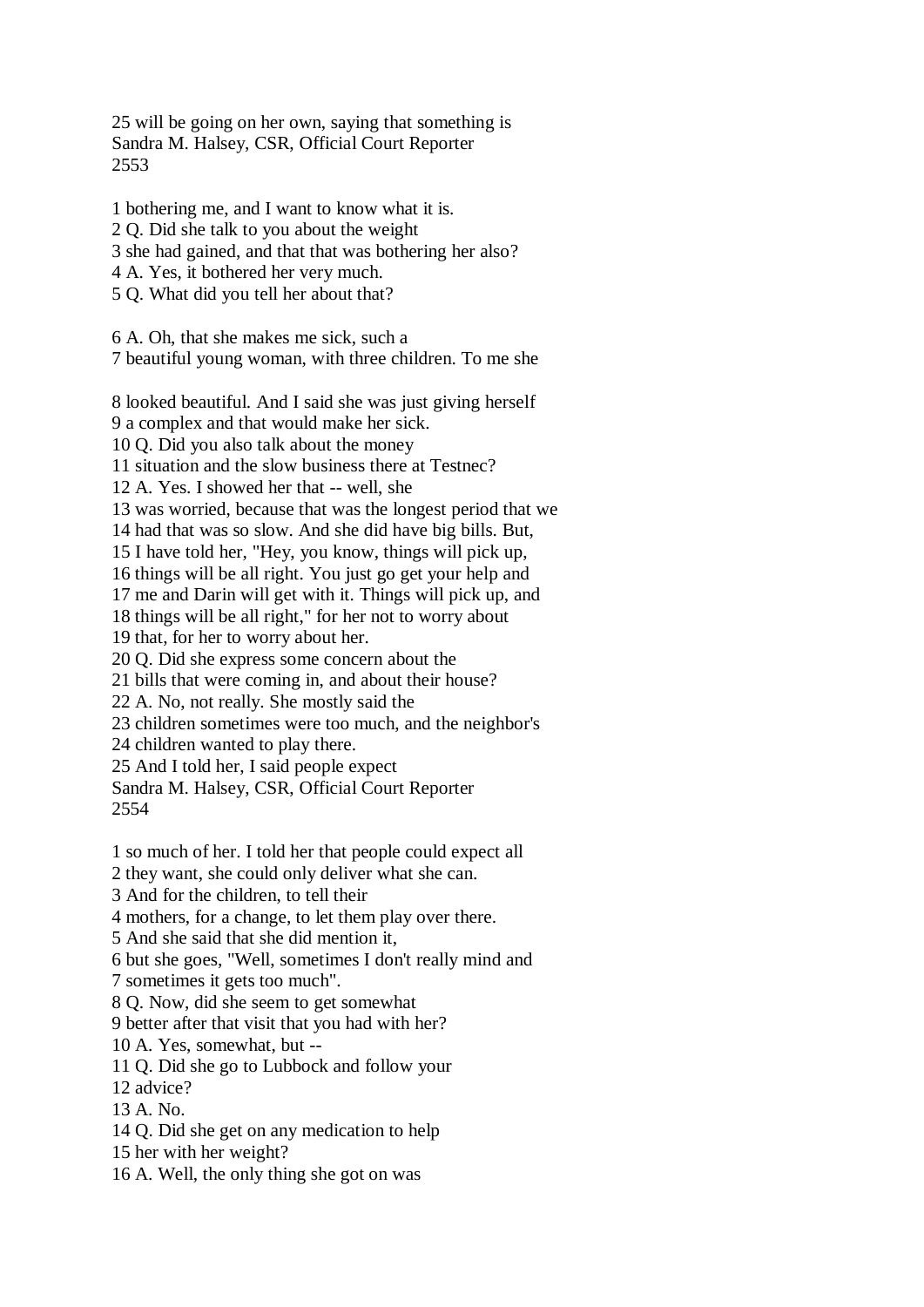25 will be going on her own, saying that something is

1 bothering me, and I want to know what it is.
2 Q. Did she talk to you about the weight
3 she had gained, and that that was bothering her also?
4 A. Yes, it bothered her very much.
5 Q. What did you tell her about that?

6 A. Oh, that she makes me sick, such a
7 beautiful young woman, with three children. To me she

8 looked beautiful. And I said she was just giving herself
9 a complex and that would make her sick.
10 Q. Did you also talk about the money
11 situation and the slow business there at Testnec?
12 A. Yes. I showed her that -- well, she
13 was worried, because that was the longest period that we
14 had that was so slow. And she did have big bills. But,
15 I have told her, "Hey, you know, things will pick up,
16 things will be all right. You just go get your help and
17 me and Darin will get with it. Things will pick up, and
18 things will be all right," for her not to worry about
19 that, for her to worry about her.
20 Q. Did she express some concern about the
21 bills that were coming in, and about their house?
22 A. No, not really. She mostly said the
23 children sometimes were too much, and the neighbor's
24 children wanted to play there.
25 And I told her, I said people expect

1 so much of her. I told her that people could expect all
2 they want, she could only deliver what she can.
3 And for the children, to tell their
4 mothers, for a change, to let them play over there.
5 And she said that she did mention it,
6 but she goes, "Well, sometimes I don't really mind and
7 sometimes it gets too much".
8 Q. Now, did she seem to get somewhat
9 better after that visit that you had with her?
10 A. Yes, somewhat, but --
11 Q. Did she go to Lubbock and follow your
12 advice?
13 A. No.
14 Q. Did she get on any medication to help
15 her with her weight?
16 A. Well, the only thing she got on was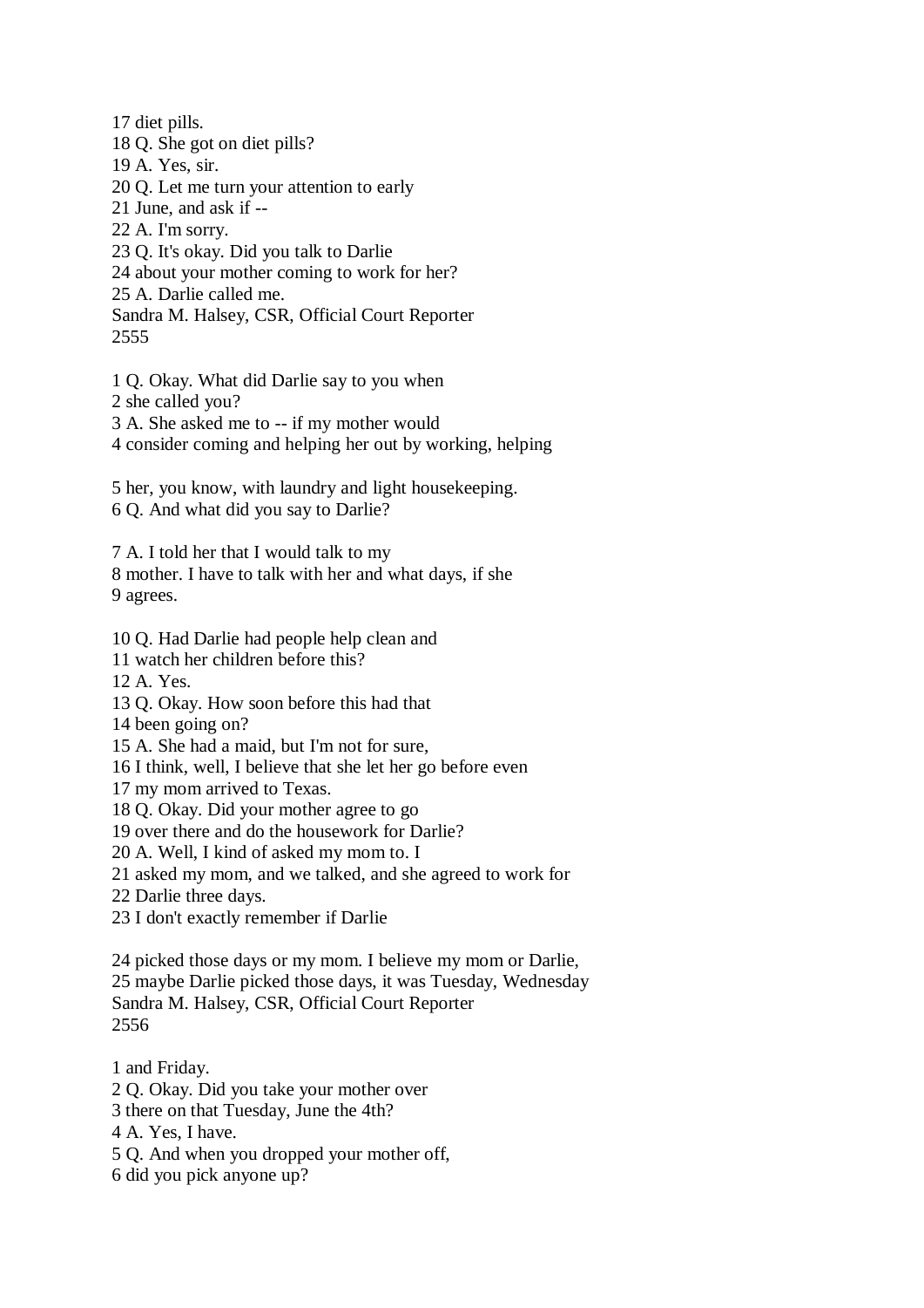17 diet pills.
18 Q. She got on diet pills?
19 A. Yes, sir.
20 Q. Let me turn your attention to early
21 June, and ask if --
22 A. I'm sorry.
23 Q. It's okay. Did you talk to Darlie
24 about your mother coming to work for her?
25 A. Darlie called me.
Sandra M. Halsey, CSR, Official Court Reporter
2555

1 Q. Okay. What did Darlie say to you when
2 she called you?
3 A. She asked me to -- if my mother would
4 consider coming and helping her out by working, helping

5 her, you know, with laundry and light housekeeping.
6 Q. And what did you say to Darlie?

7 A. I told her that I would talk to my
8 mother. I have to talk with her and what days, if she
9 agrees.

10 Q. Had Darlie had people help clean and
11 watch her children before this?
12 A. Yes.
13 Q. Okay. How soon before this had that
14 been going on?
15 A. She had a maid, but I'm not for sure,
16 I think, well, I believe that she let her go before even
17 my mom arrived to Texas.
18 Q. Okay. Did your mother agree to go
19 over there and do the housework for Darlie?
20 A. Well, I kind of asked my mom to. I
21 asked my mom, and we talked, and she agreed to work for
22 Darlie three days.
23 I don't exactly remember if Darlie

24 picked those days or my mom. I believe my mom or Darlie,
25 maybe Darlie picked those days, it was Tuesday, Wednesday
Sandra M. Halsey, CSR, Official Court Reporter
2556

1 and Friday.
2 Q. Okay. Did you take your mother over
3 there on that Tuesday, June the 4th?
4 A. Yes, I have.
5 Q. And when you dropped your mother off,
6 did you pick anyone up?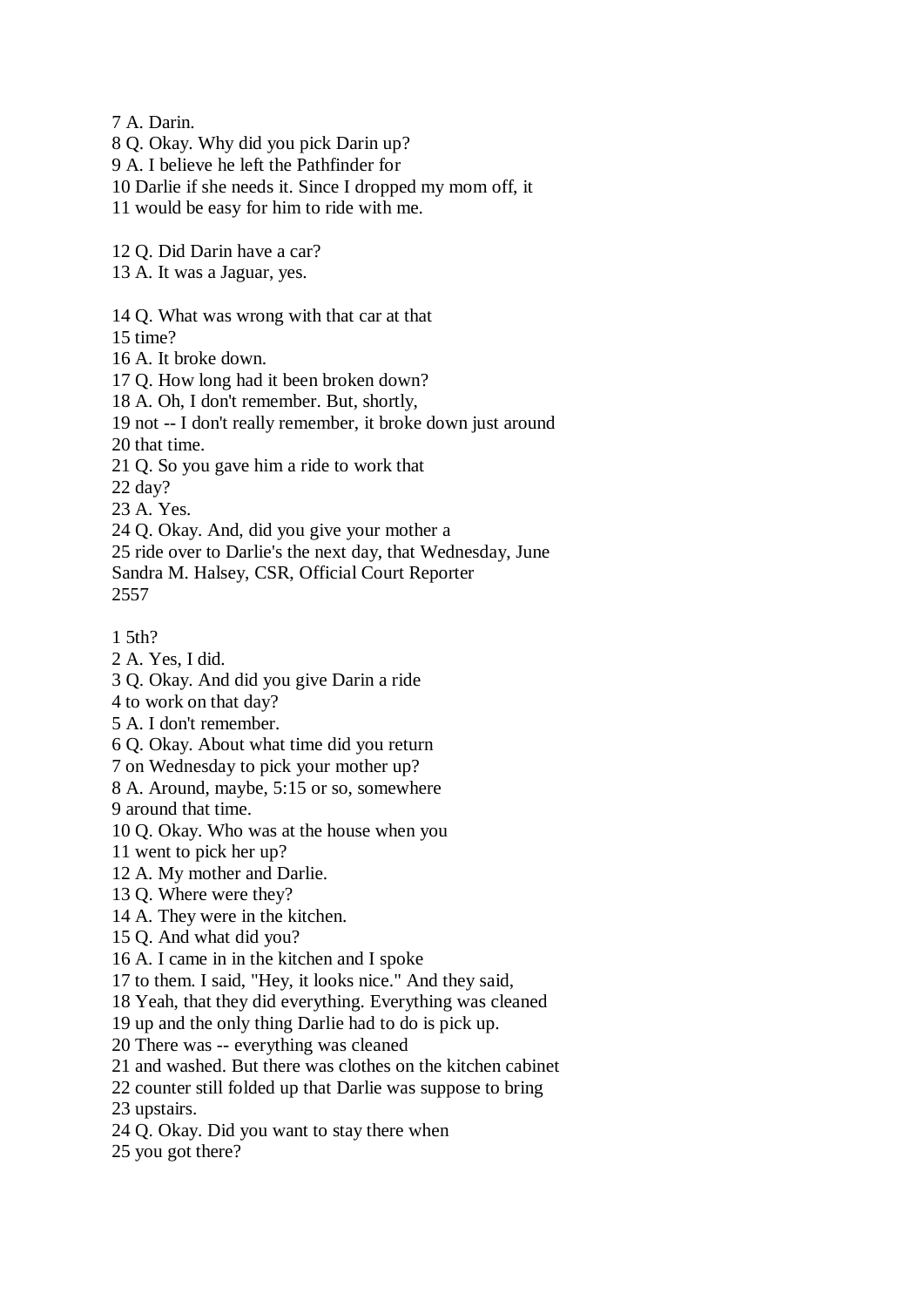7 A. Darin.
8 Q. Okay. Why did you pick Darin up?
9 A. I believe he left the Pathfinder for
10 Darlie if she needs it. Since I dropped my mom off, it
11 would be easy for him to ride with me.

12 Q. Did Darin have a car?
13 A. It was a Jaguar, yes.

14 Q. What was wrong with that car at that
15 time?
16 A. It broke down.
17 Q. How long had it been broken down?
18 A. Oh, I don't remember. But, shortly,
19 not -- I don't really remember, it broke down just around
20 that time.
21 Q. So you gave him a ride to work that
22 day?
23 A. Yes.
24 Q. Okay. And, did you give your mother a
25 ride over to Darlie's the next day, that Wednesday, June
Sandra M. Halsey, CSR, Official Court Reporter

1 5th?
2 A. Yes, I did.
3 Q. Okay. And did you give Darin a ride
4 to work on that day?
5 A. I don't remember.
6 Q. Okay. About what time did you return
7 on Wednesday to pick your mother up?
8 A. Around, maybe, 5:15 or so, somewhere
9 around that time.
10 Q. Okay. Who was at the house when you
11 went to pick her up?
12 A. My mother and Darlie.
13 Q. Where were they?
14 A. They were in the kitchen.
15 Q. And what did you?
16 A. I came in in the kitchen and I spoke
17 to them. I said, "Hey, it looks nice." And they said,
18 Yeah, that they did everything. Everything was cleaned
19 up and the only thing Darlie had to do is pick up.
20 There was -- everything was cleaned
21 and washed. But there was clothes on the kitchen cabinet
22 counter still folded up that Darlie was suppose to bring
23 upstairs.
24 Q. Okay. Did you want to stay there when
25 you got there?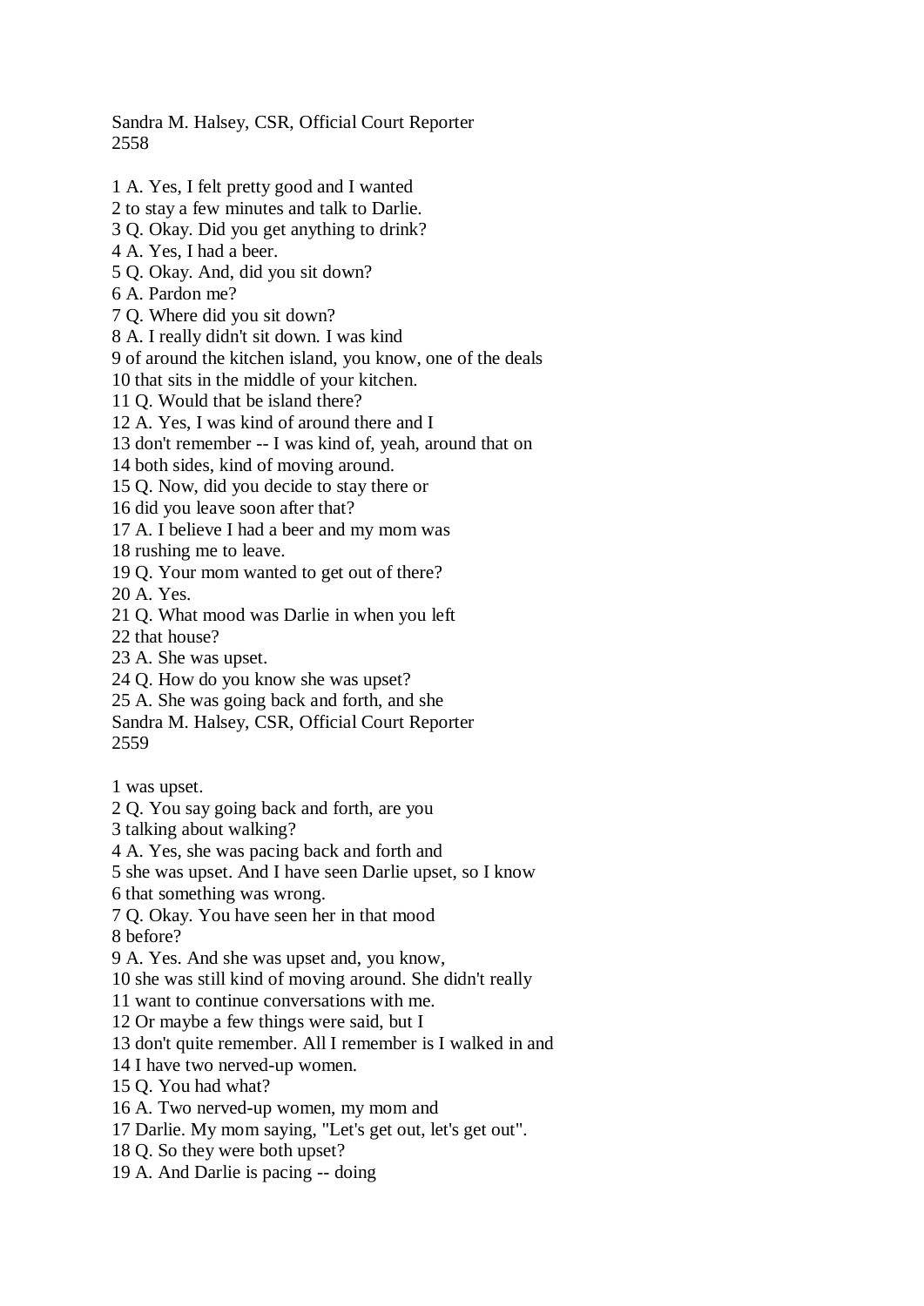1 A. Yes, I felt pretty good and I wanted
2 to stay a few minutes and talk to Darlie.
3 Q. Okay. Did you get anything to drink?
4 A. Yes, I had a beer.
5 Q. Okay. And, did you sit down?
6 A. Pardon me?
7 Q. Where did you sit down?
8 A. I really didn't sit down. I was kind
9 of around the kitchen island, you know, one of the deals
10 that sits in the middle of your kitchen.
11 Q. Would that be island there?
12 A. Yes, I was kind of around there and I
13 don't remember -- I was kind of, yeah, around that on
14 both sides, kind of moving around.
15 Q. Now, did you decide to stay there or
16 did you leave soon after that?
17 A. I believe I had a beer and my mom was
18 rushing me to leave.
19 Q. Your mom wanted to get out of there?
20 A. Yes.
21 Q. What mood was Darlie in when you left
22 that house?
23 A. She was upset.
24 Q. How do you know she was upset?
25 A. She was going back and forth, and she

1 was upset.
2 Q. You say going back and forth, are you
3 talking about walking?
4 A. Yes, she was pacing back and forth and
5 she was upset. And I have seen Darlie upset, so I know
6 that something was wrong.
7 Q. Okay. You have seen her in that mood
8 before?
9 A. Yes. And she was upset and, you know,
10 she was still kind of moving around. She didn't really
11 want to continue conversations with me.
12 Or maybe a few things were said, but I
13 don't quite remember. All I remember is I walked in and
14 I have two nerved-up women.
15 Q. You had what?
16 A. Two nerved-up women, my mom and
17 Darlie. My mom saying, "Let's get out, let's get out".
18 Q. So they were both upset?
19 A. And Darlie is pacing -- doing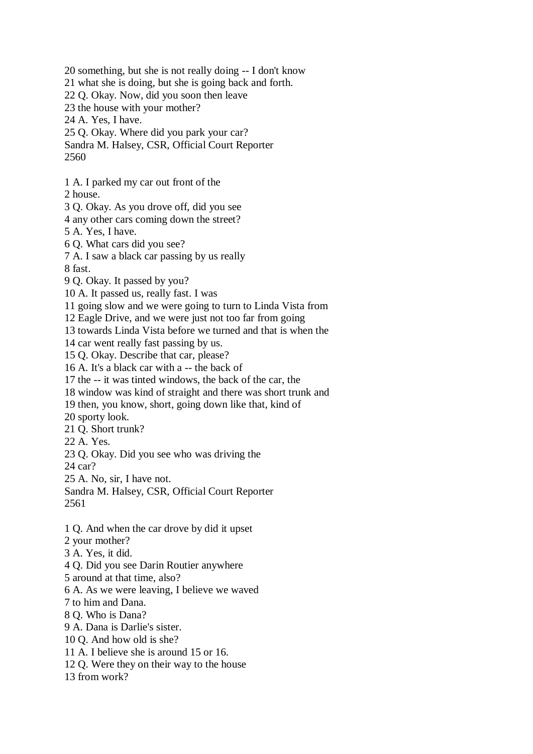20 something, but she is not really doing -- I don't know
21 what she is doing, but she is going back and forth.
22 Q. Okay. Now, did you soon then leave
23 the house with your mother?
24 A. Yes, I have.
25 Q. Okay. Where did you park your car?

1 A. I parked my car out front of the
2 house.
3 Q. Okay. As you drove off, did you see
4 any other cars coming down the street?
5 A. Yes, I have.
6 Q. What cars did you see?
7 A. I saw a black car passing by us really
8 fast.
9 Q. Okay. It passed by you?
10 A. It passed us, really fast. I was
11 going slow and we were going to turn to Linda Vista from
12 Eagle Drive, and we were just not too far from going
13 towards Linda Vista before we turned and that is when the
14 car went really fast passing by us.
15 Q. Okay. Describe that car, please?
16 A. It's a black car with a -- the back of
17 the -- it was tinted windows, the back of the car, the
18 window was kind of straight and there was short trunk and
19 then, you know, short, going down like that, kind of
20 sporty look.
21 Q. Short trunk?
22 A. Yes.
23 Q. Okay. Did you see who was driving the
24 car?
25 A. No, sir, I have not.

1 Q. And when the car drove by did it upset
2 your mother?
3 A. Yes, it did.
4 Q. Did you see Darin Routier anywhere
5 around at that time, also?
6 A. As we were leaving, I believe we waved
7 to him and Dana.
8 Q. Who is Dana?
9 A. Dana is Darlie's sister.
10 Q. And how old is she?
11 A. I believe she is around 15 or 16.
12 Q. Were they on their way to the house
13 from work?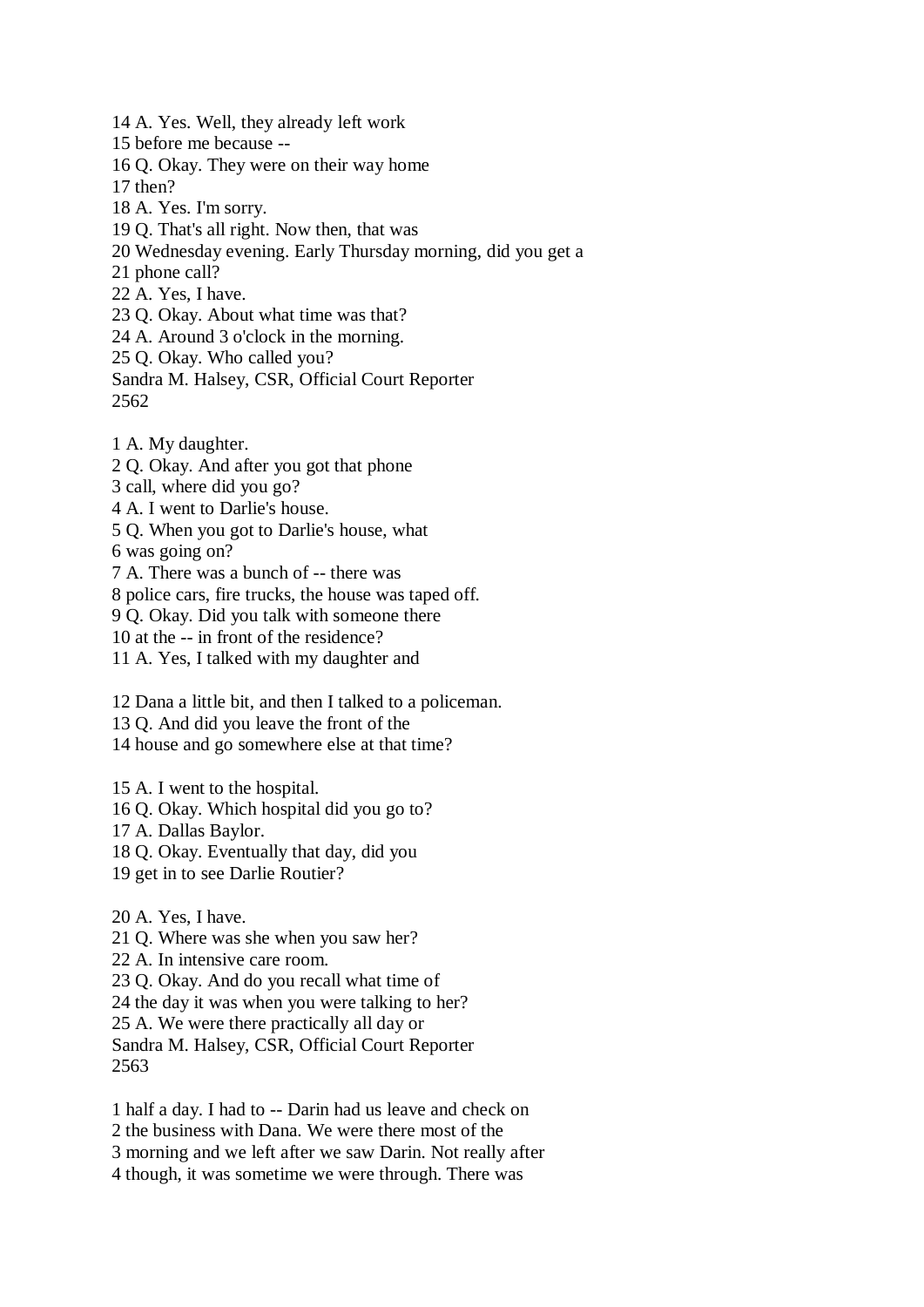14 A. Yes. Well, they already left work
15 before me because --
16 Q. Okay. They were on their way home
17 then?
18 A. Yes. I'm sorry.
19 Q. That's all right. Now then, that was
20 Wednesday evening. Early Thursday morning, did you get a
21 phone call?
22 A. Yes, I have.
23 Q. Okay. About what time was that?
24 A. Around 3 o'clock in the morning.
25 Q. Okay. Who called you?

1 A. My daughter.
2 Q. Okay. And after you got that phone
3 call, where did you go?
4 A. I went to Darlie's house.
5 Q. When you got to Darlie's house, what
6 was going on?
7 A. There was a bunch of -- there was
8 police cars, fire trucks, the house was taped off.
9 Q. Okay. Did you talk with someone there
10 at the -- in front of the residence?
11 A. Yes, I talked with my daughter and

12 Dana a little bit, and then I talked to a policeman.
13 Q. And did you leave the front of the
14 house and go somewhere else at that time?

15 A. I went to the hospital.
16 Q. Okay. Which hospital did you go to?
17 A. Dallas Baylor.
18 Q. Okay. Eventually that day, did you
19 get in to see Darlie Routier?

20 A. Yes, I have.
21 Q. Where was she when you saw her?
22 A. In intensive care room.
23 Q. Okay. And do you recall what time of
24 the day it was when you were talking to her?
25 A. We were there practically all day or

1 half a day. I had to -- Darin had us leave and check on
2 the business with Dana. We were there most of the
3 morning and we left after we saw Darin. Not really after
4 though, it was sometime we were through. There was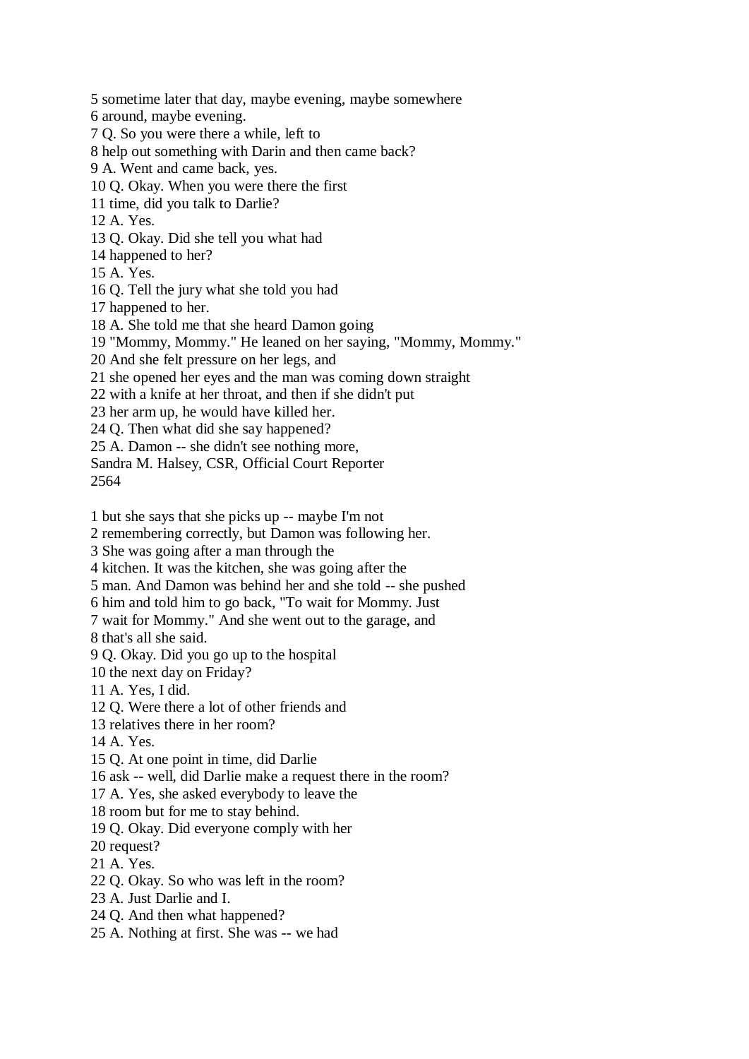5 sometime later that day, maybe evening, maybe somewhere
6 around, maybe evening.
7 Q. So you were there a while, left to
8 help out something with Darin and then came back?
9 A. Went and came back, yes.
10 Q. Okay. When you were there the first
11 time, did you talk to Darlie?
12 A. Yes.
13 Q. Okay. Did she tell you what had
14 happened to her?
15 A. Yes.
16 Q. Tell the jury what she told you had
17 happened to her.
18 A. She told me that she heard Damon going
19 "Mommy, Mommy." He leaned on her saying, "Mommy, Mommy."
20 And she felt pressure on her legs, and
21 she opened her eyes and the man was coming down straight
22 with a knife at her throat, and then if she didn't put
23 her arm up, he would have killed her.
24 Q. Then what did she say happened?
25 A. Damon -- she didn't see nothing more,
Sandra M. Halsey, CSR, Official Court Reporter

1 but she says that she picks up -- maybe I'm not
2 remembering correctly, but Damon was following her.
3 She was going after a man through the
4 kitchen. It was the kitchen, she was going after the
5 man. And Damon was behind her and she told -- she pushed
6 him and told him to go back, "To wait for Mommy. Just
7 wait for Mommy." And she went out to the garage, and
8 that's all she said.
9 Q. Okay. Did you go up to the hospital
10 the next day on Friday?
11 A. Yes, I did.
12 Q. Were there a lot of other friends and
13 relatives there in her room?
14 A. Yes.
15 Q. At one point in time, did Darlie
16 ask -- well, did Darlie make a request there in the room?
17 A. Yes, she asked everybody to leave the
18 room but for me to stay behind.
19 Q. Okay. Did everyone comply with her
20 request?
21 A. Yes.
22 Q. Okay. So who was left in the room?
23 A. Just Darlie and I.
24 Q. And then what happened?
25 A. Nothing at first. She was -- we had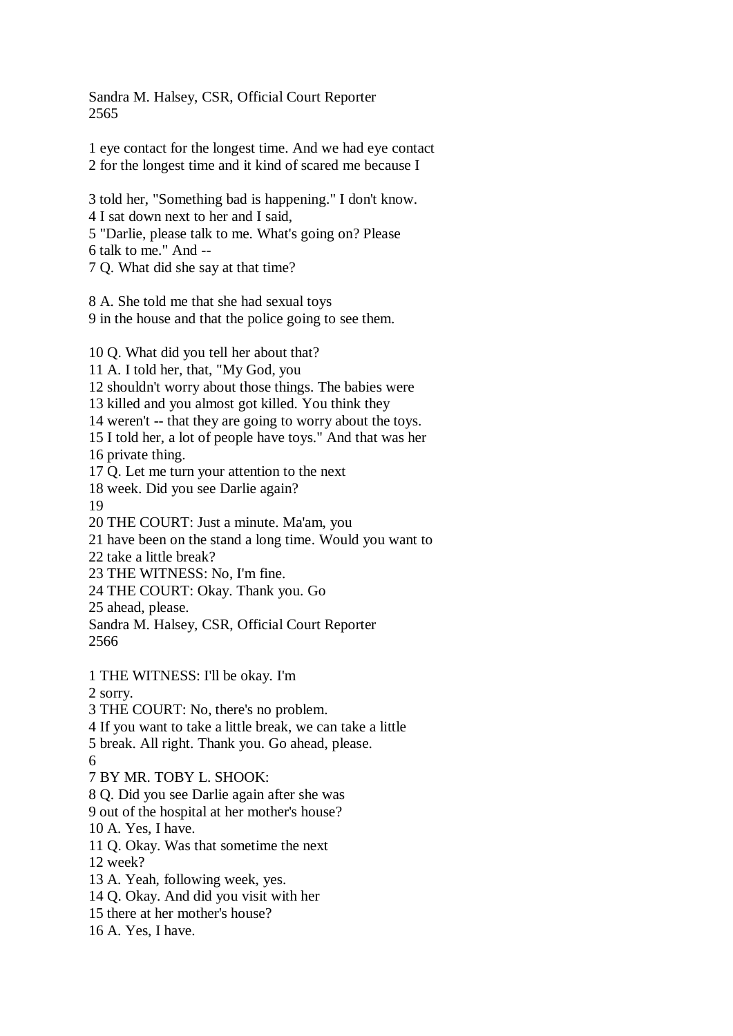1 eye contact for the longest time. And we had eye contact
2 for the longest time and it kind of scared me because I

3 told her, "Something bad is happening." I don't know.
4 I sat down next to her and I said,
5 "Darlie, please talk to me. What's going on? Please
6 talk to me." And --
7 Q. What did she say at that time?

8 A. She told me that she had sexual toys
9 in the house and that the police going to see them.

10 Q. What did you tell her about that?
11 A. I told her, that, "My God, you
12 shouldn't worry about those things. The babies were
13 killed and you almost got killed. You think they
14 weren't -- that they are going to worry about the toys.
15 I told her, a lot of people have toys." And that was her
16 private thing.
17 Q. Let me turn your attention to the next
18 week. Did you see Darlie again?
19
20 THE COURT: Just a minute. Ma'am, you
21 have been on the stand a long time. Would you want to
22 take a little break?
23 THE WITNESS: No, I'm fine.
24 THE COURT: Okay. Thank you. Go
25 ahead, please.

1 THE WITNESS: I'll be okay. I'm
2 sorry.
3 THE COURT: No, there's no problem.
4 If you want to take a little break, we can take a little
5 break. All right. Thank you. Go ahead, please.
6
7 BY MR. TOBY L. SHOOK:
8 Q. Did you see Darlie again after she was
9 out of the hospital at her mother's house?
10 A. Yes, I have.
11 Q. Okay. Was that sometime the next
12 week?
13 A. Yeah, following week, yes.
14 Q. Okay. And did you visit with her
15 there at her mother's house?
16 A. Yes, I have.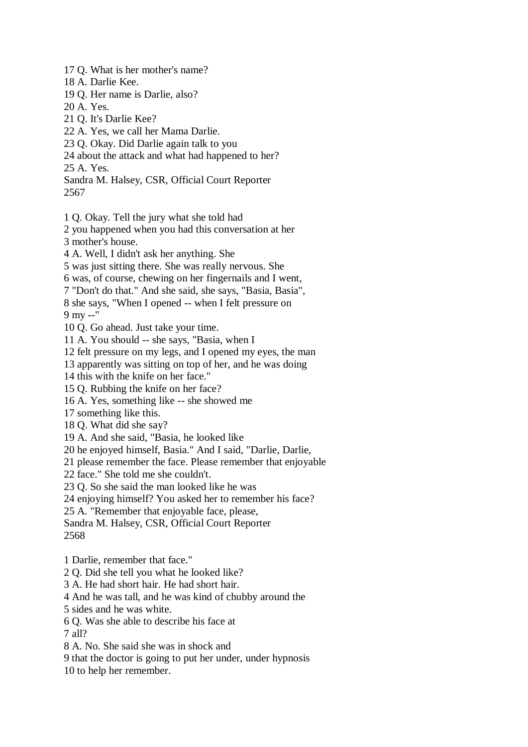17 Q. What is her mother's name?
18 A. Darlie Kee.
19 Q. Her name is Darlie, also?
20 A. Yes.
21 Q. It's Darlie Kee?
22 A. Yes, we call her Mama Darlie.
23 Q. Okay. Did Darlie again talk to you
24 about the attack and what had happened to her?
25 A. Yes.
Sandra M. Halsey, CSR, Official Court Reporter
2567

1 Q. Okay. Tell the jury what she told had
2 you happened when you had this conversation at her
3 mother's house.
4 A. Well, I didn't ask her anything. She
5 was just sitting there. She was really nervous. She
6 was, of course, chewing on her fingernails and I went,
7 "Don't do that." And she said, she says, "Basia, Basia",
8 she says, "When I opened -- when I felt pressure on
9 my --"
10 Q. Go ahead. Just take your time.
11 A. You should -- she says, "Basia, when I
12 felt pressure on my legs, and I opened my eyes, the man
13 apparently was sitting on top of her, and he was doing
14 this with the knife on her face."
15 Q. Rubbing the knife on her face?
16 A. Yes, something like -- she showed me
17 something like this.
18 Q. What did she say?
19 A. And she said, "Basia, he looked like
20 he enjoyed himself, Basia." And I said, "Darlie, Darlie,
21 please remember the face. Please remember that enjoyable
22 face." She told me she couldn't.
23 Q. So she said the man looked like he was
24 enjoying himself? You asked her to remember his face?
25 A. "Remember that enjoyable face, please,
Sandra M. Halsey, CSR, Official Court Reporter
2568

1 Darlie, remember that face."
2 Q. Did she tell you what he looked like?
3 A. He had short hair. He had short hair.
4 And he was tall, and he was kind of chubby around the
5 sides and he was white.
6 Q. Was she able to describe his face at
7 all?
8 A. No. She said she was in shock and
9 that the doctor is going to put her under, under hypnosis
10 to help her remember.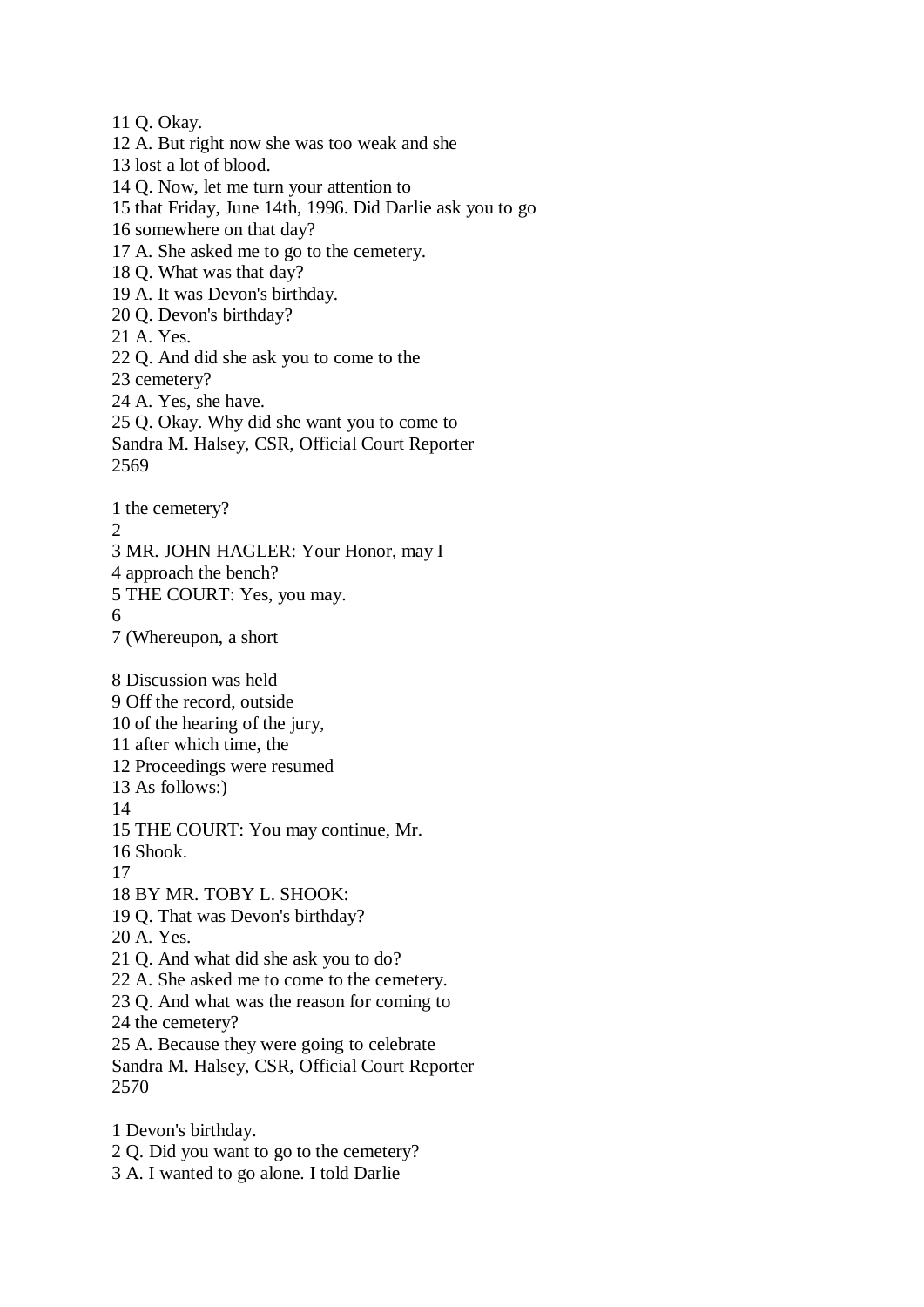11 Q. Okay.
12 A. But right now she was too weak and she
13 lost a lot of blood.
14 Q. Now, let me turn your attention to
15 that Friday, June 14th, 1996. Did Darlie ask you to go
16 somewhere on that day?
17 A. She asked me to go to the cemetery.
18 Q. What was that day?
19 A. It was Devon's birthday.
20 Q. Devon's birthday?
21 A. Yes.
22 Q. And did she ask you to come to the
23 cemetery?
24 A. Yes, she have.
25 Q. Okay. Why did she want you to come to

1 the cemetery?
2
3 MR. JOHN HAGLER: Your Honor, may I
4 approach the bench?
5 THE COURT: Yes, you may.
6
7 (Whereupon, a short

8 Discussion was held
9 Off the record, outside
10 of the hearing of the jury,
11 after which time, the
12 Proceedings were resumed
13 As follows:)
14
15 THE COURT: You may continue, Mr.
16 Shook.
17
18 BY MR. TOBY L. SHOOK:
19 Q. That was Devon's birthday?
20 A. Yes.
21 Q. And what did she ask you to do?
22 A. She asked me to come to the cemetery.
23 Q. And what was the reason for coming to
24 the cemetery?
25 A. Because they were going to celebrate

1 Devon's birthday.
2 Q. Did you want to go to the cemetery?
3 A. I wanted to go alone. I told Darlie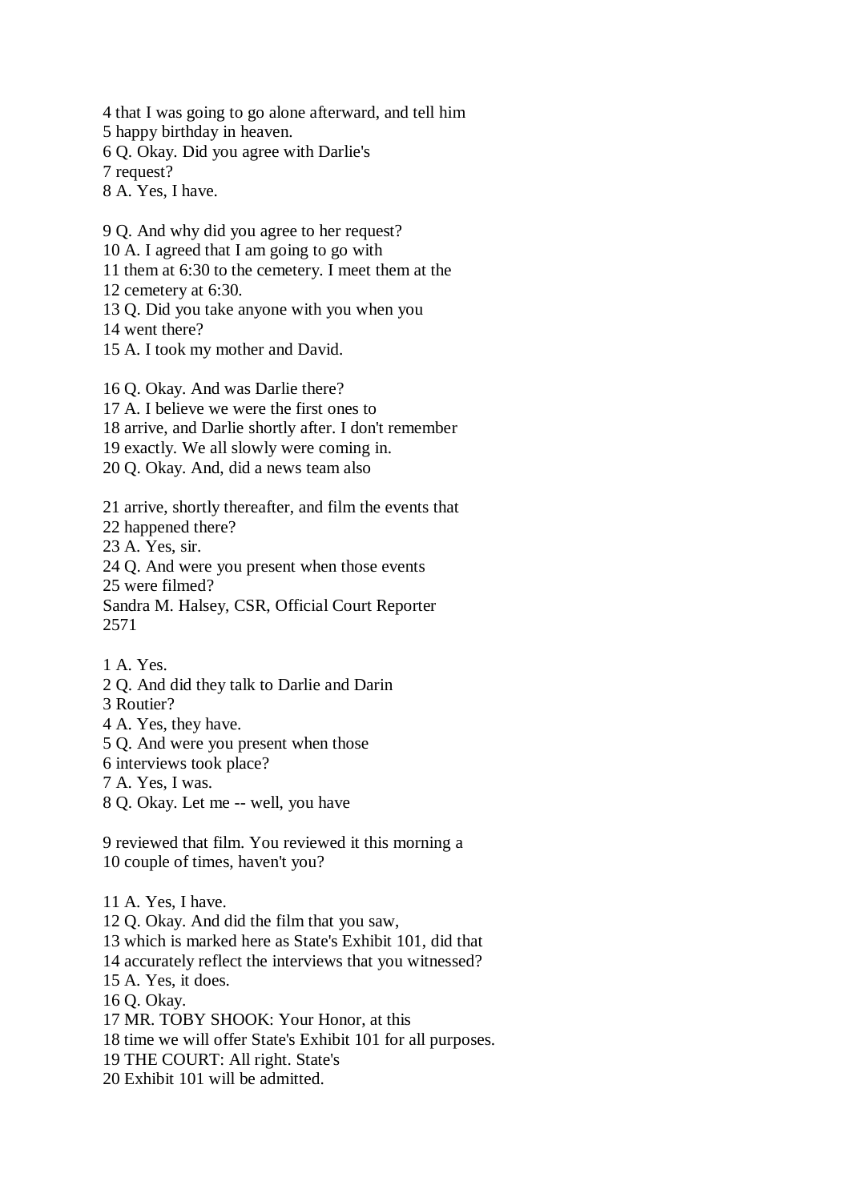4 that I was going to go alone afterward, and tell him
5 happy birthday in heaven.
6 Q. Okay. Did you agree with Darlie's
7 request?
8 A. Yes, I have.

9 Q. And why did you agree to her request?
10 A. I agreed that I am going to go with
11 them at 6:30 to the cemetery. I meet them at the
12 cemetery at 6:30.
13 Q. Did you take anyone with you when you
14 went there?
15 A. I took my mother and David.

16 Q. Okay. And was Darlie there?
17 A. I believe we were the first ones to
18 arrive, and Darlie shortly after. I don't remember
19 exactly. We all slowly were coming in.
20 Q. Okay. And, did a news team also

21 arrive, shortly thereafter, and film the events that
22 happened there?
23 A. Yes, sir.
24 Q. And were you present when those events
25 were filmed?
Sandra M. Halsey, CSR, Official Court Reporter
2571

1 A. Yes.
2 Q. And did they talk to Darlie and Darin
3 Routier?
4 A. Yes, they have.
5 Q. And were you present when those
6 interviews took place?
7 A. Yes, I was.
8 Q. Okay. Let me -- well, you have

9 reviewed that film. You reviewed it this morning a
10 couple of times, haven't you?

11 A. Yes, I have.
12 Q. Okay. And did the film that you saw,
13 which is marked here as State's Exhibit 101, did that
14 accurately reflect the interviews that you witnessed?
15 A. Yes, it does.
16 Q. Okay.
17 MR. TOBY SHOOK: Your Honor, at this
18 time we will offer State's Exhibit 101 for all purposes.
19 THE COURT: All right. State's
20 Exhibit 101 will be admitted.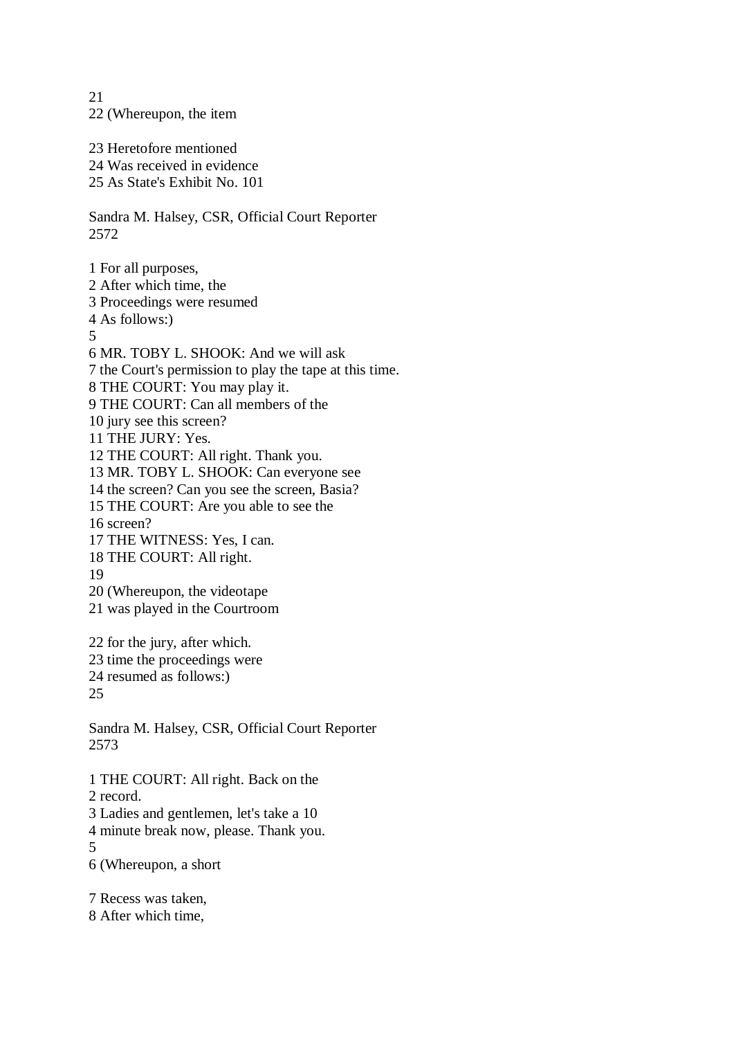21
22 (Whereupon, the item

23 Heretofore mentioned
24 Was received in evidence
25 As State's Exhibit No. 101

Sandra M. Halsey, CSR, Official Court Reporter
2572

1 For all purposes,
2 After which time, the
3 Proceedings were resumed
4 As follows:)
5
6 MR. TOBY L. SHOOK: And we will ask
7 the Court's permission to play the tape at this time.
8 THE COURT: You may play it.
9 THE COURT: Can all members of the
10 jury see this screen?
11 THE JURY: Yes.
12 THE COURT: All right. Thank you.
13 MR. TOBY L. SHOOK: Can everyone see
14 the screen? Can you see the screen, Basia?
15 THE COURT: Are you able to see the
16 screen?
17 THE WITNESS: Yes, I can.
18 THE COURT: All right.
19
20 (Whereupon, the videotape
21 was played in the Courtroom

22 for the jury, after which.
23 time the proceedings were
24 resumed as follows:)
25

Sandra M. Halsey, CSR, Official Court Reporter
2573

1 THE COURT: All right. Back on the
2 record.
3 Ladies and gentlemen, let's take a 10
4 minute break now, please. Thank you.
5
6 (Whereupon, a short

7 Recess was taken,
8 After which time,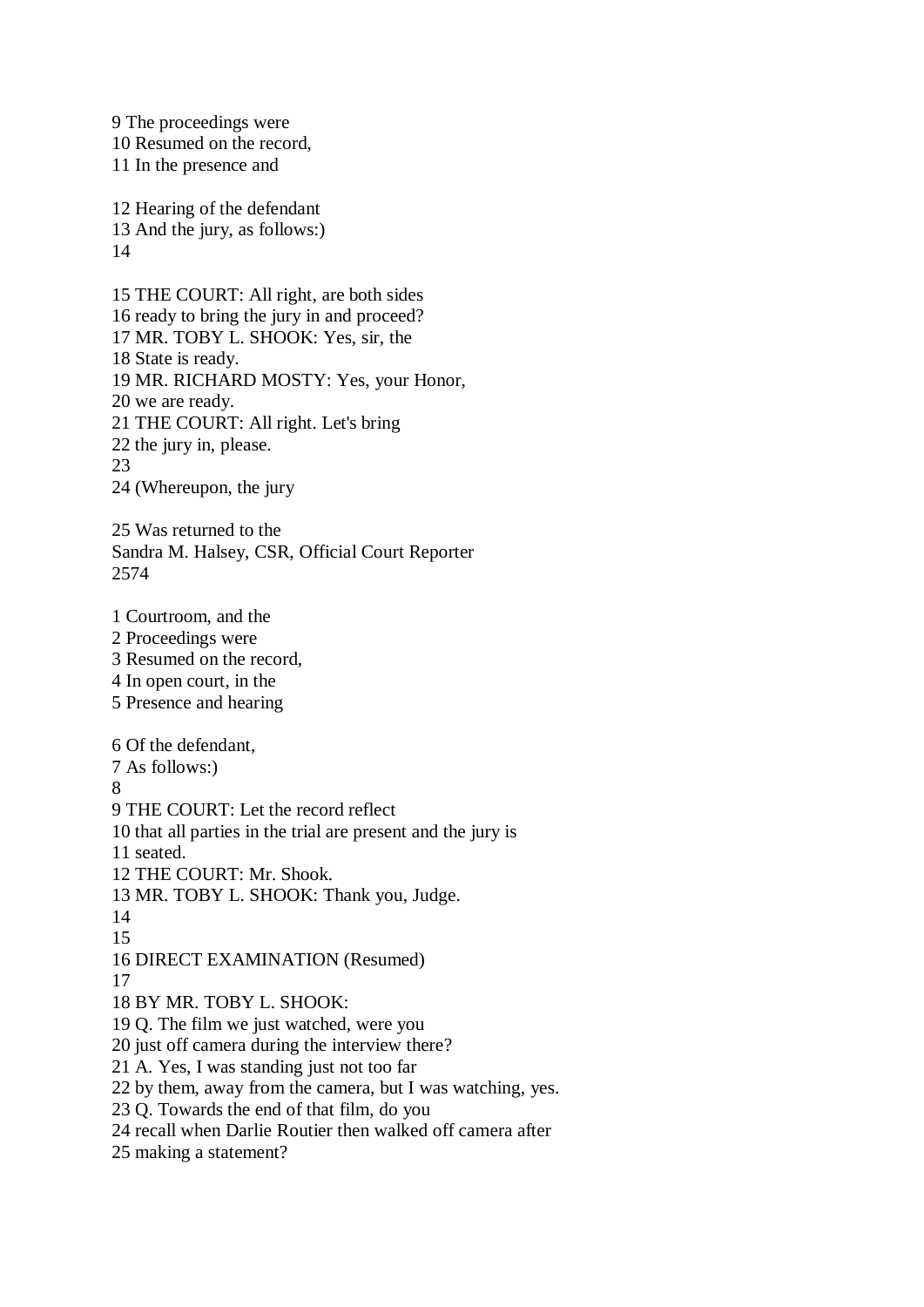9 The proceedings were
10 Resumed on the record,
11 In the presence and

12 Hearing of the defendant
13 And the jury, as follows:)
14

15 THE COURT: All right, are both sides
16 ready to bring the jury in and proceed?
17 MR. TOBY L. SHOOK: Yes, sir, the
18 State is ready.
19 MR. RICHARD MOSTY: Yes, your Honor,
20 we are ready.
21 THE COURT: All right. Let's bring
22 the jury in, please.
23
24 (Whereupon, the jury

25 Was returned to the
Sandra M. Halsey, CSR, Official Court Reporter
2574

1 Courtroom, and the
2 Proceedings were
3 Resumed on the record,
4 In open court, in the
5 Presence and hearing

6 Of the defendant,
7 As follows:)
8
9 THE COURT: Let the record reflect
10 that all parties in the trial are present and the jury is
11 seated.
12 THE COURT: Mr. Shook.
13 MR. TOBY L. SHOOK: Thank you, Judge.
14
15
16 DIRECT EXAMINATION (Resumed)
17
18 BY MR. TOBY L. SHOOK:
19 Q. The film we just watched, were you
20 just off camera during the interview there?
21 A. Yes, I was standing just not too far
22 by them, away from the camera, but I was watching, yes.
23 Q. Towards the end of that film, do you
24 recall when Darlie Routier then walked off camera after
25 making a statement?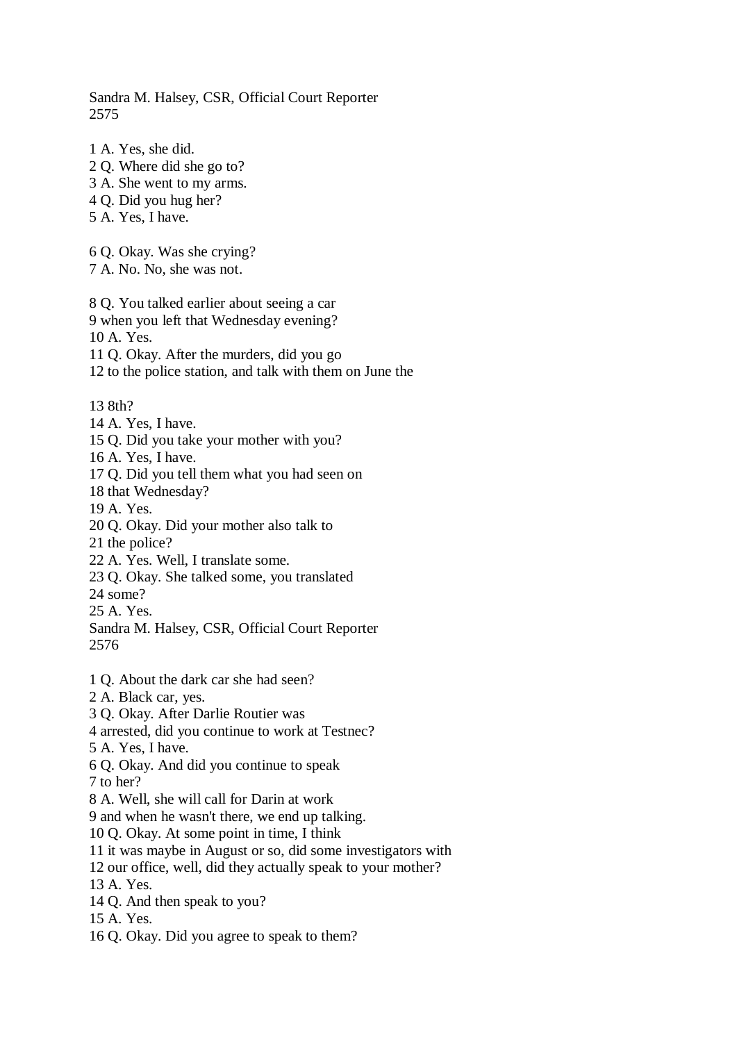1 A. Yes, she did.
2 Q. Where did she go to?
3 A. She went to my arms.
4 Q. Did you hug her?
5 A. Yes, I have.

6 Q. Okay. Was she crying?
7 A. No. No, she was not.

8 Q. You talked earlier about seeing a car
9 when you left that Wednesday evening?
10 A. Yes.
11 Q. Okay. After the murders, did you go
12 to the police station, and talk with them on June the

13 8th?
14 A. Yes, I have.
15 Q. Did you take your mother with you?
16 A. Yes, I have.
17 Q. Did you tell them what you had seen on
18 that Wednesday?
19 A. Yes.
20 Q. Okay. Did your mother also talk to
21 the police?
22 A. Yes. Well, I translate some.
23 Q. Okay. She talked some, you translated
24 some?
25 A. Yes.

1 Q. About the dark car she had seen?
2 A. Black car, yes.
3 Q. Okay. After Darlie Routier was
4 arrested, did you continue to work at Testnec?
5 A. Yes, I have.
6 Q. Okay. And did you continue to speak
7 to her?
8 A. Well, she will call for Darin at work
9 and when he wasn't there, we end up talking.
10 Q. Okay. At some point in time, I think
11 it was maybe in August or so, did some investigators with
12 our office, well, did they actually speak to your mother?
13 A. Yes.
14 Q. And then speak to you?
15 A. Yes.
16 Q. Okay. Did you agree to speak to them?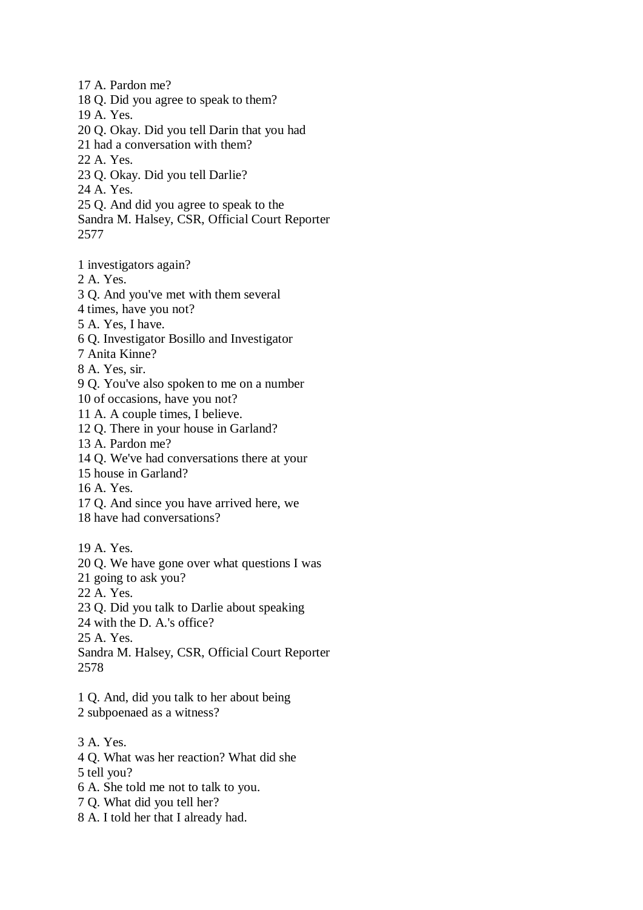17 A. Pardon me?
18 Q. Did you agree to speak to them?
19 A. Yes.
20 Q. Okay. Did you tell Darin that you had
21 had a conversation with them?
22 A. Yes.
23 Q. Okay. Did you tell Darlie?
24 A. Yes.
25 Q. And did you agree to speak to the
Sandra M. Halsey, CSR, Official Court Reporter
2577

1 investigators again?
2 A. Yes.
3 Q. And you've met with them several
4 times, have you not?
5 A. Yes, I have.
6 Q. Investigator Bosillo and Investigator
7 Anita Kinne?
8 A. Yes, sir.
9 Q. You've also spoken to me on a number
10 of occasions, have you not?
11 A. A couple times, I believe.
12 Q. There in your house in Garland?
13 A. Pardon me?
14 Q. We've had conversations there at your
15 house in Garland?
16 A. Yes.
17 Q. And since you have arrived here, we
18 have had conversations?

19 A. Yes.
20 Q. We have gone over what questions I was
21 going to ask you?
22 A. Yes.
23 Q. Did you talk to Darlie about speaking
24 with the D. A.'s office?
25 A. Yes.
Sandra M. Halsey, CSR, Official Court Reporter
2578

1 Q. And, did you talk to her about being
2 subpoenaed as a witness?

3 A. Yes.
4 Q. What was her reaction? What did she
5 tell you?
6 A. She told me not to talk to you.
7 Q. What did you tell her?
8 A. I told her that I already had.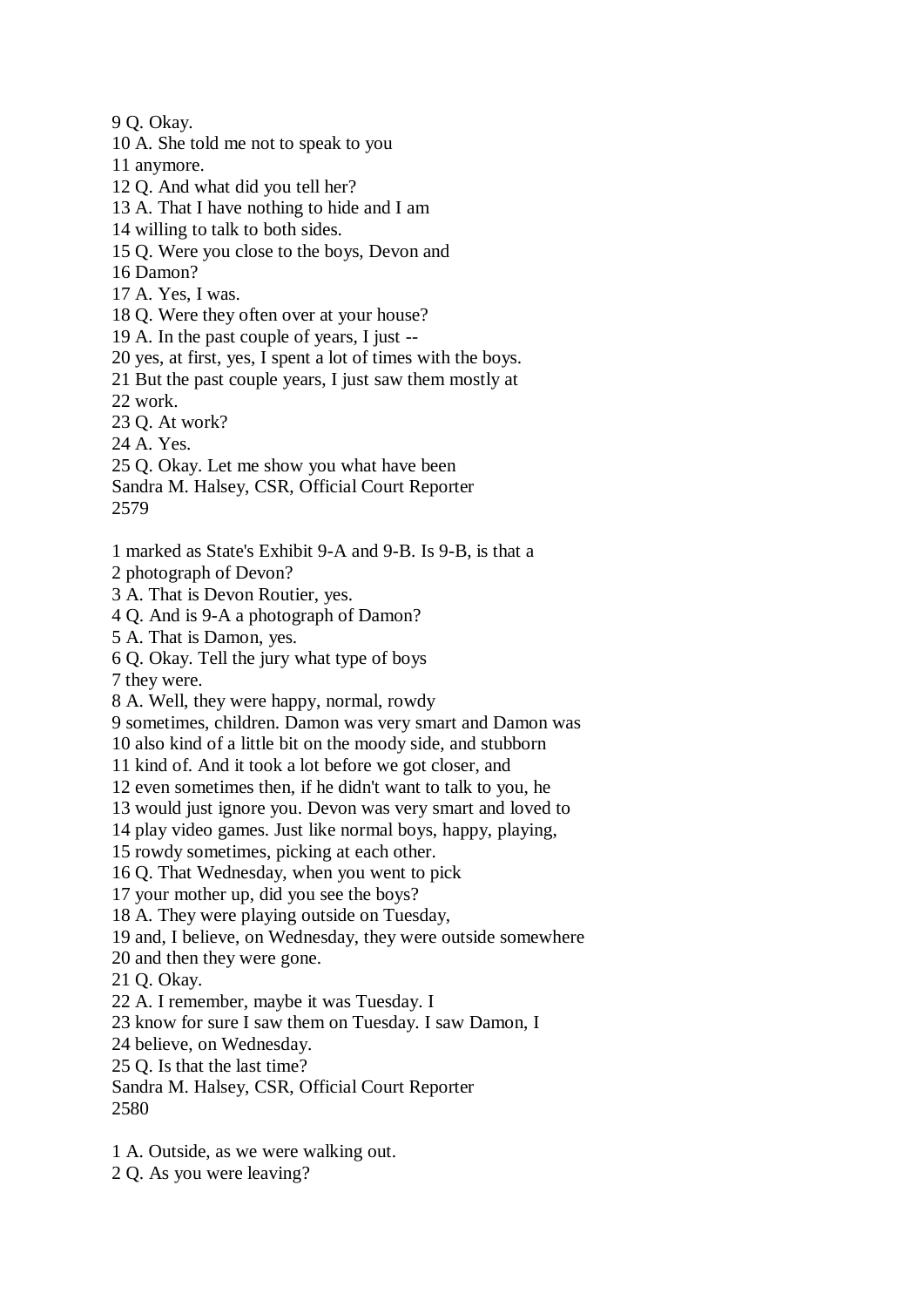9 Q. Okay.
10 A. She told me not to speak to you
11 anymore.
12 Q. And what did you tell her?
13 A. That I have nothing to hide and I am
14 willing to talk to both sides.
15 Q. Were you close to the boys, Devon and
16 Damon?
17 A. Yes, I was.
18 Q. Were they often over at your house?
19 A. In the past couple of years, I just --
20 yes, at first, yes, I spent a lot of times with the boys.
21 But the past couple years, I just saw them mostly at
22 work.
23 Q. At work?
24 A. Yes.
25 Q. Okay. Let me show you what have been

1 marked as State's Exhibit 9-A and 9-B. Is 9-B, is that a
2 photograph of Devon?
3 A. That is Devon Routier, yes.
4 Q. And is 9-A a photograph of Damon?
5 A. That is Damon, yes.
6 Q. Okay. Tell the jury what type of boys
7 they were.
8 A. Well, they were happy, normal, rowdy
9 sometimes, children. Damon was very smart and Damon was
10 also kind of a little bit on the moody side, and stubborn
11 kind of. And it took a lot before we got closer, and
12 even sometimes then, if he didn't want to talk to you, he
13 would just ignore you. Devon was very smart and loved to
14 play video games. Just like normal boys, happy, playing,
15 rowdy sometimes, picking at each other.
16 Q. That Wednesday, when you went to pick
17 your mother up, did you see the boys?
18 A. They were playing outside on Tuesday,
19 and, I believe, on Wednesday, they were outside somewhere
20 and then they were gone.
21 Q. Okay.
22 A. I remember, maybe it was Tuesday. I
23 know for sure I saw them on Tuesday. I saw Damon, I
24 believe, on Wednesday.
25 Q. Is that the last time?

1 A. Outside, as we were walking out.
2 Q. As you were leaving?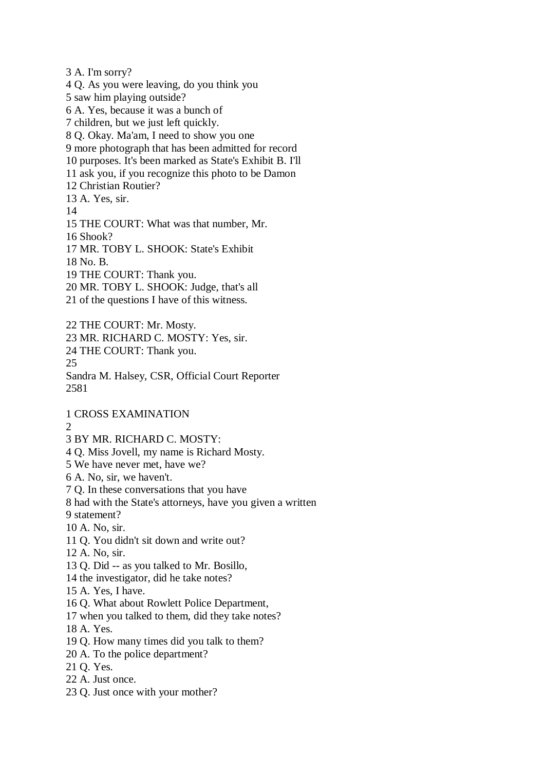3 A. I'm sorry?
4 Q. As you were leaving, do you think you
5 saw him playing outside?
6 A. Yes, because it was a bunch of
7 children, but we just left quickly.
8 Q. Okay. Ma'am, I need to show you one
9 more photograph that has been admitted for record
10 purposes. It's been marked as State's Exhibit B. I'll
11 ask you, if you recognize this photo to be Damon
12 Christian Routier?
13 A. Yes, sir.
14
15 THE COURT: What was that number, Mr.
16 Shook?
17 MR. TOBY L. SHOOK: State's Exhibit
18 No. B.
19 THE COURT: Thank you.
20 MR. TOBY L. SHOOK: Judge, that's all
21 of the questions I have of this witness.

22 THE COURT: Mr. Mosty.
23 MR. RICHARD C. MOSTY: Yes, sir.
24 THE COURT: Thank you.
25
Sandra M. Halsey, CSR, Official Court Reporter
2581

1 CROSS EXAMINATION
2
3 BY MR. RICHARD C. MOSTY:
4 Q. Miss Jovell, my name is Richard Mosty.
5 We have never met, have we?
6 A. No, sir, we haven't.
7 Q. In these conversations that you have
8 had with the State's attorneys, have you given a written
9 statement?
10 A. No, sir.
11 Q. You didn't sit down and write out?
12 A. No, sir.
13 Q. Did -- as you talked to Mr. Bosillo,
14 the investigator, did he take notes?
15 A. Yes, I have.
16 Q. What about Rowlett Police Department,
17 when you talked to them, did they take notes?
18 A. Yes.
19 Q. How many times did you talk to them?
20 A. To the police department?
21 Q. Yes.
22 A. Just once.
23 Q. Just once with your mother?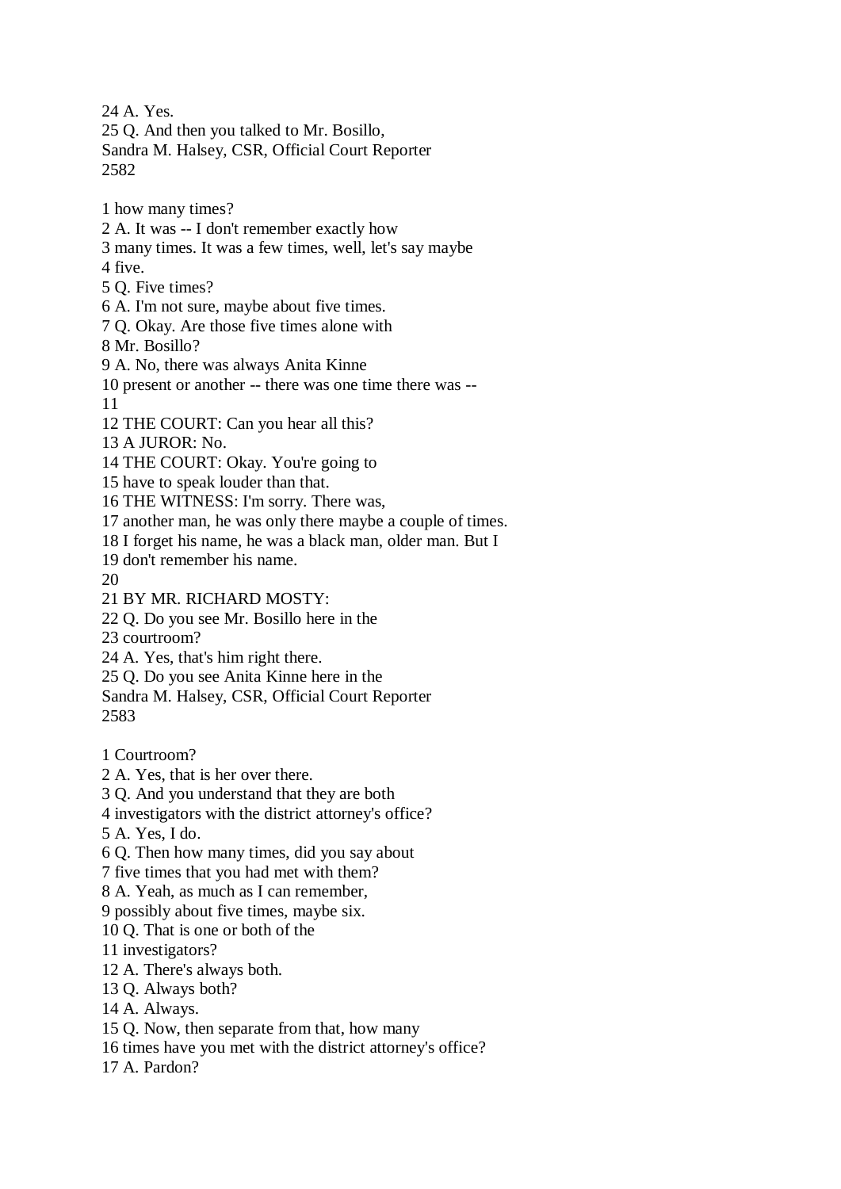24 A. Yes.
25 Q. And then you talked to Mr. Bosillo,

1 how many times?
2 A. It was -- I don't remember exactly how
3 many times. It was a few times, well, let's say maybe
4 five.
5 Q. Five times?
6 A. I'm not sure, maybe about five times.
7 Q. Okay. Are those five times alone with
8 Mr. Bosillo?
9 A. No, there was always Anita Kinne
10 present or another -- there was one time there was --
11
12 THE COURT: Can you hear all this?
13 A JUROR: No.
14 THE COURT: Okay. You're going to
15 have to speak louder than that.
16 THE WITNESS: I'm sorry. There was,
17 another man, he was only there maybe a couple of times.
18 I forget his name, he was a black man, older man. But I
19 don't remember his name.
20
21 BY MR. RICHARD MOSTY:
22 Q. Do you see Mr. Bosillo here in the
23 courtroom?
24 A. Yes, that's him right there.
25 Q. Do you see Anita Kinne here in the

1 Courtroom?
2 A. Yes, that is her over there.
3 Q. And you understand that they are both
4 investigators with the district attorney's office?
5 A. Yes, I do.
6 Q. Then how many times, did you say about
7 five times that you had met with them?
8 A. Yeah, as much as I can remember,
9 possibly about five times, maybe six.
10 Q. That is one or both of the
11 investigators?
12 A. There's always both.
13 Q. Always both?
14 A. Always.
15 Q. Now, then separate from that, how many
16 times have you met with the district attorney's office?
17 A. Pardon?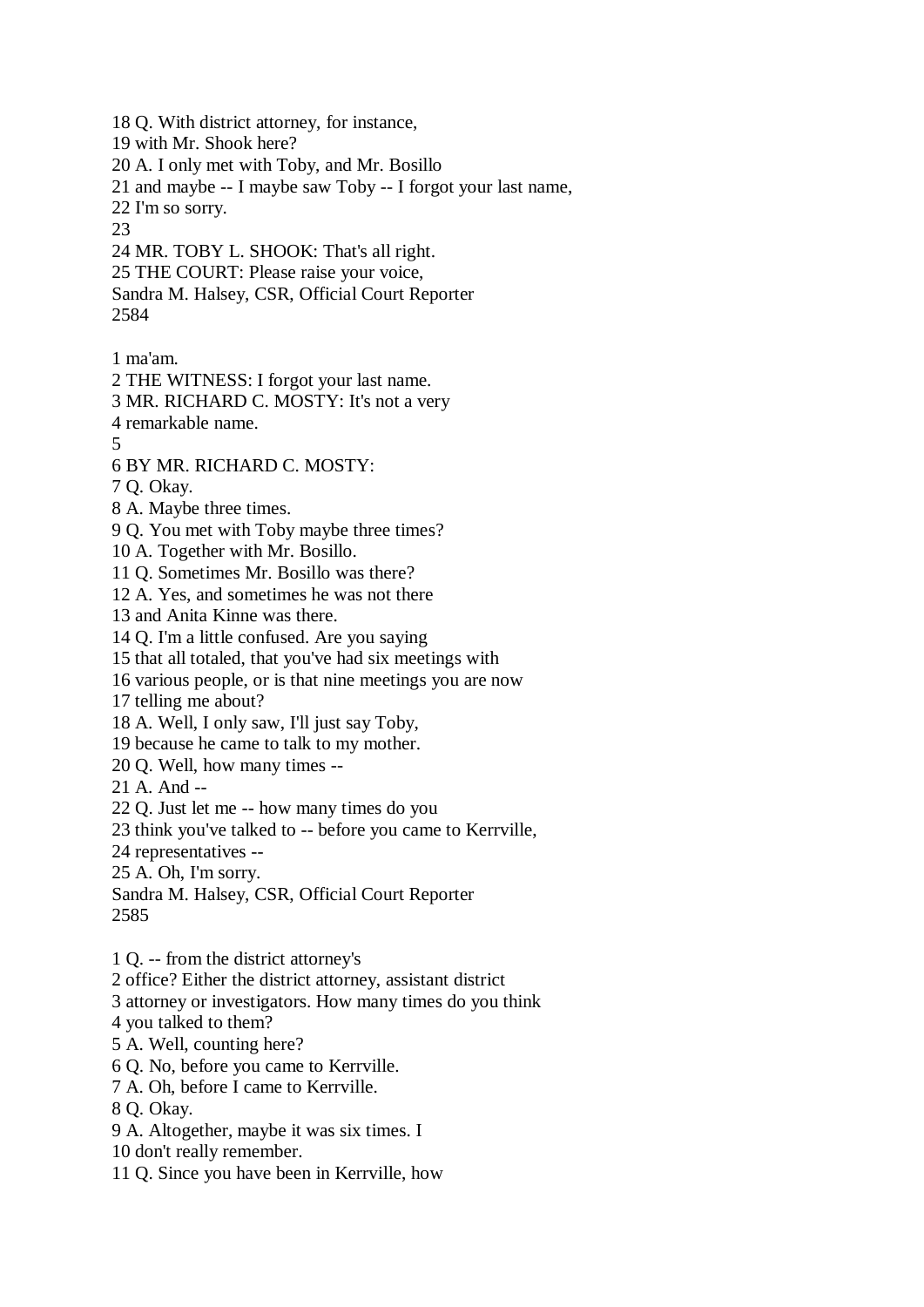18 Q. With district attorney, for instance,
19 with Mr. Shook here?
20 A. I only met with Toby, and Mr. Bosillo
21 and maybe -- I maybe saw Toby -- I forgot your last name,
22 I'm so sorry.
23
24 MR. TOBY L. SHOOK: That's all right.
25 THE COURT: Please raise your voice,
Sandra M. Halsey, CSR, Official Court Reporter
2584

1 ma'am.
2 THE WITNESS: I forgot your last name.
3 MR. RICHARD C. MOSTY: It's not a very
4 remarkable name.
5
6 BY MR. RICHARD C. MOSTY:
7 Q. Okay.
8 A. Maybe three times.
9 Q. You met with Toby maybe three times?
10 A. Together with Mr. Bosillo.
11 Q. Sometimes Mr. Bosillo was there?
12 A. Yes, and sometimes he was not there
13 and Anita Kinne was there.
14 Q. I'm a little confused. Are you saying
15 that all totaled, that you've had six meetings with
16 various people, or is that nine meetings you are now
17 telling me about?
18 A. Well, I only saw, I'll just say Toby,
19 because he came to talk to my mother.
20 Q. Well, how many times --
21 A. And --
22 Q. Just let me -- how many times do you
23 think you've talked to -- before you came to Kerrville,
24 representatives --
25 A. Oh, I'm sorry.
Sandra M. Halsey, CSR, Official Court Reporter
2585

1 Q. -- from the district attorney's
2 office? Either the district attorney, assistant district
3 attorney or investigators. How many times do you think
4 you talked to them?
5 A. Well, counting here?
6 Q. No, before you came to Kerrville.
7 A. Oh, before I came to Kerrville.
8 Q. Okay.
9 A. Altogether, maybe it was six times. I
10 don't really remember.
11 Q. Since you have been in Kerrville, how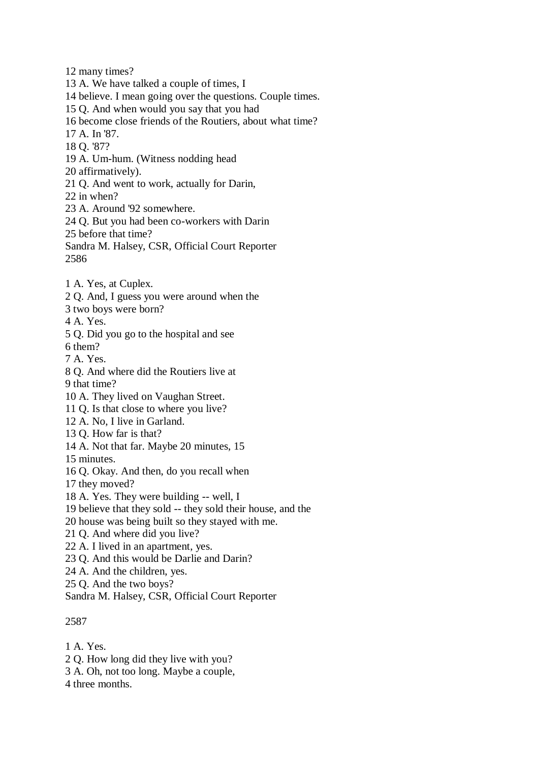12 many times?
13 A. We have talked a couple of times, I
14 believe. I mean going over the questions. Couple times.
15 Q. And when would you say that you had
16 become close friends of the Routiers, about what time?
17 A. In '87.
18 Q. '87?
19 A. Um-hum. (Witness nodding head
20 affirmatively).
21 Q. And went to work, actually for Darin,
22 in when?
23 A. Around '92 somewhere.
24 Q. But you had been co-workers with Darin
25 before that time?
Sandra M. Halsey, CSR, Official Court Reporter
2586

1 A. Yes, at Cuplex.
2 Q. And, I guess you were around when the
3 two boys were born?
4 A. Yes.
5 Q. Did you go to the hospital and see
6 them?
7 A. Yes.
8 Q. And where did the Routiers live at
9 that time?
10 A. They lived on Vaughan Street.
11 Q. Is that close to where you live?
12 A. No, I live in Garland.
13 Q. How far is that?
14 A. Not that far. Maybe 20 minutes, 15
15 minutes.
16 Q. Okay. And then, do you recall when
17 they moved?
18 A. Yes. They were building -- well, I
19 believe that they sold -- they sold their house, and the
20 house was being built so they stayed with me.
21 Q. And where did you live?
22 A. I lived in an apartment, yes.
23 Q. And this would be Darlie and Darin?
24 A. And the children, yes.
25 Q. And the two boys?
Sandra M. Halsey, CSR, Official Court Reporter

2587

1 A. Yes.
2 Q. How long did they live with you?
3 A. Oh, not too long. Maybe a couple,
4 three months.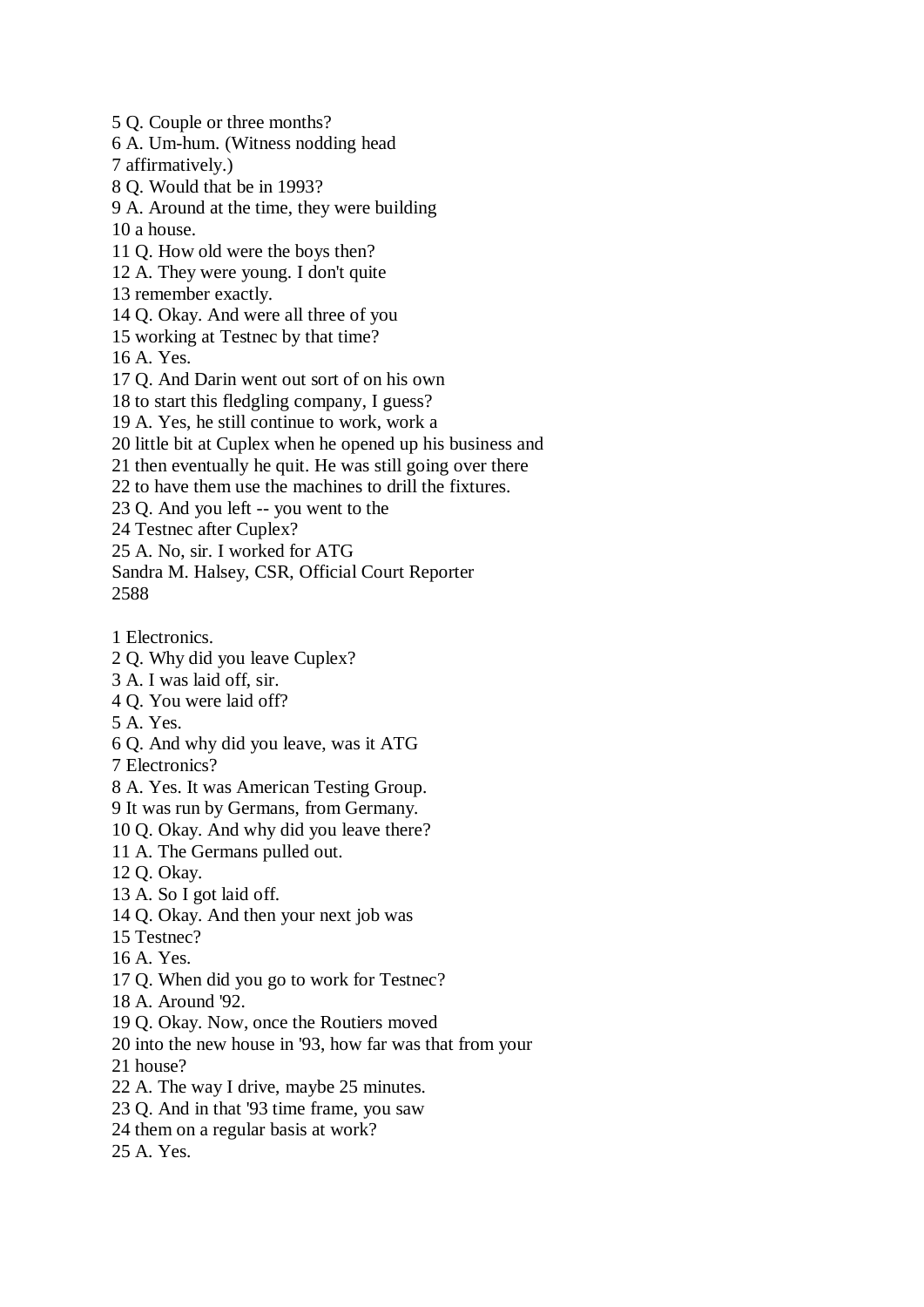5 Q. Couple or three months?
6 A. Um-hum. (Witness nodding head
7 affirmatively.)
8 Q. Would that be in 1993?
9 A. Around at the time, they were building
10 a house.
11 Q. How old were the boys then?
12 A. They were young. I don't quite
13 remember exactly.
14 Q. Okay. And were all three of you
15 working at Testnec by that time?
16 A. Yes.
17 Q. And Darin went out sort of on his own
18 to start this fledgling company, I guess?
19 A. Yes, he still continue to work, work a
20 little bit at Cuplex when he opened up his business and
21 then eventually he quit. He was still going over there
22 to have them use the machines to drill the fixtures.
23 Q. And you left -- you went to the
24 Testnec after Cuplex?
25 A. No, sir. I worked for ATG
Sandra M. Halsey, CSR, Official Court Reporter
2588

1 Electronics.
2 Q. Why did you leave Cuplex?
3 A. I was laid off, sir.
4 Q. You were laid off?
5 A. Yes.
6 Q. And why did you leave, was it ATG
7 Electronics?
8 A. Yes. It was American Testing Group.
9 It was run by Germans, from Germany.
10 Q. Okay. And why did you leave there?
11 A. The Germans pulled out.
12 Q. Okay.
13 A. So I got laid off.
14 Q. Okay. And then your next job was
15 Testnec?
16 A. Yes.
17 Q. When did you go to work for Testnec?
18 A. Around '92.
19 Q. Okay. Now, once the Routiers moved
20 into the new house in '93, how far was that from your
21 house?
22 A. The way I drive, maybe 25 minutes.
23 Q. And in that '93 time frame, you saw
24 them on a regular basis at work?
25 A. Yes.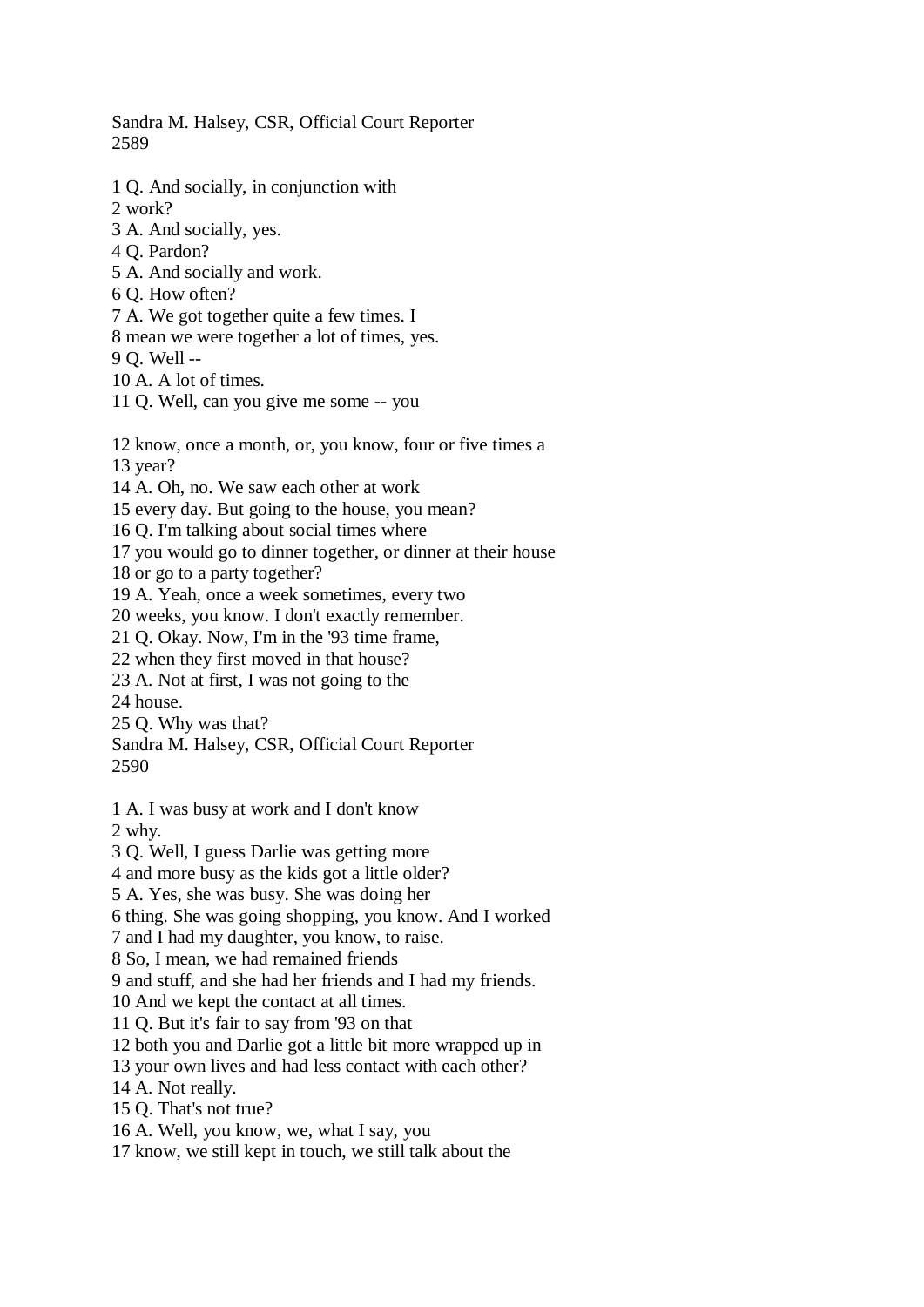1 Q. And socially, in conjunction with
2 work?
3 A. And socially, yes.
4 Q. Pardon?
5 A. And socially and work.
6 Q. How often?
7 A. We got together quite a few times. I
8 mean we were together a lot of times, yes.
9 Q. Well --
10 A. A lot of times.
11 Q. Well, can you give me some -- you

12 know, once a month, or, you know, four or five times a
13 year?
14 A. Oh, no. We saw each other at work
15 every day. But going to the house, you mean?
16 Q. I'm talking about social times where
17 you would go to dinner together, or dinner at their house
18 or go to a party together?
19 A. Yeah, once a week sometimes, every two
20 weeks, you know. I don't exactly remember.
21 Q. Okay. Now, I'm in the '93 time frame,
22 when they first moved in that house?
23 A. Not at first, I was not going to the
24 house.
25 Q. Why was that?

1 A. I was busy at work and I don't know
2 why.
3 Q. Well, I guess Darlie was getting more
4 and more busy as the kids got a little older?
5 A. Yes, she was busy. She was doing her
6 thing. She was going shopping, you know. And I worked
7 and I had my daughter, you know, to raise.
8 So, I mean, we had remained friends
9 and stuff, and she had her friends and I had my friends.
10 And we kept the contact at all times.
11 Q. But it's fair to say from '93 on that
12 both you and Darlie got a little bit more wrapped up in
13 your own lives and had less contact with each other?
14 A. Not really.
15 Q. That's not true?
16 A. Well, you know, we, what I say, you
17 know, we still kept in touch, we still talk about the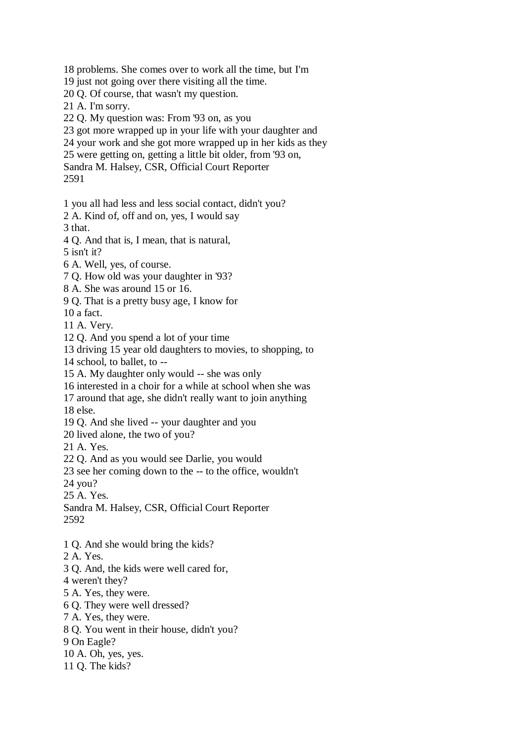18 problems. She comes over to work all the time, but I'm
19 just not going over there visiting all the time.
20 Q. Of course, that wasn't my question.
21 A. I'm sorry.
22 Q. My question was: From '93 on, as you
23 got more wrapped up in your life with your daughter and
24 your work and she got more wrapped up in her kids as they
25 were getting on, getting a little bit older, from '93 on,

1 you all had less and less social contact, didn't you?
2 A. Kind of, off and on, yes, I would say
3 that.
4 Q. And that is, I mean, that is natural,
5 isn't it?
6 A. Well, yes, of course.
7 Q. How old was your daughter in '93?
8 A. She was around 15 or 16.
9 Q. That is a pretty busy age, I know for
10 a fact.
11 A. Very.
12 Q. And you spend a lot of your time
13 driving 15 year old daughters to movies, to shopping, to
14 school, to ballet, to --
15 A. My daughter only would -- she was only
16 interested in a choir for a while at school when she was
17 around that age, she didn't really want to join anything
18 else.
19 Q. And she lived -- your daughter and you
20 lived alone, the two of you?
21 A. Yes.
22 Q. And as you would see Darlie, you would
23 see her coming down to the -- to the office, wouldn't
24 you?
25 A. Yes.

1 Q. And she would bring the kids?
2 A. Yes.
3 Q. And, the kids were well cared for,
4 weren't they?
5 A. Yes, they were.
6 Q. They were well dressed?
7 A. Yes, they were.
8 Q. You went in their house, didn't you?
9 On Eagle?
10 A. Oh, yes, yes.
11 Q. The kids?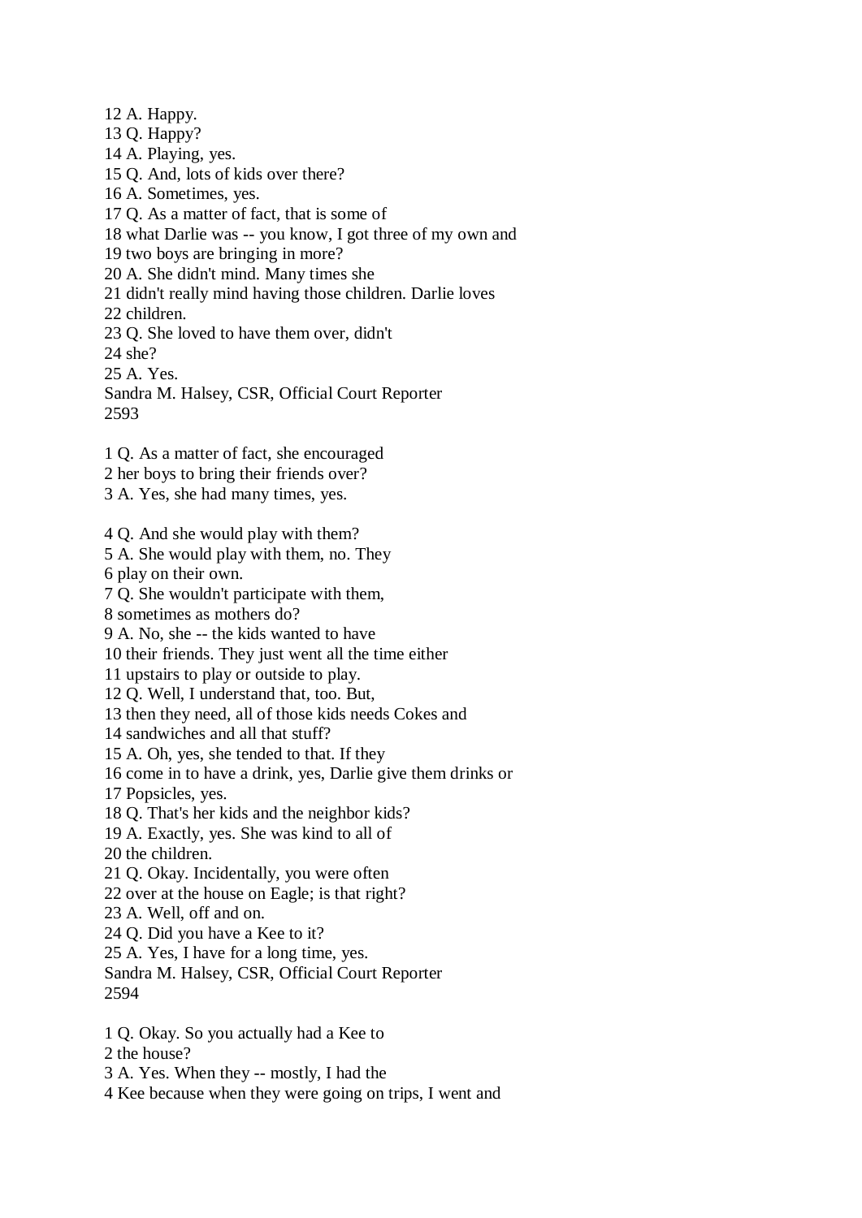12 A. Happy.
13 Q. Happy?
14 A. Playing, yes.
15 Q. And, lots of kids over there?
16 A. Sometimes, yes.
17 Q. As a matter of fact, that is some of
18 what Darlie was -- you know, I got three of my own and
19 two boys are bringing in more?
20 A. She didn't mind. Many times she
21 didn't really mind having those children. Darlie loves
22 children.
23 Q. She loved to have them over, didn't
24 she?
25 A. Yes.

1 Q. As a matter of fact, she encouraged
2 her boys to bring their friends over?
3 A. Yes, she had many times, yes.

4 Q. And she would play with them?
5 A. She would play with them, no. They
6 play on their own.
7 Q. She wouldn't participate with them,
8 sometimes as mothers do?
9 A. No, she -- the kids wanted to have
10 their friends. They just went all the time either
11 upstairs to play or outside to play.
12 Q. Well, I understand that, too. But,
13 then they need, all of those kids needs Cokes and
14 sandwiches and all that stuff?
15 A. Oh, yes, she tended to that. If they
16 come in to have a drink, yes, Darlie give them drinks or
17 Popsicles, yes.
18 Q. That's her kids and the neighbor kids?
19 A. Exactly, yes. She was kind to all of
20 the children.
21 Q. Okay. Incidentally, you were often
22 over at the house on Eagle; is that right?
23 A. Well, off and on.
24 Q. Did you have a Kee to it?
25 A. Yes, I have for a long time, yes.

1 Q. Okay. So you actually had a Kee to
2 the house?
3 A. Yes. When they -- mostly, I had the
4 Kee because when they were going on trips, I went and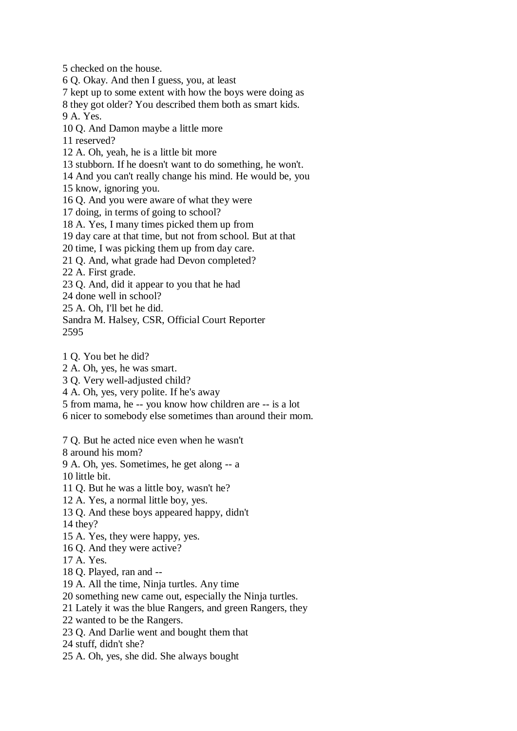5 checked on the house.
6 Q. Okay. And then I guess, you, at least
7 kept up to some extent with how the boys were doing as
8 they got older? You described them both as smart kids.
9 A. Yes.
10 Q. And Damon maybe a little more
11 reserved?
12 A. Oh, yeah, he is a little bit more
13 stubborn. If he doesn't want to do something, he won't.
14 And you can't really change his mind. He would be, you
15 know, ignoring you.
16 Q. And you were aware of what they were
17 doing, in terms of going to school?
18 A. Yes, I many times picked them up from
19 day care at that time, but not from school. But at that
20 time, I was picking them up from day care.
21 Q. And, what grade had Devon completed?
22 A. First grade.
23 Q. And, did it appear to you that he had
24 done well in school?
25 A. Oh, I'll bet he did.
Sandra M. Halsey, CSR, Official Court Reporter
2595

1 Q. You bet he did?
2 A. Oh, yes, he was smart.
3 Q. Very well-adjusted child?
4 A. Oh, yes, very polite. If he's away
5 from mama, he -- you know how children are -- is a lot
6 nicer to somebody else sometimes than around their mom.

7 Q. But he acted nice even when he wasn't
8 around his mom?
9 A. Oh, yes. Sometimes, he get along -- a
10 little bit.
11 Q. But he was a little boy, wasn't he?
12 A. Yes, a normal little boy, yes.
13 Q. And these boys appeared happy, didn't
14 they?
15 A. Yes, they were happy, yes.
16 Q. And they were active?
17 A. Yes.
18 Q. Played, ran and --
19 A. All the time, Ninja turtles. Any time
20 something new came out, especially the Ninja turtles.
21 Lately it was the blue Rangers, and green Rangers, they
22 wanted to be the Rangers.
23 Q. And Darlie went and bought them that
24 stuff, didn't she?
25 A. Oh, yes, she did. She always bought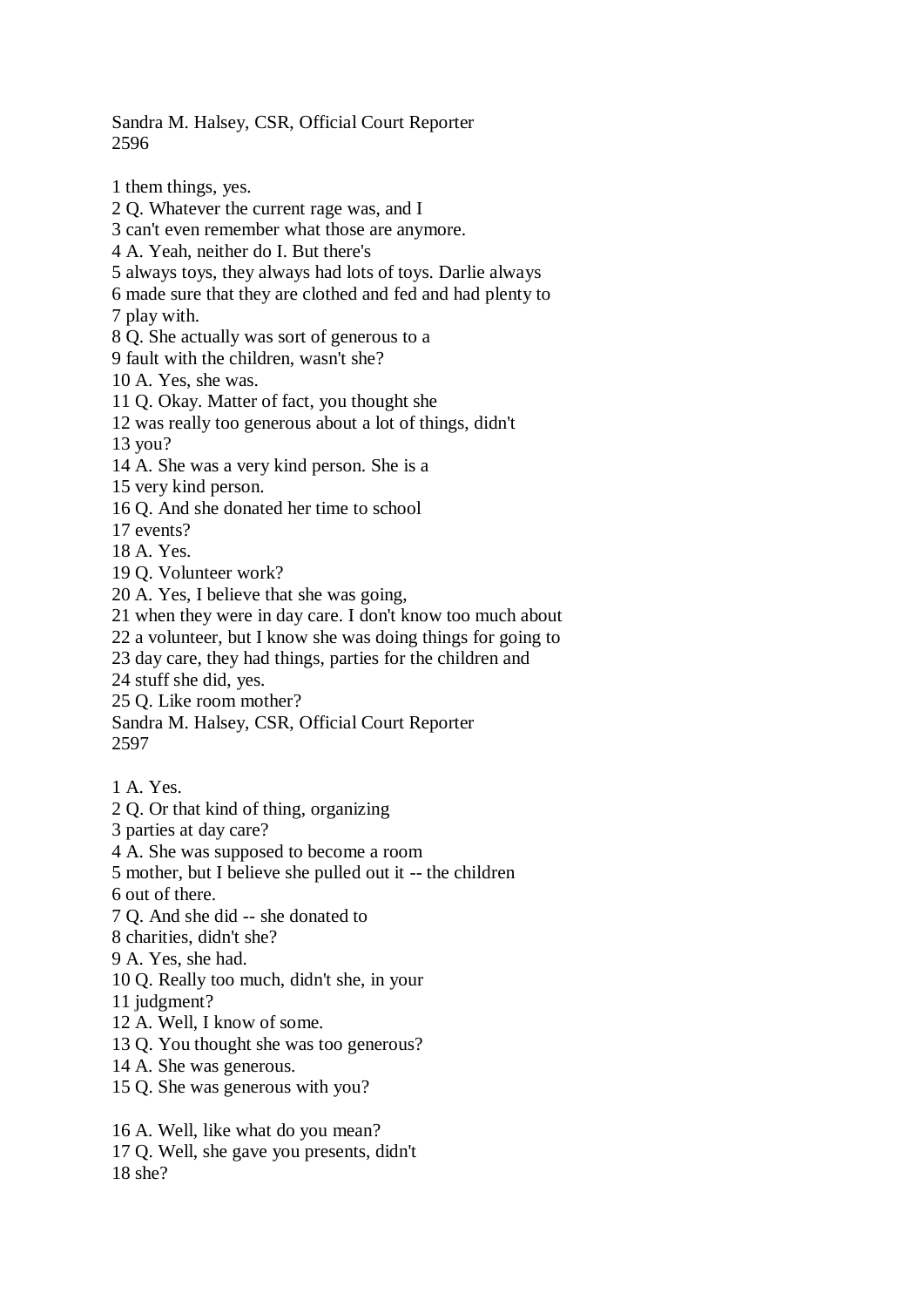1 them things, yes.
2 Q. Whatever the current rage was, and I
3 can't even remember what those are anymore.
4 A. Yeah, neither do I. But there's
5 always toys, they always had lots of toys. Darlie always
6 made sure that they are clothed and fed and had plenty to
7 play with.
8 Q. She actually was sort of generous to a
9 fault with the children, wasn't she?
10 A. Yes, she was.
11 Q. Okay. Matter of fact, you thought she
12 was really too generous about a lot of things, didn't
13 you?
14 A. She was a very kind person. She is a
15 very kind person.
16 Q. And she donated her time to school
17 events?
18 A. Yes.
19 Q. Volunteer work?
20 A. Yes, I believe that she was going,
21 when they were in day care. I don't know too much about
22 a volunteer, but I know she was doing things for going to
23 day care, they had things, parties for the children and
24 stuff she did, yes.
25 Q. Like room mother?

1 A. Yes.
2 Q. Or that kind of thing, organizing
3 parties at day care?
4 A. She was supposed to become a room
5 mother, but I believe she pulled out it -- the children
6 out of there.
7 Q. And she did -- she donated to
8 charities, didn't she?
9 A. Yes, she had.
10 Q. Really too much, didn't she, in your
11 judgment?
12 A. Well, I know of some.
13 Q. You thought she was too generous?
14 A. She was generous.
15 Q. She was generous with you?

16 A. Well, like what do you mean?
17 Q. Well, she gave you presents, didn't
18 she?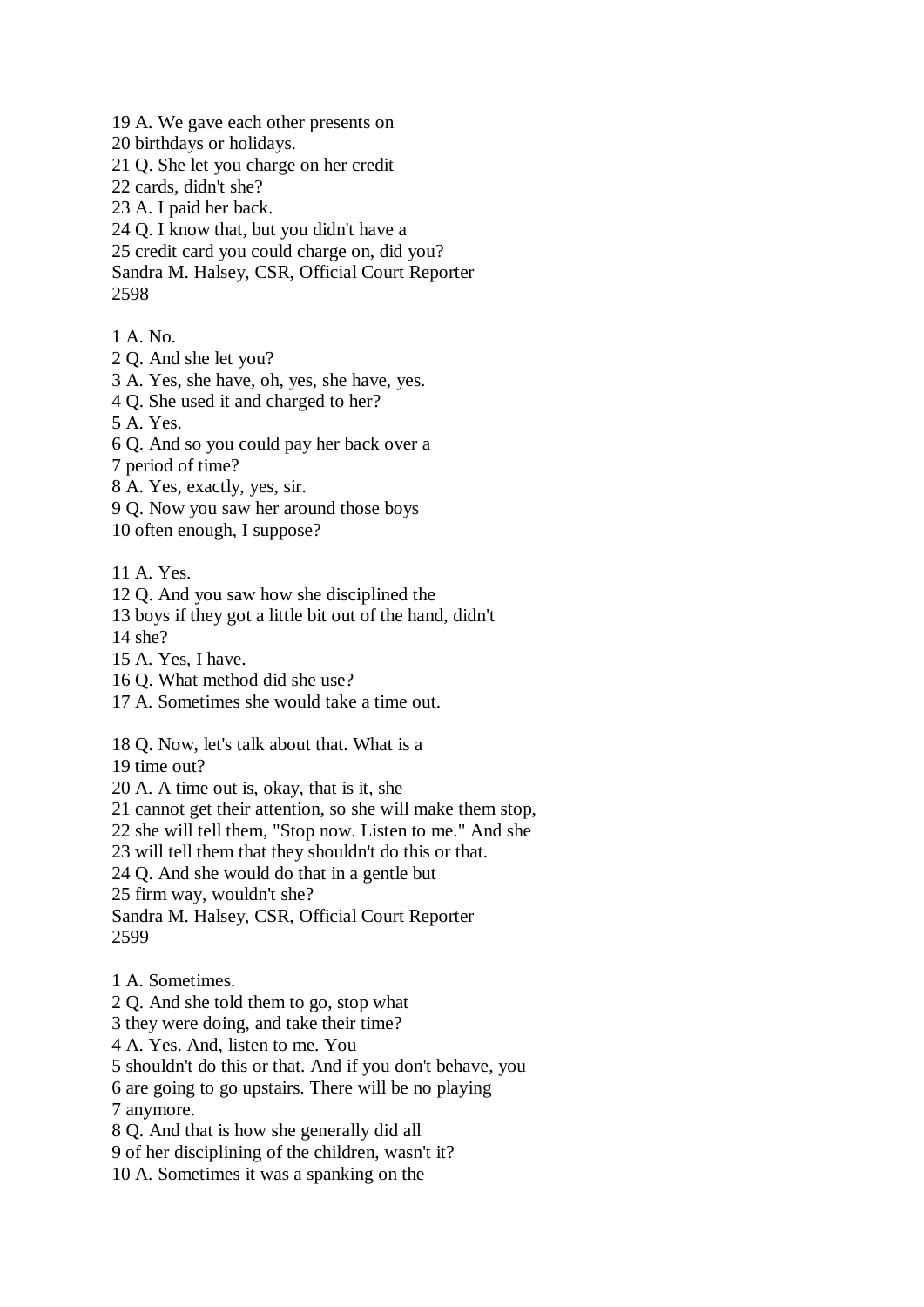19 A. We gave each other presents on
20 birthdays or holidays.
21 Q. She let you charge on her credit
22 cards, didn't she?
23 A. I paid her back.
24 Q. I know that, but you didn't have a
25 credit card you could charge on, did you?

1 A. No.
2 Q. And she let you?
3 A. Yes, she have, oh, yes, she have, yes.
4 Q. She used it and charged to her?
5 A. Yes.
6 Q. And so you could pay her back over a
7 period of time?
8 A. Yes, exactly, yes, sir.
9 Q. Now you saw her around those boys
10 often enough, I suppose?

11 A. Yes.
12 Q. And you saw how she disciplined the
13 boys if they got a little bit out of the hand, didn't
14 she?
15 A. Yes, I have.
16 Q. What method did she use?
17 A. Sometimes she would take a time out.

18 Q. Now, let's talk about that. What is a
19 time out?
20 A. A time out is, okay, that is it, she
21 cannot get their attention, so she will make them stop,
22 she will tell them, "Stop now. Listen to me." And she
23 will tell them that they shouldn't do this or that.
24 Q. And she would do that in a gentle but
25 firm way, wouldn't she?

1 A. Sometimes.
2 Q. And she told them to go, stop what
3 they were doing, and take their time?
4 A. Yes. And, listen to me. You
5 shouldn't do this or that. And if you don't behave, you
6 are going to go upstairs. There will be no playing
7 anymore.
8 Q. And that is how she generally did all
9 of her disciplining of the children, wasn't it?
10 A. Sometimes it was a spanking on the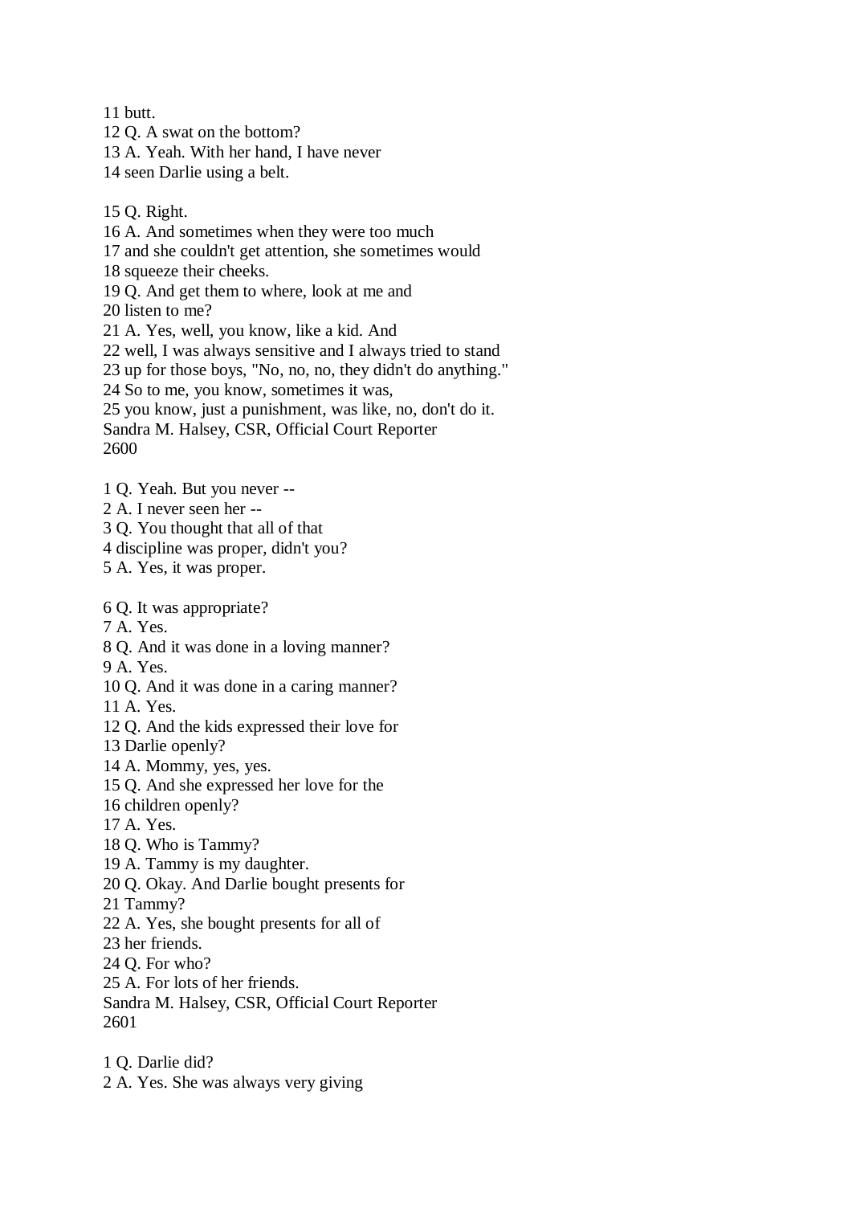11 butt.
12 Q. A swat on the bottom?
13 A. Yeah. With her hand, I have never
14 seen Darlie using a belt.

15 Q. Right.
16 A. And sometimes when they were too much
17 and she couldn't get attention, she sometimes would
18 squeeze their cheeks.
19 Q. And get them to where, look at me and
20 listen to me?
21 A. Yes, well, you know, like a kid. And
22 well, I was always sensitive and I always tried to stand
23 up for those boys, "No, no, no, they didn't do anything."
24 So to me, you know, sometimes it was,
25 you know, just a punishment, was like, no, don't do it.
Sandra M. Halsey, CSR, Official Court Reporter
2600

1 Q. Yeah. But you never --
2 A. I never seen her --
3 Q. You thought that all of that
4 discipline was proper, didn't you?
5 A. Yes, it was proper.

6 Q. It was appropriate?
7 A. Yes.
8 Q. And it was done in a loving manner?
9 A. Yes.
10 Q. And it was done in a caring manner?
11 A. Yes.
12 Q. And the kids expressed their love for
13 Darlie openly?
14 A. Mommy, yes, yes.
15 Q. And she expressed her love for the
16 children openly?
17 A. Yes.
18 Q. Who is Tammy?
19 A. Tammy is my daughter.
20 Q. Okay. And Darlie bought presents for
21 Tammy?
22 A. Yes, she bought presents for all of
23 her friends.
24 Q. For who?
25 A. For lots of her friends.
Sandra M. Halsey, CSR, Official Court Reporter
2601

1 Q. Darlie did?
2 A. Yes. She was always very giving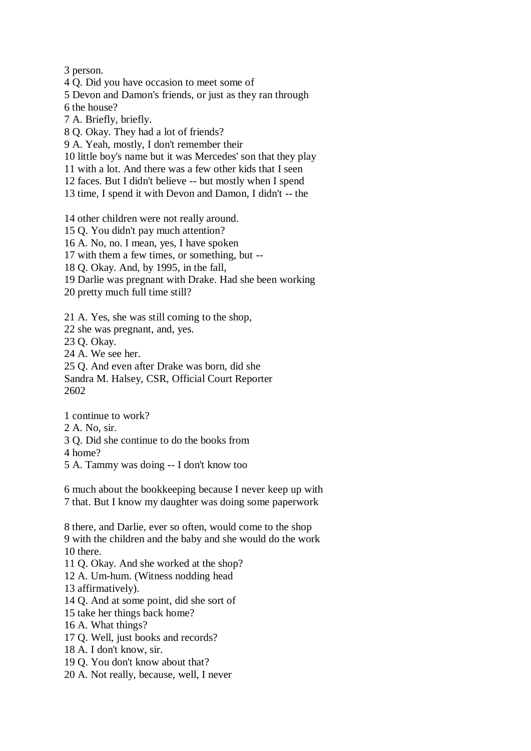3 person.
4 Q. Did you have occasion to meet some of
5 Devon and Damon's friends, or just as they ran through
6 the house?
7 A. Briefly, briefly.
8 Q. Okay. They had a lot of friends?
9 A. Yeah, mostly, I don't remember their
10 little boy's name but it was Mercedes' son that they play
11 with a lot. And there was a few other kids that I seen
12 faces. But I didn't believe -- but mostly when I spend
13 time, I spend it with Devon and Damon, I didn't -- the

14 other children were not really around.
15 Q. You didn't pay much attention?
16 A. No, no. I mean, yes, I have spoken
17 with them a few times, or something, but --
18 Q. Okay. And, by 1995, in the fall,
19 Darlie was pregnant with Drake. Had she been working
20 pretty much full time still?

21 A. Yes, she was still coming to the shop,
22 she was pregnant, and, yes.
23 Q. Okay.
24 A. We see her.
25 Q. And even after Drake was born, did she
Sandra M. Halsey, CSR, Official Court Reporter
2602

1 continue to work?
2 A. No, sir.
3 Q. Did she continue to do the books from
4 home?
5 A. Tammy was doing -- I don't know too

6 much about the bookkeeping because I never keep up with
7 that. But I know my daughter was doing some paperwork

8 there, and Darlie, ever so often, would come to the shop
9 with the children and the baby and she would do the work
10 there.
11 Q. Okay. And she worked at the shop?
12 A. Um-hum. (Witness nodding head
13 affirmatively).
14 Q. And at some point, did she sort of
15 take her things back home?
16 A. What things?
17 Q. Well, just books and records?
18 A. I don't know, sir.
19 Q. You don't know about that?
20 A. Not really, because, well, I never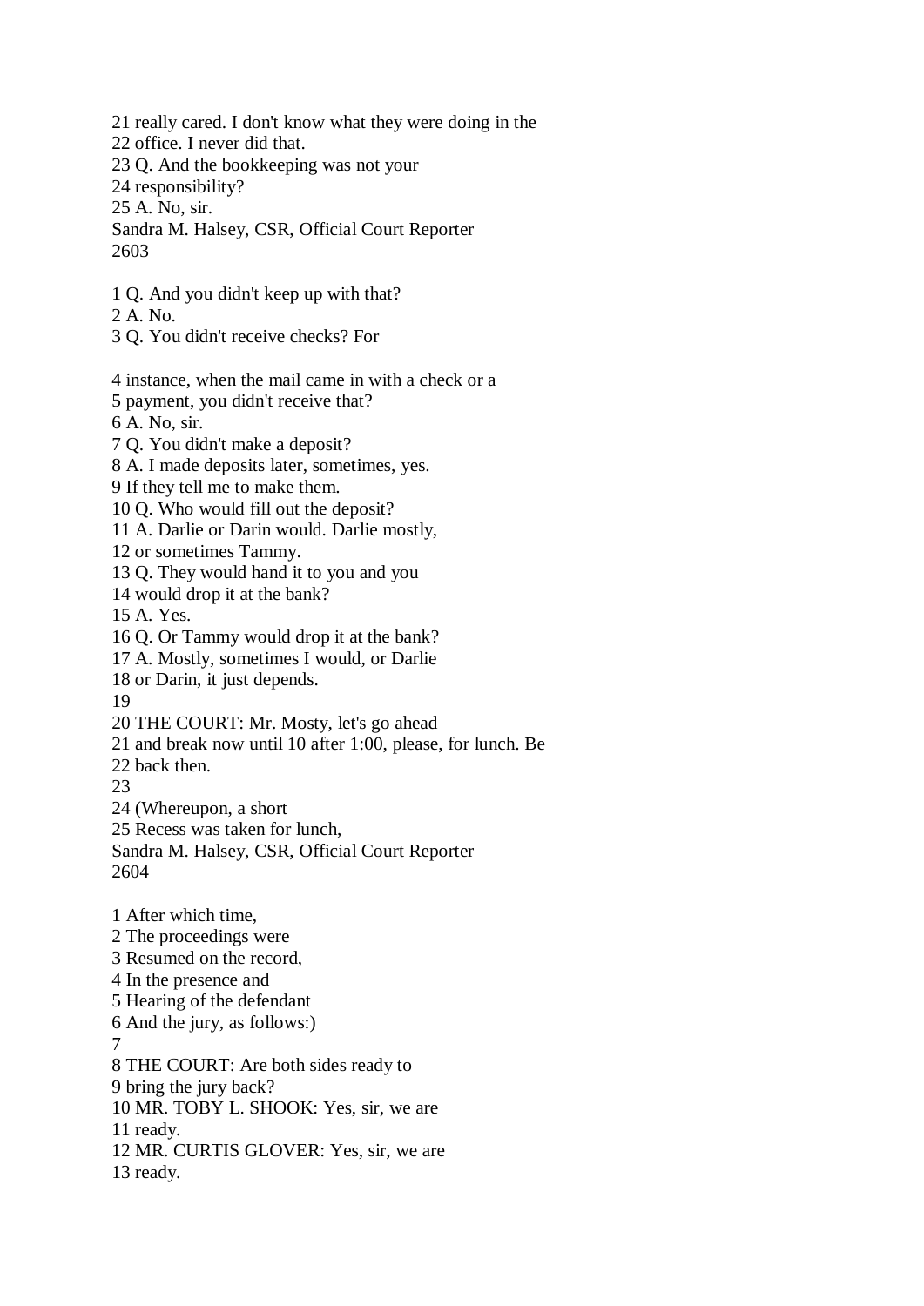21 really cared. I don't know what they were doing in the
22 office. I never did that.
23 Q. And the bookkeeping was not your
24 responsibility?
25 A. No, sir.
Sandra M. Halsey, CSR, Official Court Reporter

1 Q. And you didn't keep up with that?
2 A. No.
3 Q. You didn't receive checks? For

4 instance, when the mail came in with a check or a
5 payment, you didn't receive that?
6 A. No, sir.
7 Q. You didn't make a deposit?
8 A. I made deposits later, sometimes, yes.
9 If they tell me to make them.
10 Q. Who would fill out the deposit?
11 A. Darlie or Darin would. Darlie mostly,
12 or sometimes Tammy.
13 Q. They would hand it to you and you
14 would drop it at the bank?
15 A. Yes.
16 Q. Or Tammy would drop it at the bank?
17 A. Mostly, sometimes I would, or Darlie
18 or Darin, it just depends.
19
20 THE COURT: Mr. Mosty, let's go ahead
21 and break now until 10 after 1:00, please, for lunch. Be
22 back then.
23
24 (Whereupon, a short
25 Recess was taken for lunch,
Sandra M. Halsey, CSR, Official Court Reporter

1 After which time,
2 The proceedings were
3 Resumed on the record,
4 In the presence and
5 Hearing of the defendant
6 And the jury, as follows:)
7
8 THE COURT: Are both sides ready to
9 bring the jury back?
10 MR. TOBY L. SHOOK: Yes, sir, we are
11 ready.
12 MR. CURTIS GLOVER: Yes, sir, we are
13 ready.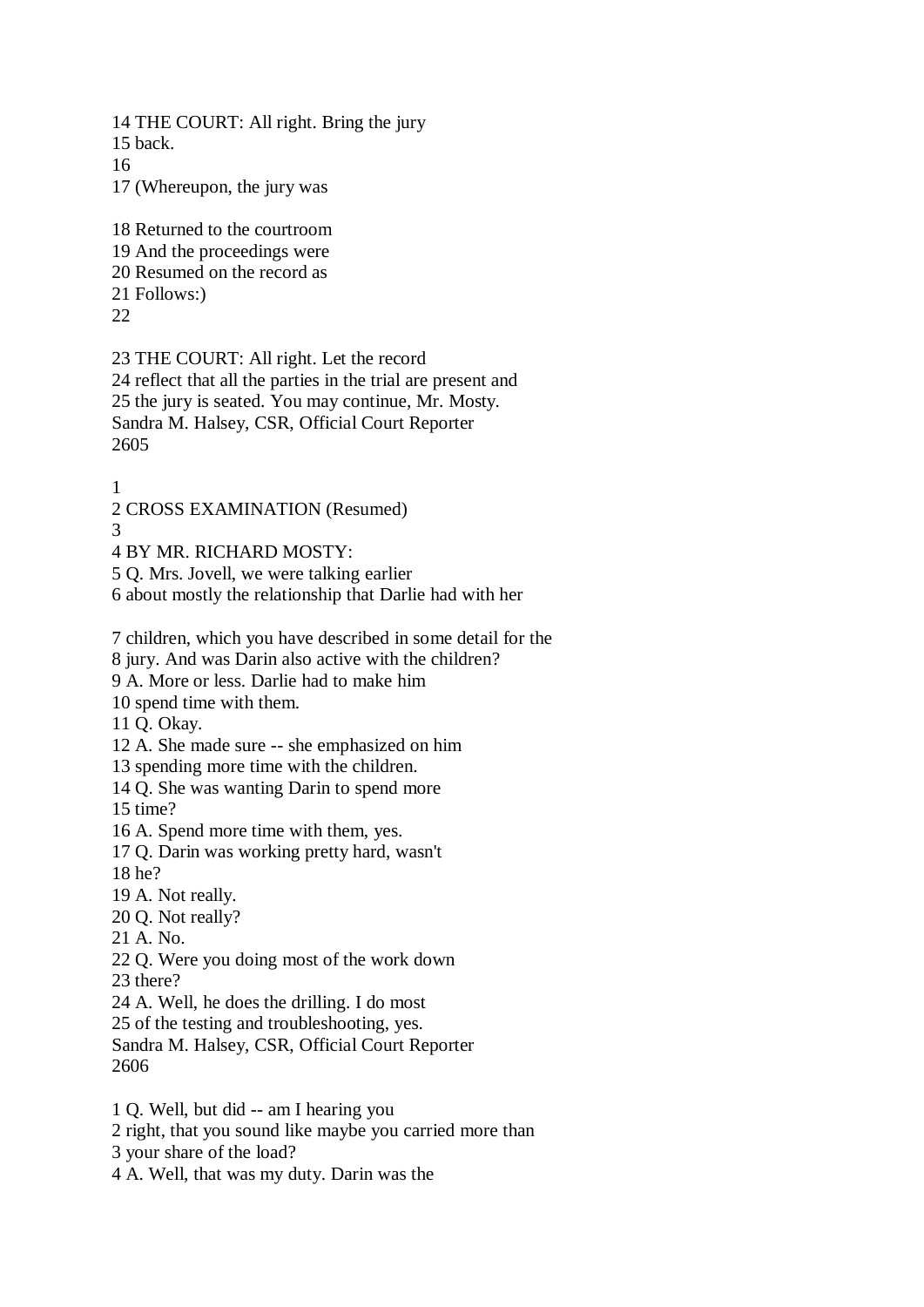14 THE COURT: All right. Bring the jury
15 back.
16
17 (Whereupon, the jury was

18 Returned to the courtroom
19 And the proceedings were
20 Resumed on the record as
21 Follows:)
22

23 THE COURT: All right. Let the record
24 reflect that all the parties in the trial are present and
25 the jury is seated. You may continue, Mr. Mosty.
Sandra M. Halsey, CSR, Official Court Reporter

1
2 CROSS EXAMINATION (Resumed)
3
4 BY MR. RICHARD MOSTY:
5 Q. Mrs. Jovell, we were talking earlier
6 about mostly the relationship that Darlie had with her

7 children, which you have described in some detail for the
8 jury. And was Darin also active with the children?
9 A. More or less. Darlie had to make him
10 spend time with them.
11 Q. Okay.
12 A. She made sure -- she emphasized on him
13 spending more time with the children.
14 Q. She was wanting Darin to spend more
15 time?
16 A. Spend more time with them, yes.
17 Q. Darin was working pretty hard, wasn't
18 he?
19 A. Not really.
20 Q. Not really?
21 A. No.
22 Q. Were you doing most of the work down
23 there?
24 A. Well, he does the drilling. I do most
25 of the testing and troubleshooting, yes.
Sandra M. Halsey, CSR, Official Court Reporter

1 Q. Well, but did -- am I hearing you
2 right, that you sound like maybe you carried more than
3 your share of the load?
4 A. Well, that was my duty. Darin was the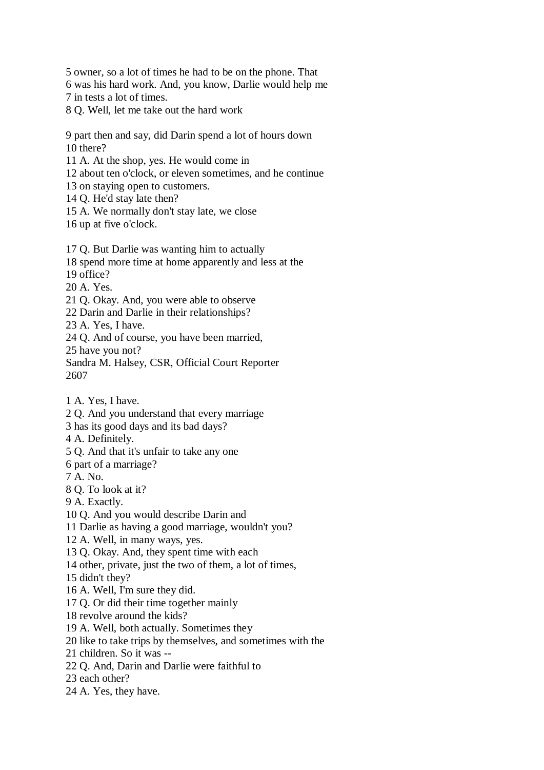5 owner, so a lot of times he had to be on the phone. That
6 was his hard work. And, you know, Darlie would help me
7 in tests a lot of times.
8 Q. Well, let me take out the hard work

9 part then and say, did Darin spend a lot of hours down
10 there?
11 A. At the shop, yes. He would come in
12 about ten o'clock, or eleven sometimes, and he continue
13 on staying open to customers.
14 Q. He'd stay late then?
15 A. We normally don't stay late, we close
16 up at five o'clock.

17 Q. But Darlie was wanting him to actually
18 spend more time at home apparently and less at the
19 office?
20 A. Yes.
21 Q. Okay. And, you were able to observe
22 Darin and Darlie in their relationships?
23 A. Yes, I have.
24 Q. And of course, you have been married,
25 have you not?
Sandra M. Halsey, CSR, Official Court Reporter
2607

1 A. Yes, I have.
2 Q. And you understand that every marriage
3 has its good days and its bad days?
4 A. Definitely.
5 Q. And that it's unfair to take any one
6 part of a marriage?
7 A. No.
8 Q. To look at it?
9 A. Exactly.
10 Q. And you would describe Darin and
11 Darlie as having a good marriage, wouldn't you?
12 A. Well, in many ways, yes.
13 Q. Okay. And, they spent time with each
14 other, private, just the two of them, a lot of times,
15 didn't they?
16 A. Well, I'm sure they did.
17 Q. Or did their time together mainly
18 revolve around the kids?
19 A. Well, both actually. Sometimes they
20 like to take trips by themselves, and sometimes with the
21 children. So it was --
22 Q. And, Darin and Darlie were faithful to
23 each other?
24 A. Yes, they have.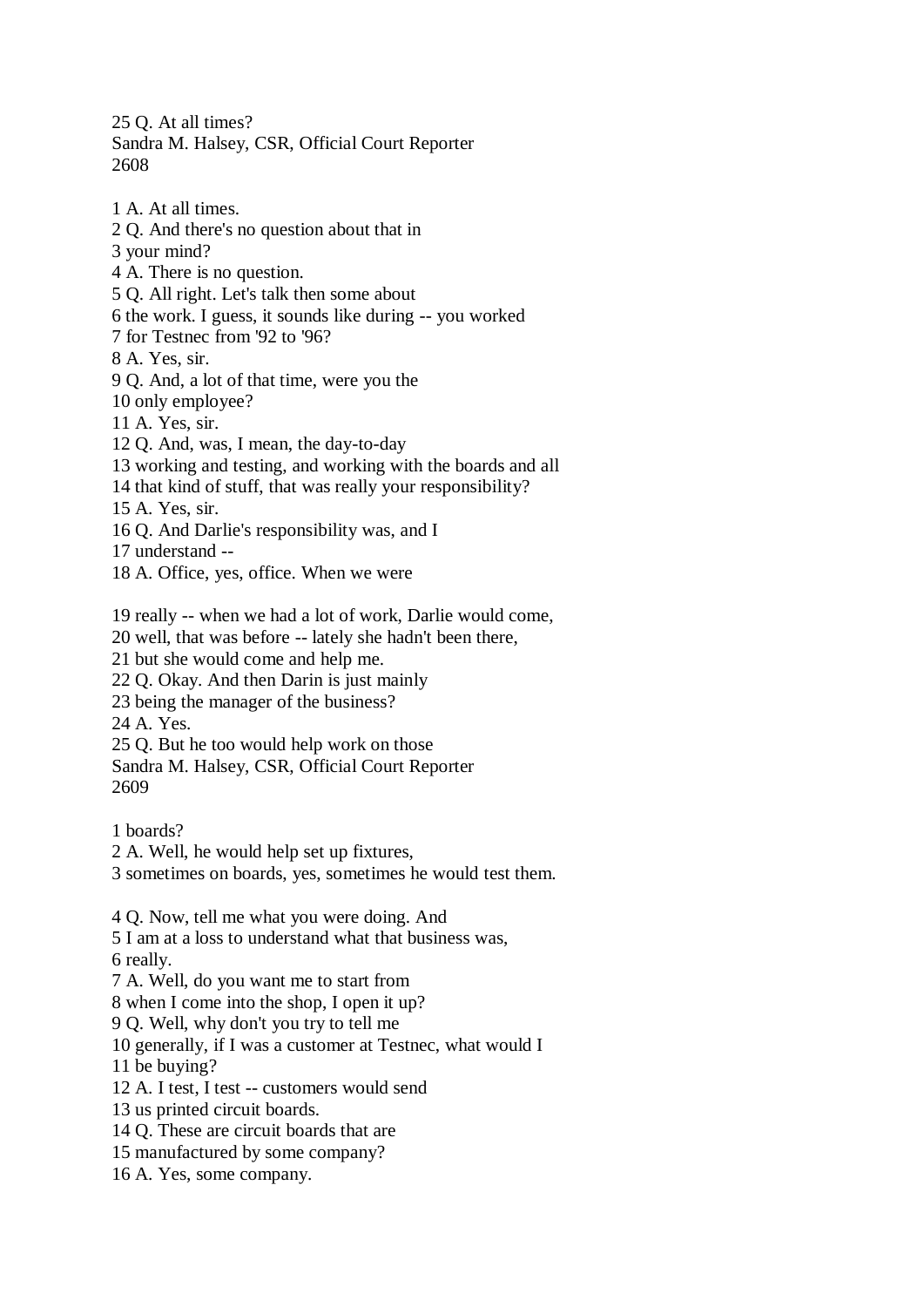25 Q. At all times?

1 A. At all times.
2 Q. And there's no question about that in
3 your mind?
4 A. There is no question.
5 Q. All right. Let's talk then some about
6 the work. I guess, it sounds like during -- you worked
7 for Testnec from '92 to '96?
8 A. Yes, sir.
9 Q. And, a lot of that time, were you the
10 only employee?
11 A. Yes, sir.
12 Q. And, was, I mean, the day-to-day
13 working and testing, and working with the boards and all
14 that kind of stuff, that was really your responsibility?
15 A. Yes, sir.
16 Q. And Darlie's responsibility was, and I
17 understand --
18 A. Office, yes, office. When we were

19 really -- when we had a lot of work, Darlie would come,
20 well, that was before -- lately she hadn't been there,
21 but she would come and help me.
22 Q. Okay. And then Darin is just mainly
23 being the manager of the business?
24 A. Yes.
25 Q. But he too would help work on those

1 boards?
2 A. Well, he would help set up fixtures,
3 sometimes on boards, yes, sometimes he would test them.

4 Q. Now, tell me what you were doing. And
5 I am at a loss to understand what that business was,
6 really.
7 A. Well, do you want me to start from
8 when I come into the shop, I open it up?
9 Q. Well, why don't you try to tell me
10 generally, if I was a customer at Testnec, what would I
11 be buying?
12 A. I test, I test -- customers would send
13 us printed circuit boards.
14 Q. These are circuit boards that are
15 manufactured by some company?
16 A. Yes, some company.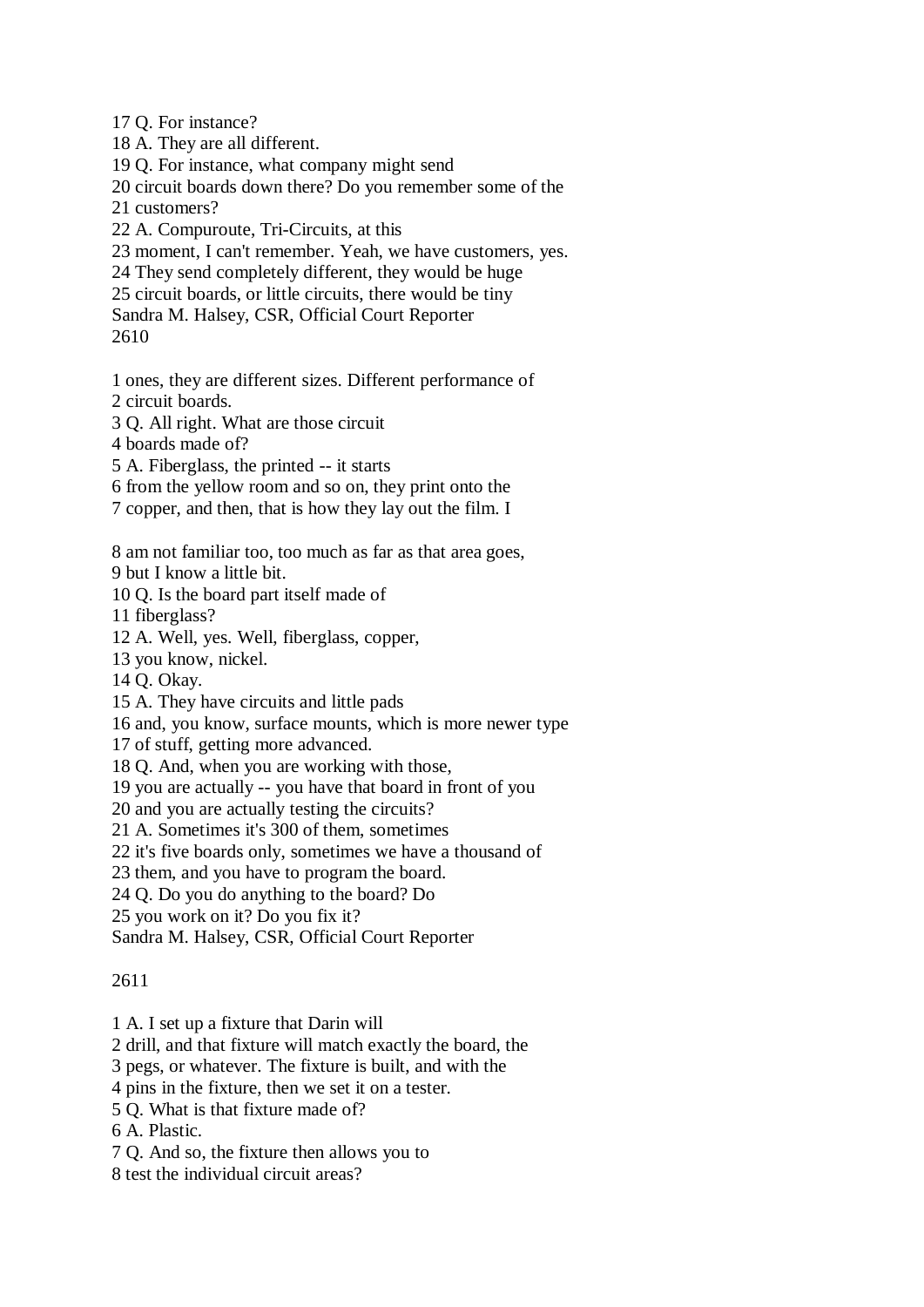17 Q. For instance?
18 A. They are all different.
19 Q. For instance, what company might send
20 circuit boards down there? Do you remember some of the
21 customers?
22 A. Compuroute, Tri-Circuits, at this
23 moment, I can't remember. Yeah, we have customers, yes.
24 They send completely different, they would be huge
25 circuit boards, or little circuits, there would be tiny
Sandra M. Halsey, CSR, Official Court Reporter
2610

1 ones, they are different sizes. Different performance of
2 circuit boards.
3 Q. All right. What are those circuit
4 boards made of?
5 A. Fiberglass, the printed -- it starts
6 from the yellow room and so on, they print onto the
7 copper, and then, that is how they lay out the film. I

8 am not familiar too, too much as far as that area goes,
9 but I know a little bit.
10 Q. Is the board part itself made of
11 fiberglass?
12 A. Well, yes. Well, fiberglass, copper,
13 you know, nickel.
14 Q. Okay.
15 A. They have circuits and little pads
16 and, you know, surface mounts, which is more newer type
17 of stuff, getting more advanced.
18 Q. And, when you are working with those,
19 you are actually -- you have that board in front of you
20 and you are actually testing the circuits?
21 A. Sometimes it's 300 of them, sometimes
22 it's five boards only, sometimes we have a thousand of
23 them, and you have to program the board.
24 Q. Do you do anything to the board? Do
25 you work on it? Do you fix it?
Sandra M. Halsey, CSR, Official Court Reporter

2611

1 A. I set up a fixture that Darin will
2 drill, and that fixture will match exactly the board, the
3 pegs, or whatever. The fixture is built, and with the
4 pins in the fixture, then we set it on a tester.
5 Q. What is that fixture made of?
6 A. Plastic.
7 Q. And so, the fixture then allows you to
8 test the individual circuit areas?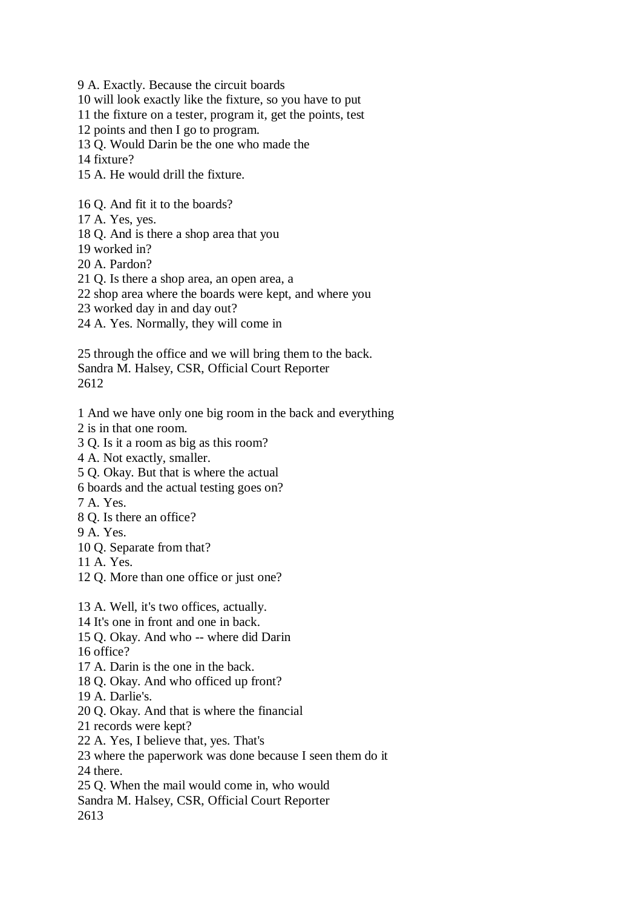9 A. Exactly. Because the circuit boards
10 will look exactly like the fixture, so you have to put
11 the fixture on a tester, program it, get the points, test
12 points and then I go to program.
13 Q. Would Darin be the one who made the
14 fixture?
15 A. He would drill the fixture.

16 Q. And fit it to the boards?
17 A. Yes, yes.
18 Q. And is there a shop area that you
19 worked in?
20 A. Pardon?
21 Q. Is there a shop area, an open area, a
22 shop area where the boards were kept, and where you
23 worked day in and day out?
24 A. Yes. Normally, they will come in

25 through the office and we will bring them to the back.
Sandra M. Halsey, CSR, Official Court Reporter

1 And we have only one big room in the back and everything
2 is in that one room.
3 Q. Is it a room as big as this room?
4 A. Not exactly, smaller.
5 Q. Okay. But that is where the actual
6 boards and the actual testing goes on?
7 A. Yes.
8 Q. Is there an office?
9 A. Yes.
10 Q. Separate from that?
11 A. Yes.
12 Q. More than one office or just one?

13 A. Well, it's two offices, actually.
14 It's one in front and one in back.
15 Q. Okay. And who -- where did Darin
16 office?
17 A. Darin is the one in the back.
18 Q. Okay. And who officed up front?
19 A. Darlie's.
20 Q. Okay. And that is where the financial
21 records were kept?
22 A. Yes, I believe that, yes. That's
23 where the paperwork was done because I seen them do it
24 there.
25 Q. When the mail would come in, who would
Sandra M. Halsey, CSR, Official Court Reporter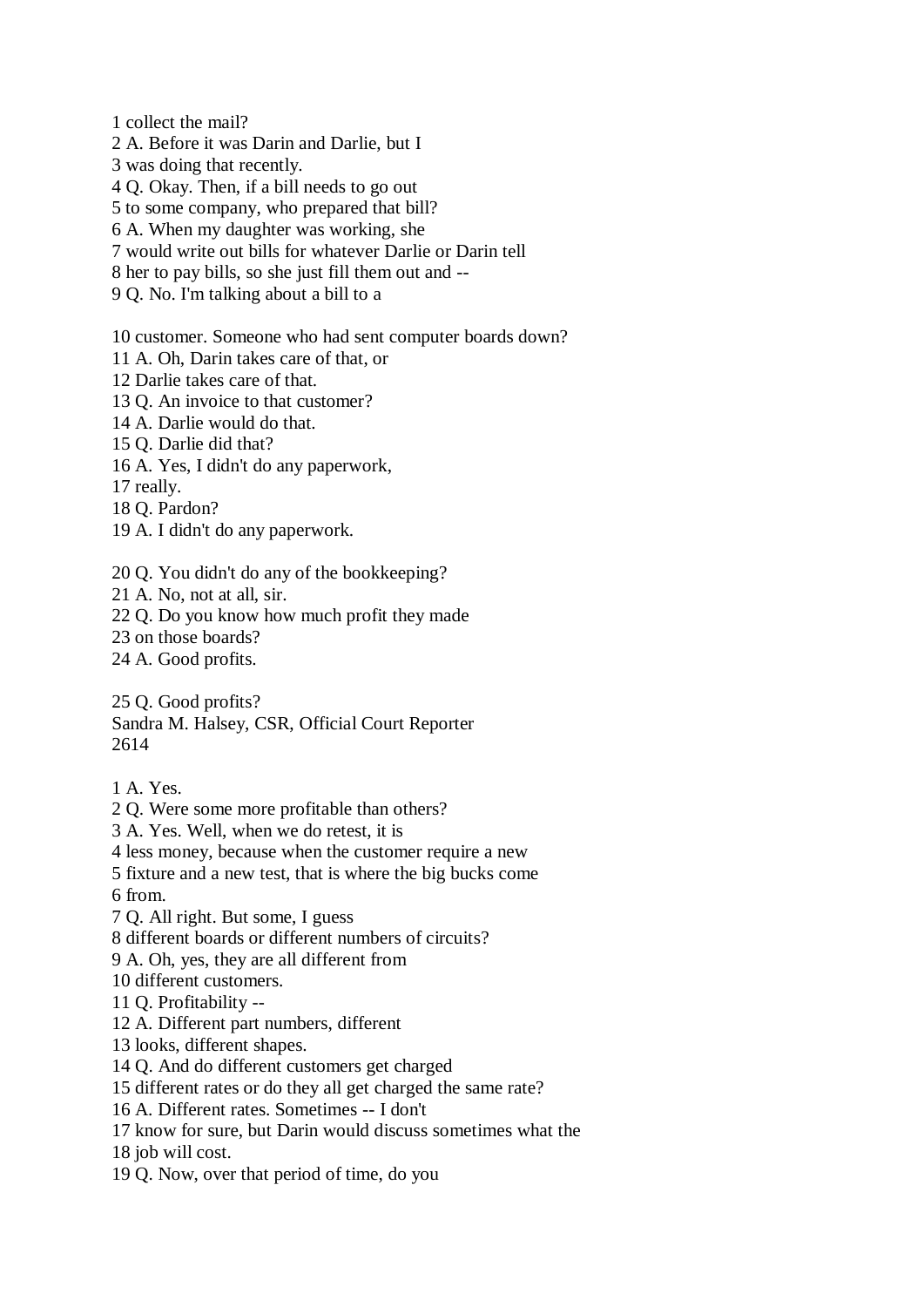1 collect the mail?
2 A. Before it was Darin and Darlie, but I
3 was doing that recently.
4 Q. Okay. Then, if a bill needs to go out
5 to some company, who prepared that bill?
6 A. When my daughter was working, she
7 would write out bills for whatever Darlie or Darin tell
8 her to pay bills, so she just fill them out and --
9 Q. No. I'm talking about a bill to a

10 customer. Someone who had sent computer boards down?
11 A. Oh, Darin takes care of that, or
12 Darlie takes care of that.
13 Q. An invoice to that customer?
14 A. Darlie would do that.
15 Q. Darlie did that?
16 A. Yes, I didn't do any paperwork,
17 really.
18 Q. Pardon?
19 A. I didn't do any paperwork.

20 Q. You didn't do any of the bookkeeping?
21 A. No, not at all, sir.
22 Q. Do you know how much profit they made
23 on those boards?
24 A. Good profits.

25 Q. Good profits?
Sandra M. Halsey, CSR, Official Court Reporter
2614

1 A. Yes.
2 Q. Were some more profitable than others?
3 A. Yes. Well, when we do retest, it is
4 less money, because when the customer require a new
5 fixture and a new test, that is where the big bucks come
6 from.
7 Q. All right. But some, I guess
8 different boards or different numbers of circuits?
9 A. Oh, yes, they are all different from
10 different customers.
11 Q. Profitability --
12 A. Different part numbers, different
13 looks, different shapes.
14 Q. And do different customers get charged
15 different rates or do they all get charged the same rate?
16 A. Different rates. Sometimes -- I don't
17 know for sure, but Darin would discuss sometimes what the
18 job will cost.
19 Q. Now, over that period of time, do you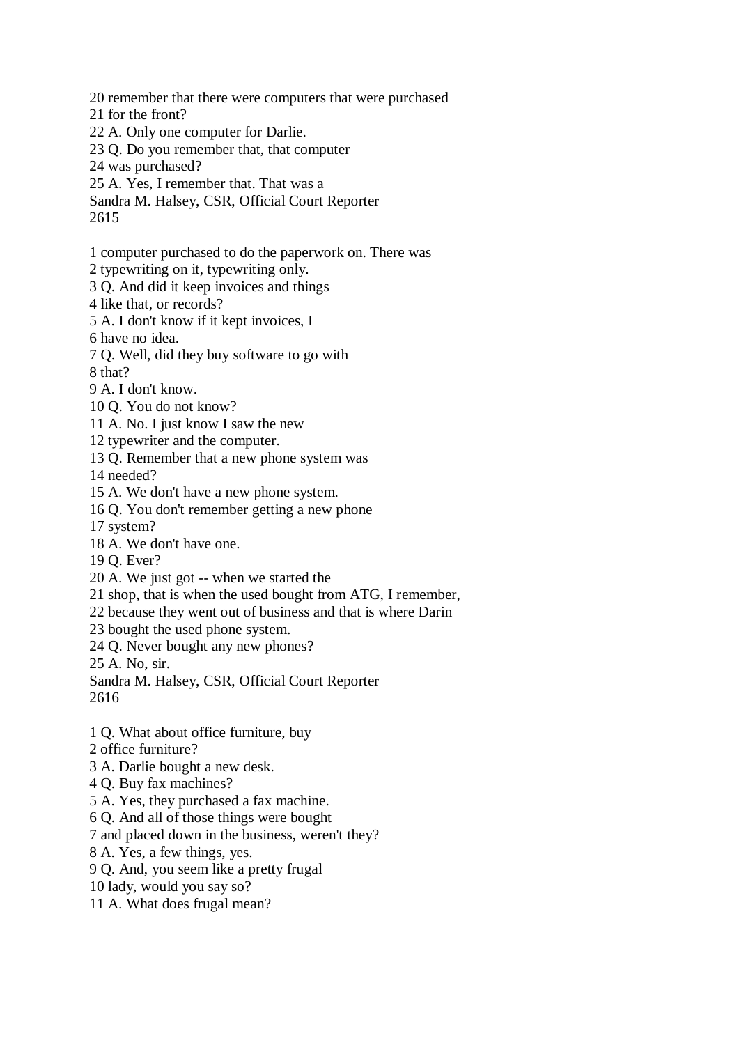20 remember that there were computers that were purchased
21 for the front?
22 A. Only one computer for Darlie.
23 Q. Do you remember that, that computer
24 was purchased?
25 A. Yes, I remember that. That was a

1 computer purchased to do the paperwork on. There was
2 typewriting on it, typewriting only.
3 Q. And did it keep invoices and things
4 like that, or records?
5 A. I don't know if it kept invoices, I
6 have no idea.
7 Q. Well, did they buy software to go with
8 that?
9 A. I don't know.
10 Q. You do not know?
11 A. No. I just know I saw the new
12 typewriter and the computer.
13 Q. Remember that a new phone system was
14 needed?
15 A. We don't have a new phone system.
16 Q. You don't remember getting a new phone
17 system?
18 A. We don't have one.
19 Q. Ever?
20 A. We just got -- when we started the
21 shop, that is when the used bought from ATG, I remember,
22 because they went out of business and that is where Darin
23 bought the used phone system.
24 Q. Never bought any new phones?
25 A. No, sir.

1 Q. What about office furniture, buy
2 office furniture?
3 A. Darlie bought a new desk.
4 Q. Buy fax machines?
5 A. Yes, they purchased a fax machine.
6 Q. And all of those things were bought
7 and placed down in the business, weren't they?
8 A. Yes, a few things, yes.
9 Q. And, you seem like a pretty frugal
10 lady, would you say so?
11 A. What does frugal mean?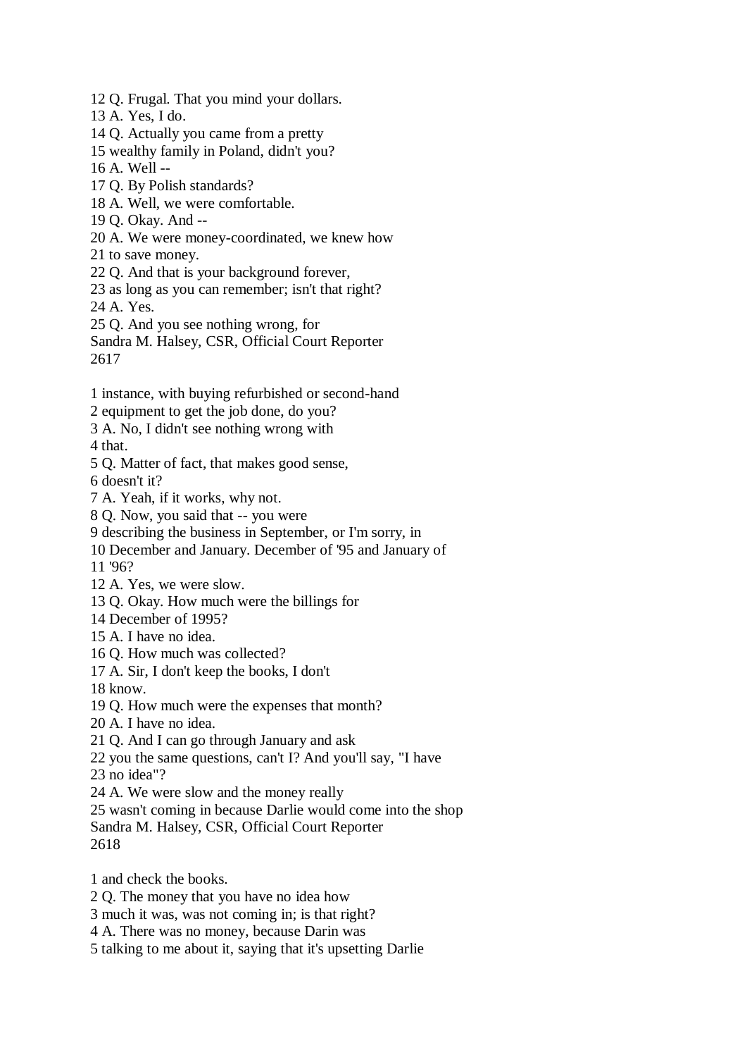12 Q. Frugal. That you mind your dollars.
13 A. Yes, I do.
14 Q. Actually you came from a pretty
15 wealthy family in Poland, didn't you?
16 A. Well --
17 Q. By Polish standards?
18 A. Well, we were comfortable.
19 Q. Okay. And --
20 A. We were money-coordinated, we knew how
21 to save money.
22 Q. And that is your background forever,
23 as long as you can remember; isn't that right?
24 A. Yes.
25 Q. And you see nothing wrong, for

1 instance, with buying refurbished or second-hand
2 equipment to get the job done, do you?
3 A. No, I didn't see nothing wrong with
4 that.
5 Q. Matter of fact, that makes good sense,
6 doesn't it?
7 A. Yeah, if it works, why not.
8 Q. Now, you said that -- you were
9 describing the business in September, or I'm sorry, in
10 December and January. December of '95 and January of
11 '96?
12 A. Yes, we were slow.
13 Q. Okay. How much were the billings for
14 December of 1995?
15 A. I have no idea.
16 Q. How much was collected?
17 A. Sir, I don't keep the books, I don't
18 know.
19 Q. How much were the expenses that month?
20 A. I have no idea.
21 Q. And I can go through January and ask
22 you the same questions, can't I? And you'll say, "I have
23 no idea"?
24 A. We were slow and the money really
25 wasn't coming in because Darlie would come into the shop

1 and check the books.
2 Q. The money that you have no idea how
3 much it was, was not coming in; is that right?
4 A. There was no money, because Darin was
5 talking to me about it, saying that it's upsetting Darlie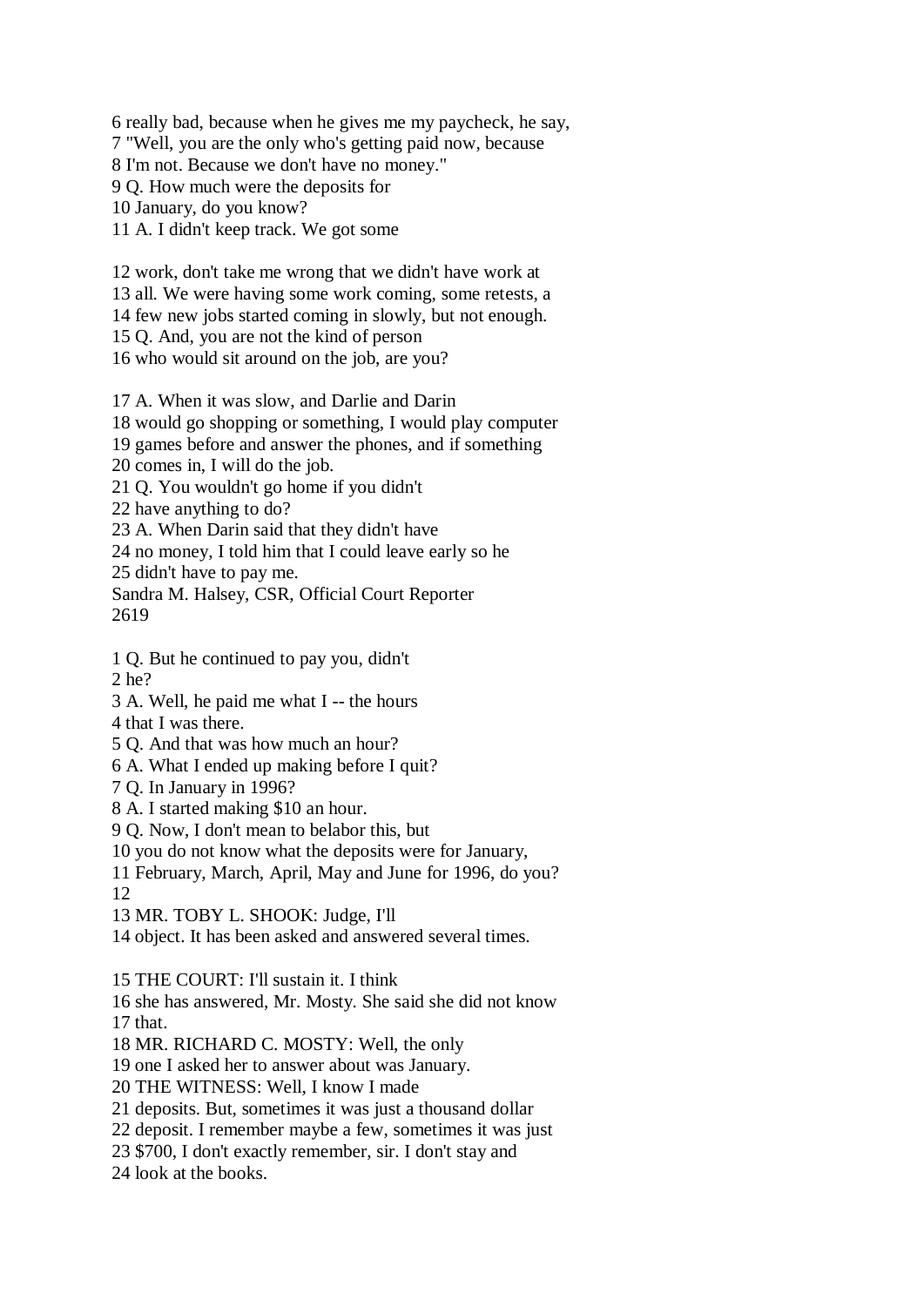6 really bad, because when he gives me my paycheck, he say,
7 "Well, you are the only who's getting paid now, because
8 I'm not. Because we don't have no money."
9 Q. How much were the deposits for
10 January, do you know?
11 A. I didn't keep track. We got some

12 work, don't take me wrong that we didn't have work at
13 all. We were having some work coming, some retests, a
14 few new jobs started coming in slowly, but not enough.
15 Q. And, you are not the kind of person
16 who would sit around on the job, are you?

17 A. When it was slow, and Darlie and Darin
18 would go shopping or something, I would play computer
19 games before and answer the phones, and if something
20 comes in, I will do the job.
21 Q. You wouldn't go home if you didn't
22 have anything to do?
23 A. When Darin said that they didn't have
24 no money, I told him that I could leave early so he
25 didn't have to pay me.
Sandra M. Halsey, CSR, Official Court Reporter
2619

1 Q. But he continued to pay you, didn't
2 he?
3 A. Well, he paid me what I -- the hours
4 that I was there.
5 Q. And that was how much an hour?
6 A. What I ended up making before I quit?
7 Q. In January in 1996?
8 A. I started making $10 an hour.
9 Q. Now, I don't mean to belabor this, but
10 you do not know what the deposits were for January,
11 February, March, April, May and June for 1996, do you?
12
13 MR. TOBY L. SHOOK: Judge, I'll
14 object. It has been asked and answered several times.

15 THE COURT: I'll sustain it. I think
16 she has answered, Mr. Mosty. She said she did not know
17 that.
18 MR. RICHARD C. MOSTY: Well, the only
19 one I asked her to answer about was January.
20 THE WITNESS: Well, I know I made
21 deposits. But, sometimes it was just a thousand dollar
22 deposit. I remember maybe a few, sometimes it was just
23 $700, I don't exactly remember, sir. I don't stay and
24 look at the books.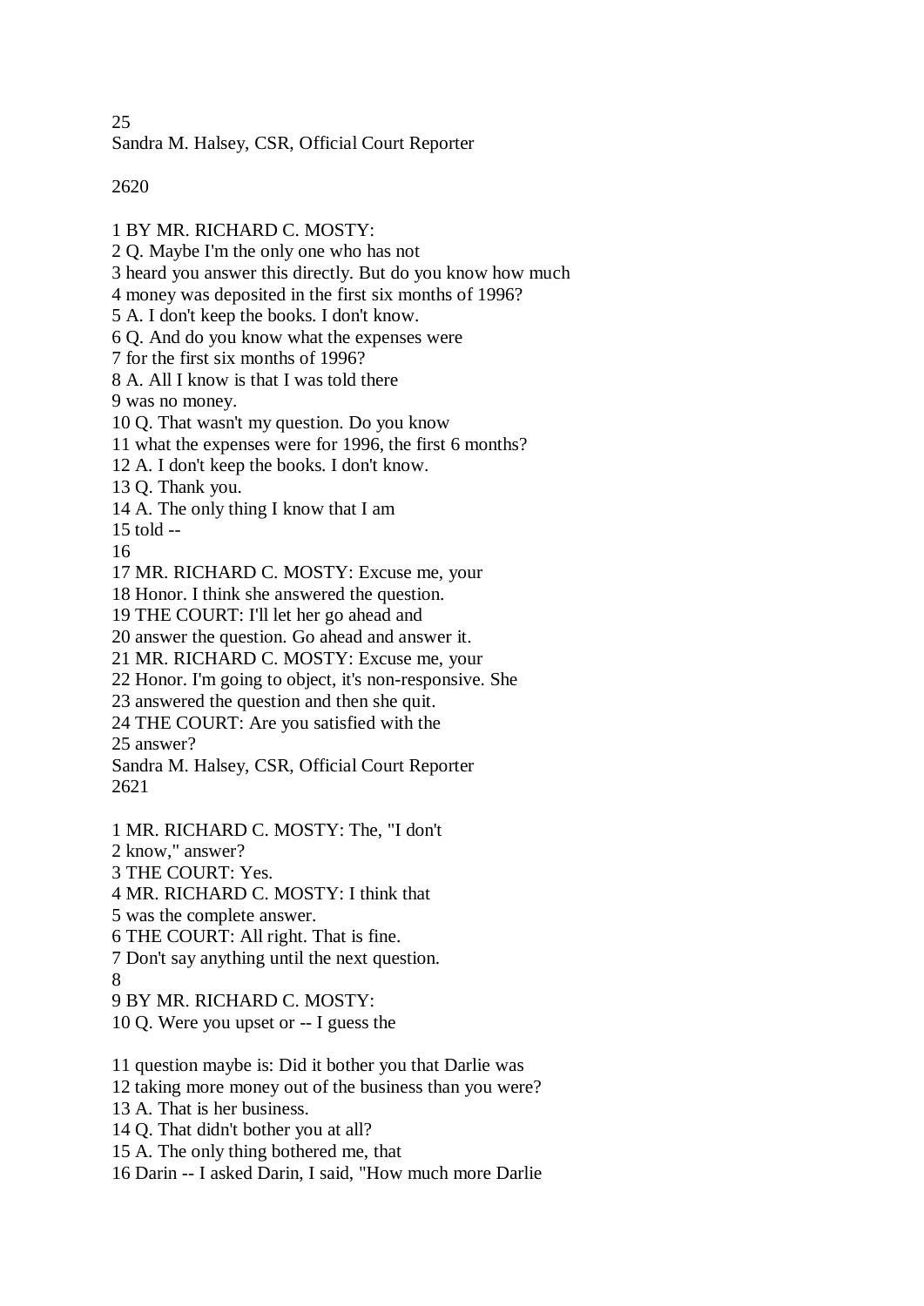BY MR. RICHARD C. MOSTY:

Q. Maybe I'm the only one who has not heard you answer this directly. But do you know how much money was deposited in the first six months of 1996?

A. I don't keep the books. I don't know.

Q. And do you know what the expenses were for the first six months of 1996?

A. All I know is that I was told there was no money.

Q. That wasn't my question. Do you know what the expenses were for 1996, the first 6 months?

A. I don't keep the books. I don't know.

Q. Thank you.

A. The only thing I know that I am told --

MR. RICHARD C. MOSTY: Excuse me, your Honor. I think she answered the question.

THE COURT: I'll let her go ahead and answer the question. Go ahead and answer it.

MR. RICHARD C. MOSTY: Excuse me, your Honor. I'm going to object, it's non-responsive. She answered the question and then she quit.

THE COURT: Are you satisfied with the answer?

MR. RICHARD C. MOSTY: The, "I don't know," answer?

THE COURT: Yes.

MR. RICHARD C. MOSTY: I think that was the complete answer.

THE COURT: All right. That is fine. Don't say anything until the next question.

BY MR. RICHARD C. MOSTY:

Q. Were you upset or -- I guess the question maybe is: Did it bother you that Darlie was taking more money out of the business than you were?

A. That is her business.

Q. That didn't bother you at all?

A. The only thing bothered me, that Darin -- I asked Darin, I said, "How much more Darlie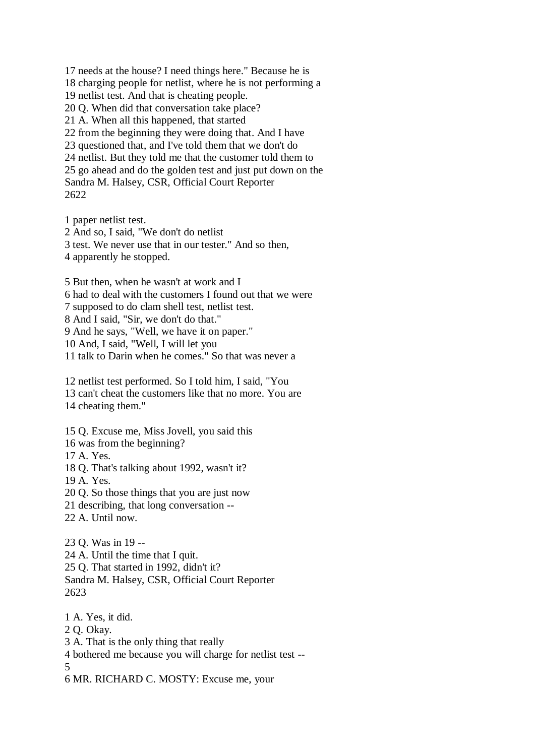17 needs at the house? I need things here." Because he is
18 charging people for netlist, where he is not performing a
19 netlist test. And that is cheating people.
20 Q. When did that conversation take place?
21 A. When all this happened, that started
22 from the beginning they were doing that. And I have
23 questioned that, and I've told them that we don't do
24 netlist. But they told me that the customer told them to
25 go ahead and do the golden test and just put down on the
Sandra M. Halsey, CSR, Official Court Reporter
2622

1 paper netlist test.
2 And so, I said, "We don't do netlist
3 test. We never use that in our tester." And so then,
4 apparently he stopped.

5 But then, when he wasn't at work and I
6 had to deal with the customers I found out that we were
7 supposed to do clam shell test, netlist test.
8 And I said, "Sir, we don't do that."
9 And he says, "Well, we have it on paper."
10 And, I said, "Well, I will let you
11 talk to Darin when he comes." So that was never a

12 netlist test performed. So I told him, I said, "You
13 can't cheat the customers like that no more. You are
14 cheating them."

15 Q. Excuse me, Miss Jovell, you said this
16 was from the beginning?
17 A. Yes.
18 Q. That's talking about 1992, wasn't it?
19 A. Yes.
20 Q. So those things that you are just now
21 describing, that long conversation --
22 A. Until now.

23 Q. Was in 19 --
24 A. Until the time that I quit.
25 Q. That started in 1992, didn't it?
Sandra M. Halsey, CSR, Official Court Reporter
2623

1 A. Yes, it did.
2 Q. Okay.
3 A. That is the only thing that really
4 bothered me because you will charge for netlist --
5
6 MR. RICHARD C. MOSTY: Excuse me, your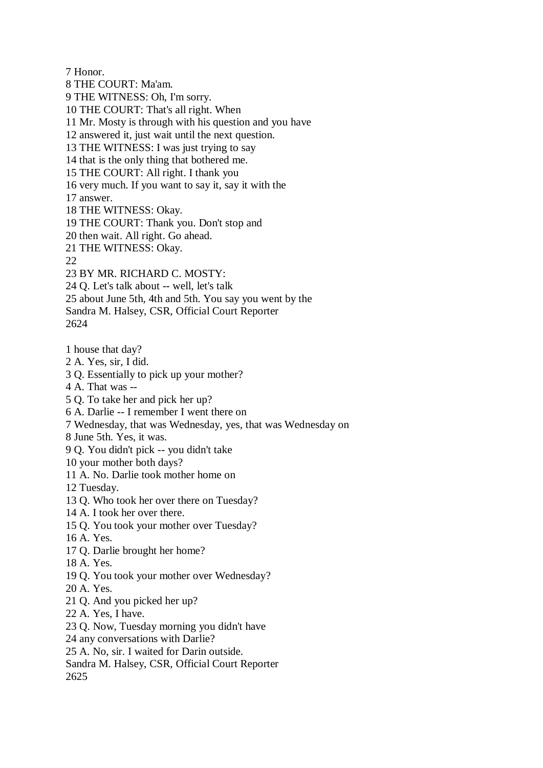7 Honor.
8 THE COURT: Ma'am.
9 THE WITNESS: Oh, I'm sorry.
10 THE COURT: That's all right. When
11 Mr. Mosty is through with his question and you have
12 answered it, just wait until the next question.
13 THE WITNESS: I was just trying to say
14 that is the only thing that bothered me.
15 THE COURT: All right. I thank you
16 very much. If you want to say it, say it with the
17 answer.
18 THE WITNESS: Okay.
19 THE COURT: Thank you. Don't stop and
20 then wait. All right. Go ahead.
21 THE WITNESS: Okay.
22
23 BY MR. RICHARD C. MOSTY:
24 Q. Let's talk about -- well, let's talk
25 about June 5th, 4th and 5th. You say you went by the
Sandra M. Halsey, CSR, Official Court Reporter
2624

1 house that day?
2 A. Yes, sir, I did.
3 Q. Essentially to pick up your mother?
4 A. That was --
5 Q. To take her and pick her up?
6 A. Darlie -- I remember I went there on
7 Wednesday, that was Wednesday, yes, that was Wednesday on
8 June 5th. Yes, it was.
9 Q. You didn't pick -- you didn't take
10 your mother both days?
11 A. No. Darlie took mother home on
12 Tuesday.
13 Q. Who took her over there on Tuesday?
14 A. I took her over there.
15 Q. You took your mother over Tuesday?
16 A. Yes.
17 Q. Darlie brought her home?
18 A. Yes.
19 Q. You took your mother over Wednesday?
20 A. Yes.
21 Q. And you picked her up?
22 A. Yes, I have.
23 Q. Now, Tuesday morning you didn't have
24 any conversations with Darlie?
25 A. No, sir. I waited for Darin outside.
Sandra M. Halsey, CSR, Official Court Reporter
2625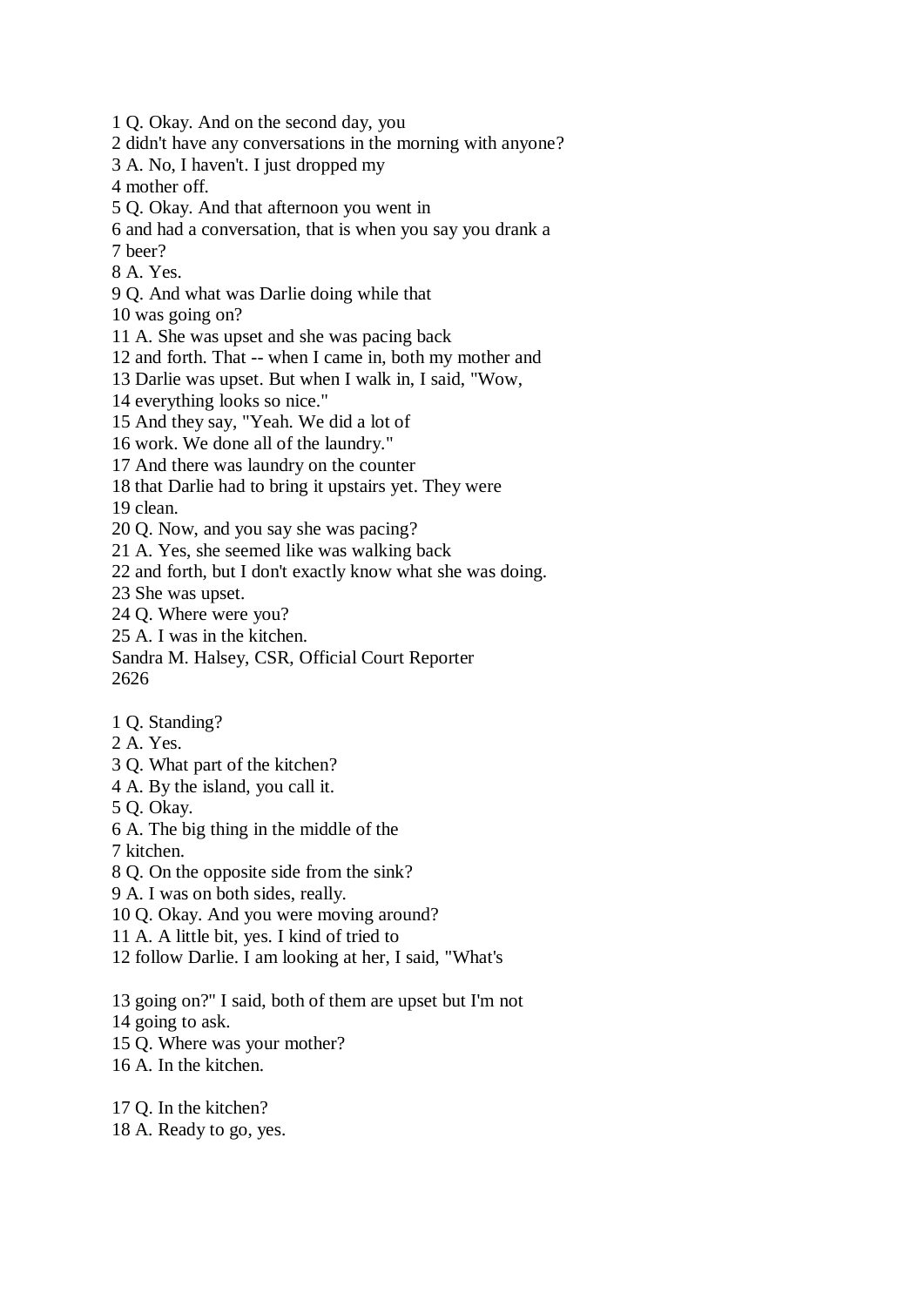1 Q. Okay. And on the second day, you
2 didn't have any conversations in the morning with anyone?
3 A. No, I haven't. I just dropped my
4 mother off.
5 Q. Okay. And that afternoon you went in
6 and had a conversation, that is when you say you drank a
7 beer?
8 A. Yes.
9 Q. And what was Darlie doing while that
10 was going on?
11 A. She was upset and she was pacing back
12 and forth. That -- when I came in, both my mother and
13 Darlie was upset. But when I walk in, I said, "Wow,
14 everything looks so nice."
15 And they say, "Yeah. We did a lot of
16 work. We done all of the laundry."
17 And there was laundry on the counter
18 that Darlie had to bring it upstairs yet. They were
19 clean.
20 Q. Now, and you say she was pacing?
21 A. Yes, she seemed like was walking back
22 and forth, but I don't exactly know what she was doing.
23 She was upset.
24 Q. Where were you?
25 A. I was in the kitchen.
Sandra M. Halsey, CSR, Official Court Reporter
2626

1 Q. Standing?
2 A. Yes.
3 Q. What part of the kitchen?
4 A. By the island, you call it.
5 Q. Okay.
6 A. The big thing in the middle of the
7 kitchen.
8 Q. On the opposite side from the sink?
9 A. I was on both sides, really.
10 Q. Okay. And you were moving around?
11 A. A little bit, yes. I kind of tried to
12 follow Darlie. I am looking at her, I said, "What's

13 going on?" I said, both of them are upset but I'm not
14 going to ask.
15 Q. Where was your mother?
16 A. In the kitchen.

17 Q. In the kitchen?
18 A. Ready to go, yes.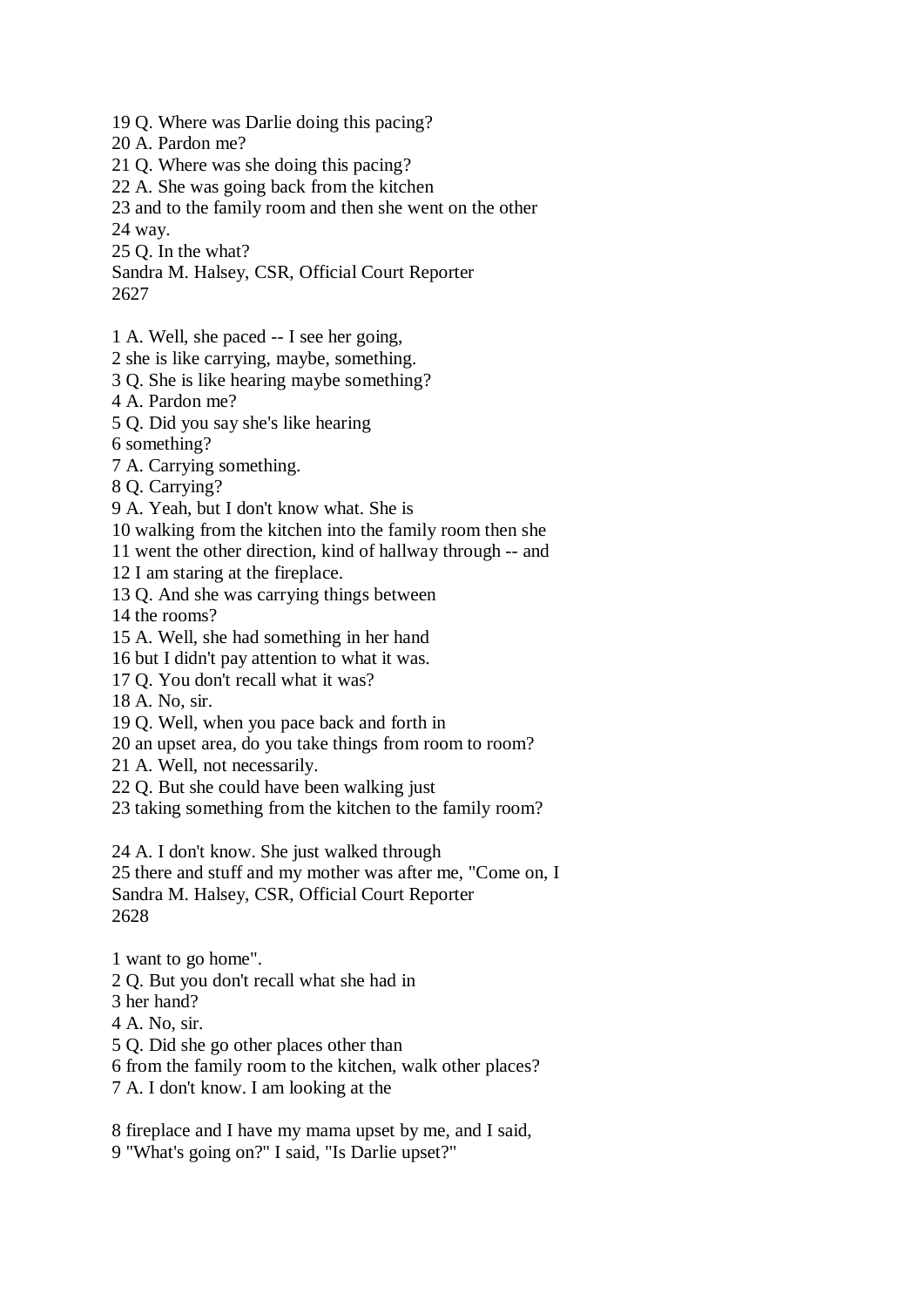19 Q. Where was Darlie doing this pacing?
20 A. Pardon me?
21 Q. Where was she doing this pacing?
22 A. She was going back from the kitchen
23 and to the family room and then she went on the other
24 way.
25 Q. In the what?

1 A. Well, she paced -- I see her going,
2 she is like carrying, maybe, something.
3 Q. She is like hearing maybe something?
4 A. Pardon me?
5 Q. Did you say she's like hearing
6 something?
7 A. Carrying something.
8 Q. Carrying?
9 A. Yeah, but I don't know what. She is
10 walking from the kitchen into the family room then she
11 went the other direction, kind of hallway through -- and
12 I am staring at the fireplace.
13 Q. And she was carrying things between
14 the rooms?
15 A. Well, she had something in her hand
16 but I didn't pay attention to what it was.
17 Q. You don't recall what it was?
18 A. No, sir.
19 Q. Well, when you pace back and forth in
20 an upset area, do you take things from room to room?
21 A. Well, not necessarily.
22 Q. But she could have been walking just
23 taking something from the kitchen to the family room?

24 A. I don't know. She just walked through
25 there and stuff and my mother was after me, "Come on, I

1 want to go home".
2 Q. But you don't recall what she had in
3 her hand?
4 A. No, sir.
5 Q. Did she go other places other than
6 from the family room to the kitchen, walk other places?
7 A. I don't know. I am looking at the

8 fireplace and I have my mama upset by me, and I said,
9 "What's going on?" I said, "Is Darlie upset?"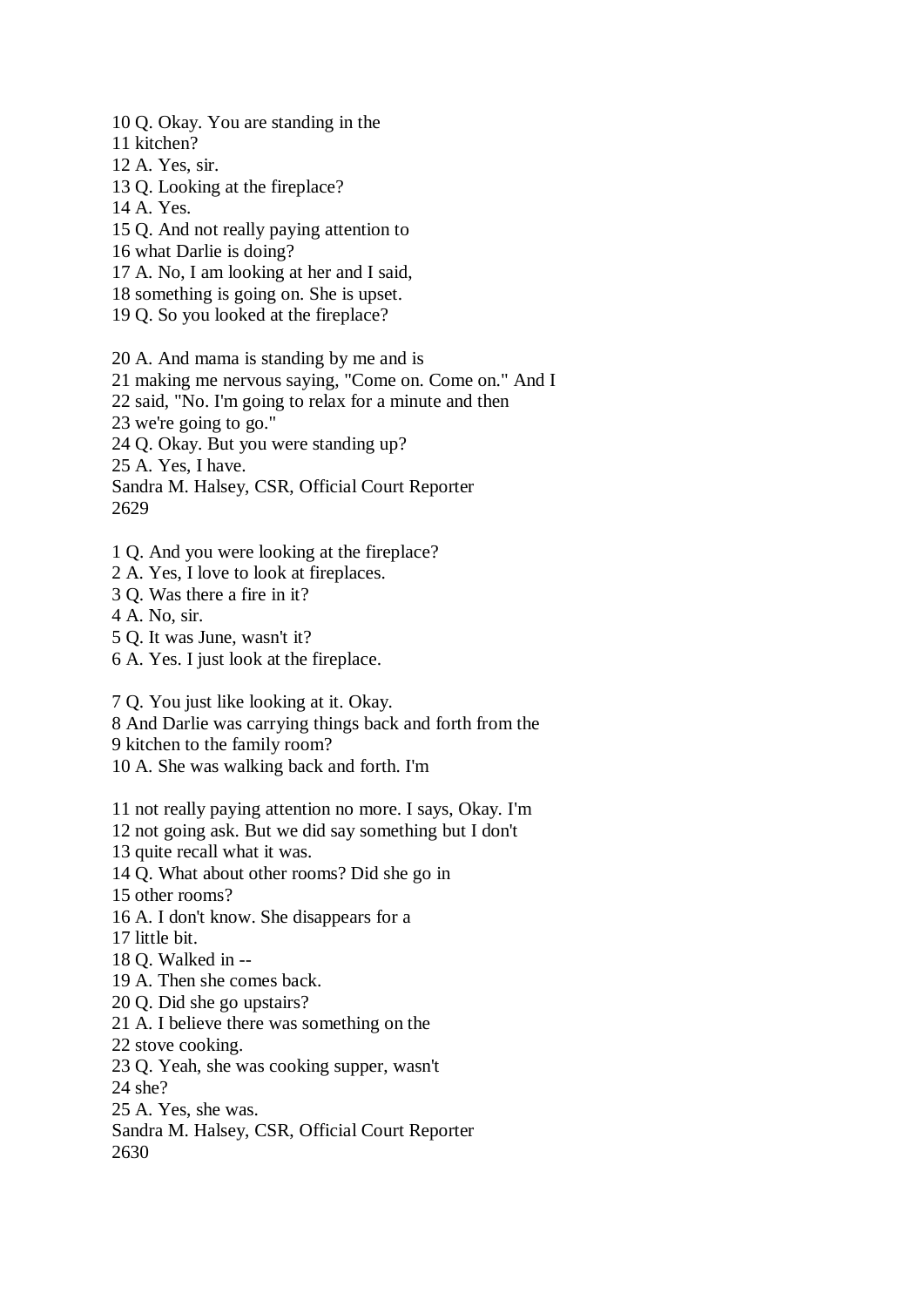10 Q. Okay. You are standing in the
11 kitchen?
12 A. Yes, sir.
13 Q. Looking at the fireplace?
14 A. Yes.
15 Q. And not really paying attention to
16 what Darlie is doing?
17 A. No, I am looking at her and I said,
18 something is going on. She is upset.
19 Q. So you looked at the fireplace?

20 A. And mama is standing by me and is
21 making me nervous saying, "Come on. Come on." And I
22 said, "No. I'm going to relax for a minute and then
23 we're going to go."
24 Q. Okay. But you were standing up?
25 A. Yes, I have.
Sandra M. Halsey, CSR, Official Court Reporter
2629

1 Q. And you were looking at the fireplace?
2 A. Yes, I love to look at fireplaces.
3 Q. Was there a fire in it?
4 A. No, sir.
5 Q. It was June, wasn't it?
6 A. Yes. I just look at the fireplace.

7 Q. You just like looking at it. Okay.
8 And Darlie was carrying things back and forth from the
9 kitchen to the family room?
10 A. She was walking back and forth. I'm

11 not really paying attention no more. I says, Okay. I'm
12 not going ask. But we did say something but I don't
13 quite recall what it was.
14 Q. What about other rooms? Did she go in
15 other rooms?
16 A. I don't know. She disappears for a
17 little bit.
18 Q. Walked in --
19 A. Then she comes back.
20 Q. Did she go upstairs?
21 A. I believe there was something on the
22 stove cooking.
23 Q. Yeah, she was cooking supper, wasn't
24 she?
25 A. Yes, she was.
Sandra M. Halsey, CSR, Official Court Reporter
2630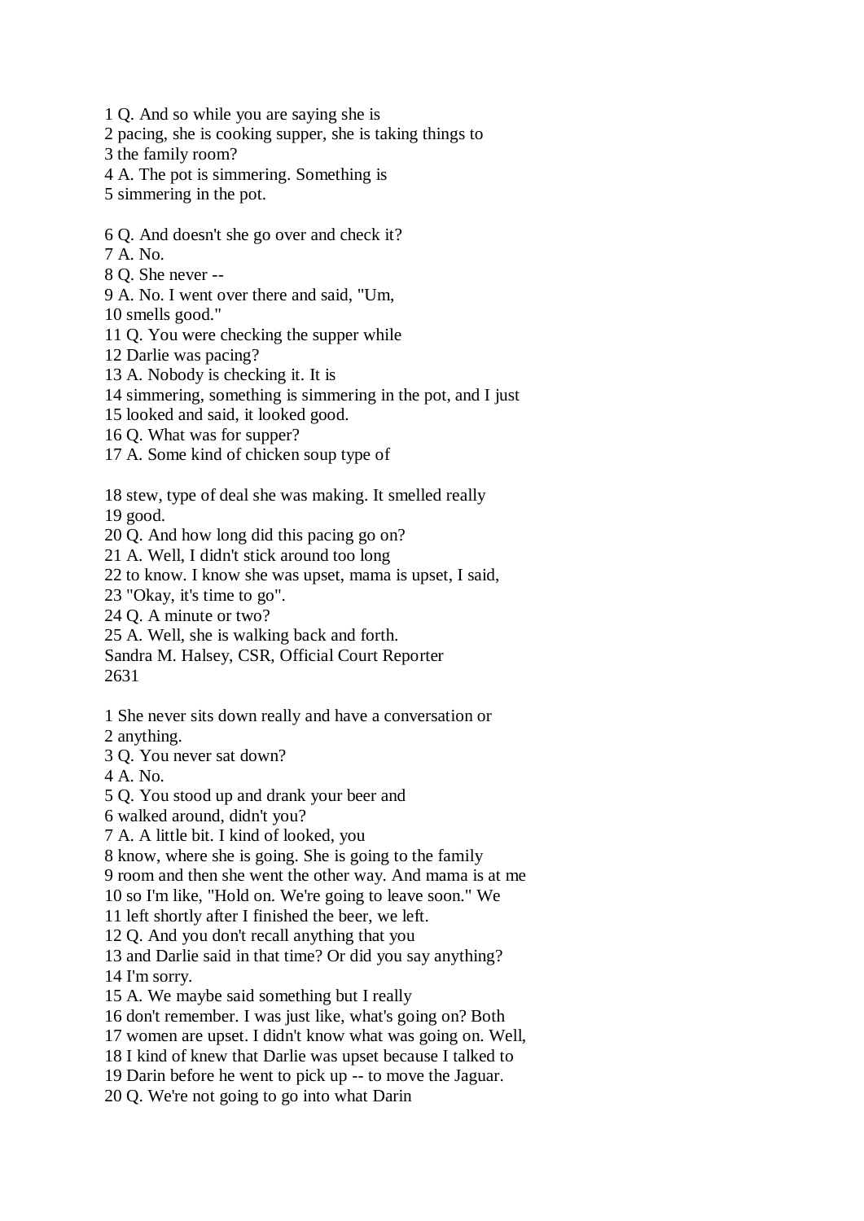1 Q. And so while you are saying she is
2 pacing, she is cooking supper, she is taking things to
3 the family room?
4 A. The pot is simmering. Something is
5 simmering in the pot.

6 Q. And doesn't she go over and check it?
7 A. No.
8 Q. She never --
9 A. No. I went over there and said, "Um,
10 smells good."
11 Q. You were checking the supper while
12 Darlie was pacing?
13 A. Nobody is checking it. It is
14 simmering, something is simmering in the pot, and I just
15 looked and said, it looked good.
16 Q. What was for supper?
17 A. Some kind of chicken soup type of

18 stew, type of deal she was making. It smelled really
19 good.
20 Q. And how long did this pacing go on?
21 A. Well, I didn't stick around too long
22 to know. I know she was upset, mama is upset, I said,
23 "Okay, it's time to go".
24 Q. A minute or two?
25 A. Well, she is walking back and forth.
Sandra M. Halsey, CSR, Official Court Reporter
2631

1 She never sits down really and have a conversation or
2 anything.
3 Q. You never sat down?
4 A. No.
5 Q. You stood up and drank your beer and
6 walked around, didn't you?
7 A. A little bit. I kind of looked, you
8 know, where she is going. She is going to the family
9 room and then she went the other way. And mama is at me
10 so I'm like, "Hold on. We're going to leave soon." We
11 left shortly after I finished the beer, we left.
12 Q. And you don't recall anything that you
13 and Darlie said in that time? Or did you say anything?
14 I'm sorry.
15 A. We maybe said something but I really
16 don't remember. I was just like, what's going on? Both
17 women are upset. I didn't know what was going on. Well,
18 I kind of knew that Darlie was upset because I talked to
19 Darin before he went to pick up -- to move the Jaguar.
20 Q. We're not going to go into what Darin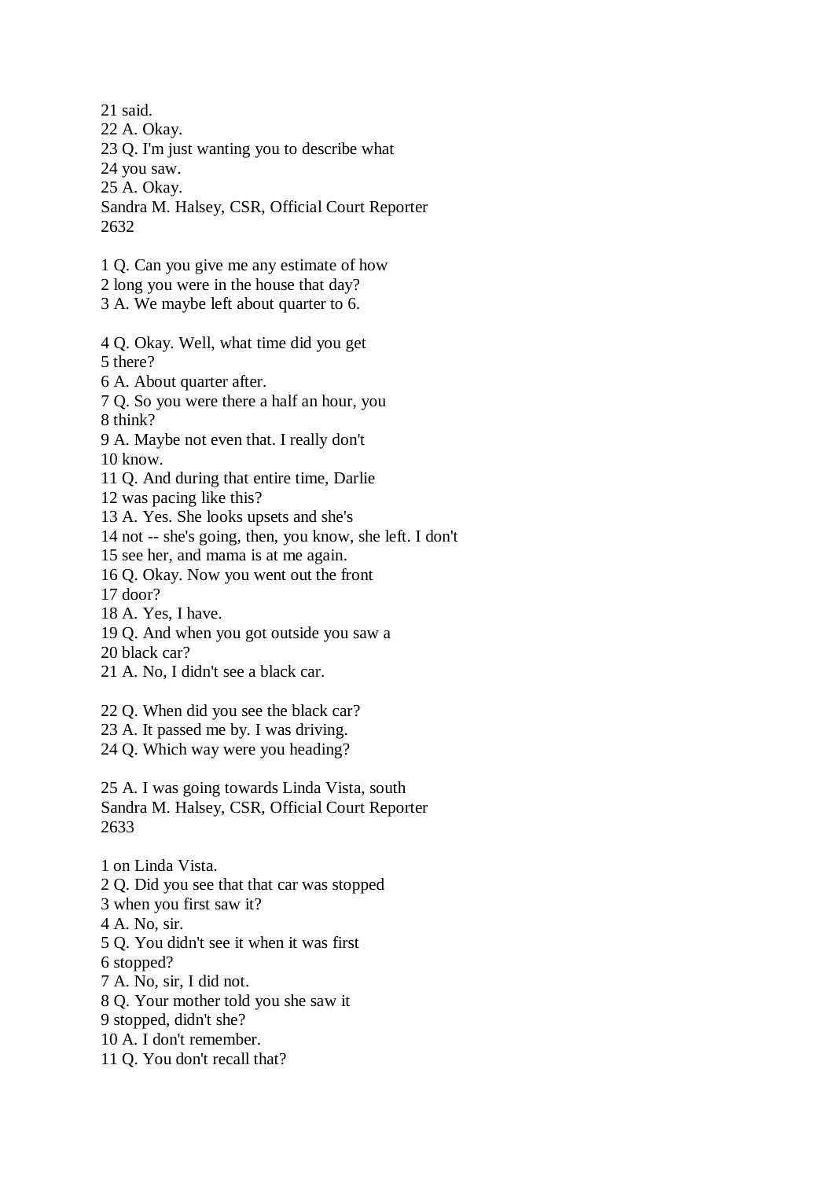21 said.
22 A. Okay.
23 Q. I'm just wanting you to describe what
24 you saw.
25 A. Okay.

1 Q. Can you give me any estimate of how
2 long you were in the house that day?
3 A. We maybe left about quarter to 6.

4 Q. Okay. Well, what time did you get
5 there?
6 A. About quarter after.
7 Q. So you were there a half an hour, you
8 think?
9 A. Maybe not even that. I really don't
10 know.
11 Q. And during that entire time, Darlie
12 was pacing like this?
13 A. Yes. She looks upsets and she's
14 not -- she's going, then, you know, she left. I don't
15 see her, and mama is at me again.
16 Q. Okay. Now you went out the front
17 door?
18 A. Yes, I have.
19 Q. And when you got outside you saw a
20 black car?
21 A. No, I didn't see a black car.

22 Q. When did you see the black car?
23 A. It passed me by. I was driving.
24 Q. Which way were you heading?

25 A. I was going towards Linda Vista, south

1 on Linda Vista.
2 Q. Did you see that that car was stopped
3 when you first saw it?
4 A. No, sir.
5 Q. You didn't see it when it was first
6 stopped?
7 A. No, sir, I did not.
8 Q. Your mother told you she saw it
9 stopped, didn't she?
10 A. I don't remember.
11 Q. You don't recall that?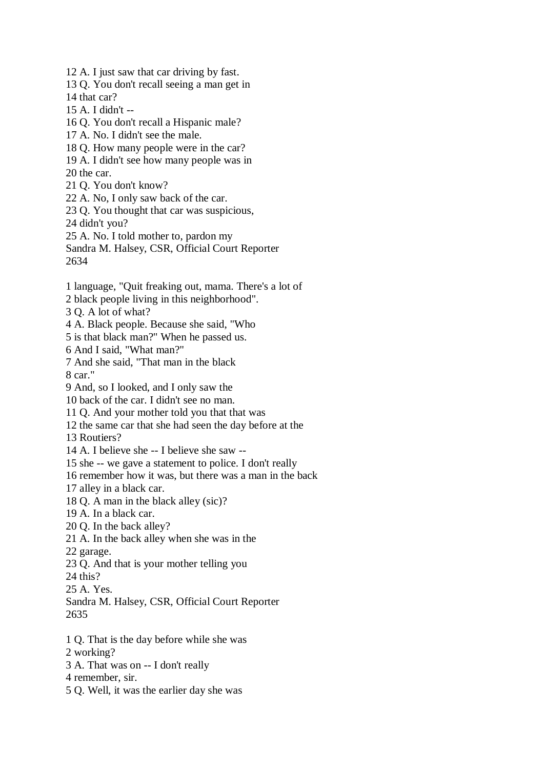12 A. I just saw that car driving by fast.
13 Q. You don't recall seeing a man get in
14 that car?
15 A. I didn't --
16 Q. You don't recall a Hispanic male?
17 A. No. I didn't see the male.
18 Q. How many people were in the car?
19 A. I didn't see how many people was in
20 the car.
21 Q. You don't know?
22 A. No, I only saw back of the car.
23 Q. You thought that car was suspicious,
24 didn't you?
25 A. No. I told mother to, pardon my

1 language, "Quit freaking out, mama. There's a lot of
2 black people living in this neighborhood".
3 Q. A lot of what?
4 A. Black people. Because she said, "Who
5 is that black man?" When he passed us.
6 And I said, "What man?"
7 And she said, "That man in the black
8 car."
9 And, so I looked, and I only saw the
10 back of the car. I didn't see no man.
11 Q. And your mother told you that that was
12 the same car that she had seen the day before at the
13 Routiers?
14 A. I believe she -- I believe she saw --
15 she -- we gave a statement to police. I don't really
16 remember how it was, but there was a man in the back
17 alley in a black car.
18 Q. A man in the black alley (sic)?
19 A. In a black car.
20 Q. In the back alley?
21 A. In the back alley when she was in the
22 garage.
23 Q. And that is your mother telling you
24 this?
25 A. Yes.

1 Q. That is the day before while she was
2 working?
3 A. That was on -- I don't really
4 remember, sir.
5 Q. Well, it was the earlier day she was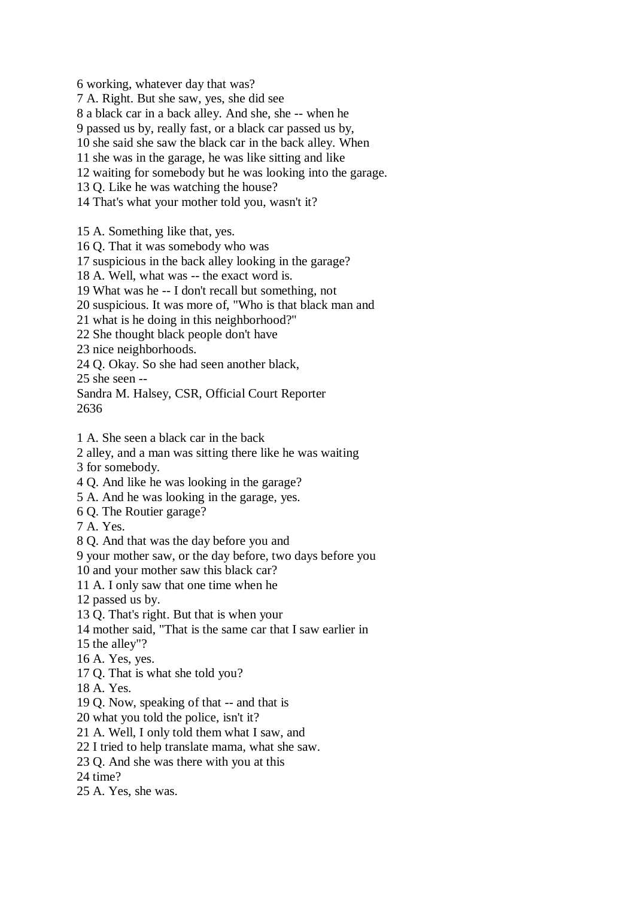6 working, whatever day that was?
7 A. Right. But she saw, yes, she did see
8 a black car in a back alley. And she, she -- when he
9 passed us by, really fast, or a black car passed us by,
10 she said she saw the black car in the back alley. When
11 she was in the garage, he was like sitting and like
12 waiting for somebody but he was looking into the garage.
13 Q. Like he was watching the house?
14 That's what your mother told you, wasn't it?

15 A. Something like that, yes.
16 Q. That it was somebody who was
17 suspicious in the back alley looking in the garage?
18 A. Well, what was -- the exact word is.
19 What was he -- I don't recall but something, not
20 suspicious. It was more of, "Who is that black man and
21 what is he doing in this neighborhood?"
22 She thought black people don't have
23 nice neighborhoods.
24 Q. Okay. So she had seen another black,
25 she seen --
Sandra M. Halsey, CSR, Official Court Reporter
2636

1 A. She seen a black car in the back
2 alley, and a man was sitting there like he was waiting
3 for somebody.
4 Q. And like he was looking in the garage?
5 A. And he was looking in the garage, yes.
6 Q. The Routier garage?
7 A. Yes.
8 Q. And that was the day before you and
9 your mother saw, or the day before, two days before you
10 and your mother saw this black car?
11 A. I only saw that one time when he
12 passed us by.
13 Q. That's right. But that is when your
14 mother said, "That is the same car that I saw earlier in
15 the alley"?
16 A. Yes, yes.
17 Q. That is what she told you?
18 A. Yes.
19 Q. Now, speaking of that -- and that is
20 what you told the police, isn't it?
21 A. Well, I only told them what I saw, and
22 I tried to help translate mama, what she saw.
23 Q. And she was there with you at this
24 time?
25 A. Yes, she was.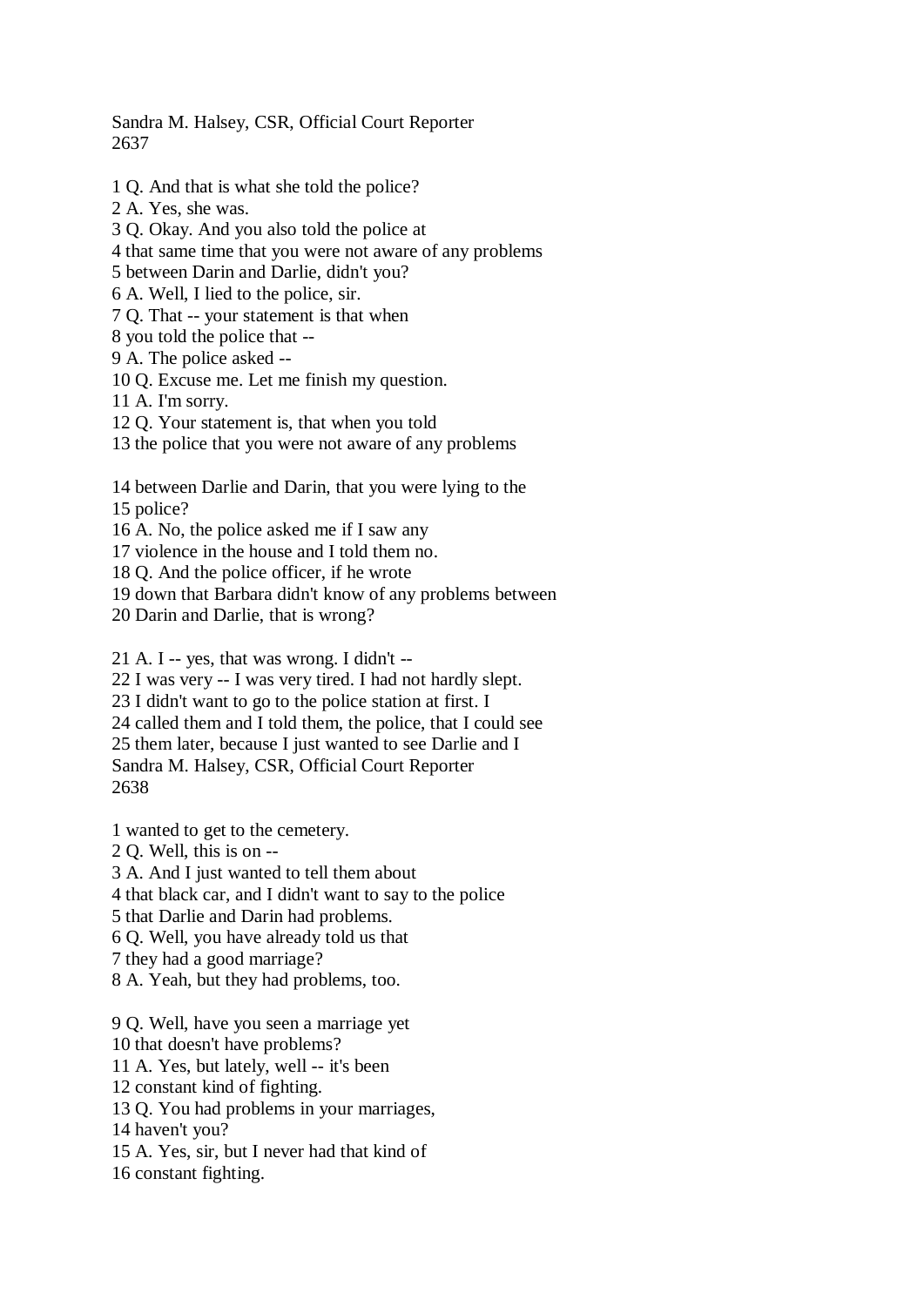1 Q. And that is what she told the police?
2 A. Yes, she was.
3 Q. Okay. And you also told the police at
4 that same time that you were not aware of any problems
5 between Darin and Darlie, didn't you?
6 A. Well, I lied to the police, sir.
7 Q. That -- your statement is that when
8 you told the police that --
9 A. The police asked --
10 Q. Excuse me. Let me finish my question.
11 A. I'm sorry.
12 Q. Your statement is, that when you told
13 the police that you were not aware of any problems

14 between Darlie and Darin, that you were lying to the
15 police?
16 A. No, the police asked me if I saw any
17 violence in the house and I told them no.
18 Q. And the police officer, if he wrote
19 down that Barbara didn't know of any problems between
20 Darin and Darlie, that is wrong?

21 A. I -- yes, that was wrong. I didn't --
22 I was very -- I was very tired. I had not hardly slept.
23 I didn't want to go to the police station at first. I
24 called them and I told them, the police, that I could see
25 them later, because I just wanted to see Darlie and I

1 wanted to get to the cemetery.
2 Q. Well, this is on --
3 A. And I just wanted to tell them about
4 that black car, and I didn't want to say to the police
5 that Darlie and Darin had problems.
6 Q. Well, you have already told us that
7 they had a good marriage?
8 A. Yeah, but they had problems, too.

9 Q. Well, have you seen a marriage yet
10 that doesn't have problems?
11 A. Yes, but lately, well -- it's been
12 constant kind of fighting.
13 Q. You had problems in your marriages,
14 haven't you?
15 A. Yes, sir, but I never had that kind of
16 constant fighting.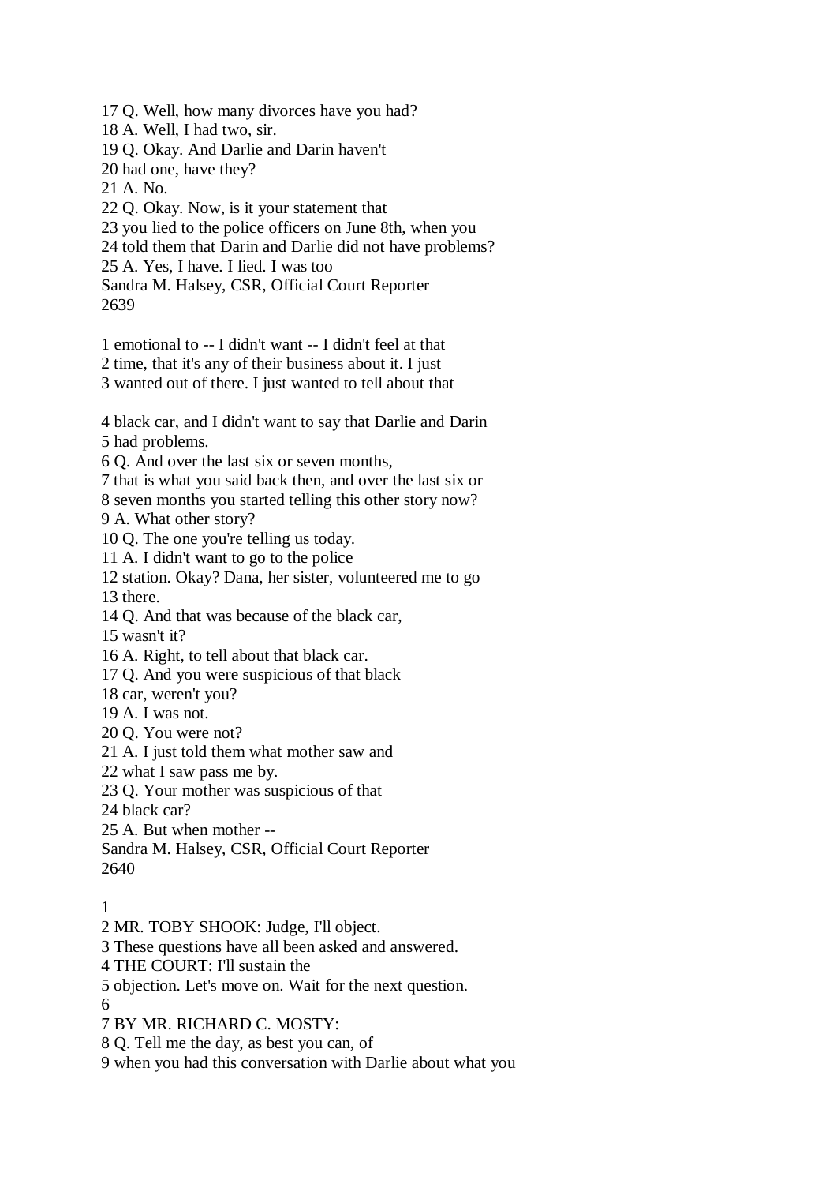17 Q. Well, how many divorces have you had?
18 A. Well, I had two, sir.
19 Q. Okay. And Darlie and Darin haven't
20 had one, have they?
21 A. No.
22 Q. Okay. Now, is it your statement that
23 you lied to the police officers on June 8th, when you
24 told them that Darin and Darlie did not have problems?
25 A. Yes, I have. I lied. I was too

1 emotional to -- I didn't want -- I didn't feel at that
2 time, that it's any of their business about it. I just
3 wanted out of there. I just wanted to tell about that

4 black car, and I didn't want to say that Darlie and Darin
5 had problems.
6 Q. And over the last six or seven months,
7 that is what you said back then, and over the last six or
8 seven months you started telling this other story now?
9 A. What other story?
10 Q. The one you're telling us today.
11 A. I didn't want to go to the police
12 station. Okay? Dana, her sister, volunteered me to go
13 there.
14 Q. And that was because of the black car,
15 wasn't it?
16 A. Right, to tell about that black car.
17 Q. And you were suspicious of that black
18 car, weren't you?
19 A. I was not.
20 Q. You were not?
21 A. I just told them what mother saw and
22 what I saw pass me by.
23 Q. Your mother was suspicious of that
24 black car?
25 A. But when mother --

1
2 MR. TOBY SHOOK: Judge, I'll object.
3 These questions have all been asked and answered.
4 THE COURT: I'll sustain the
5 objection. Let's move on. Wait for the next question.
6
7 BY MR. RICHARD C. MOSTY:
8 Q. Tell me the day, as best you can, of
9 when you had this conversation with Darlie about what you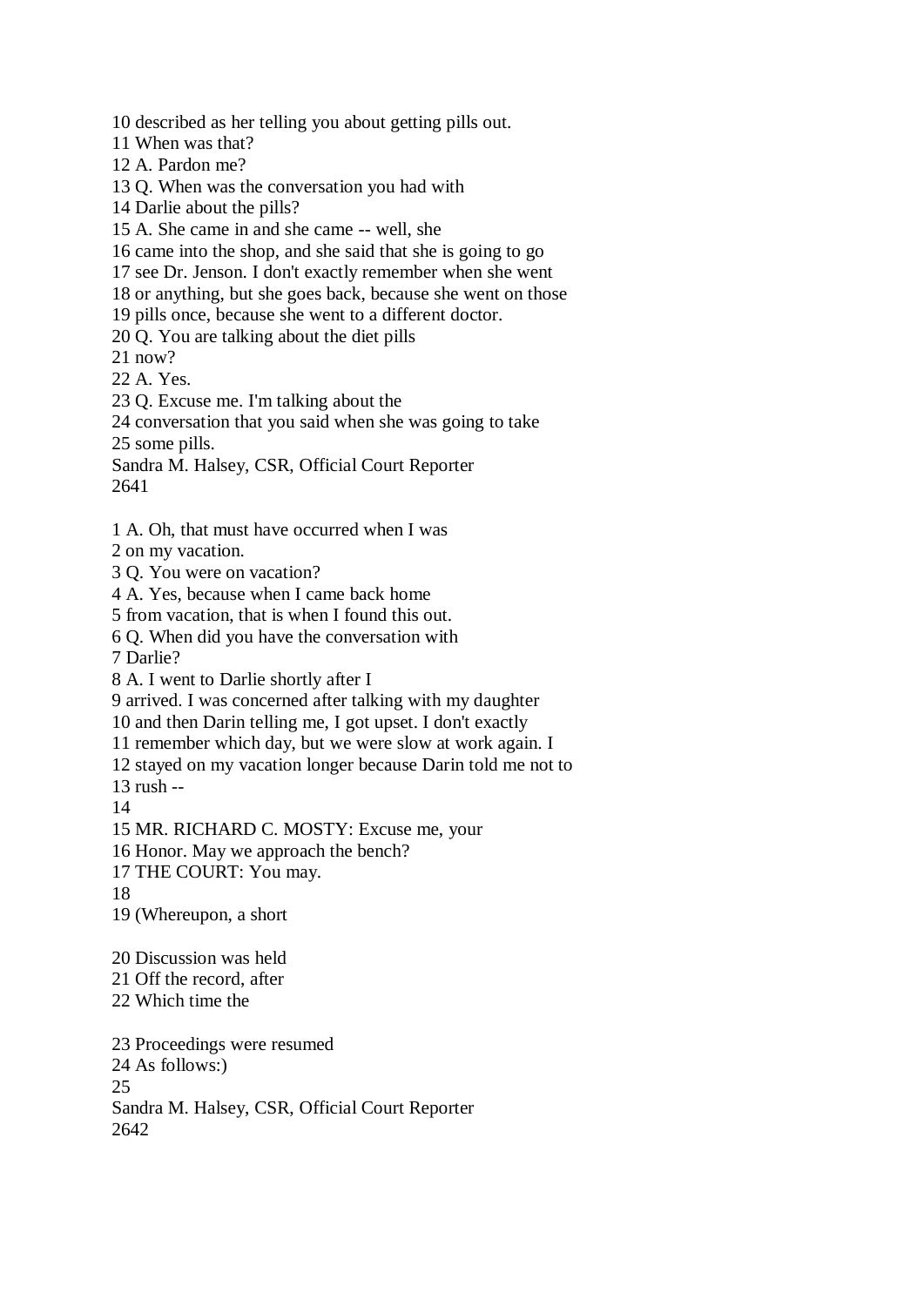10 described as her telling you about getting pills out.
11 When was that?
12 A. Pardon me?
13 Q. When was the conversation you had with
14 Darlie about the pills?
15 A. She came in and she came -- well, she
16 came into the shop, and she said that she is going to go
17 see Dr. Jenson. I don't exactly remember when she went
18 or anything, but she goes back, because she went on those
19 pills once, because she went to a different doctor.
20 Q. You are talking about the diet pills
21 now?
22 A. Yes.
23 Q. Excuse me. I'm talking about the
24 conversation that you said when she was going to take
25 some pills.

1 A. Oh, that must have occurred when I was
2 on my vacation.
3 Q. You were on vacation?
4 A. Yes, because when I came back home
5 from vacation, that is when I found this out.
6 Q. When did you have the conversation with
7 Darlie?
8 A. I went to Darlie shortly after I
9 arrived. I was concerned after talking with my daughter
10 and then Darin telling me, I got upset. I don't exactly
11 remember which day, but we were slow at work again. I
12 stayed on my vacation longer because Darin told me not to
13 rush --
14
15 MR. RICHARD C. MOSTY: Excuse me, your
16 Honor. May we approach the bench?
17 THE COURT: You may.
18
19 (Whereupon, a short

20 Discussion was held
21 Off the record, after
22 Which time the

23 Proceedings were resumed
24 As follows:)
25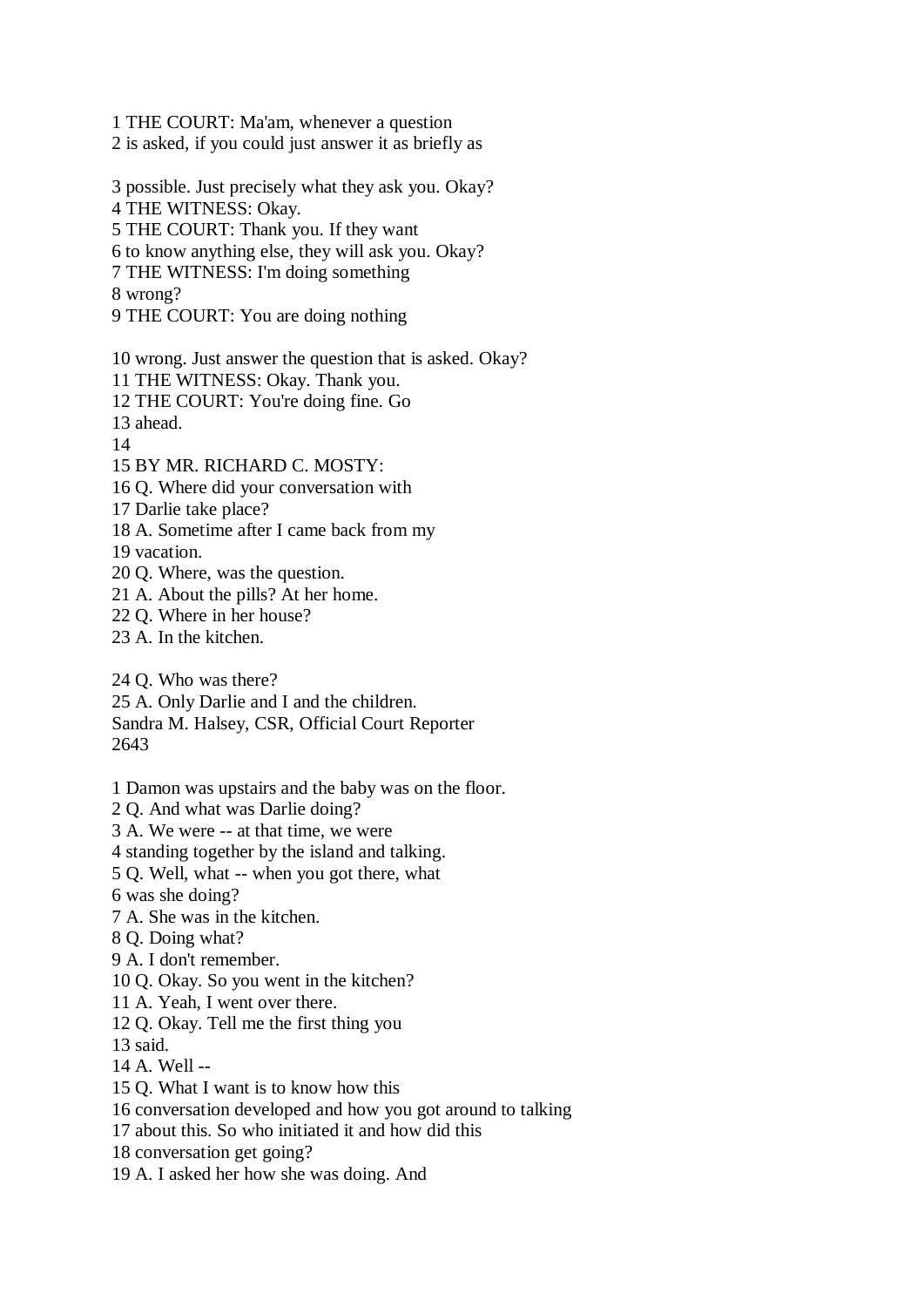1 THE COURT: Ma'am, whenever a question
2 is asked, if you could just answer it as briefly as

3 possible. Just precisely what they ask you. Okay?
4 THE WITNESS: Okay.
5 THE COURT: Thank you. If they want
6 to know anything else, they will ask you. Okay?
7 THE WITNESS: I'm doing something
8 wrong?
9 THE COURT: You are doing nothing

10 wrong. Just answer the question that is asked. Okay?
11 THE WITNESS: Okay. Thank you.
12 THE COURT: You're doing fine. Go
13 ahead.
14
15 BY MR. RICHARD C. MOSTY:
16 Q. Where did your conversation with
17 Darlie take place?
18 A. Sometime after I came back from my
19 vacation.
20 Q. Where, was the question.
21 A. About the pills? At her home.
22 Q. Where in her house?
23 A. In the kitchen.

24 Q. Who was there?
25 A. Only Darlie and I and the children.
Sandra M. Halsey, CSR, Official Court Reporter

1 Damon was upstairs and the baby was on the floor.
2 Q. And what was Darlie doing?
3 A. We were -- at that time, we were
4 standing together by the island and talking.
5 Q. Well, what -- when you got there, what
6 was she doing?
7 A. She was in the kitchen.
8 Q. Doing what?
9 A. I don't remember.
10 Q. Okay. So you went in the kitchen?
11 A. Yeah, I went over there.
12 Q. Okay. Tell me the first thing you
13 said.
14 A. Well --
15 Q. What I want is to know how this
16 conversation developed and how you got around to talking
17 about this. So who initiated it and how did this
18 conversation get going?
19 A. I asked her how she was doing. And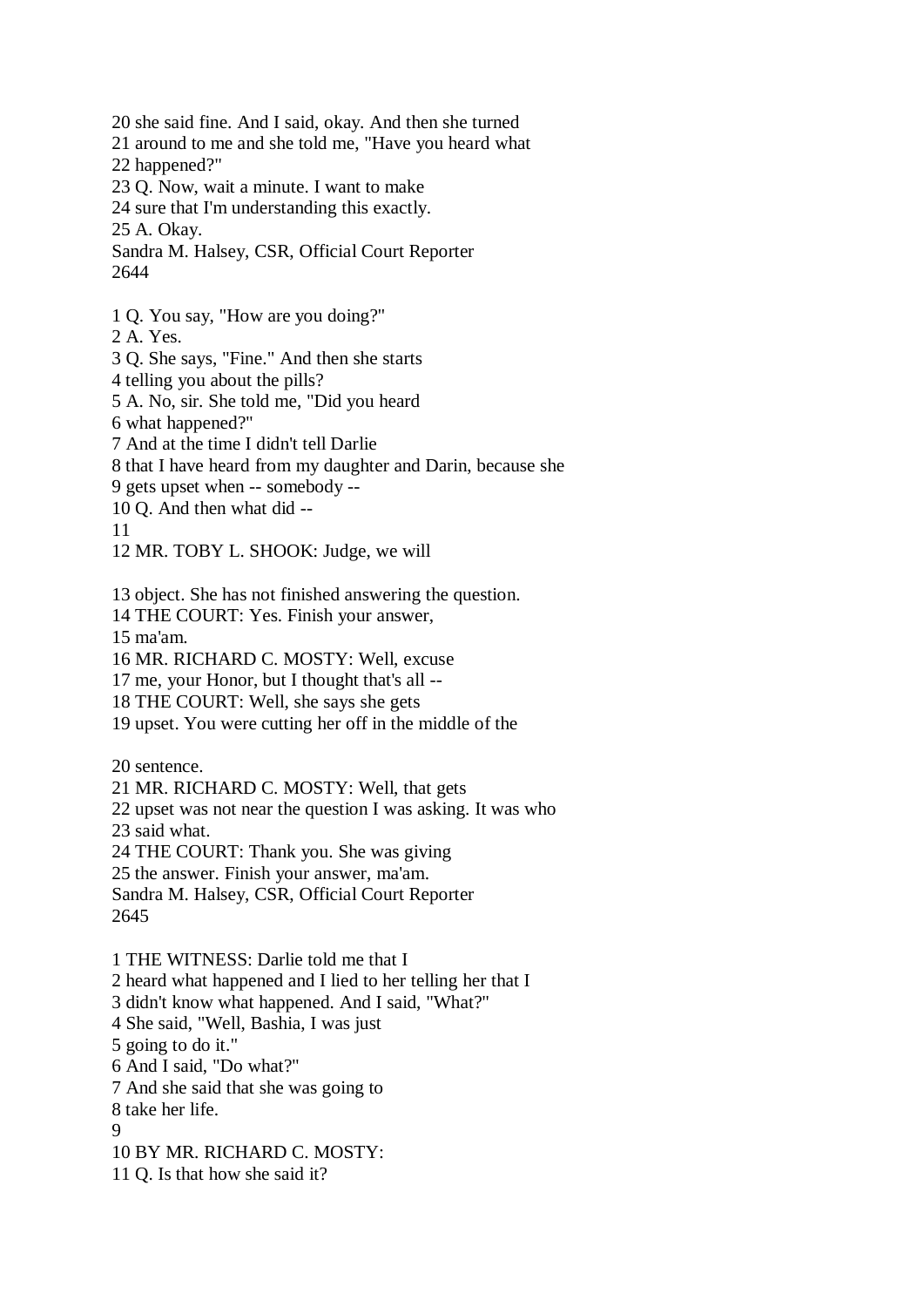20 she said fine. And I said, okay. And then she turned
21 around to me and she told me, "Have you heard what
22 happened?"
23 Q. Now, wait a minute. I want to make
24 sure that I'm understanding this exactly.
25 A. Okay.

1 Q. You say, "How are you doing?"
2 A. Yes.
3 Q. She says, "Fine." And then she starts
4 telling you about the pills?
5 A. No, sir. She told me, "Did you heard
6 what happened?"
7 And at the time I didn't tell Darlie
8 that I have heard from my daughter and Darin, because she
9 gets upset when -- somebody --
10 Q. And then what did --
11
12 MR. TOBY L. SHOOK: Judge, we will

13 object. She has not finished answering the question.
14 THE COURT: Yes. Finish your answer,
15 ma'am.
16 MR. RICHARD C. MOSTY: Well, excuse
17 me, your Honor, but I thought that's all --
18 THE COURT: Well, she says she gets
19 upset. You were cutting her off in the middle of the

20 sentence.
21 MR. RICHARD C. MOSTY: Well, that gets
22 upset was not near the question I was asking. It was who
23 said what.
24 THE COURT: Thank you. She was giving
25 the answer. Finish your answer, ma'am.

1 THE WITNESS: Darlie told me that I
2 heard what happened and I lied to her telling her that I
3 didn't know what happened. And I said, "What?"
4 She said, "Well, Bashia, I was just
5 going to do it."
6 And I said, "Do what?"
7 And she said that she was going to
8 take her life.
9
10 BY MR. RICHARD C. MOSTY:
11 Q. Is that how she said it?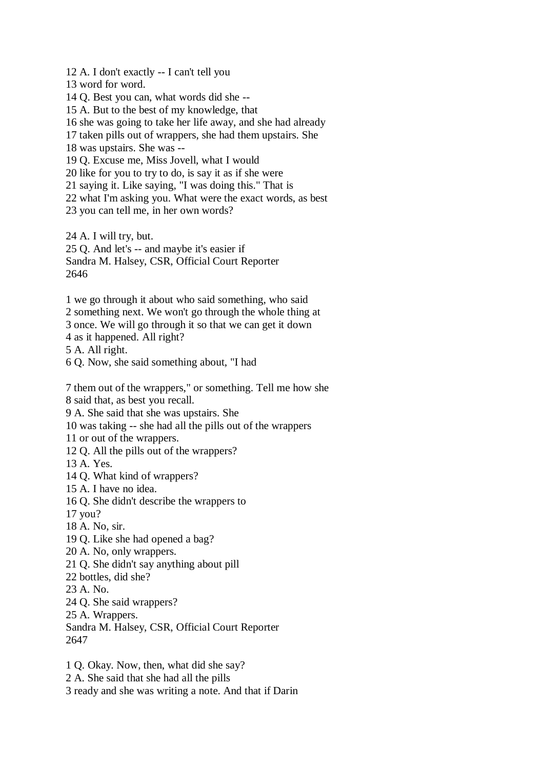12 A. I don't exactly -- I can't tell you
13 word for word.
14 Q. Best you can, what words did she --
15 A. But to the best of my knowledge, that
16 she was going to take her life away, and she had already
17 taken pills out of wrappers, she had them upstairs. She
18 was upstairs. She was --
19 Q. Excuse me, Miss Jovell, what I would
20 like for you to try to do, is say it as if she were
21 saying it. Like saying, "I was doing this." That is
22 what I'm asking you. What were the exact words, as best
23 you can tell me, in her own words?

24 A. I will try, but.
25 Q. And let's -- and maybe it's easier if

1 we go through it about who said something, who said
2 something next. We won't go through the whole thing at
3 once. We will go through it so that we can get it down
4 as it happened. All right?
5 A. All right.
6 Q. Now, she said something about, "I had

7 them out of the wrappers," or something. Tell me how she
8 said that, as best you recall.
9 A. She said that she was upstairs. She
10 was taking -- she had all the pills out of the wrappers
11 or out of the wrappers.
12 Q. All the pills out of the wrappers?
13 A. Yes.
14 Q. What kind of wrappers?
15 A. I have no idea.
16 Q. She didn't describe the wrappers to
17 you?
18 A. No, sir.
19 Q. Like she had opened a bag?
20 A. No, only wrappers.
21 Q. She didn't say anything about pill
22 bottles, did she?
23 A. No.
24 Q. She said wrappers?
25 A. Wrappers.

1 Q. Okay. Now, then, what did she say?
2 A. She said that she had all the pills
3 ready and she was writing a note. And that if Darin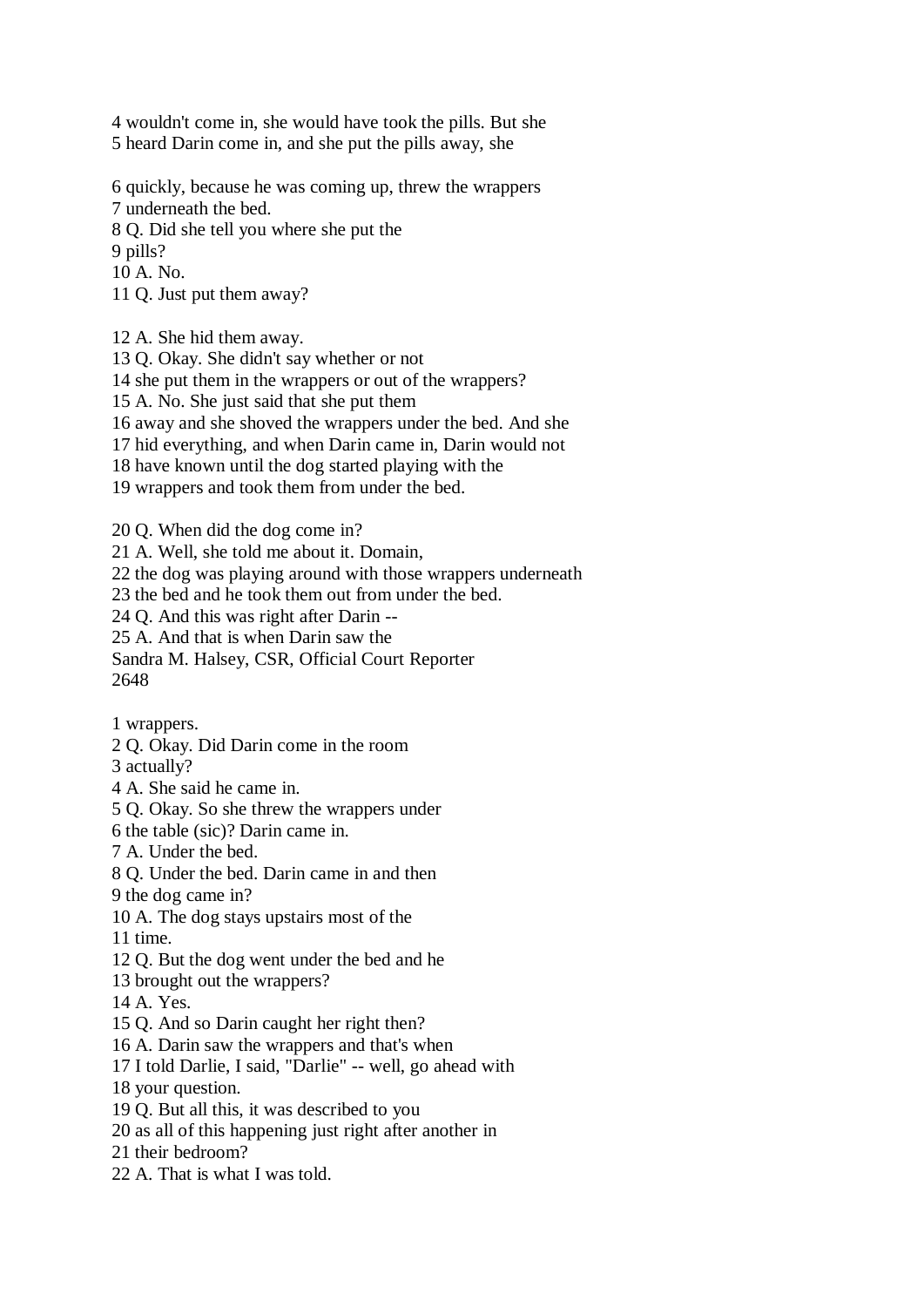4 wouldn't come in, she would have took the pills. But she
5 heard Darin come in, and she put the pills away, she

6 quickly, because he was coming up, threw the wrappers
7 underneath the bed.
8 Q. Did she tell you where she put the
9 pills?
10 A. No.
11 Q. Just put them away?

12 A. She hid them away.
13 Q. Okay. She didn't say whether or not
14 she put them in the wrappers or out of the wrappers?
15 A. No. She just said that she put them
16 away and she shoved the wrappers under the bed. And she
17 hid everything, and when Darin came in, Darin would not
18 have known until the dog started playing with the
19 wrappers and took them from under the bed.

20 Q. When did the dog come in?
21 A. Well, she told me about it. Domain,
22 the dog was playing around with those wrappers underneath
23 the bed and he took them out from under the bed.
24 Q. And this was right after Darin --
25 A. And that is when Darin saw the
Sandra M. Halsey, CSR, Official Court Reporter

1 wrappers.
2 Q. Okay. Did Darin come in the room
3 actually?
4 A. She said he came in.
5 Q. Okay. So she threw the wrappers under
6 the table (sic)? Darin came in.
7 A. Under the bed.
8 Q. Under the bed. Darin came in and then
9 the dog came in?
10 A. The dog stays upstairs most of the
11 time.
12 Q. But the dog went under the bed and he
13 brought out the wrappers?
14 A. Yes.
15 Q. And so Darin caught her right then?
16 A. Darin saw the wrappers and that's when
17 I told Darlie, I said, "Darlie" -- well, go ahead with
18 your question.
19 Q. But all this, it was described to you
20 as all of this happening just right after another in
21 their bedroom?
22 A. That is what I was told.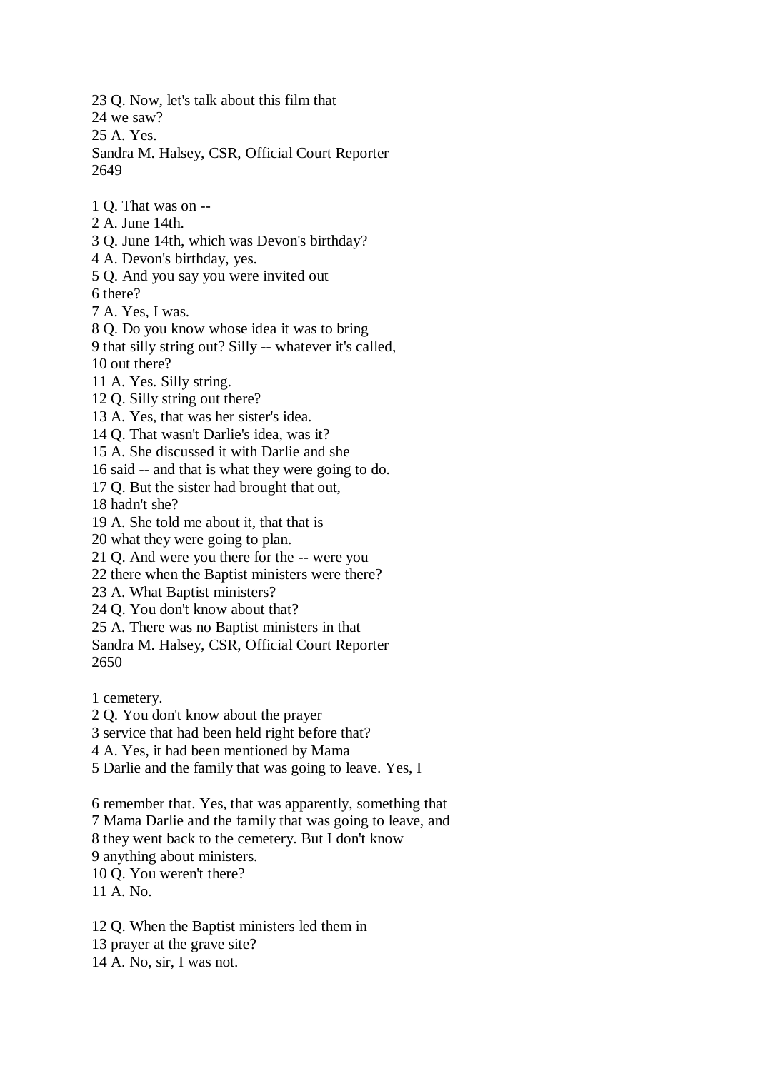23 Q. Now, let's talk about this film that
24 we saw?
25 A. Yes.

1 Q. That was on --
2 A. June 14th.
3 Q. June 14th, which was Devon's birthday?
4 A. Devon's birthday, yes.
5 Q. And you say you were invited out
6 there?
7 A. Yes, I was.
8 Q. Do you know whose idea it was to bring
9 that silly string out? Silly -- whatever it's called,
10 out there?
11 A. Yes. Silly string.
12 Q. Silly string out there?
13 A. Yes, that was her sister's idea.
14 Q. That wasn't Darlie's idea, was it?
15 A. She discussed it with Darlie and she
16 said -- and that is what they were going to do.
17 Q. But the sister had brought that out,
18 hadn't she?
19 A. She told me about it, that that is
20 what they were going to plan.
21 Q. And were you there for the -- were you
22 there when the Baptist ministers were there?
23 A. What Baptist ministers?
24 Q. You don't know about that?
25 A. There was no Baptist ministers in that

1 cemetery.
2 Q. You don't know about the prayer
3 service that had been held right before that?
4 A. Yes, it had been mentioned by Mama
5 Darlie and the family that was going to leave. Yes, I
6 remember that. Yes, that was apparently, something that
7 Mama Darlie and the family that was going to leave, and
8 they went back to the cemetery. But I don't know
9 anything about ministers.
10 Q. You weren't there?
11 A. No.
12 Q. When the Baptist ministers led them in
13 prayer at the grave site?
14 A. No, sir, I was not.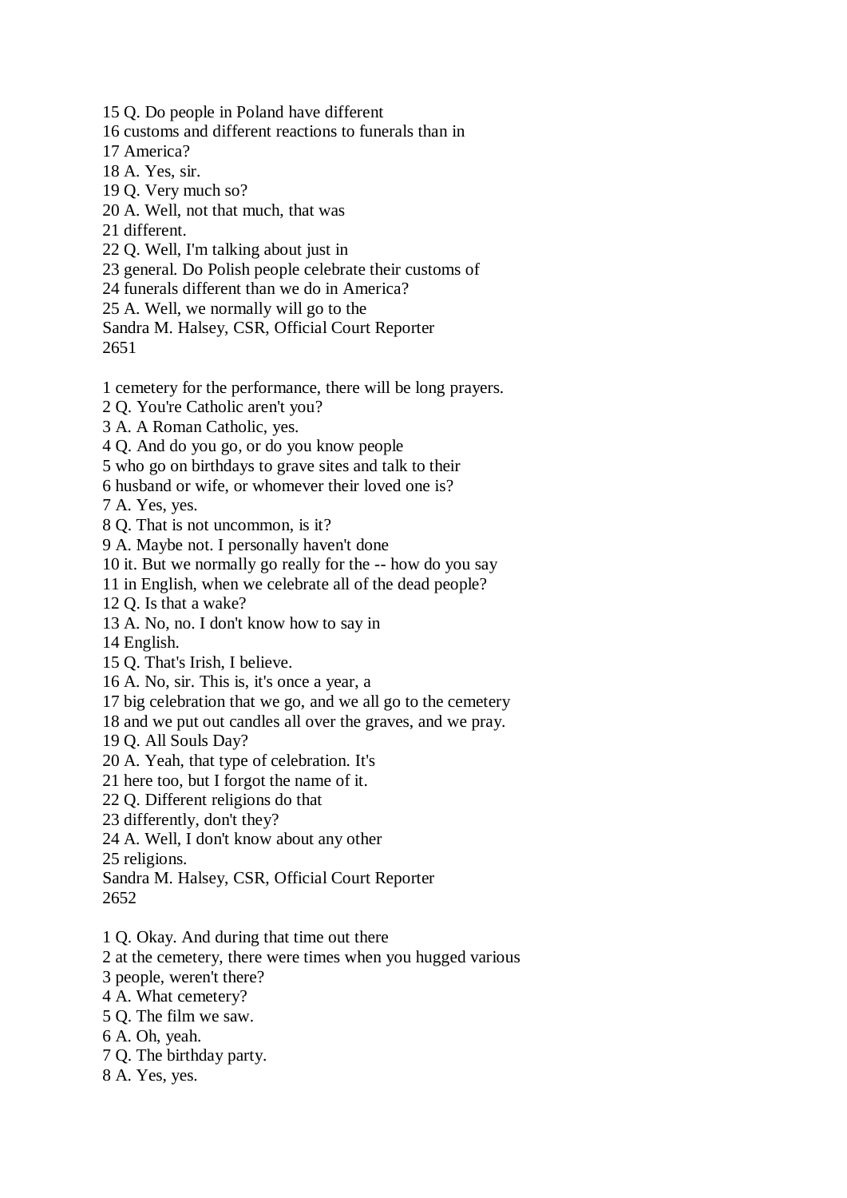15 Q. Do people in Poland have different
16 customs and different reactions to funerals than in
17 America?
18 A. Yes, sir.
19 Q. Very much so?
20 A. Well, not that much, that was
21 different.
22 Q. Well, I'm talking about just in
23 general. Do Polish people celebrate their customs of
24 funerals different than we do in America?
25 A. Well, we normally will go to the
Sandra M. Halsey, CSR, Official Court Reporter
2651

1 cemetery for the performance, there will be long prayers.
2 Q. You're Catholic aren't you?
3 A. A Roman Catholic, yes.
4 Q. And do you go, or do you know people
5 who go on birthdays to grave sites and talk to their
6 husband or wife, or whomever their loved one is?
7 A. Yes, yes.
8 Q. That is not uncommon, is it?
9 A. Maybe not. I personally haven't done
10 it. But we normally go really for the -- how do you say
11 in English, when we celebrate all of the dead people?
12 Q. Is that a wake?
13 A. No, no. I don't know how to say in
14 English.
15 Q. That's Irish, I believe.
16 A. No, sir. This is, it's once a year, a
17 big celebration that we go, and we all go to the cemetery
18 and we put out candles all over the graves, and we pray.
19 Q. All Souls Day?
20 A. Yeah, that type of celebration. It's
21 here too, but I forgot the name of it.
22 Q. Different religions do that
23 differently, don't they?
24 A. Well, I don't know about any other
25 religions.
Sandra M. Halsey, CSR, Official Court Reporter
2652

1 Q. Okay. And during that time out there
2 at the cemetery, there were times when you hugged various
3 people, weren't there?
4 A. What cemetery?
5 Q. The film we saw.
6 A. Oh, yeah.
7 Q. The birthday party.
8 A. Yes, yes.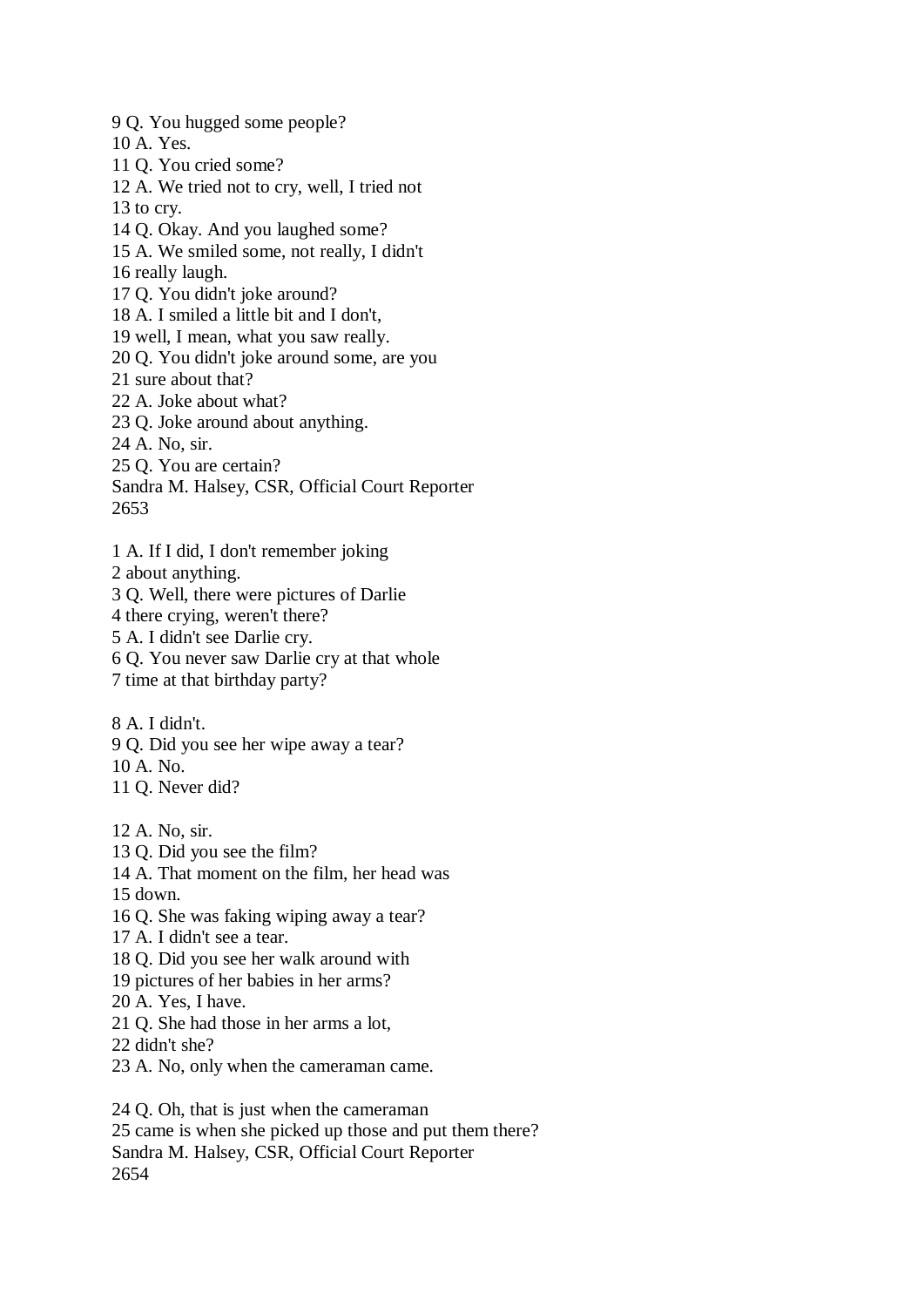9 Q. You hugged some people?
10 A. Yes.
11 Q. You cried some?
12 A. We tried not to cry, well, I tried not
13 to cry.
14 Q. Okay. And you laughed some?
15 A. We smiled some, not really, I didn't
16 really laugh.
17 Q. You didn't joke around?
18 A. I smiled a little bit and I don't,
19 well, I mean, what you saw really.
20 Q. You didn't joke around some, are you
21 sure about that?
22 A. Joke about what?
23 Q. Joke around about anything.
24 A. No, sir.
25 Q. You are certain?

1 A. If I did, I don't remember joking
2 about anything.
3 Q. Well, there were pictures of Darlie
4 there crying, weren't there?
5 A. I didn't see Darlie cry.
6 Q. You never saw Darlie cry at that whole
7 time at that birthday party?

8 A. I didn't.
9 Q. Did you see her wipe away a tear?
10 A. No.
11 Q. Never did?

12 A. No, sir.
13 Q. Did you see the film?
14 A. That moment on the film, her head was
15 down.
16 Q. She was faking wiping away a tear?
17 A. I didn't see a tear.
18 Q. Did you see her walk around with
19 pictures of her babies in her arms?
20 A. Yes, I have.
21 Q. She had those in her arms a lot,
22 didn't she?
23 A. No, only when the cameraman came.

24 Q. Oh, that is just when the cameraman
25 came is when she picked up those and put them there?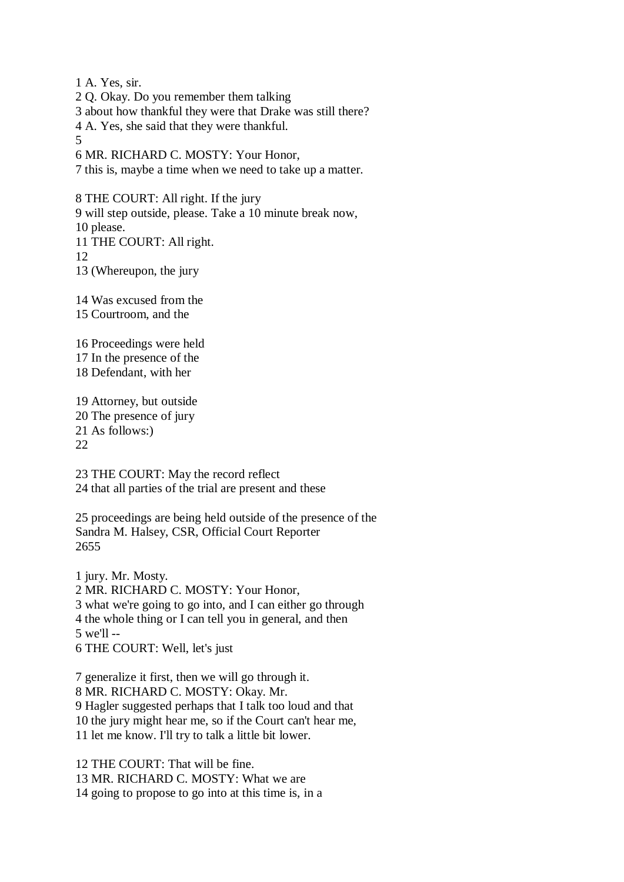1 A. Yes, sir.
2 Q. Okay. Do you remember them talking
3 about how thankful they were that Drake was still there?
4 A. Yes, she said that they were thankful.
5
6 MR. RICHARD C. MOSTY: Your Honor,
7 this is, maybe a time when we need to take up a matter.

8 THE COURT: All right. If the jury
9 will step outside, please. Take a 10 minute break now,
10 please.
11 THE COURT: All right.
12
13 (Whereupon, the jury

14 Was excused from the
15 Courtroom, and the

16 Proceedings were held
17 In the presence of the
18 Defendant, with her

19 Attorney, but outside
20 The presence of jury
21 As follows:)
22

23 THE COURT: May the record reflect
24 that all parties of the trial are present and these

25 proceedings are being held outside of the presence of the
Sandra M. Halsey, CSR, Official Court Reporter
2655

1 jury. Mr. Mosty.
2 MR. RICHARD C. MOSTY: Your Honor,
3 what we're going to go into, and I can either go through
4 the whole thing or I can tell you in general, and then
5 we'll --
6 THE COURT: Well, let's just

7 generalize it first, then we will go through it.
8 MR. RICHARD C. MOSTY: Okay. Mr.
9 Hagler suggested perhaps that I talk too loud and that
10 the jury might hear me, so if the Court can't hear me,
11 let me know. I'll try to talk a little bit lower.

12 THE COURT: That will be fine.
13 MR. RICHARD C. MOSTY: What we are
14 going to propose to go into at this time is, in a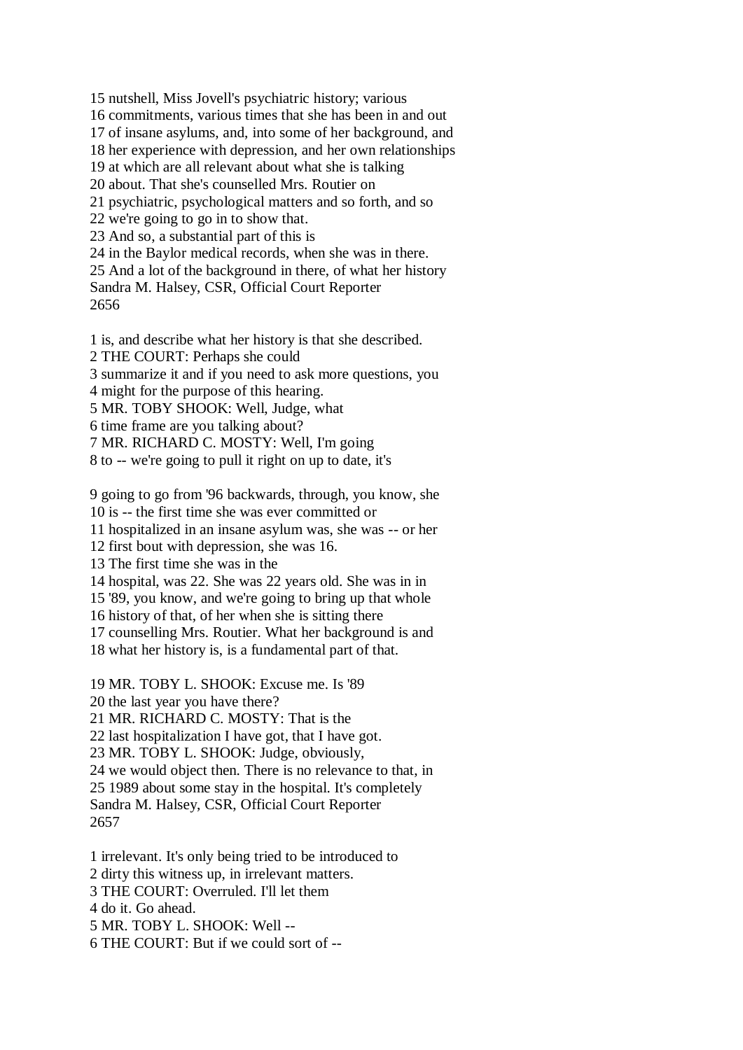15 nutshell, Miss Jovell's psychiatric history; various
16 commitments, various times that she has been in and out
17 of insane asylums, and, into some of her background, and
18 her experience with depression, and her own relationships
19 at which are all relevant about what she is talking
20 about. That she's counselled Mrs. Routier on
21 psychiatric, psychological matters and so forth, and so
22 we're going to go in to show that.
23 And so, a substantial part of this is
24 in the Baylor medical records, when she was in there.
25 And a lot of the background in there, of what her history
Sandra M. Halsey, CSR, Official Court Reporter
2656

1 is, and describe what her history is that she described.
2 THE COURT: Perhaps she could
3 summarize it and if you need to ask more questions, you
4 might for the purpose of this hearing.
5 MR. TOBY SHOOK: Well, Judge, what
6 time frame are you talking about?
7 MR. RICHARD C. MOSTY: Well, I'm going
8 to -- we're going to pull it right on up to date, it's

9 going to go from '96 backwards, through, you know, she
10 is -- the first time she was ever committed or
11 hospitalized in an insane asylum was, she was -- or her
12 first bout with depression, she was 16.
13 The first time she was in the
14 hospital, was 22. She was 22 years old. She was in in
15 '89, you know, and we're going to bring up that whole
16 history of that, of her when she is sitting there
17 counselling Mrs. Routier. What her background is and
18 what her history is, is a fundamental part of that.

19 MR. TOBY L. SHOOK: Excuse me. Is '89
20 the last year you have there?
21 MR. RICHARD C. MOSTY: That is the
22 last hospitalization I have got, that I have got.
23 MR. TOBY L. SHOOK: Judge, obviously,
24 we would object then. There is no relevance to that, in
25 1989 about some stay in the hospital. It's completely
Sandra M. Halsey, CSR, Official Court Reporter
2657

1 irrelevant. It's only being tried to be introduced to
2 dirty this witness up, in irrelevant matters.
3 THE COURT: Overruled. I'll let them
4 do it. Go ahead.
5 MR. TOBY L. SHOOK: Well --
6 THE COURT: But if we could sort of --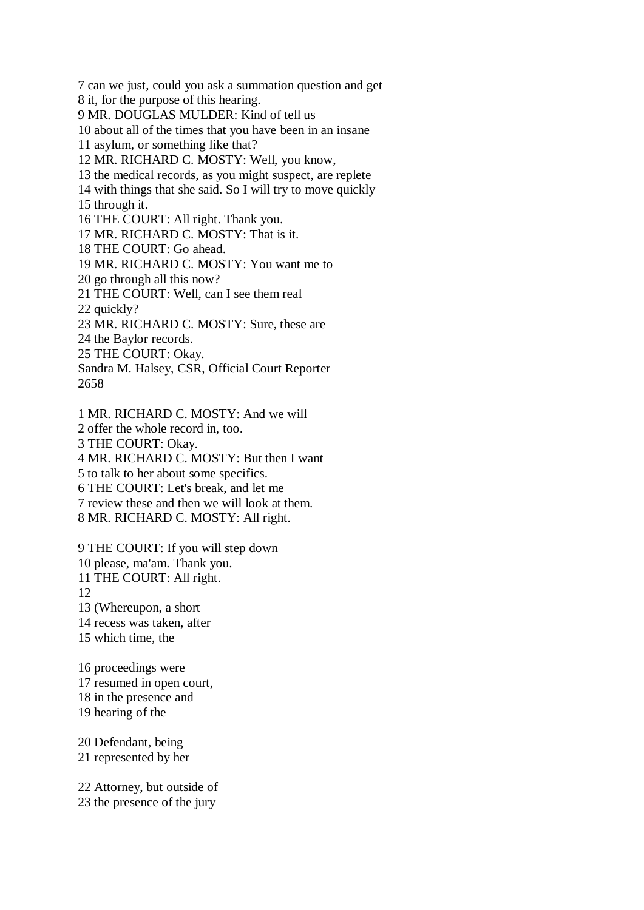7 can we just, could you ask a summation question and get
8 it, for the purpose of this hearing.
9 MR. DOUGLAS MULDER: Kind of tell us
10 about all of the times that you have been in an insane
11 asylum, or something like that?
12 MR. RICHARD C. MOSTY: Well, you know,
13 the medical records, as you might suspect, are replete
14 with things that she said. So I will try to move quickly
15 through it.
16 THE COURT: All right. Thank you.
17 MR. RICHARD C. MOSTY: That is it.
18 THE COURT: Go ahead.
19 MR. RICHARD C. MOSTY: You want me to
20 go through all this now?
21 THE COURT: Well, can I see them real
22 quickly?
23 MR. RICHARD C. MOSTY: Sure, these are
24 the Baylor records.
25 THE COURT: Okay.
Sandra M. Halsey, CSR, Official Court Reporter
2658

1 MR. RICHARD C. MOSTY: And we will
2 offer the whole record in, too.
3 THE COURT: Okay.
4 MR. RICHARD C. MOSTY: But then I want
5 to talk to her about some specifics.
6 THE COURT: Let's break, and let me
7 review these and then we will look at them.
8 MR. RICHARD C. MOSTY: All right.

9 THE COURT: If you will step down
10 please, ma'am. Thank you.
11 THE COURT: All right.
12
13 (Whereupon, a short
14 recess was taken, after
15 which time, the

16 proceedings were
17 resumed in open court,
18 in the presence and
19 hearing of the

20 Defendant, being
21 represented by her

22 Attorney, but outside of
23 the presence of the jury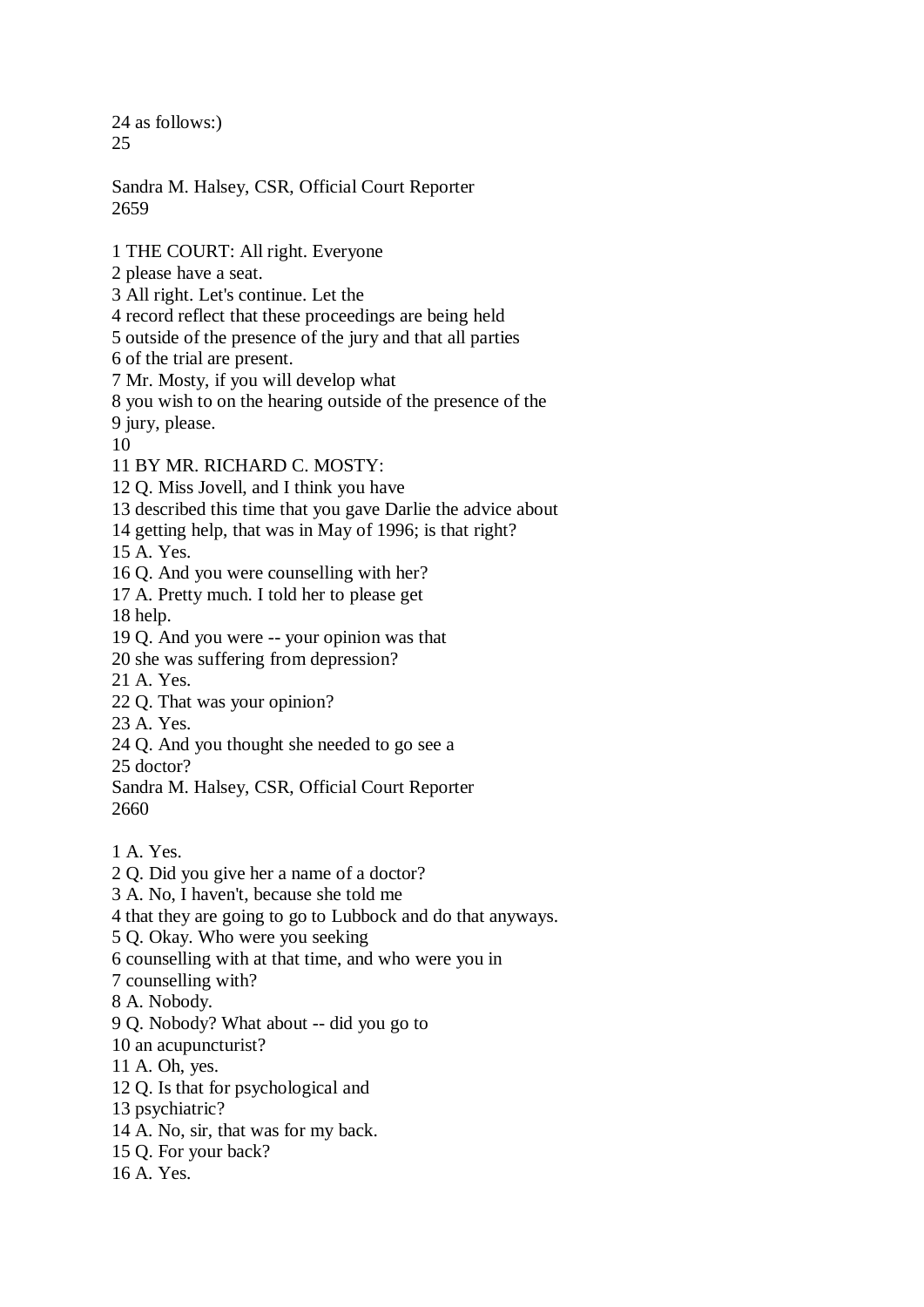24 as follows:)
25

Sandra M. Halsey, CSR, Official Court Reporter
2659

1 THE COURT: All right. Everyone
2 please have a seat.
3 All right. Let's continue. Let the
4 record reflect that these proceedings are being held
5 outside of the presence of the jury and that all parties
6 of the trial are present.
7 Mr. Mosty, if you will develop what
8 you wish to on the hearing outside of the presence of the
9 jury, please.
10
11 BY MR. RICHARD C. MOSTY:
12 Q. Miss Jovell, and I think you have
13 described this time that you gave Darlie the advice about
14 getting help, that was in May of 1996; is that right?
15 A. Yes.
16 Q. And you were counselling with her?
17 A. Pretty much. I told her to please get
18 help.
19 Q. And you were -- your opinion was that
20 she was suffering from depression?
21 A. Yes.
22 Q. That was your opinion?
23 A. Yes.
24 Q. And you thought she needed to go see a
25 doctor?
Sandra M. Halsey, CSR, Official Court Reporter
2660

1 A. Yes.
2 Q. Did you give her a name of a doctor?
3 A. No, I haven't, because she told me
4 that they are going to go to Lubbock and do that anyways.
5 Q. Okay. Who were you seeking
6 counselling with at that time, and who were you in
7 counselling with?
8 A. Nobody.
9 Q. Nobody? What about -- did you go to
10 an acupuncturist?
11 A. Oh, yes.
12 Q. Is that for psychological and
13 psychiatric?
14 A. No, sir, that was for my back.
15 Q. For your back?
16 A. Yes.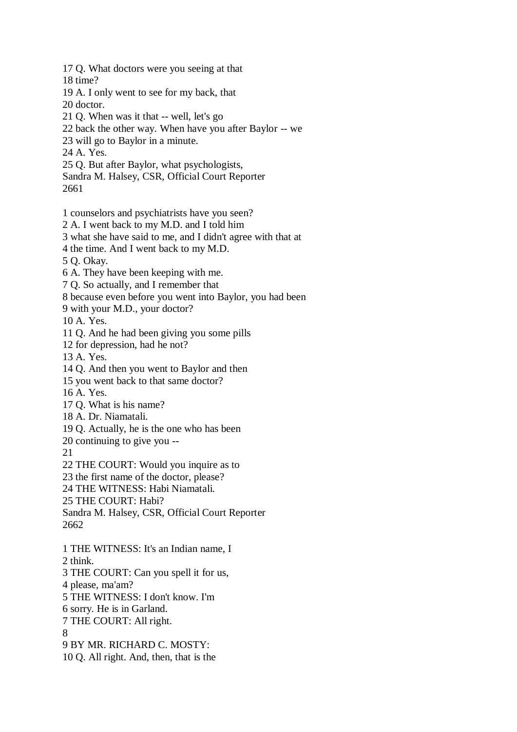17 Q. What doctors were you seeing at that
18 time?
19 A. I only went to see for my back, that
20 doctor.
21 Q. When was it that -- well, let's go
22 back the other way. When have you after Baylor -- we
23 will go to Baylor in a minute.
24 A. Yes.
25 Q. But after Baylor, what psychologists,
Sandra M. Halsey, CSR, Official Court Reporter
2661

1 counselors and psychiatrists have you seen?
2 A. I went back to my M.D. and I told him
3 what she have said to me, and I didn't agree with that at
4 the time. And I went back to my M.D.
5 Q. Okay.
6 A. They have been keeping with me.
7 Q. So actually, and I remember that
8 because even before you went into Baylor, you had been
9 with your M.D., your doctor?
10 A. Yes.
11 Q. And he had been giving you some pills
12 for depression, had he not?
13 A. Yes.
14 Q. And then you went to Baylor and then
15 you went back to that same doctor?
16 A. Yes.
17 Q. What is his name?
18 A. Dr. Niamatali.
19 Q. Actually, he is the one who has been
20 continuing to give you --
21
22 THE COURT: Would you inquire as to
23 the first name of the doctor, please?
24 THE WITNESS: Habi Niamatali.
25 THE COURT: Habi?
Sandra M. Halsey, CSR, Official Court Reporter
2662

1 THE WITNESS: It's an Indian name, I
2 think.
3 THE COURT: Can you spell it for us,
4 please, ma'am?
5 THE WITNESS: I don't know. I'm
6 sorry. He is in Garland.
7 THE COURT: All right.
8
9 BY MR. RICHARD C. MOSTY:
10 Q. All right. And, then, that is the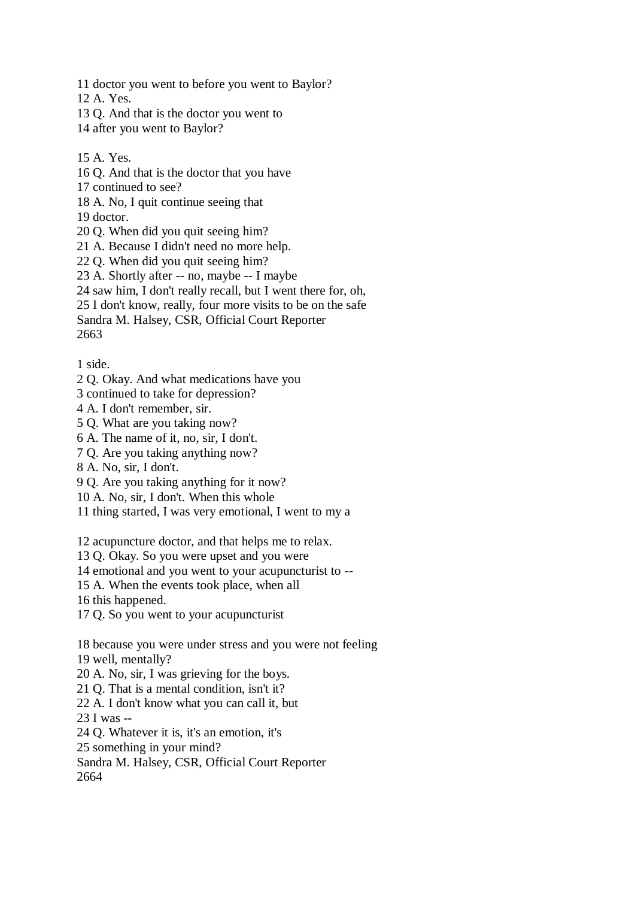11 doctor you went to before you went to Baylor?
12 A. Yes.
13 Q. And that is the doctor you went to
14 after you went to Baylor?

15 A. Yes.
16 Q. And that is the doctor that you have
17 continued to see?
18 A. No, I quit continue seeing that
19 doctor.
20 Q. When did you quit seeing him?
21 A. Because I didn't need no more help.
22 Q. When did you quit seeing him?
23 A. Shortly after -- no, maybe -- I maybe
24 saw him, I don't really recall, but I went there for, oh,
25 I don't know, really, four more visits to be on the safe
Sandra M. Halsey, CSR, Official Court Reporter

1 side.
2 Q. Okay. And what medications have you
3 continued to take for depression?
4 A. I don't remember, sir.
5 Q. What are you taking now?
6 A. The name of it, no, sir, I don't.
7 Q. Are you taking anything now?
8 A. No, sir, I don't.
9 Q. Are you taking anything for it now?
10 A. No, sir, I don't. When this whole
11 thing started, I was very emotional, I went to my a

12 acupuncture doctor, and that helps me to relax.
13 Q. Okay. So you were upset and you were
14 emotional and you went to your acupuncturist to --
15 A. When the events took place, when all
16 this happened.
17 Q. So you went to your acupuncturist

18 because you were under stress and you were not feeling
19 well, mentally?
20 A. No, sir, I was grieving for the boys.
21 Q. That is a mental condition, isn't it?
22 A. I don't know what you can call it, but
23 I was --
24 Q. Whatever it is, it's an emotion, it's
25 something in your mind?
Sandra M. Halsey, CSR, Official Court Reporter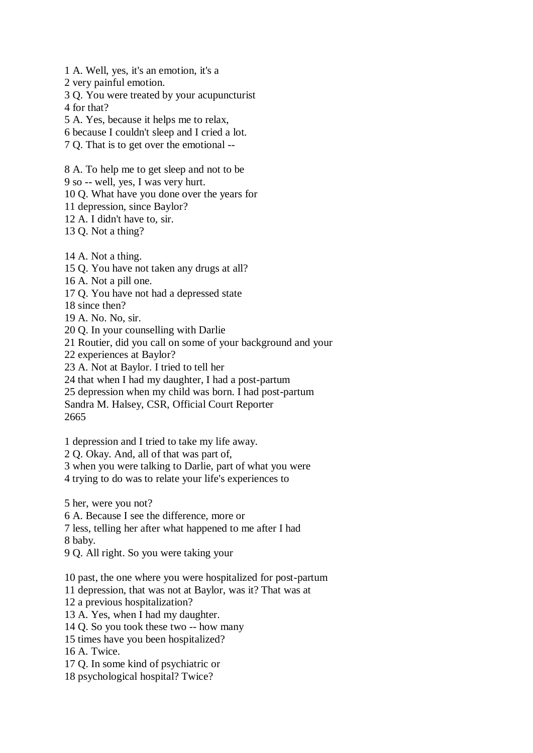1 A. Well, yes, it's an emotion, it's a
2 very painful emotion.
3 Q. You were treated by your acupuncturist
4 for that?
5 A. Yes, because it helps me to relax,
6 because I couldn't sleep and I cried a lot.
7 Q. That is to get over the emotional --

8 A. To help me to get sleep and not to be
9 so -- well, yes, I was very hurt.
10 Q. What have you done over the years for
11 depression, since Baylor?
12 A. I didn't have to, sir.
13 Q. Not a thing?

14 A. Not a thing.
15 Q. You have not taken any drugs at all?
16 A. Not a pill one.
17 Q. You have not had a depressed state
18 since then?
19 A. No. No, sir.
20 Q. In your counselling with Darlie
21 Routier, did you call on some of your background and your
22 experiences at Baylor?
23 A. Not at Baylor. I tried to tell her
24 that when I had my daughter, I had a post-partum
25 depression when my child was born. I had post-partum
Sandra M. Halsey, CSR, Official Court Reporter
2665

1 depression and I tried to take my life away.
2 Q. Okay. And, all of that was part of,
3 when you were talking to Darlie, part of what you were
4 trying to do was to relate your life's experiences to

5 her, were you not?
6 A. Because I see the difference, more or
7 less, telling her after what happened to me after I had
8 baby.
9 Q. All right. So you were taking your

10 past, the one where you were hospitalized for post-partum
11 depression, that was not at Baylor, was it? That was at
12 a previous hospitalization?
13 A. Yes, when I had my daughter.
14 Q. So you took these two -- how many
15 times have you been hospitalized?
16 A. Twice.
17 Q. In some kind of psychiatric or
18 psychological hospital? Twice?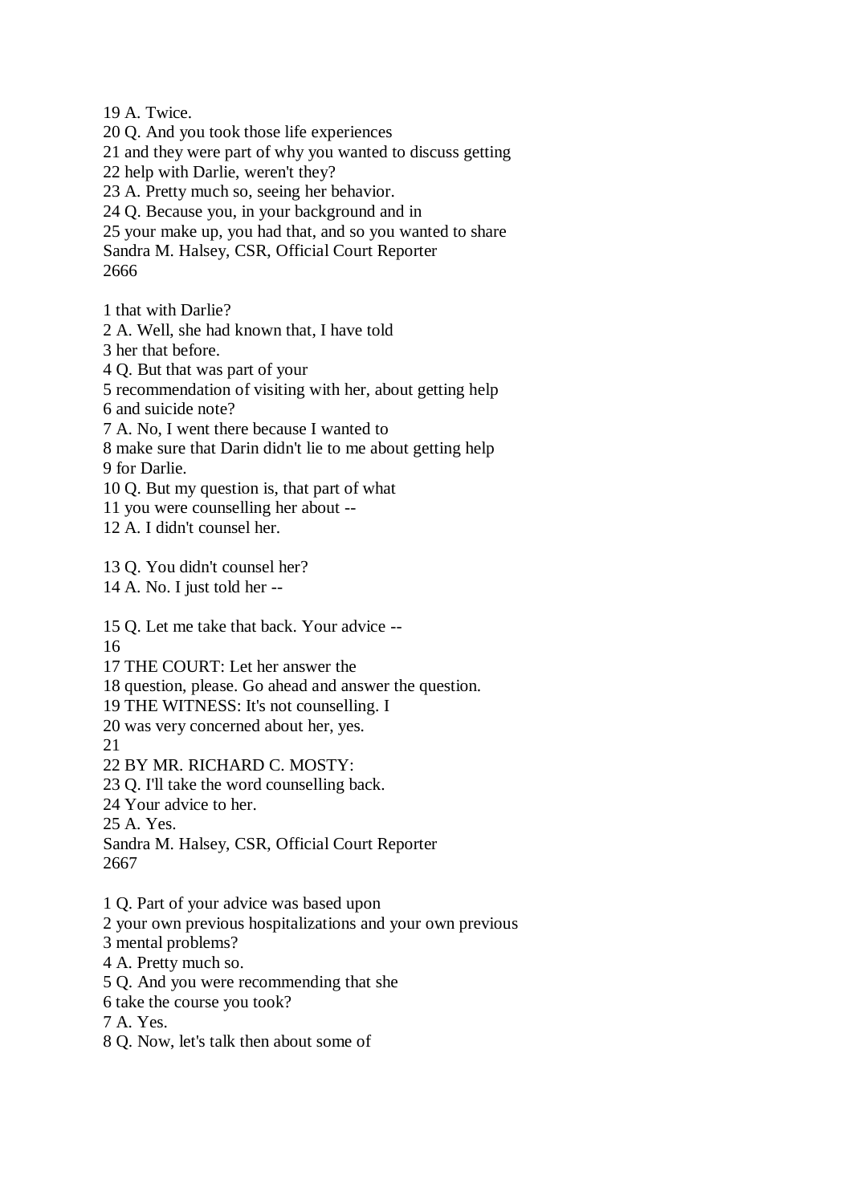19 A. Twice.
20 Q. And you took those life experiences
21 and they were part of why you wanted to discuss getting
22 help with Darlie, weren't they?
23 A. Pretty much so, seeing her behavior.
24 Q. Because you, in your background and in
25 your make up, you had that, and so you wanted to share
Sandra M. Halsey, CSR, Official Court Reporter
2666

1 that with Darlie?
2 A. Well, she had known that, I have told
3 her that before.
4 Q. But that was part of your
5 recommendation of visiting with her, about getting help
6 and suicide note?
7 A. No, I went there because I wanted to
8 make sure that Darin didn't lie to me about getting help
9 for Darlie.
10 Q. But my question is, that part of what
11 you were counselling her about --
12 A. I didn't counsel her.

13 Q. You didn't counsel her?
14 A. No. I just told her --

15 Q. Let me take that back. Your advice --
16
17 THE COURT: Let her answer the
18 question, please. Go ahead and answer the question.
19 THE WITNESS: It's not counselling. I
20 was very concerned about her, yes.
21
22 BY MR. RICHARD C. MOSTY:
23 Q. I'll take the word counselling back.
24 Your advice to her.
25 A. Yes.
Sandra M. Halsey, CSR, Official Court Reporter
2667

1 Q. Part of your advice was based upon
2 your own previous hospitalizations and your own previous
3 mental problems?
4 A. Pretty much so.
5 Q. And you were recommending that she
6 take the course you took?
7 A. Yes.
8 Q. Now, let's talk then about some of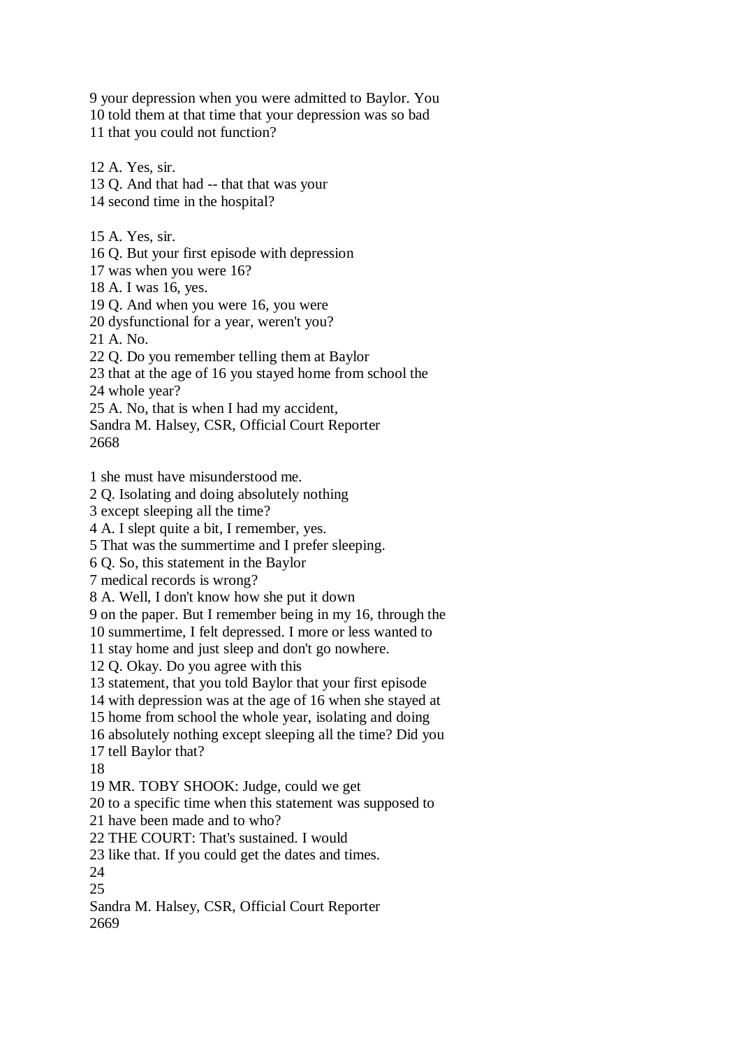9 your depression when you were admitted to Baylor. You
10 told them at that time that your depression was so bad
11 that you could not function?

12 A. Yes, sir.
13 Q. And that had -- that that was your
14 second time in the hospital?

15 A. Yes, sir.
16 Q. But your first episode with depression
17 was when you were 16?
18 A. I was 16, yes.
19 Q. And when you were 16, you were
20 dysfunctional for a year, weren't you?
21 A. No.
22 Q. Do you remember telling them at Baylor
23 that at the age of 16 you stayed home from school the
24 whole year?
25 A. No, that is when I had my accident,

1 she must have misunderstood me.
2 Q. Isolating and doing absolutely nothing
3 except sleeping all the time?
4 A. I slept quite a bit, I remember, yes.
5 That was the summertime and I prefer sleeping.
6 Q. So, this statement in the Baylor
7 medical records is wrong?
8 A. Well, I don't know how she put it down
9 on the paper. But I remember being in my 16, through the
10 summertime, I felt depressed. I more or less wanted to
11 stay home and just sleep and don't go nowhere.
12 Q. Okay. Do you agree with this
13 statement, that you told Baylor that your first episode
14 with depression was at the age of 16 when she stayed at
15 home from school the whole year, isolating and doing
16 absolutely nothing except sleeping all the time? Did you
17 tell Baylor that?
18
19 MR. TOBY SHOOK: Judge, could we get
20 to a specific time when this statement was supposed to
21 have been made and to who?
22 THE COURT: That's sustained. I would
23 like that. If you could get the dates and times.
24
25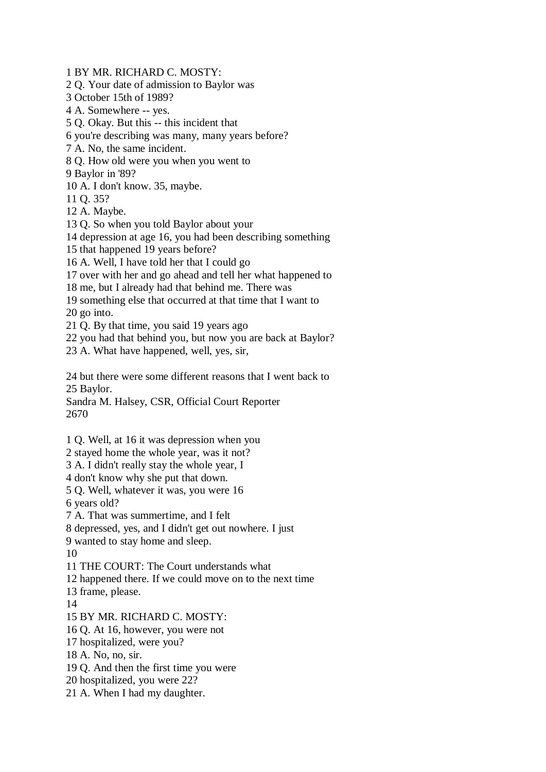1 BY MR. RICHARD C. MOSTY:
2 Q. Your date of admission to Baylor was
3 October 15th of 1989?
4 A. Somewhere -- yes.
5 Q. Okay. But this -- this incident that
6 you're describing was many, many years before?
7 A. No, the same incident.
8 Q. How old were you when you went to
9 Baylor in '89?
10 A. I don't know. 35, maybe.
11 Q. 35?
12 A. Maybe.
13 Q. So when you told Baylor about your
14 depression at age 16, you had been describing something
15 that happened 19 years before?
16 A. Well, I have told her that I could go
17 over with her and go ahead and tell her what happened to
18 me, but I already had that behind me. There was
19 something else that occurred at that time that I want to
20 go into.
21 Q. By that time, you said 19 years ago
22 you had that behind you, but now you are back at Baylor?
23 A. What have happened, well, yes, sir,

24 but there were some different reasons that I went back to
25 Baylor.
Sandra M. Halsey, CSR, Official Court Reporter
2670

1 Q. Well, at 16 it was depression when you
2 stayed home the whole year, was it not?
3 A. I didn't really stay the whole year, I
4 don't know why she put that down.
5 Q. Well, whatever it was, you were 16
6 years old?
7 A. That was summertime, and I felt
8 depressed, yes, and I didn't get out nowhere. I just
9 wanted to stay home and sleep.
10
11 THE COURT: The Court understands what
12 happened there. If we could move on to the next time
13 frame, please.
14
15 BY MR. RICHARD C. MOSTY:
16 Q. At 16, however, you were not
17 hospitalized, were you?
18 A. No, no, sir.
19 Q. And then the first time you were
20 hospitalized, you were 22?
21 A. When I had my daughter.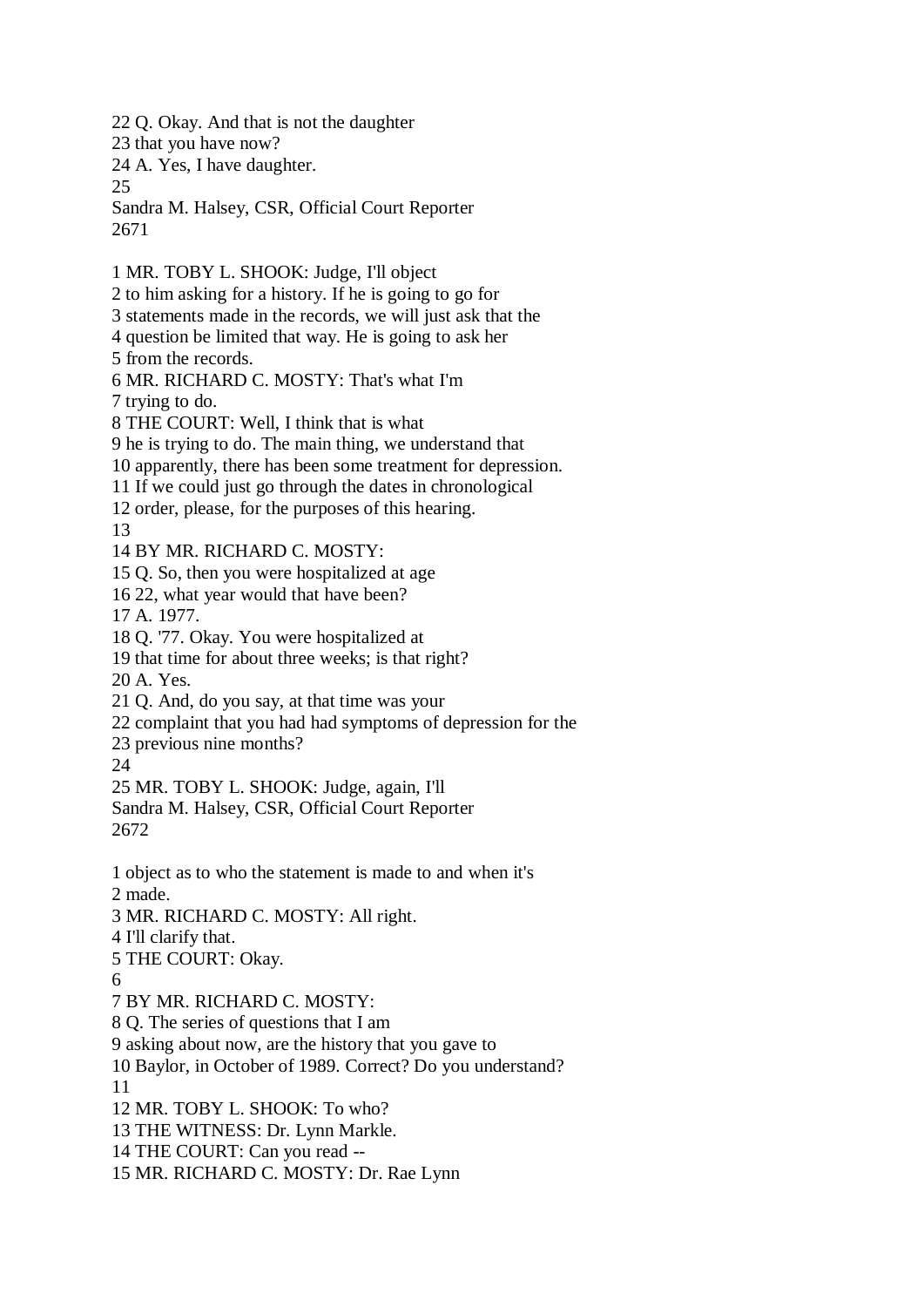22 Q. Okay. And that is not the daughter
23 that you have now?
24 A. Yes, I have daughter.
25

1 MR. TOBY L. SHOOK: Judge, I'll object
2 to him asking for a history. If he is going to go for
3 statements made in the records, we will just ask that the
4 question be limited that way. He is going to ask her
5 from the records.
6 MR. RICHARD C. MOSTY: That's what I'm
7 trying to do.
8 THE COURT: Well, I think that is what
9 he is trying to do. The main thing, we understand that
10 apparently, there has been some treatment for depression.
11 If we could just go through the dates in chronological
12 order, please, for the purposes of this hearing.
13
14 BY MR. RICHARD C. MOSTY:
15 Q. So, then you were hospitalized at age
16 22, what year would that have been?
17 A. 1977.
18 Q. '77. Okay. You were hospitalized at
19 that time for about three weeks; is that right?
20 A. Yes.
21 Q. And, do you say, at that time was your
22 complaint that you had had symptoms of depression for the
23 previous nine months?
24
25 MR. TOBY L. SHOOK: Judge, again, I'll

1 object as to who the statement is made to and when it's
2 made.
3 MR. RICHARD C. MOSTY: All right.
4 I'll clarify that.
5 THE COURT: Okay.
6
7 BY MR. RICHARD C. MOSTY:
8 Q. The series of questions that I am
9 asking about now, are the history that you gave to
10 Baylor, in October of 1989. Correct? Do you understand?
11
12 MR. TOBY L. SHOOK: To who?
13 THE WITNESS: Dr. Lynn Markle.
14 THE COURT: Can you read --
15 MR. RICHARD C. MOSTY: Dr. Rae Lynn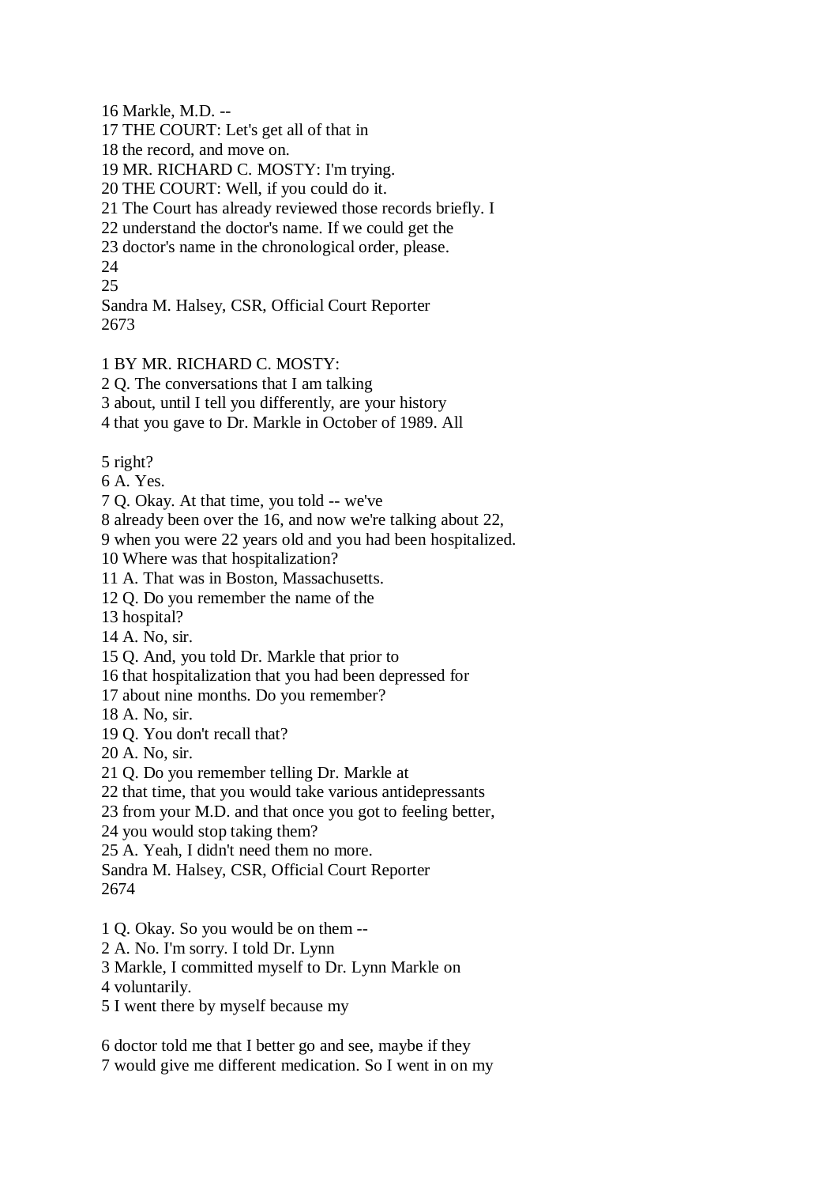16 Markle, M.D. --
17 THE COURT: Let's get all of that in
18 the record, and move on.
19 MR. RICHARD C. MOSTY: I'm trying.
20 THE COURT: Well, if you could do it.
21 The Court has already reviewed those records briefly. I
22 understand the doctor's name. If we could get the
23 doctor's name in the chronological order, please.
24
25
Sandra M. Halsey, CSR, Official Court Reporter
2673

1 BY MR. RICHARD C. MOSTY:
2 Q. The conversations that I am talking
3 about, until I tell you differently, are your history
4 that you gave to Dr. Markle in October of 1989. All

5 right?
6 A. Yes.
7 Q. Okay. At that time, you told -- we've
8 already been over the 16, and now we're talking about 22,
9 when you were 22 years old and you had been hospitalized.
10 Where was that hospitalization?
11 A. That was in Boston, Massachusetts.
12 Q. Do you remember the name of the
13 hospital?
14 A. No, sir.
15 Q. And, you told Dr. Markle that prior to
16 that hospitalization that you had been depressed for
17 about nine months. Do you remember?
18 A. No, sir.
19 Q. You don't recall that?
20 A. No, sir.
21 Q. Do you remember telling Dr. Markle at
22 that time, that you would take various antidepressants
23 from your M.D. and that once you got to feeling better,
24 you would stop taking them?
25 A. Yeah, I didn't need them no more.
Sandra M. Halsey, CSR, Official Court Reporter
2674

1 Q. Okay. So you would be on them --
2 A. No. I'm sorry. I told Dr. Lynn
3 Markle, I committed myself to Dr. Lynn Markle on
4 voluntarily.
5 I went there by myself because my

6 doctor told me that I better go and see, maybe if they
7 would give me different medication. So I went in on my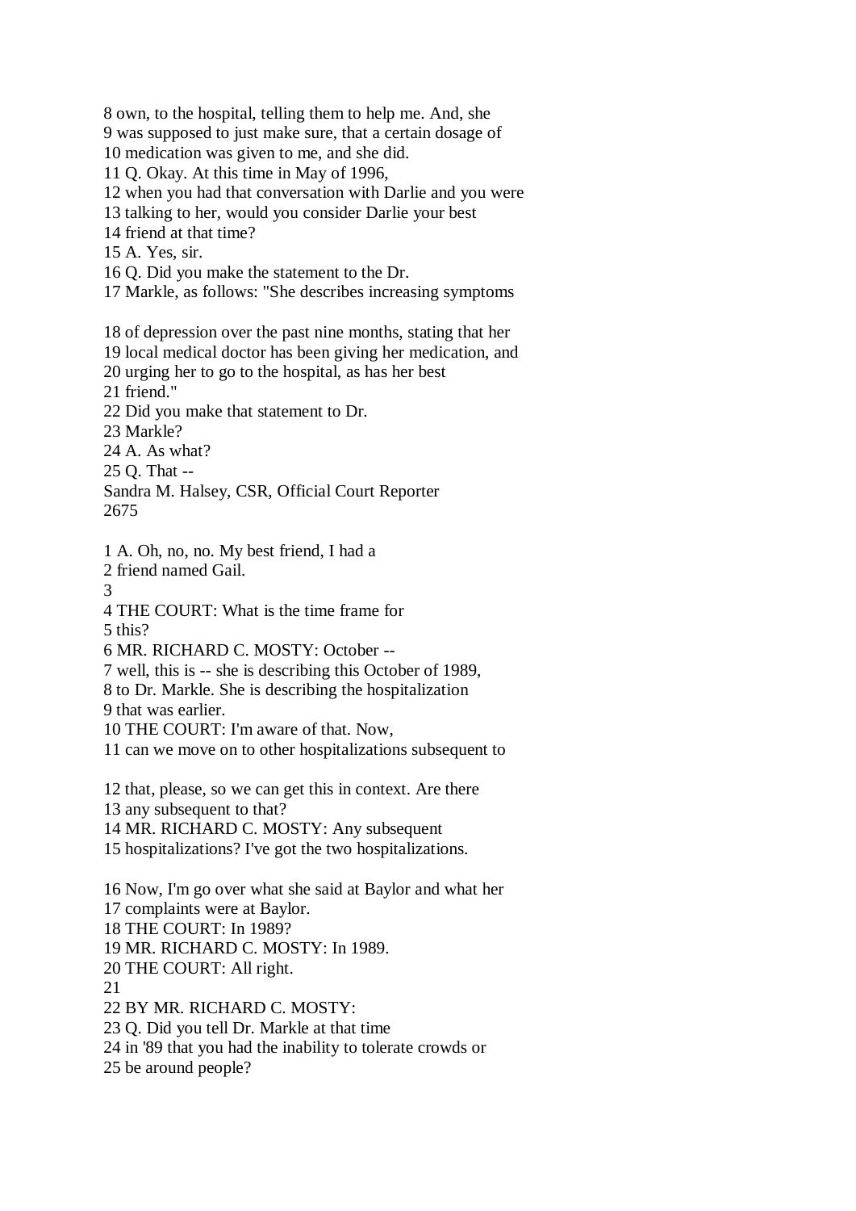8 own, to the hospital, telling them to help me. And, she
9 was supposed to just make sure, that a certain dosage of
10 medication was given to me, and she did.
11 Q. Okay. At this time in May of 1996,
12 when you had that conversation with Darlie and you were
13 talking to her, would you consider Darlie your best
14 friend at that time?
15 A. Yes, sir.
16 Q. Did you make the statement to the Dr.
17 Markle, as follows: "She describes increasing symptoms

18 of depression over the past nine months, stating that her
19 local medical doctor has been giving her medication, and
20 urging her to go to the hospital, as has her best
21 friend."
22 Did you make that statement to Dr.
23 Markle?
24 A. As what?
25 Q. That --
Sandra M. Halsey, CSR, Official Court Reporter
2675

1 A. Oh, no, no. My best friend, I had a
2 friend named Gail.
3
4 THE COURT: What is the time frame for
5 this?
6 MR. RICHARD C. MOSTY: October --
7 well, this is -- she is describing this October of 1989,
8 to Dr. Markle. She is describing the hospitalization
9 that was earlier.
10 THE COURT: I'm aware of that. Now,
11 can we move on to other hospitalizations subsequent to

12 that, please, so we can get this in context. Are there
13 any subsequent to that?
14 MR. RICHARD C. MOSTY: Any subsequent
15 hospitalizations? I've got the two hospitalizations.

16 Now, I'm go over what she said at Baylor and what her
17 complaints were at Baylor.
18 THE COURT: In 1989?
19 MR. RICHARD C. MOSTY: In 1989.
20 THE COURT: All right.
21
22 BY MR. RICHARD C. MOSTY:
23 Q. Did you tell Dr. Markle at that time
24 in '89 that you had the inability to tolerate crowds or
25 be around people?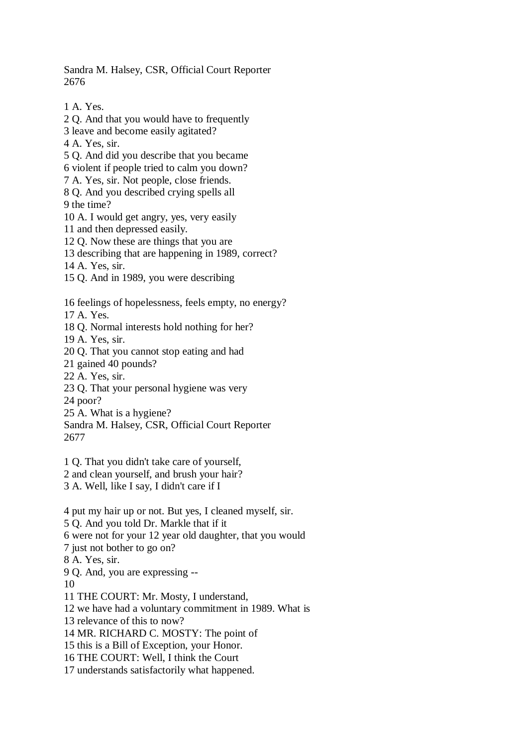1 A. Yes.
2 Q. And that you would have to frequently
3 leave and become easily agitated?
4 A. Yes, sir.
5 Q. And did you describe that you became
6 violent if people tried to calm you down?
7 A. Yes, sir. Not people, close friends.
8 Q. And you described crying spells all
9 the time?
10 A. I would get angry, yes, very easily
11 and then depressed easily.
12 Q. Now these are things that you are
13 describing that are happening in 1989, correct?
14 A. Yes, sir.
15 Q. And in 1989, you were describing

16 feelings of hopelessness, feels empty, no energy?
17 A. Yes.
18 Q. Normal interests hold nothing for her?
19 A. Yes, sir.
20 Q. That you cannot stop eating and had
21 gained 40 pounds?
22 A. Yes, sir.
23 Q. That your personal hygiene was very
24 poor?
25 A. What is a hygiene?

1 Q. That you didn't take care of yourself,
2 and clean yourself, and brush your hair?
3 A. Well, like I say, I didn't care if I

4 put my hair up or not. But yes, I cleaned myself, sir.
5 Q. And you told Dr. Markle that if it
6 were not for your 12 year old daughter, that you would
7 just not bother to go on?
8 A. Yes, sir.
9 Q. And, you are expressing --
10
11 THE COURT: Mr. Mosty, I understand,
12 we have had a voluntary commitment in 1989. What is
13 relevance of this to now?
14 MR. RICHARD C. MOSTY: The point of
15 this is a Bill of Exception, your Honor.
16 THE COURT: Well, I think the Court
17 understands satisfactorily what happened.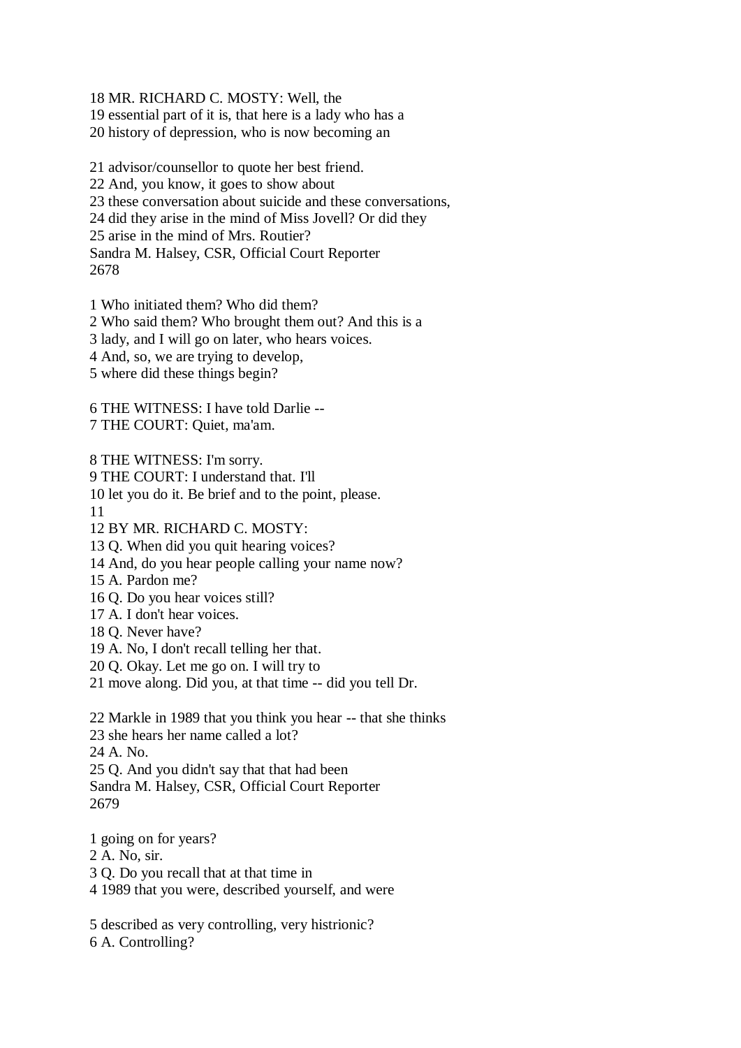18 MR. RICHARD C. MOSTY: Well, the
19 essential part of it is, that here is a lady who has a
20 history of depression, who is now becoming an

21 advisor/counsellor to quote her best friend.
22 And, you know, it goes to show about
23 these conversation about suicide and these conversations,
24 did they arise in the mind of Miss Jovell? Or did they
25 arise in the mind of Mrs. Routier?
Sandra M. Halsey, CSR, Official Court Reporter
2678

1 Who initiated them? Who did them?
2 Who said them? Who brought them out? And this is a
3 lady, and I will go on later, who hears voices.
4 And, so, we are trying to develop,
5 where did these things begin?

6 THE WITNESS: I have told Darlie --
7 THE COURT: Quiet, ma'am.

8 THE WITNESS: I'm sorry.
9 THE COURT: I understand that. I'll
10 let you do it. Be brief and to the point, please.
11
12 BY MR. RICHARD C. MOSTY:
13 Q. When did you quit hearing voices?
14 And, do you hear people calling your name now?
15 A. Pardon me?
16 Q. Do you hear voices still?
17 A. I don't hear voices.
18 Q. Never have?
19 A. No, I don't recall telling her that.
20 Q. Okay. Let me go on. I will try to
21 move along. Did you, at that time -- did you tell Dr.

22 Markle in 1989 that you think you hear -- that she thinks
23 she hears her name called a lot?
24 A. No.
25 Q. And you didn't say that that had been
Sandra M. Halsey, CSR, Official Court Reporter
2679

1 going on for years?
2 A. No, sir.
3 Q. Do you recall that at that time in
4 1989 that you were, described yourself, and were

5 described as very controlling, very histrionic?
6 A. Controlling?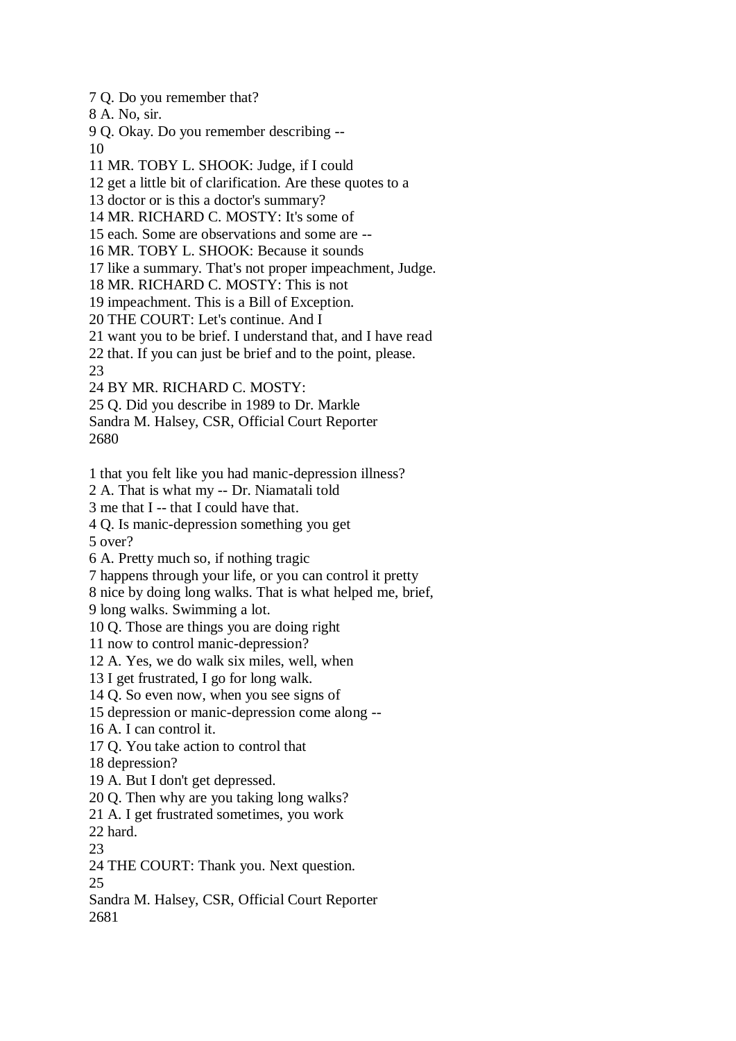7 Q. Do you remember that?
8 A. No, sir.
9 Q. Okay. Do you remember describing --
10
11 MR. TOBY L. SHOOK: Judge, if I could
12 get a little bit of clarification. Are these quotes to a
13 doctor or is this a doctor's summary?
14 MR. RICHARD C. MOSTY: It's some of
15 each. Some are observations and some are --
16 MR. TOBY L. SHOOK: Because it sounds
17 like a summary. That's not proper impeachment, Judge.
18 MR. RICHARD C. MOSTY: This is not
19 impeachment. This is a Bill of Exception.
20 THE COURT: Let's continue. And I
21 want you to be brief. I understand that, and I have read
22 that. If you can just be brief and to the point, please.
23
24 BY MR. RICHARD C. MOSTY:
25 Q. Did you describe in 1989 to Dr. Markle

1 that you felt like you had manic-depression illness?
2 A. That is what my -- Dr. Niamatali told
3 me that I -- that I could have that.
4 Q. Is manic-depression something you get
5 over?
6 A. Pretty much so, if nothing tragic
7 happens through your life, or you can control it pretty
8 nice by doing long walks. That is what helped me, brief,
9 long walks. Swimming a lot.
10 Q. Those are things you are doing right
11 now to control manic-depression?
12 A. Yes, we do walk six miles, well, when
13 I get frustrated, I go for long walk.
14 Q. So even now, when you see signs of
15 depression or manic-depression come along --
16 A. I can control it.
17 Q. You take action to control that
18 depression?
19 A. But I don't get depressed.
20 Q. Then why are you taking long walks?
21 A. I get frustrated sometimes, you work
22 hard.
23
24 THE COURT: Thank you. Next question.
25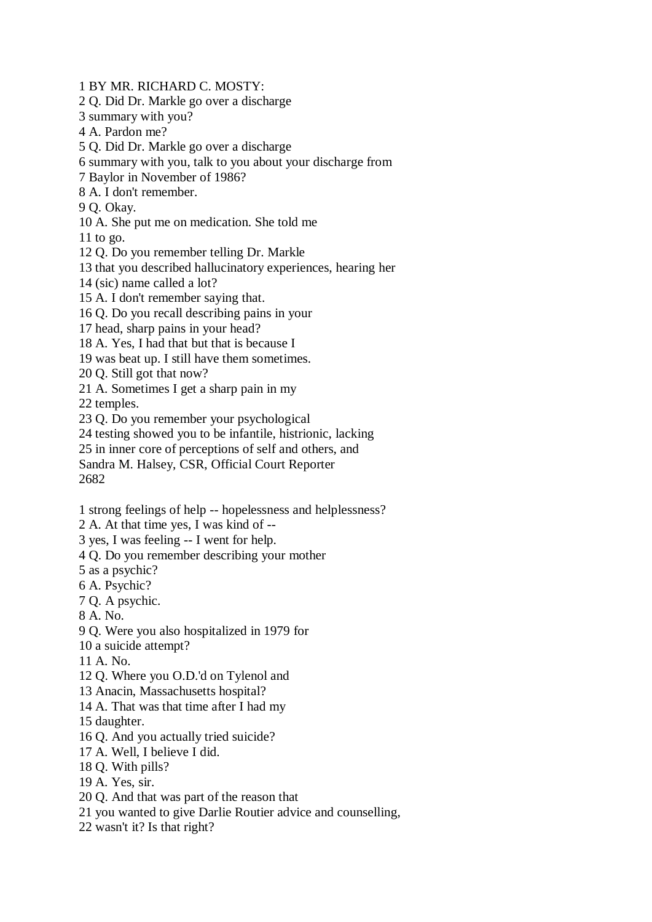1 BY MR. RICHARD C. MOSTY:
2 Q. Did Dr. Markle go over a discharge
3 summary with you?
4 A. Pardon me?
5 Q. Did Dr. Markle go over a discharge
6 summary with you, talk to you about your discharge from
7 Baylor in November of 1986?
8 A. I don't remember.
9 Q. Okay.
10 A. She put me on medication. She told me
11 to go.
12 Q. Do you remember telling Dr. Markle
13 that you described hallucinatory experiences, hearing her
14 (sic) name called a lot?
15 A. I don't remember saying that.
16 Q. Do you recall describing pains in your
17 head, sharp pains in your head?
18 A. Yes, I had that but that is because I
19 was beat up. I still have them sometimes.
20 Q. Still got that now?
21 A. Sometimes I get a sharp pain in my
22 temples.
23 Q. Do you remember your psychological
24 testing showed you to be infantile, histrionic, lacking
25 in inner core of perceptions of self and others, and
Sandra M. Halsey, CSR, Official Court Reporter
2682

1 strong feelings of help -- hopelessness and helplessness?
2 A. At that time yes, I was kind of --
3 yes, I was feeling -- I went for help.
4 Q. Do you remember describing your mother
5 as a psychic?
6 A. Psychic?
7 Q. A psychic.
8 A. No.
9 Q. Were you also hospitalized in 1979 for
10 a suicide attempt?
11 A. No.
12 Q. Where you O.D.'d on Tylenol and
13 Anacin, Massachusetts hospital?
14 A. That was that time after I had my
15 daughter.
16 Q. And you actually tried suicide?
17 A. Well, I believe I did.
18 Q. With pills?
19 A. Yes, sir.
20 Q. And that was part of the reason that
21 you wanted to give Darlie Routier advice and counselling,
22 wasn't it? Is that right?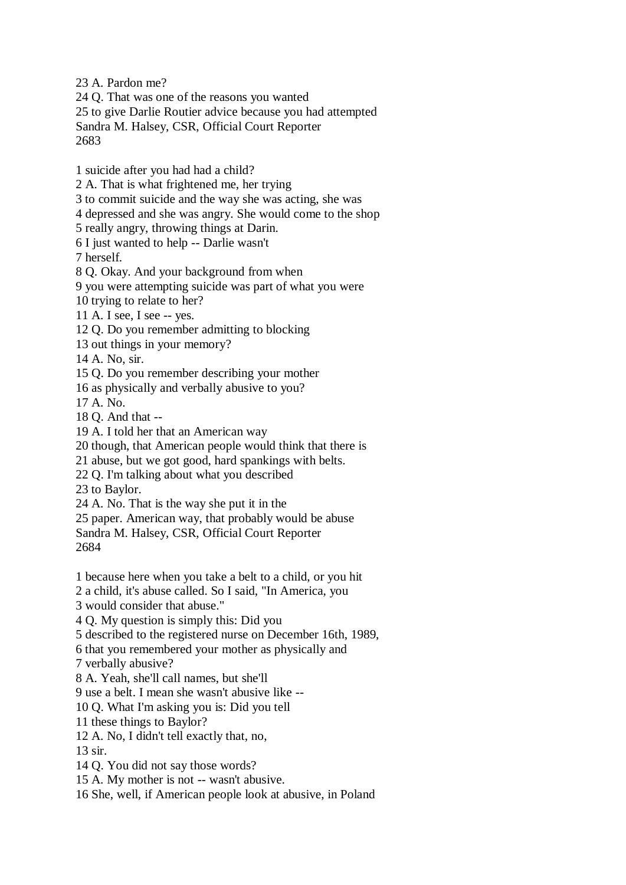23 A. Pardon me?
24 Q. That was one of the reasons you wanted
25 to give Darlie Routier advice because you had attempted

1 suicide after you had had a child?
2 A. That is what frightened me, her trying
3 to commit suicide and the way she was acting, she was
4 depressed and she was angry. She would come to the shop
5 really angry, throwing things at Darin.
6 I just wanted to help -- Darlie wasn't
7 herself.
8 Q. Okay. And your background from when
9 you were attempting suicide was part of what you were
10 trying to relate to her?
11 A. I see, I see -- yes.
12 Q. Do you remember admitting to blocking
13 out things in your memory?
14 A. No, sir.
15 Q. Do you remember describing your mother
16 as physically and verbally abusive to you?
17 A. No.
18 Q. And that --
19 A. I told her that an American way
20 though, that American people would think that there is
21 abuse, but we got good, hard spankings with belts.
22 Q. I'm talking about what you described
23 to Baylor.
24 A. No. That is the way she put it in the
25 paper. American way, that probably would be abuse

1 because here when you take a belt to a child, or you hit
2 a child, it's abuse called. So I said, "In America, you
3 would consider that abuse."
4 Q. My question is simply this: Did you
5 described to the registered nurse on December 16th, 1989,
6 that you remembered your mother as physically and
7 verbally abusive?
8 A. Yeah, she'll call names, but she'll
9 use a belt. I mean she wasn't abusive like --
10 Q. What I'm asking you is: Did you tell
11 these things to Baylor?
12 A. No, I didn't tell exactly that, no,
13 sir.
14 Q. You did not say those words?
15 A. My mother is not -- wasn't abusive.
16 She, well, if American people look at abusive, in Poland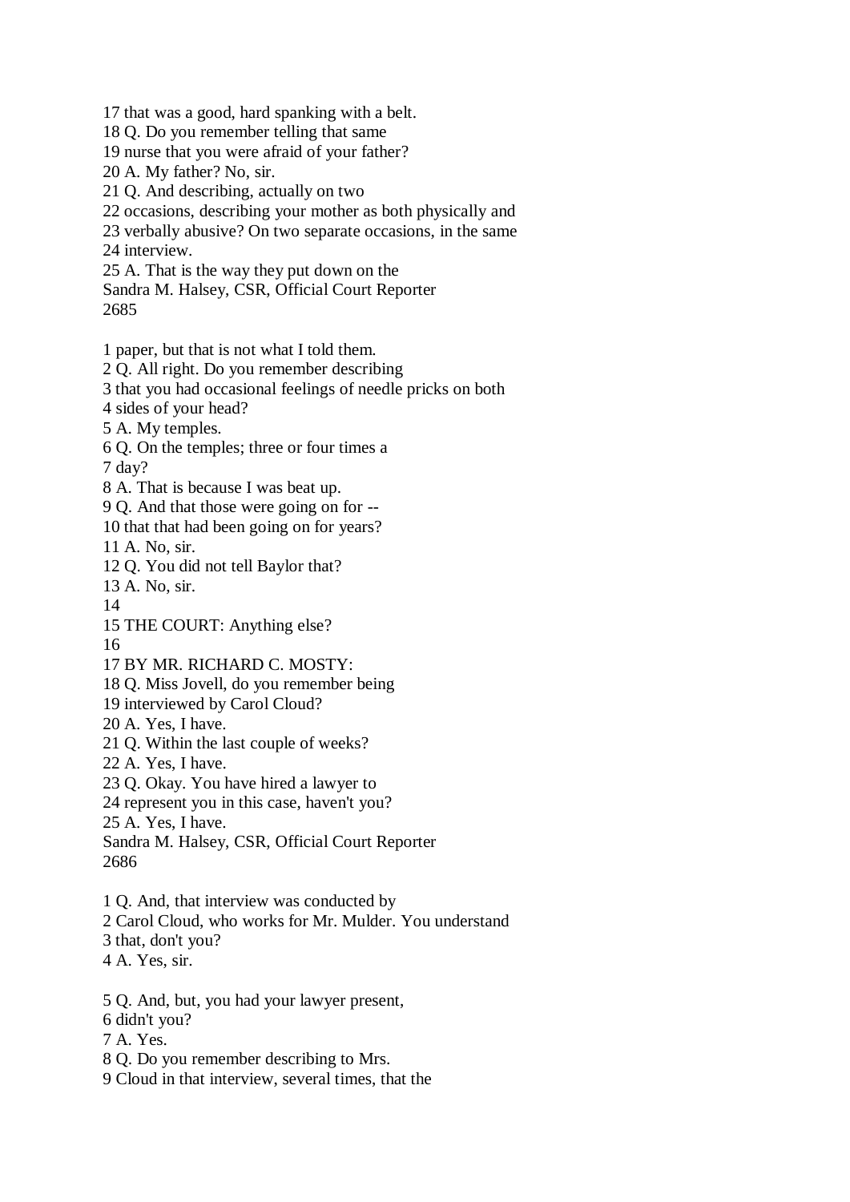17 that was a good, hard spanking with a belt.
18 Q. Do you remember telling that same
19 nurse that you were afraid of your father?
20 A. My father? No, sir.
21 Q. And describing, actually on two
22 occasions, describing your mother as both physically and
23 verbally abusive? On two separate occasions, in the same
24 interview.
25 A. That is the way they put down on the
Sandra M. Halsey, CSR, Official Court Reporter
2685

1 paper, but that is not what I told them.
2 Q. All right. Do you remember describing
3 that you had occasional feelings of needle pricks on both
4 sides of your head?
5 A. My temples.
6 Q. On the temples; three or four times a
7 day?
8 A. That is because I was beat up.
9 Q. And that those were going on for --
10 that that had been going on for years?
11 A. No, sir.
12 Q. You did not tell Baylor that?
13 A. No, sir.
14
15 THE COURT: Anything else?
16
17 BY MR. RICHARD C. MOSTY:
18 Q. Miss Jovell, do you remember being
19 interviewed by Carol Cloud?
20 A. Yes, I have.
21 Q. Within the last couple of weeks?
22 A. Yes, I have.
23 Q. Okay. You have hired a lawyer to
24 represent you in this case, haven't you?
25 A. Yes, I have.
Sandra M. Halsey, CSR, Official Court Reporter
2686

1 Q. And, that interview was conducted by
2 Carol Cloud, who works for Mr. Mulder. You understand
3 that, don't you?
4 A. Yes, sir.

5 Q. And, but, you had your lawyer present,
6 didn't you?
7 A. Yes.
8 Q. Do you remember describing to Mrs.
9 Cloud in that interview, several times, that the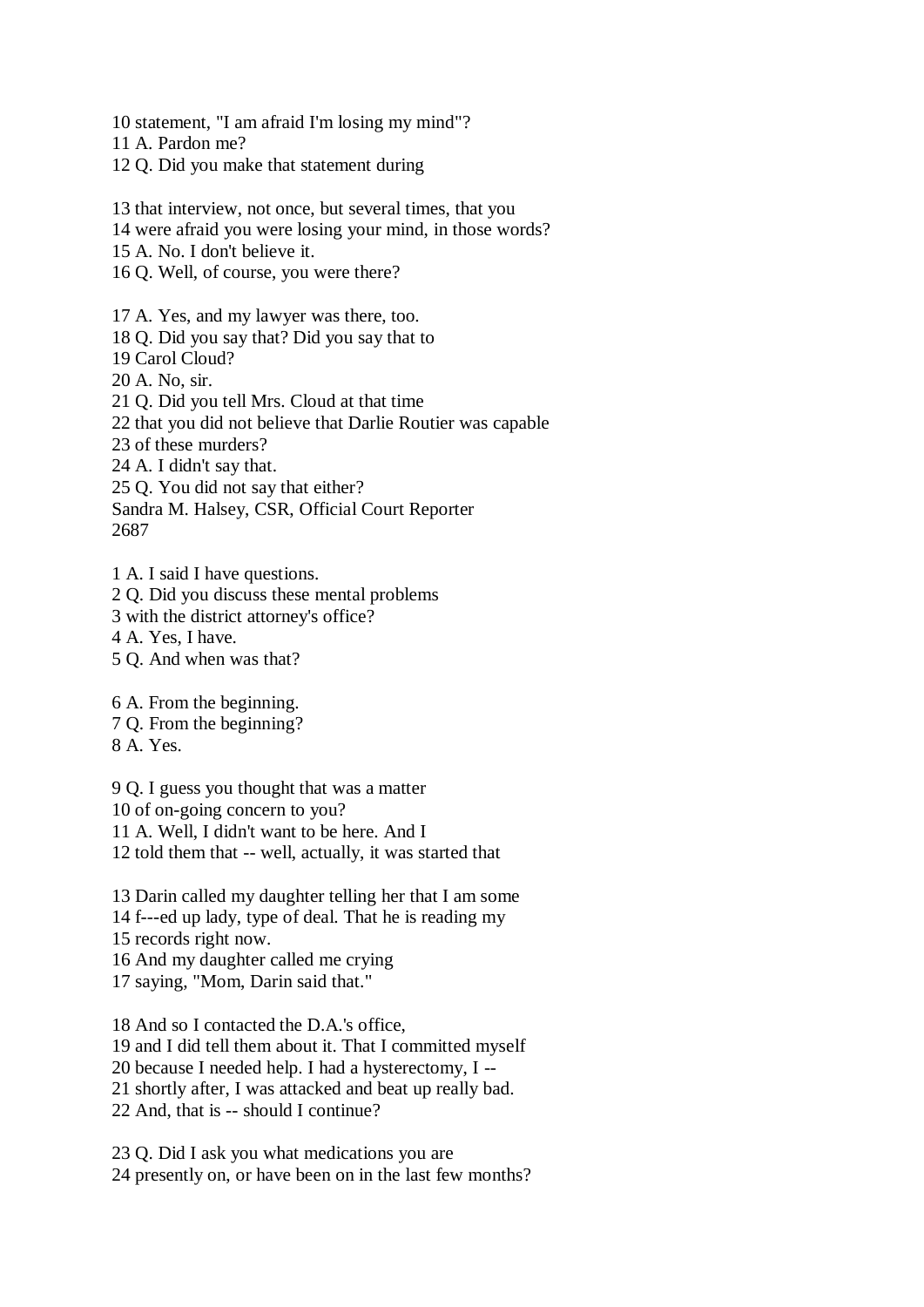10 statement, "I am afraid I'm losing my mind"?
11 A. Pardon me?
12 Q. Did you make that statement during

13 that interview, not once, but several times, that you
14 were afraid you were losing your mind, in those words?
15 A. No. I don't believe it.
16 Q. Well, of course, you were there?

17 A. Yes, and my lawyer was there, too.
18 Q. Did you say that? Did you say that to
19 Carol Cloud?
20 A. No, sir.
21 Q. Did you tell Mrs. Cloud at that time
22 that you did not believe that Darlie Routier was capable
23 of these murders?
24 A. I didn't say that.
25 Q. You did not say that either?
Sandra M. Halsey, CSR, Official Court Reporter
2687

1 A. I said I have questions.
2 Q. Did you discuss these mental problems
3 with the district attorney's office?
4 A. Yes, I have.
5 Q. And when was that?

6 A. From the beginning.
7 Q. From the beginning?
8 A. Yes.

9 Q. I guess you thought that was a matter
10 of on-going concern to you?
11 A. Well, I didn't want to be here. And I
12 told them that -- well, actually, it was started that

13 Darin called my daughter telling her that I am some
14 f---ed up lady, type of deal. That he is reading my
15 records right now.
16 And my daughter called me crying
17 saying, "Mom, Darin said that."

18 And so I contacted the D.A.'s office,
19 and I did tell them about it. That I committed myself
20 because I needed help. I had a hysterectomy, I --
21 shortly after, I was attacked and beat up really bad.
22 And, that is -- should I continue?

23 Q. Did I ask you what medications you are
24 presently on, or have been on in the last few months?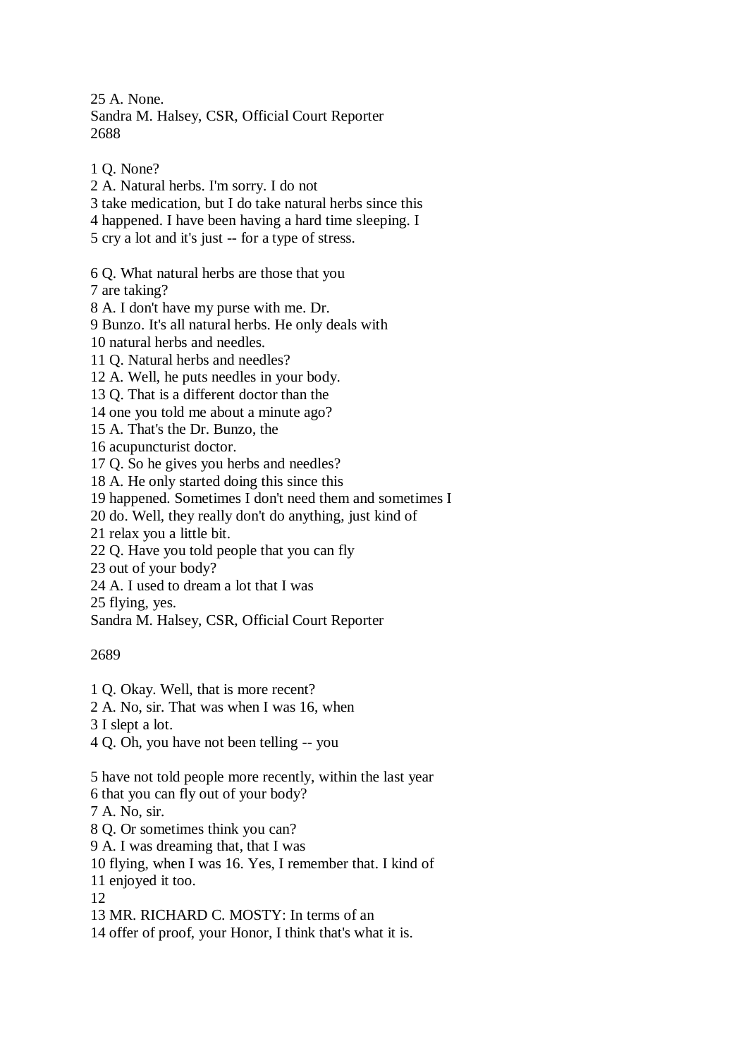25 A. None.

1 Q. None?
2 A. Natural herbs. I'm sorry. I do not
3 take medication, but I do take natural herbs since this
4 happened. I have been having a hard time sleeping. I
5 cry a lot and it's just -- for a type of stress.

6 Q. What natural herbs are those that you
7 are taking?
8 A. I don't have my purse with me. Dr.
9 Bunzo. It's all natural herbs. He only deals with
10 natural herbs and needles.
11 Q. Natural herbs and needles?
12 A. Well, he puts needles in your body.
13 Q. That is a different doctor than the
14 one you told me about a minute ago?
15 A. That's the Dr. Bunzo, the
16 acupuncturist doctor.
17 Q. So he gives you herbs and needles?
18 A. He only started doing this since this
19 happened. Sometimes I don't need them and sometimes I
20 do. Well, they really don't do anything, just kind of
21 relax you a little bit.
22 Q. Have you told people that you can fly
23 out of your body?
24 A. I used to dream a lot that I was
25 flying, yes.

1 Q. Okay. Well, that is more recent?
2 A. No, sir. That was when I was 16, when
3 I slept a lot.
4 Q. Oh, you have not been telling -- you

5 have not told people more recently, within the last year
6 that you can fly out of your body?
7 A. No, sir.
8 Q. Or sometimes think you can?
9 A. I was dreaming that, that I was
10 flying, when I was 16. Yes, I remember that. I kind of
11 enjoyed it too.
12
13 MR. RICHARD C. MOSTY: In terms of an
14 offer of proof, your Honor, I think that's what it is.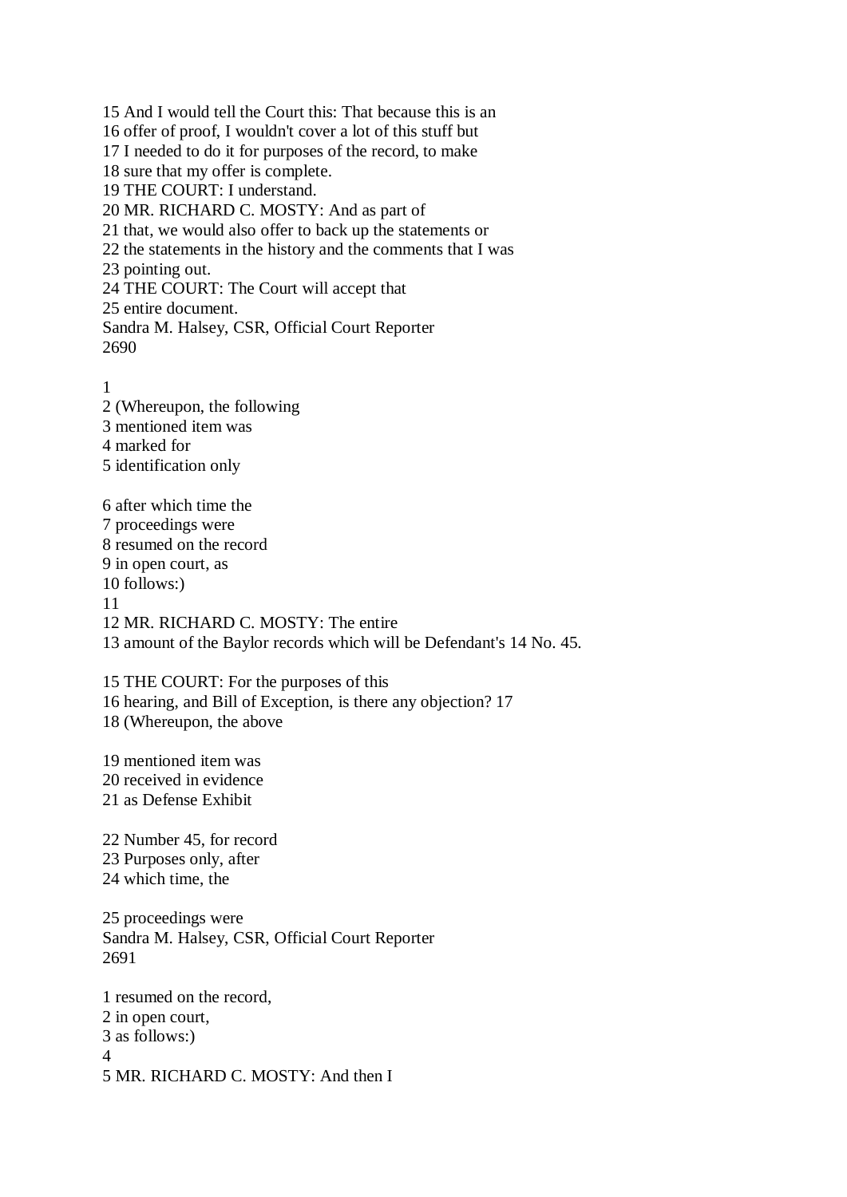15 And I would tell the Court this: That because this is an
16 offer of proof, I wouldn't cover a lot of this stuff but
17 I needed to do it for purposes of the record, to make
18 sure that my offer is complete.
19 THE COURT: I understand.
20 MR. RICHARD C. MOSTY: And as part of
21 that, we would also offer to back up the statements or
22 the statements in the history and the comments that I was
23 pointing out.
24 THE COURT: The Court will accept that
25 entire document.
Sandra M. Halsey, CSR, Official Court Reporter

1
2 (Whereupon, the following
3 mentioned item was
4 marked for
5 identification only

6 after which time the
7 proceedings were
8 resumed on the record
9 in open court, as
10 follows:)
11
12 MR. RICHARD C. MOSTY: The entire
13 amount of the Baylor records which will be Defendant's 14 No. 45.

15 THE COURT: For the purposes of this
16 hearing, and Bill of Exception, is there any objection? 17
18 (Whereupon, the above

19 mentioned item was
20 received in evidence
21 as Defense Exhibit

22 Number 45, for record
23 Purposes only, after
24 which time, the

25 proceedings were
Sandra M. Halsey, CSR, Official Court Reporter

1 resumed on the record,
2 in open court,
3 as follows:)
4
5 MR. RICHARD C. MOSTY: And then I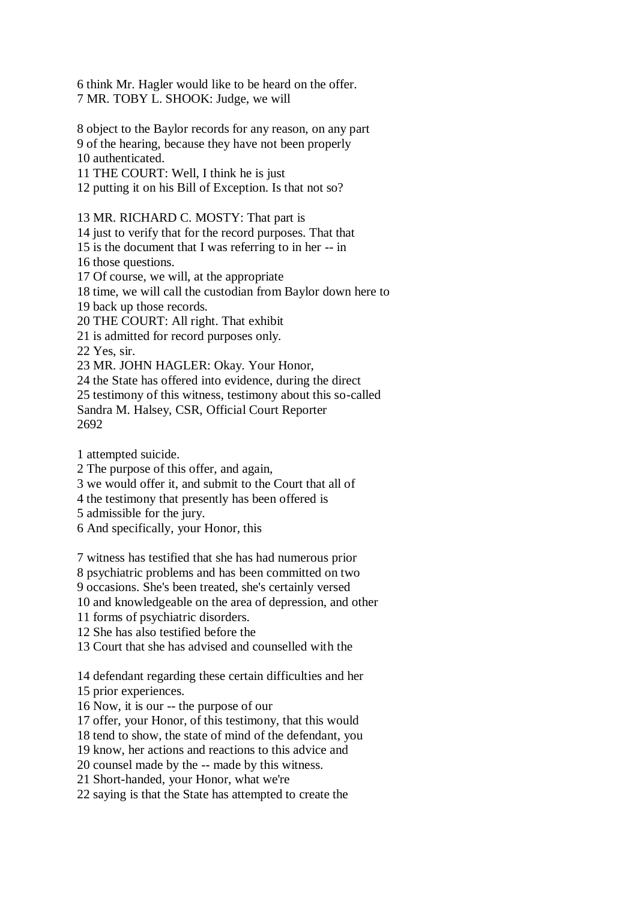6 think Mr. Hagler would like to be heard on the offer.
7 MR. TOBY L. SHOOK: Judge, we will

8 object to the Baylor records for any reason, on any part
9 of the hearing, because they have not been properly
10 authenticated.
11 THE COURT: Well, I think he is just
12 putting it on his Bill of Exception. Is that not so?

13 MR. RICHARD C. MOSTY: That part is
14 just to verify that for the record purposes. That that
15 is the document that I was referring to in her -- in
16 those questions.
17 Of course, we will, at the appropriate
18 time, we will call the custodian from Baylor down here to
19 back up those records.
20 THE COURT: All right. That exhibit
21 is admitted for record purposes only.
22 Yes, sir.
23 MR. JOHN HAGLER: Okay. Your Honor,
24 the State has offered into evidence, during the direct
25 testimony of this witness, testimony about this so-called
Sandra M. Halsey, CSR, Official Court Reporter

1 attempted suicide.
2 The purpose of this offer, and again,
3 we would offer it, and submit to the Court that all of
4 the testimony that presently has been offered is
5 admissible for the jury.
6 And specifically, your Honor, this

7 witness has testified that she has had numerous prior
8 psychiatric problems and has been committed on two
9 occasions. She's been treated, she's certainly versed
10 and knowledgeable on the area of depression, and other
11 forms of psychiatric disorders.
12 She has also testified before the
13 Court that she has advised and counselled with the

14 defendant regarding these certain difficulties and her
15 prior experiences.
16 Now, it is our -- the purpose of our
17 offer, your Honor, of this testimony, that this would
18 tend to show, the state of mind of the defendant, you
19 know, her actions and reactions to this advice and
20 counsel made by the -- made by this witness.
21 Short-handed, your Honor, what we're
22 saying is that the State has attempted to create the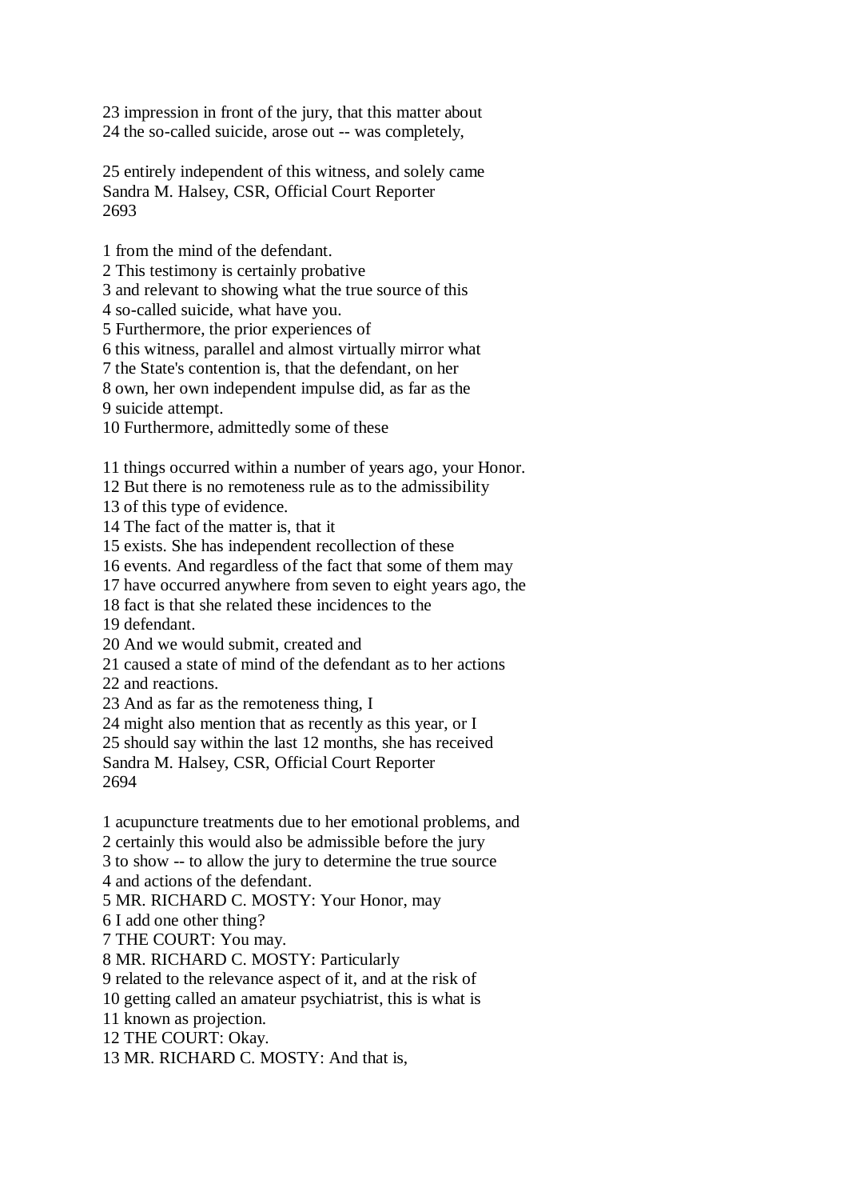23 impression in front of the jury, that this matter about
24 the so-called suicide, arose out -- was completely,

25 entirely independent of this witness, and solely came
Sandra M. Halsey, CSR, Official Court Reporter
2693

1 from the mind of the defendant.
2 This testimony is certainly probative
3 and relevant to showing what the true source of this
4 so-called suicide, what have you.
5 Furthermore, the prior experiences of
6 this witness, parallel and almost virtually mirror what
7 the State's contention is, that the defendant, on her
8 own, her own independent impulse did, as far as the
9 suicide attempt.
10 Furthermore, admittedly some of these

11 things occurred within a number of years ago, your Honor.
12 But there is no remoteness rule as to the admissibility
13 of this type of evidence.
14 The fact of the matter is, that it
15 exists. She has independent recollection of these
16 events. And regardless of the fact that some of them may
17 have occurred anywhere from seven to eight years ago, the
18 fact is that she related these incidences to the
19 defendant.
20 And we would submit, created and
21 caused a state of mind of the defendant as to her actions
22 and reactions.
23 And as far as the remoteness thing, I
24 might also mention that as recently as this year, or I
25 should say within the last 12 months, she has received
Sandra M. Halsey, CSR, Official Court Reporter
2694

1 acupuncture treatments due to her emotional problems, and
2 certainly this would also be admissible before the jury
3 to show -- to allow the jury to determine the true source
4 and actions of the defendant.
5 MR. RICHARD C. MOSTY: Your Honor, may
6 I add one other thing?
7 THE COURT: You may.
8 MR. RICHARD C. MOSTY: Particularly
9 related to the relevance aspect of it, and at the risk of
10 getting called an amateur psychiatrist, this is what is
11 known as projection.
12 THE COURT: Okay.
13 MR. RICHARD C. MOSTY: And that is,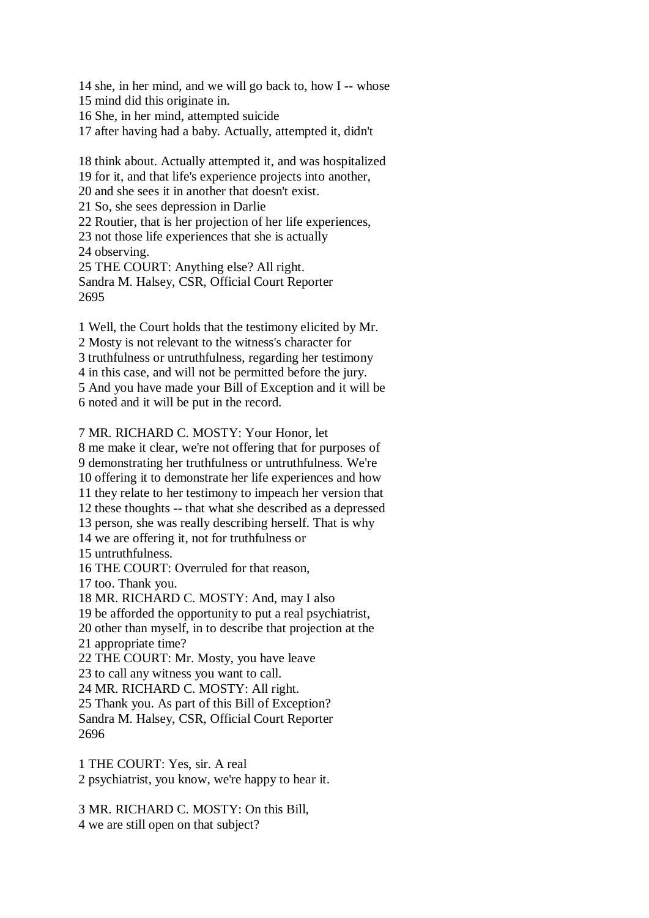14 she, in her mind, and we will go back to, how I -- whose
15 mind did this originate in.
16 She, in her mind, attempted suicide
17 after having had a baby. Actually, attempted it, didn't

18 think about. Actually attempted it, and was hospitalized
19 for it, and that life's experience projects into another,
20 and she sees it in another that doesn't exist.
21 So, she sees depression in Darlie
22 Routier, that is her projection of her life experiences,
23 not those life experiences that she is actually
24 observing.
25 THE COURT: Anything else? All right.
Sandra M. Halsey, CSR, Official Court Reporter
2695

1 Well, the Court holds that the testimony elicited by Mr.
2 Mosty is not relevant to the witness's character for
3 truthfulness or untruthfulness, regarding her testimony
4 in this case, and will not be permitted before the jury.
5 And you have made your Bill of Exception and it will be
6 noted and it will be put in the record.

7 MR. RICHARD C. MOSTY: Your Honor, let
8 me make it clear, we're not offering that for purposes of
9 demonstrating her truthfulness or untruthfulness. We're
10 offering it to demonstrate her life experiences and how
11 they relate to her testimony to impeach her version that
12 these thoughts -- that what she described as a depressed
13 person, she was really describing herself. That is why
14 we are offering it, not for truthfulness or
15 untruthfulness.
16 THE COURT: Overruled for that reason,
17 too. Thank you.
18 MR. RICHARD C. MOSTY: And, may I also
19 be afforded the opportunity to put a real psychiatrist,
20 other than myself, in to describe that projection at the
21 appropriate time?
22 THE COURT: Mr. Mosty, you have leave
23 to call any witness you want to call.
24 MR. RICHARD C. MOSTY: All right.
25 Thank you. As part of this Bill of Exception?
Sandra M. Halsey, CSR, Official Court Reporter
2696

1 THE COURT: Yes, sir. A real
2 psychiatrist, you know, we're happy to hear it.

3 MR. RICHARD C. MOSTY: On this Bill,
4 we are still open on that subject?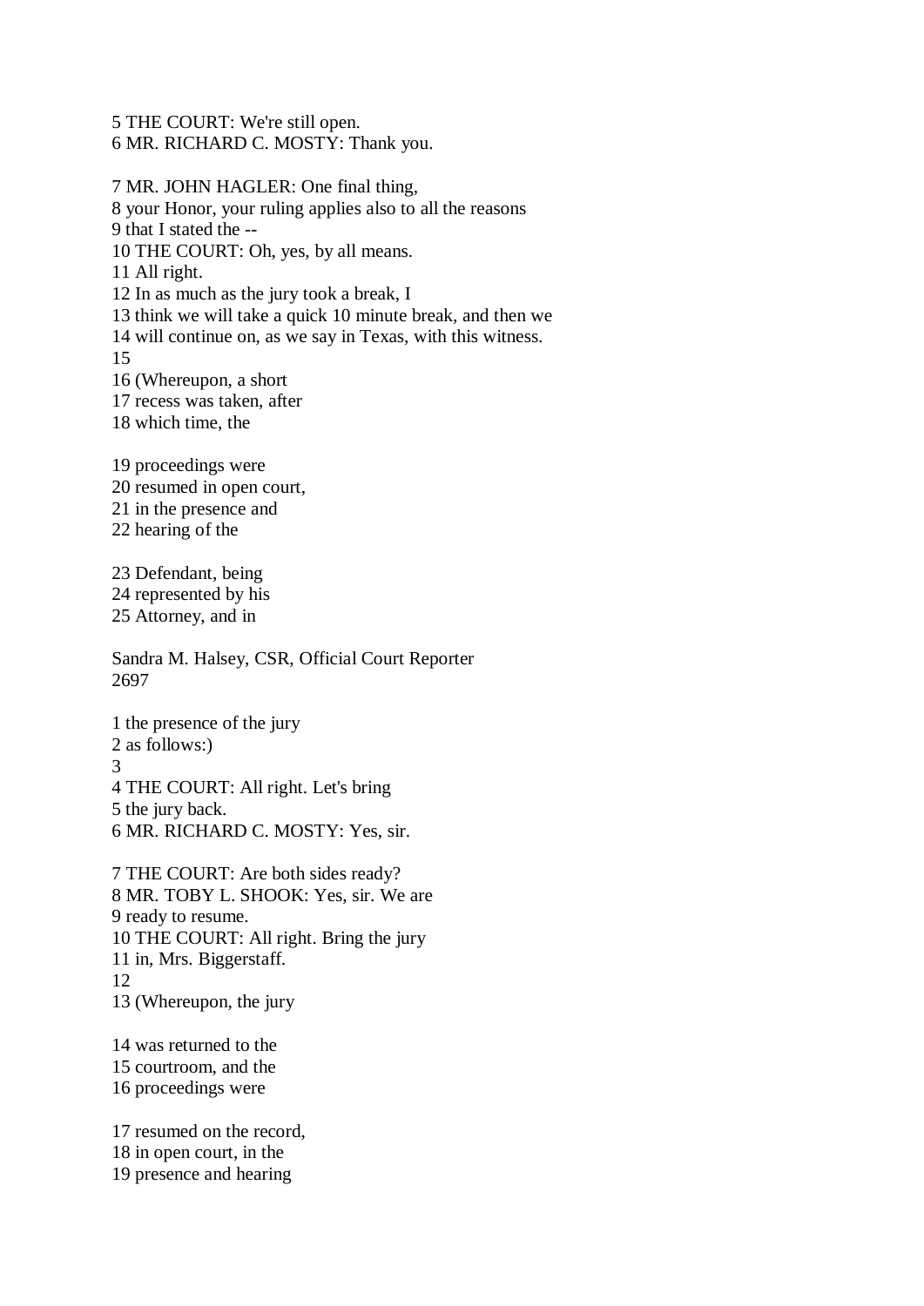5 THE COURT: We're still open.
6 MR. RICHARD C. MOSTY: Thank you.

7 MR. JOHN HAGLER: One final thing,
8 your Honor, your ruling applies also to all the reasons
9 that I stated the --
10 THE COURT: Oh, yes, by all means.
11 All right.
12 In as much as the jury took a break, I
13 think we will take a quick 10 minute break, and then we
14 will continue on, as we say in Texas, with this witness.
15
16 (Whereupon, a short
17 recess was taken, after
18 which time, the

19 proceedings were
20 resumed in open court,
21 in the presence and
22 hearing of the

23 Defendant, being
24 represented by his
25 Attorney, and in

Sandra M. Halsey, CSR, Official Court Reporter
2697

1 the presence of the jury
2 as follows:)
3
4 THE COURT: All right. Let's bring
5 the jury back.
6 MR. RICHARD C. MOSTY: Yes, sir.

7 THE COURT: Are both sides ready?
8 MR. TOBY L. SHOOK: Yes, sir. We are
9 ready to resume.
10 THE COURT: All right. Bring the jury
11 in, Mrs. Biggerstaff.
12
13 (Whereupon, the jury

14 was returned to the
15 courtroom, and the
16 proceedings were

17 resumed on the record,
18 in open court, in the
19 presence and hearing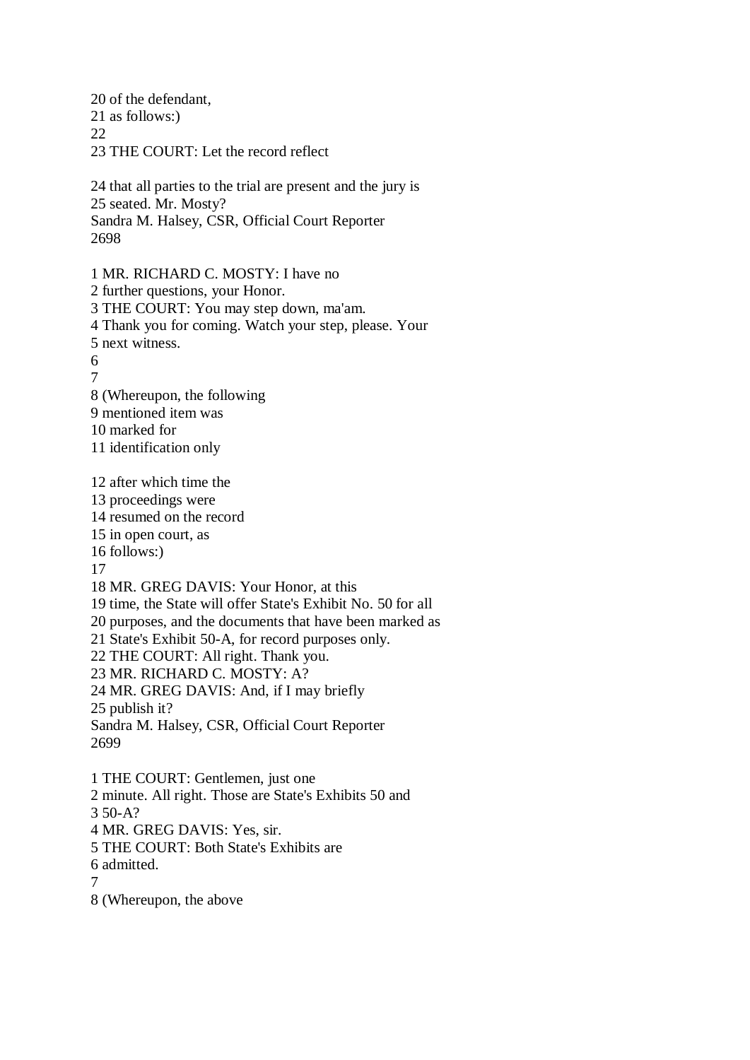20 of the defendant,
21 as follows:)
22
23 THE COURT: Let the record reflect

24 that all parties to the trial are present and the jury is
25 seated. Mr. Mosty?
Sandra M. Halsey, CSR, Official Court Reporter
2698

1 MR. RICHARD C. MOSTY: I have no
2 further questions, your Honor.
3 THE COURT: You may step down, ma'am.
4 Thank you for coming. Watch your step, please. Your
5 next witness.
6
7
8 (Whereupon, the following
9 mentioned item was
10 marked for
11 identification only

12 after which time the
13 proceedings were
14 resumed on the record
15 in open court, as
16 follows:)
17
18 MR. GREG DAVIS: Your Honor, at this
19 time, the State will offer State's Exhibit No. 50 for all
20 purposes, and the documents that have been marked as
21 State's Exhibit 50-A, for record purposes only.
22 THE COURT: All right. Thank you.
23 MR. RICHARD C. MOSTY: A?
24 MR. GREG DAVIS: And, if I may briefly
25 publish it?
Sandra M. Halsey, CSR, Official Court Reporter
2699

1 THE COURT: Gentlemen, just one
2 minute. All right. Those are State's Exhibits 50 and
3 50-A?
4 MR. GREG DAVIS: Yes, sir.
5 THE COURT: Both State's Exhibits are
6 admitted.
7
8 (Whereupon, the above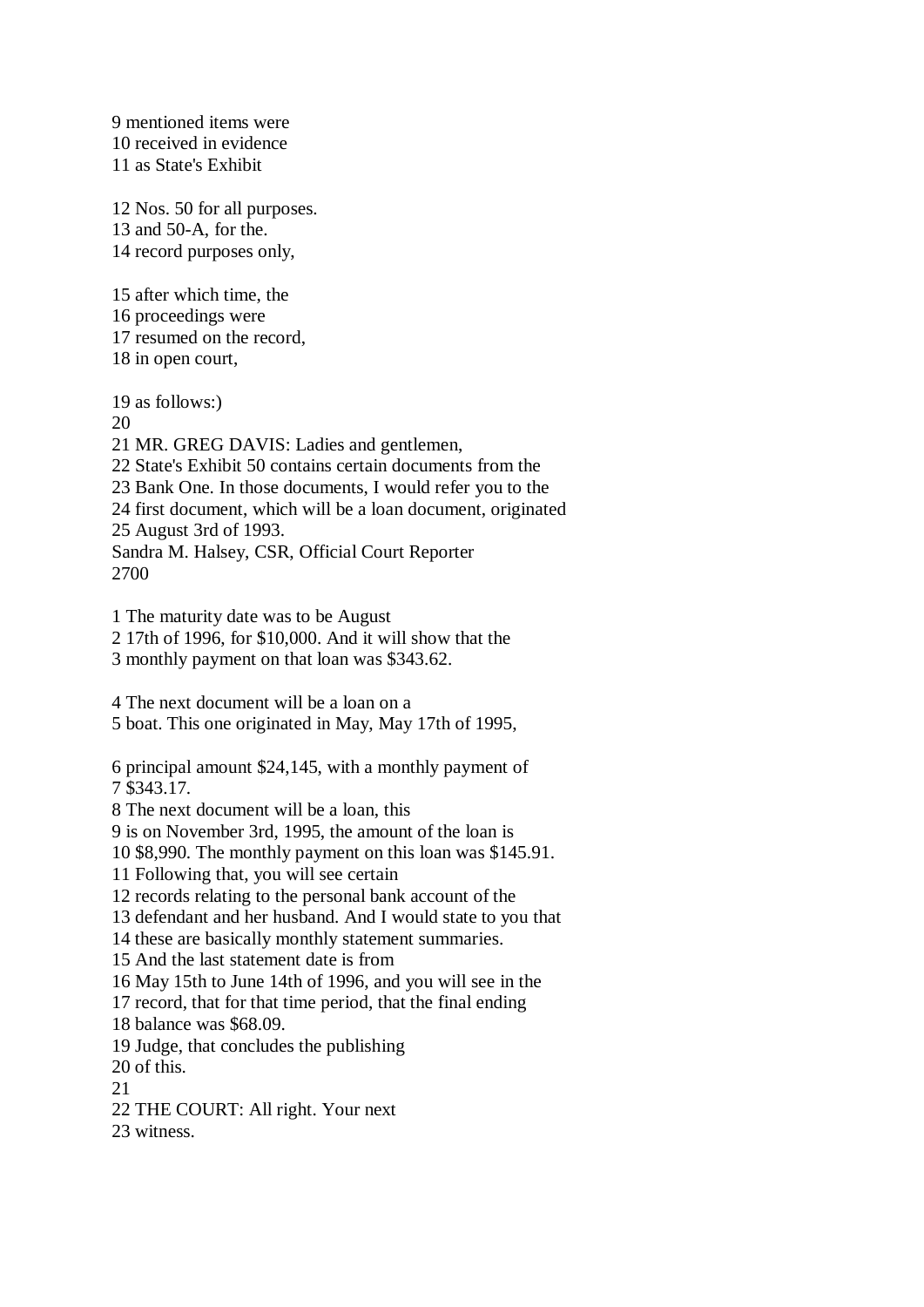9 mentioned items were
10 received in evidence
11 as State's Exhibit

12 Nos. 50 for all purposes.
13 and 50-A, for the.
14 record purposes only,

15 after which time, the
16 proceedings were
17 resumed on the record,
18 in open court,

19 as follows:)
20
21 MR. GREG DAVIS: Ladies and gentlemen,
22 State's Exhibit 50 contains certain documents from the
23 Bank One. In those documents, I would refer you to the
24 first document, which will be a loan document, originated
25 August 3rd of 1993.
Sandra M. Halsey, CSR, Official Court Reporter
2700

1 The maturity date was to be August
2 17th of 1996, for $10,000. And it will show that the
3 monthly payment on that loan was $343.62.

4 The next document will be a loan on a
5 boat. This one originated in May, May 17th of 1995,

6 principal amount $24,145, with a monthly payment of
7 $343.17.
8 The next document will be a loan, this
9 is on November 3rd, 1995, the amount of the loan is
10 $8,990. The monthly payment on this loan was $145.91.
11 Following that, you will see certain
12 records relating to the personal bank account of the
13 defendant and her husband. And I would state to you that
14 these are basically monthly statement summaries.
15 And the last statement date is from
16 May 15th to June 14th of 1996, and you will see in the
17 record, that for that time period, that the final ending
18 balance was $68.09.
19 Judge, that concludes the publishing
20 of this.
21
22 THE COURT: All right. Your next
23 witness.